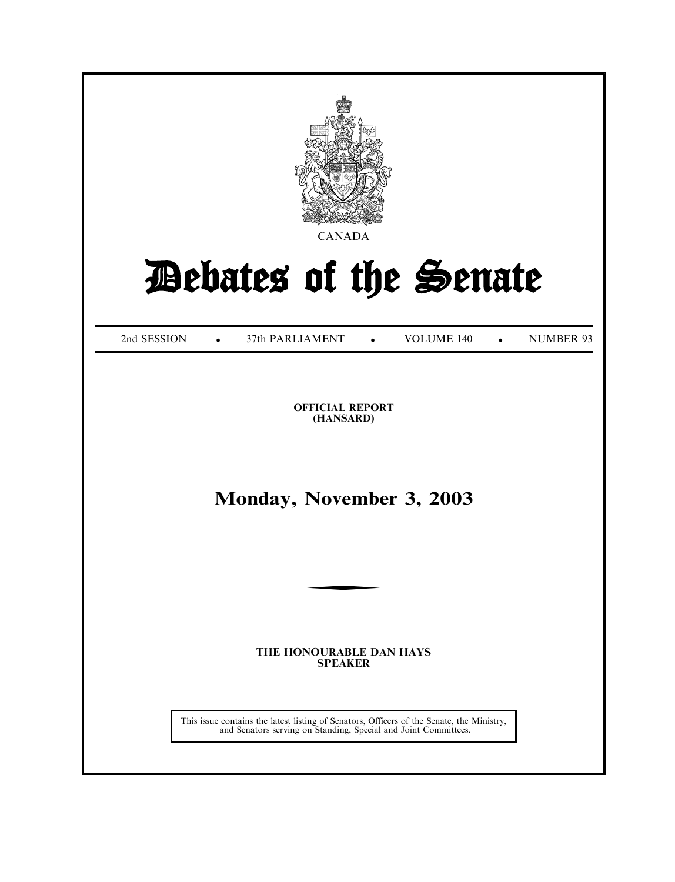CANADA

# Debates of the Senate

2nd SESSION • 37th PARLIAMENT • VOLUME 140 • NUMBER 93

**OFFICIAL REPORT**
**(HANSARD)**

## Monday, November 3, 2003

**THE HONOURABLE DAN HAYS**
**SPEAKER**

This issue contains the latest listing of Senators, Officers of the Senate, the Ministry, and Senators serving on Standing, Special and Joint Committees.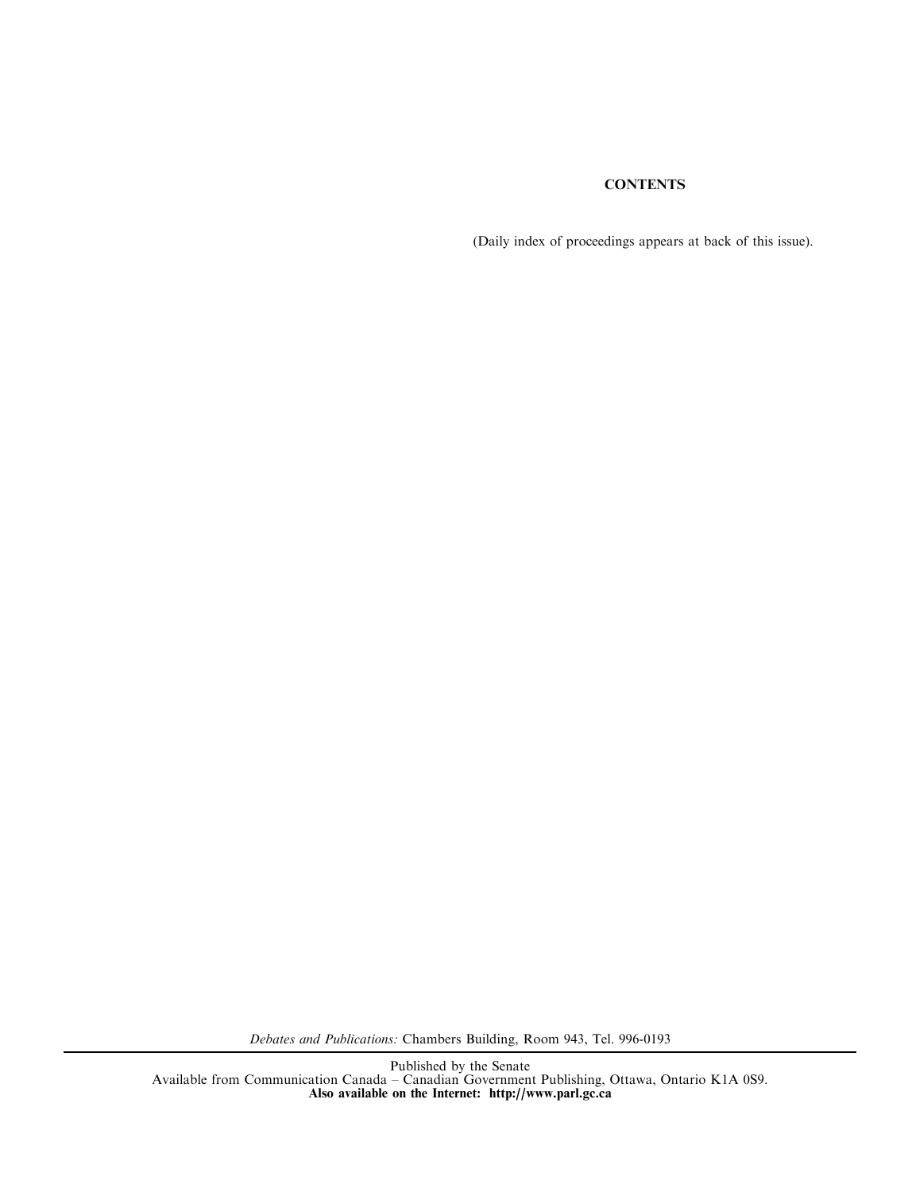## CONTENTS

(Daily index of proceedings appears at back of this issue).

*Debates and Publications:* Chambers Building, Room 943, Tel. 996-0193

---

Published by the Senate
Available from Communication Canada – Canadian Government Publishing, Ottawa, Ontario K1A 0S9.
**Also available on the Internet: http://www.parl.gc.ca**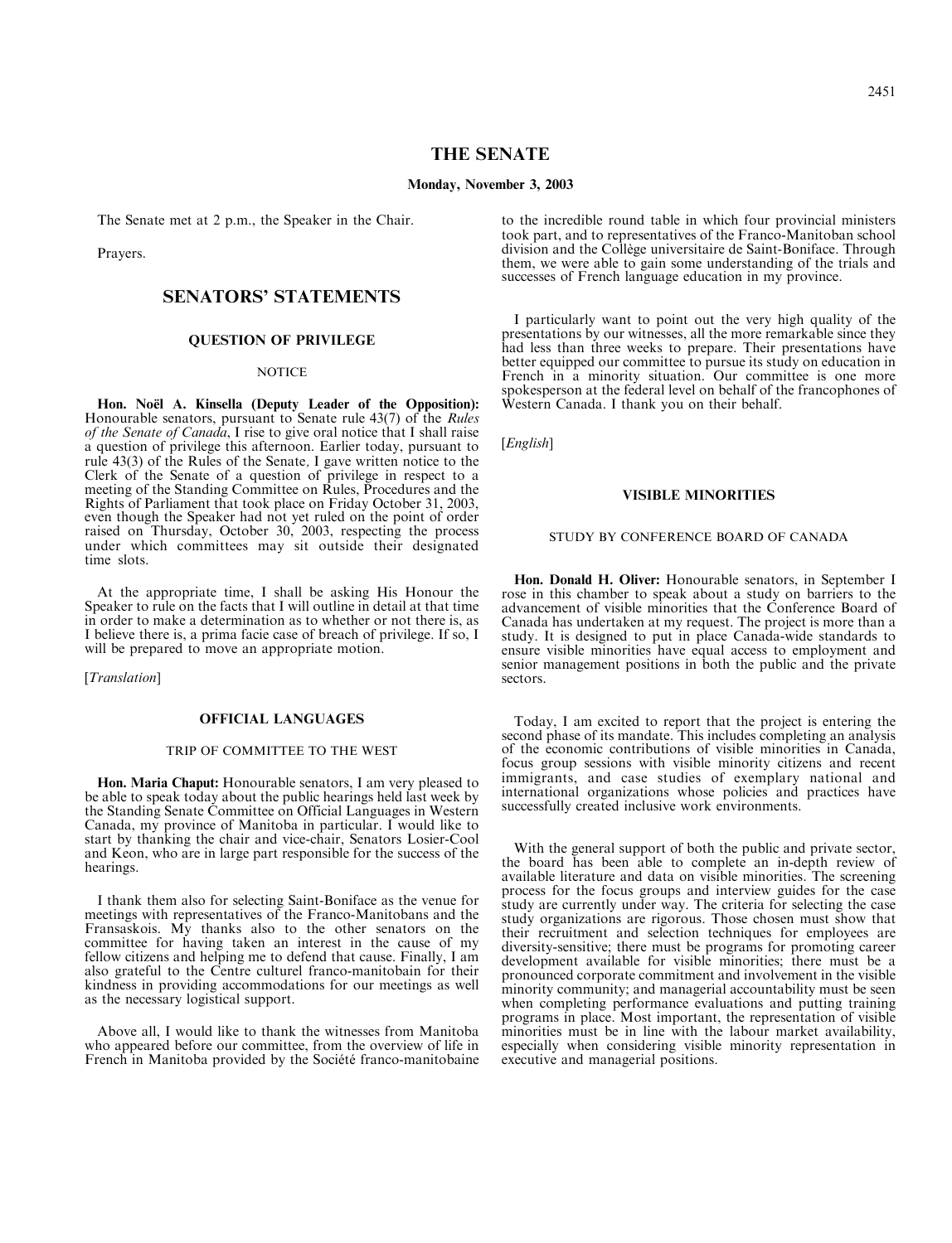# THE SENATE

**Monday, November 3, 2003**

The Senate met at 2 p.m., the Speaker in the Chair.

Prayers.

## SENATORS' STATEMENTS

### QUESTION OF PRIVILEGE

NOTICE

**Hon. Noël A. Kinsella (Deputy Leader of the Opposition):** Honourable senators, pursuant to Senate rule 43(7) of the *Rules of the Senate of Canada*, I rise to give oral notice that I shall raise a question of privilege this afternoon. Earlier today, pursuant to rule 43(3) of the Rules of the Senate, I gave written notice to the Clerk of the Senate of a question of privilege in respect to a meeting of the Standing Committee on Rules, Procedures and the Rights of Parliament that took place on Friday October 31, 2003, even though the Speaker had not yet ruled on the point of order raised on Thursday, October 30, 2003, respecting the process under which committees may sit outside their designated time slots.

At the appropriate time, I shall be asking His Honour the Speaker to rule on the facts that I will outline in detail at that time in order to make a determination as to whether or not there is, as I believe there is, a prima facie case of breach of privilege. If so, I will be prepared to move an appropriate motion.

[*Translation*]

### OFFICIAL LANGUAGES

TRIP OF COMMITTEE TO THE WEST

**Hon. Maria Chaput:** Honourable senators, I am very pleased to be able to speak today about the public hearings held last week by the Standing Senate Committee on Official Languages in Western Canada, my province of Manitoba in particular. I would like to start by thanking the chair and vice-chair, Senators Losier-Cool and Keon, who are in large part responsible for the success of the hearings.

I thank them also for selecting Saint-Boniface as the venue for meetings with representatives of the Franco-Manitobans and the Fransaskois. My thanks also to the other senators on the committee for having taken an interest in the cause of my fellow citizens and helping me to defend that cause. Finally, I am also grateful to the Centre culturel franco-manitobain for their kindness in providing accommodations for our meetings as well as the necessary logistical support.

Above all, I would like to thank the witnesses from Manitoba who appeared before our committee, from the overview of life in French in Manitoba provided by the Société franco-manitobaine to the incredible round table in which four provincial ministers took part, and to representatives of the Franco-Manitoban school division and the Collège universitaire de Saint-Boniface. Through them, we were able to gain some understanding of the trials and successes of French language education in my province.

I particularly want to point out the very high quality of the presentations by our witnesses, all the more remarkable since they had less than three weeks to prepare. Their presentations have better equipped our committee to pursue its study on education in French in a minority situation. Our committee is one more spokesperson at the federal level on behalf of the francophones of Western Canada. I thank you on their behalf.

[*English*]

### VISIBLE MINORITIES

STUDY BY CONFERENCE BOARD OF CANADA

**Hon. Donald H. Oliver:** Honourable senators, in September I rose in this chamber to speak about a study on barriers to the advancement of visible minorities that the Conference Board of Canada has undertaken at my request. The project is more than a study. It is designed to put in place Canada-wide standards to ensure visible minorities have equal access to employment and senior management positions in both the public and the private sectors.

Today, I am excited to report that the project is entering the second phase of its mandate. This includes completing an analysis of the economic contributions of visible minorities in Canada, focus group sessions with visible minority citizens and recent immigrants, and case studies of exemplary national and international organizations whose policies and practices have successfully created inclusive work environments.

With the general support of both the public and private sector, the board has been able to complete an in-depth review of available literature and data on visible minorities. The screening process for the focus groups and interview guides for the case study are currently under way. The criteria for selecting the case study organizations are rigorous. Those chosen must show that their recruitment and selection techniques for employees are diversity-sensitive; there must be programs for promoting career development available for visible minorities; there must be a pronounced corporate commitment and involvement in the visible minority community; and managerial accountability must be seen when completing performance evaluations and putting training programs in place. Most important, the representation of visible minorities must be in line with the labour market availability, especially when considering visible minority representation in executive and managerial positions.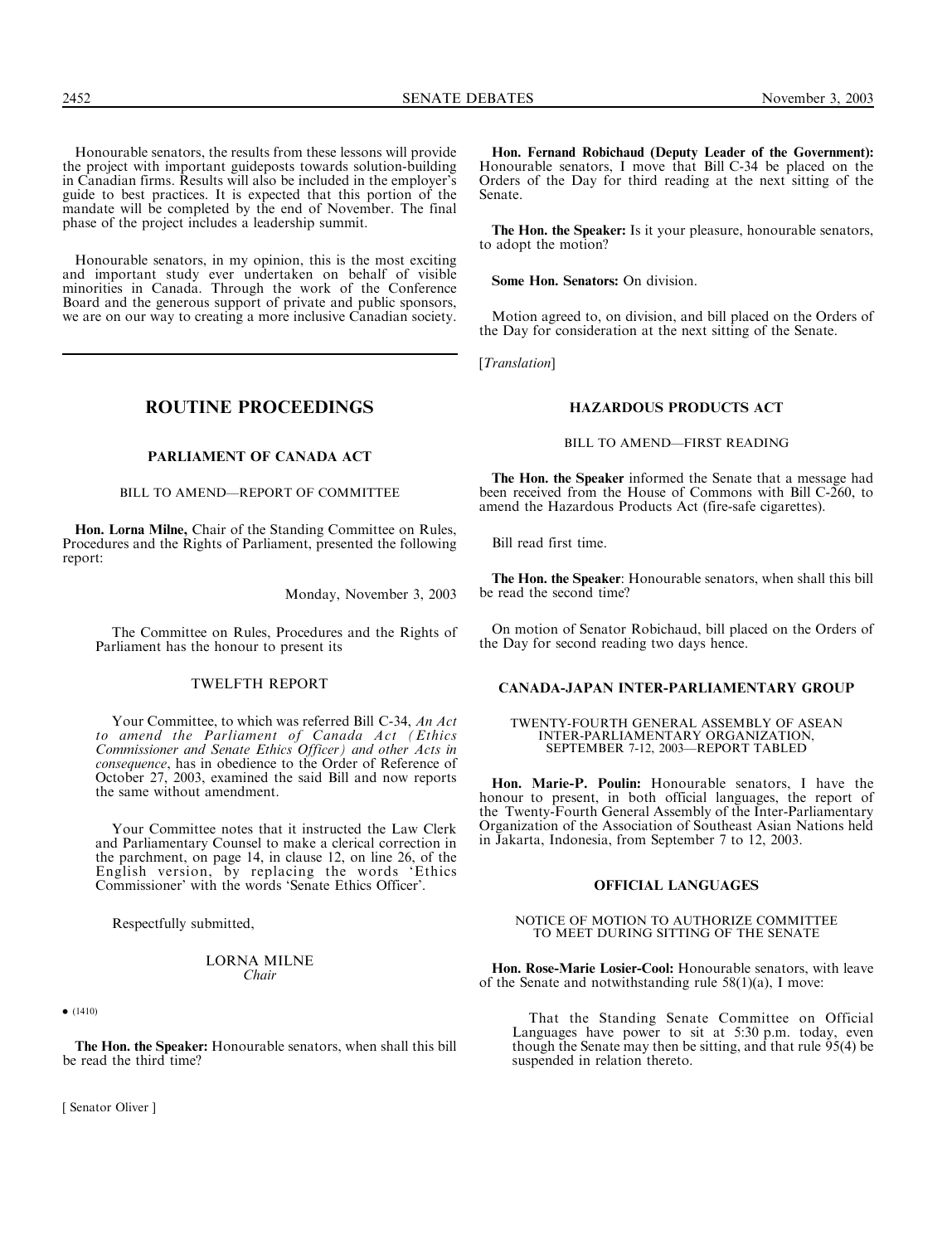Honourable senators, the results from these lessons will provide the project with important guideposts towards solution-building in Canadian firms. Results will also be included in the employer's guide to best practices. It is expected that this portion of the mandate will be completed by the end of November. The final phase of the project includes a leadership summit.

Honourable senators, in my opinion, this is the most exciting and important study ever undertaken on behalf of visible minorities in Canada. Through the work of the Conference Board and the generous support of private and public sponsors, we are on our way to creating a more inclusive Canadian society.

## ROUTINE PROCEEDINGS

### PARLIAMENT OF CANADA ACT

BILL TO AMEND—REPORT OF COMMITTEE

**Hon. Lorna Milne,** Chair of the Standing Committee on Rules, Procedures and the Rights of Parliament, presented the following report:

Monday, November 3, 2003

The Committee on Rules, Procedures and the Rights of Parliament has the honour to present its

TWELFTH REPORT

Your Committee, to which was referred Bill C-34, *An Act to amend the Parliament of Canada Act (Ethics Commissioner and Senate Ethics Officer) and other Acts in consequence*, has in obedience to the Order of Reference of October 27, 2003, examined the said Bill and now reports the same without amendment.

Your Committee notes that it instructed the Law Clerk and Parliamentary Counsel to make a clerical correction in the parchment, on page 14, in clause 12, on line 26, of the English version, by replacing the words 'Ethics Commissioner' with the words 'Senate Ethics Officer'.

Respectfully submitted,

LORNA MILNE
*Chair*

• (1410)

**The Hon. the Speaker:** Honourable senators, when shall this bill be read the third time?

**Hon. Fernand Robichaud (Deputy Leader of the Government):** Honourable senators, I move that Bill C-34 be placed on the Orders of the Day for third reading at the next sitting of the Senate.

**The Hon. the Speaker:** Is it your pleasure, honourable senators, to adopt the motion?

**Some Hon. Senators:** On division.

Motion agreed to, on division, and bill placed on the Orders of the Day for consideration at the next sitting of the Senate.

[*Translation*]

### HAZARDOUS PRODUCTS ACT

BILL TO AMEND—FIRST READING

**The Hon. the Speaker** informed the Senate that a message had been received from the House of Commons with Bill C-260, to amend the Hazardous Products Act (fire-safe cigarettes).

Bill read first time.

**The Hon. the Speaker**: Honourable senators, when shall this bill be read the second time?

On motion of Senator Robichaud, bill placed on the Orders of the Day for second reading two days hence.

### CANADA-JAPAN INTER-PARLIAMENTARY GROUP

TWENTY-FOURTH GENERAL ASSEMBLY OF ASEAN INTER-PARLIAMENTARY ORGANIZATION, SEPTEMBER 7-12, 2003—REPORT TABLED

**Hon. Marie-P. Poulin:** Honourable senators, I have the honour to present, in both official languages, the report of the Twenty-Fourth General Assembly of the Inter-Parliamentary Organization of the Association of Southeast Asian Nations held in Jakarta, Indonesia, from September 7 to 12, 2003.

### OFFICIAL LANGUAGES

NOTICE OF MOTION TO AUTHORIZE COMMITTEE TO MEET DURING SITTING OF THE SENATE

**Hon. Rose-Marie Losier-Cool:** Honourable senators, with leave of the Senate and notwithstanding rule 58(1)(a), I move:

That the Standing Senate Committee on Official Languages have power to sit at 5:30 p.m. today, even though the Senate may then be sitting, and that rule 95(4) be suspended in relation thereto.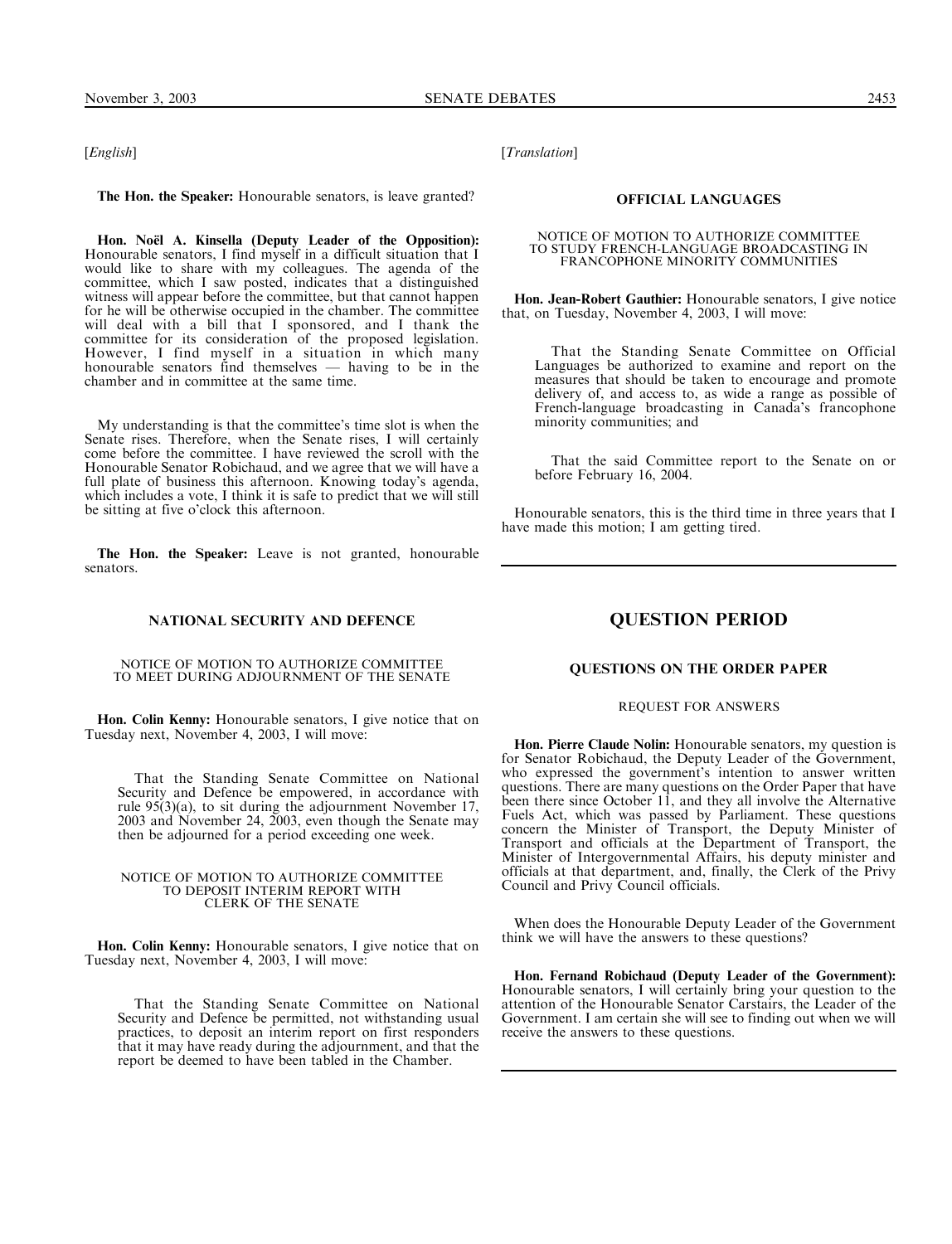[*English*]

**The Hon. the Speaker:** Honourable senators, is leave granted?

**Hon. Noël A. Kinsella (Deputy Leader of the Opposition):** Honourable senators, I find myself in a difficult situation that I would like to share with my colleagues. The agenda of the committee, which I saw posted, indicates that a distinguished witness will appear before the committee, but that cannot happen for he will be otherwise occupied in the chamber. The committee will deal with a bill that I sponsored, and I thank the committee for its consideration of the proposed legislation. However, I find myself in a situation in which many honourable senators find themselves — having to be in the chamber and in committee at the same time.

My understanding is that the committee's time slot is when the Senate rises. Therefore, when the Senate rises, I will certainly come before the committee. I have reviewed the scroll with the Honourable Senator Robichaud, and we agree that we will have a full plate of business this afternoon. Knowing today's agenda, which includes a vote, I think it is safe to predict that we will still be sitting at five o'clock this afternoon.

**The Hon. the Speaker:** Leave is not granted, honourable senators.

### NATIONAL SECURITY AND DEFENCE

#### NOTICE OF MOTION TO AUTHORIZE COMMITTEE TO MEET DURING ADJOURNMENT OF THE SENATE

**Hon. Colin Kenny:** Honourable senators, I give notice that on Tuesday next, November 4, 2003, I will move:

> That the Standing Senate Committee on National Security and Defence be empowered, in accordance with rule 95(3)(a), to sit during the adjournment November 17, 2003 and November 24, 2003, even though the Senate may then be adjourned for a period exceeding one week.

#### NOTICE OF MOTION TO AUTHORIZE COMMITTEE TO DEPOSIT INTERIM REPORT WITH CLERK OF THE SENATE

**Hon. Colin Kenny:** Honourable senators, I give notice that on Tuesday next, November 4, 2003, I will move:

> That the Standing Senate Committee on National Security and Defence be permitted, not withstanding usual practices, to deposit an interim report on first responders that it may have ready during the adjournment, and that the report be deemed to have been tabled in the Chamber.

[*Translation*]

### OFFICIAL LANGUAGES

#### NOTICE OF MOTION TO AUTHORIZE COMMITTEE TO STUDY FRENCH-LANGUAGE BROADCASTING IN FRANCOPHONE MINORITY COMMUNITIES

**Hon. Jean-Robert Gauthier:** Honourable senators, I give notice that, on Tuesday, November 4, 2003, I will move:

> That the Standing Senate Committee on Official Languages be authorized to examine and report on the measures that should be taken to encourage and promote delivery of, and access to, as wide a range as possible of French-language broadcasting in Canada's francophone minority communities; and
>
> That the said Committee report to the Senate on or before February 16, 2004.

Honourable senators, this is the third time in three years that I have made this motion; I am getting tired.

## QUESTION PERIOD

### QUESTIONS ON THE ORDER PAPER

#### REQUEST FOR ANSWERS

**Hon. Pierre Claude Nolin:** Honourable senators, my question is for Senator Robichaud, the Deputy Leader of the Government, who expressed the government's intention to answer written questions. There are many questions on the Order Paper that have been there since October 11, and they all involve the Alternative Fuels Act, which was passed by Parliament. These questions concern the Minister of Transport, the Deputy Minister of Transport and officials at the Department of Transport, the Minister of Intergovernmental Affairs, his deputy minister and officials at that department, and, finally, the Clerk of the Privy Council and Privy Council officials.

When does the Honourable Deputy Leader of the Government think we will have the answers to these questions?

**Hon. Fernand Robichaud (Deputy Leader of the Government):** Honourable senators, I will certainly bring your question to the attention of the Honourable Senator Carstairs, the Leader of the Government. I am certain she will see to finding out when we will receive the answers to these questions.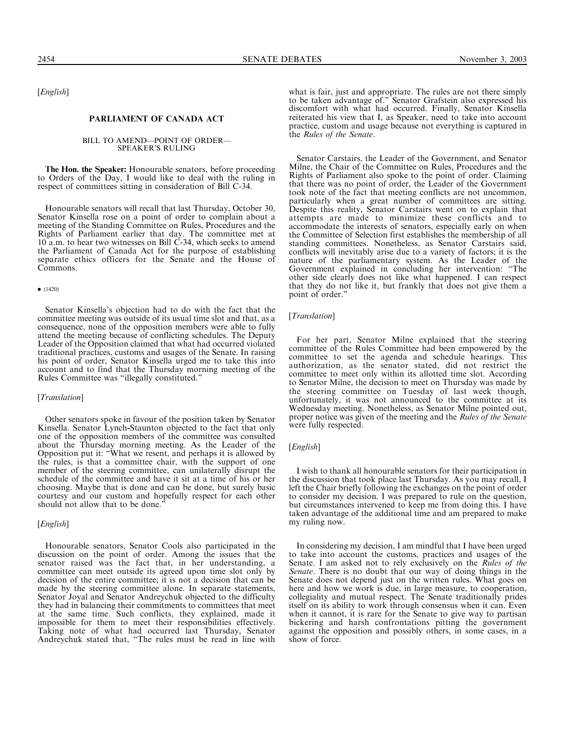[*English*]

## PARLIAMENT OF CANADA ACT

### BILL TO AMEND—POINT OF ORDER— SPEAKER'S RULING

**The Hon. the Speaker:** Honourable senators, before proceeding to Orders of the Day, I would like to deal with the ruling in respect of committees sitting in consideration of Bill C-34.

Honourable senators will recall that last Thursday, October 30, Senator Kinsella rose on a point of order to complain about a meeting of the Standing Committee on Rules, Procedures and the Rights of Parliament earlier that day. The committee met at 10 a.m. to hear two witnesses on Bill C-34, which seeks to amend the Parliament of Canada Act for the purpose of establishing separate ethics officers for the Senate and the House of Commons.

• (1420)

Senator Kinsella's objection had to do with the fact that the committee meeting was outside of its usual time slot and that, as a consequence, none of the opposition members were able to fully attend the meeting because of conflicting schedules. The Deputy Leader of the Opposition claimed that what had occurred violated traditional practices, customs and usages of the Senate. In raising his point of order, Senator Kinsella urged me to take this into account and to find that the Thursday morning meeting of the Rules Committee was "illegally constituted."

[*Translation*]

Other senators spoke in favour of the position taken by Senator Kinsella. Senator Lynch-Staunton objected to the fact that only one of the opposition members of the committee was consulted about the Thursday morning meeting. As the Leader of the Opposition put it: "What we resent, and perhaps it is allowed by the rules, is that a committee chair, with the support of one member of the steering committee, can unilaterally disrupt the schedule of the committee and have it sit at a time of his or her choosing. Maybe that is done and can be done, but surely basic courtesy and our custom and hopefully respect for each other should not allow that to be done."

[*English*]

Honourable senators, Senator Cools also participated in the discussion on the point of order. Among the issues that the senator raised was the fact that, in her understanding, a committee can meet outside its agreed upon time slot only by decision of the entire committee; it is not a decision that can be made by the steering committee alone. In separate statements, Senator Joyal and Senator Andreychuk objected to the difficulty they had in balancing their commitments to committees that meet at the same time. Such conflicts, they explained, made it impossible for them to meet their responsibilities effectively. Taking note of what had occurred last Thursday, Senator Andreychuk stated that, "The rules must be read in line with what is fair, just and appropriate. The rules are not there simply to be taken advantage of." Senator Grafstein also expressed his discomfort with what had occurred. Finally, Senator Kinsella reiterated his view that I, as Speaker, need to take into account practice, custom and usage because not everything is captured in the *Rules of the Senate*.

Senator Carstairs, the Leader of the Government, and Senator Milne, the Chair of the Committee on Rules, Procedures and the Rights of Parliament also spoke to the point of order. Claiming that there was no point of order, the Leader of the Government took note of the fact that meeting conflicts are not uncommon, particularly when a great number of committees are sitting. Despite this reality, Senator Carstairs went on to explain that attempts are made to minimize these conflicts and to accommodate the interests of senators, especially early on when the Committee of Selection first establishes the membership of all standing committees. Nonetheless, as Senator Carstairs said, conflicts will inevitably arise due to a variety of factors; it is the nature of the parliamentary system. As the Leader of the Government explained in concluding her intervention: "The other side clearly does not like what happened. I can respect that they do not like it, but frankly that does not give them a point of order."

[*Translation*]

For her part, Senator Milne explained that the steering committee of the Rules Committee had been empowered by the committee to set the agenda and schedule hearings. This authorization, as the senator stated, did not restrict the committee to meet only within its allotted time slot. According to Senator Milne, the decision to meet on Thursday was made by the steering committee on Tuesday of last week though, unfortunately, it was not announced to the committee at its Wednesday meeting. Nonetheless, as Senator Milne pointed out, proper notice was given of the meeting and the *Rules of the Senate* were fully respected.

[*English*]

I wish to thank all honourable senators for their participation in the discussion that took place last Thursday. As you may recall, I left the Chair briefly following the exchanges on the point of order to consider my decision. I was prepared to rule on the question, but circumstances intervened to keep me from doing this. I have taken advantage of the additional time and am prepared to make my ruling now.

In considering my decision, I am mindful that I have been urged to take into account the customs, practices and usages of the Senate. I am asked not to rely exclusively on the *Rules of the Senate*. There is no doubt that our way of doing things in the Senate does not depend just on the written rules. What goes on here and how we work is due, in large measure, to cooperation, collegiality and mutual respect. The Senate traditionally prides itself on its ability to work through consensus when it can. Even when it cannot, it is rare for the Senate to give way to partisan bickering and harsh confrontations pitting the government against the opposition and possibly others, in some cases, in a show of force.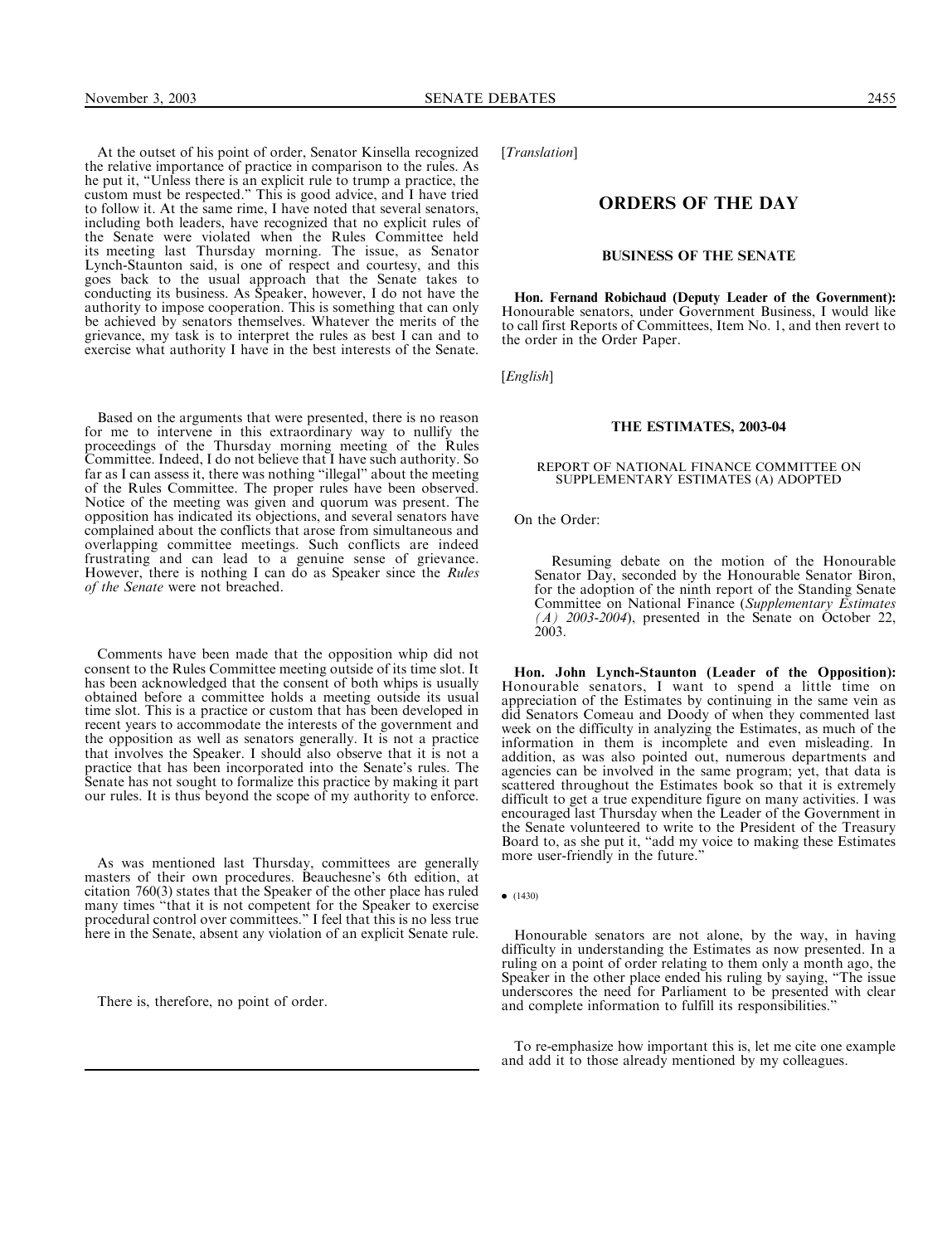At the outset of his point of order, Senator Kinsella recognized the relative importance of practice in comparison to the rules. As he put it, "Unless there is an explicit rule to trump a practice, the custom must be respected." This is good advice, and I have tried to follow it. At the same rime, I have noted that several senators, including both leaders, have recognized that no explicit rules of the Senate were violated when the Rules Committee held its meeting last Thursday morning. The issue, as Senator Lynch-Staunton said, is one of respect and courtesy, and this goes back to the usual approach that the Senate takes to conducting its business. As Speaker, however, I do not have the authority to impose cooperation. This is something that can only be achieved by senators themselves. Whatever the merits of the grievance, my task is to interpret the rules as best I can and to exercise what authority I have in the best interests of the Senate.

Based on the arguments that were presented, there is no reason for me to intervene in this extraordinary way to nullify the proceedings of the Thursday morning meeting of the Rules Committee. Indeed, I do not believe that I have such authority. So far as I can assess it, there was nothing "illegal" about the meeting of the Rules Committee. The proper rules have been observed. Notice of the meeting was given and quorum was present. The opposition has indicated its objections, and several senators have complained about the conflicts that arose from simultaneous and overlapping committee meetings. Such conflicts are indeed frustrating and can lead to a genuine sense of grievance. However, there is nothing I can do as Speaker since the *Rules of the Senate* were not breached.

Comments have been made that the opposition whip did not consent to the Rules Committee meeting outside of its time slot. It has been acknowledged that the consent of both whips is usually obtained before a committee holds a meeting outside its usual time slot. This is a practice or custom that has been developed in recent years to accommodate the interests of the government and the opposition as well as senators generally. It is not a practice that involves the Speaker. I should also observe that it is not a practice that has been incorporated into the Senate's rules. The Senate has not sought to formalize this practice by making it part our rules. It is thus beyond the scope of my authority to enforce.

As was mentioned last Thursday, committees are generally masters of their own procedures. Beauchesne's 6th edition, at citation 760(3) states that the Speaker of the other place has ruled many times "that it is not competent for the Speaker to exercise procedural control over committees." I feel that this is no less true here in the Senate, absent any violation of an explicit Senate rule.

There is, therefore, no point of order.

---

[*Translation*]

## ORDERS OF THE DAY

### BUSINESS OF THE SENATE

**Hon. Fernand Robichaud (Deputy Leader of the Government):** Honourable senators, under Government Business, I would like to call first Reports of Committees, Item No. 1, and then revert to the order in the Order Paper.

[*English*]

### THE ESTIMATES, 2003-04

#### REPORT OF NATIONAL FINANCE COMMITTEE ON SUPPLEMENTARY ESTIMATES (A) ADOPTED

On the Order:

> Resuming debate on the motion of the Honourable Senator Day, seconded by the Honourable Senator Biron, for the adoption of the ninth report of the Standing Senate Committee on National Finance (*Supplementary Estimates (A) 2003-2004*), presented in the Senate on October 22, 2003.

**Hon. John Lynch-Staunton (Leader of the Opposition):** Honourable senators, I want to spend a little time on appreciation of the Estimates by continuing in the same vein as did Senators Comeau and Doody of when they commented last week on the difficulty in analyzing the Estimates, as much of the information in them is incomplete and even misleading. In addition, as was also pointed out, numerous departments and agencies can be involved in the same program; yet, that data is scattered throughout the Estimates book so that it is extremely difficult to get a true expenditure figure on many activities. I was encouraged last Thursday when the Leader of the Government in the Senate volunteered to write to the President of the Treasury Board to, as she put it, "add my voice to making these Estimates more user-friendly in the future."

• (1430)

Honourable senators are not alone, by the way, in having difficulty in understanding the Estimates as now presented. In a ruling on a point of order relating to them only a month ago, the Speaker in the other place ended his ruling by saying, "The issue underscores the need for Parliament to be presented with clear and complete information to fulfill its responsibilities."

To re-emphasize how important this is, let me cite one example and add it to those already mentioned by my colleagues.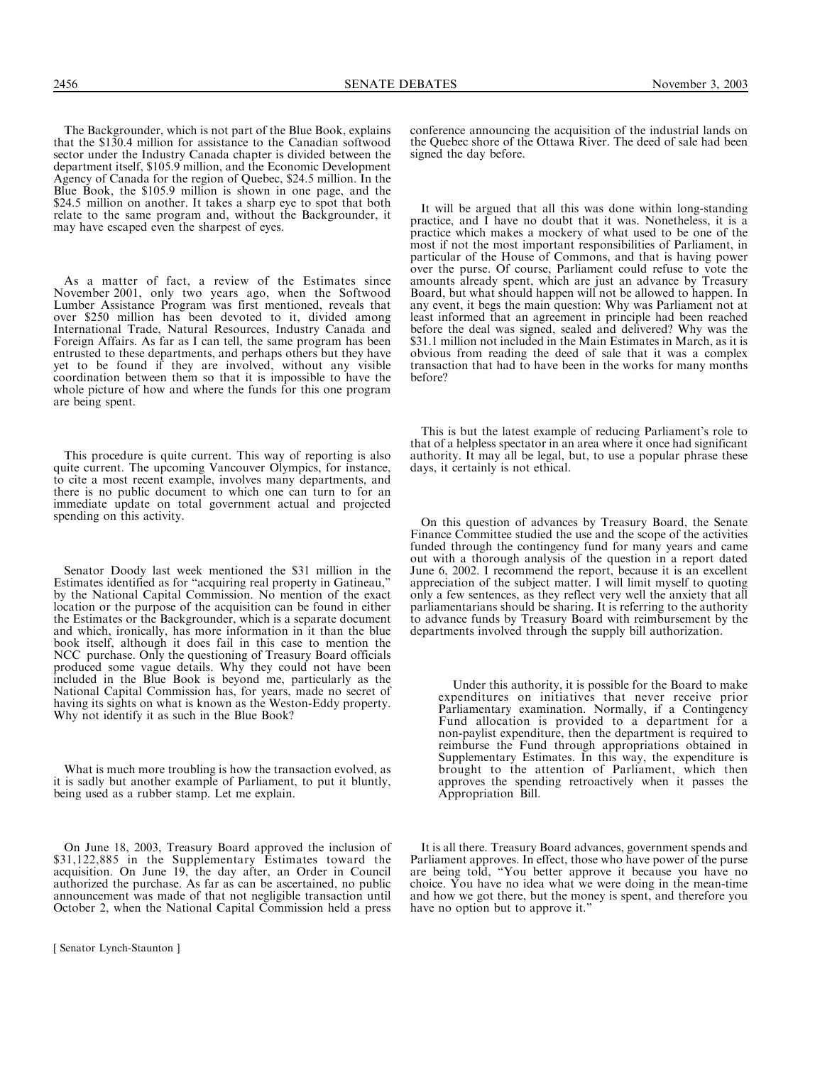The Backgrounder, which is not part of the Blue Book, explains that the $130.4 million for assistance to the Canadian softwood sector under the Industry Canada chapter is divided between the department itself, $105.9 million, and the Economic Development Agency of Canada for the region of Quebec, $24.5 million. In the Blue Book, the $105.9 million is shown in one page, and the $24.5 million on another. It takes a sharp eye to spot that both relate to the same program and, without the Backgrounder, it may have escaped even the sharpest of eyes.

As a matter of fact, a review of the Estimates since November 2001, only two years ago, when the Softwood Lumber Assistance Program was first mentioned, reveals that over $250 million has been devoted to it, divided among International Trade, Natural Resources, Industry Canada and Foreign Affairs. As far as I can tell, the same program has been entrusted to these departments, and perhaps others but they have yet to be found if they are involved, without any visible coordination between them so that it is impossible to have the whole picture of how and where the funds for this one program are being spent.

This procedure is quite current. This way of reporting is also quite current. The upcoming Vancouver Olympics, for instance, to cite a most recent example, involves many departments, and there is no public document to which one can turn to for an immediate update on total government actual and projected spending on this activity.

Senator Doody last week mentioned the $31 million in the Estimates identified as for "acquiring real property in Gatineau," by the National Capital Commission. No mention of the exact location or the purpose of the acquisition can be found in either the Estimates or the Backgrounder, which is a separate document and which, ironically, has more information in it than the blue book itself, although it does fail in this case to mention the NCC purchase. Only the questioning of Treasury Board officials produced some vague details. Why they could not have been included in the Blue Book is beyond me, particularly as the National Capital Commission has, for years, made no secret of having its sights on what is known as the Weston-Eddy property. Why not identify it as such in the Blue Book?

What is much more troubling is how the transaction evolved, as it is sadly but another example of Parliament, to put it bluntly, being used as a rubber stamp. Let me explain.

On June 18, 2003, Treasury Board approved the inclusion of $31,122,885 in the Supplementary Estimates toward the acquisition. On June 19, the day after, an Order in Council authorized the purchase. As far as can be ascertained, no public announcement was made of that not negligible transaction until October 2, when the National Capital Commission held a press conference announcing the acquisition of the industrial lands on the Quebec shore of the Ottawa River. The deed of sale had been signed the day before.

It will be argued that all this was done within long-standing practice, and I have no doubt that it was. Nonetheless, it is a practice which makes a mockery of what used to be one of the most if not the most important responsibilities of Parliament, in particular of the House of Commons, and that is having power over the purse. Of course, Parliament could refuse to vote the amounts already spent, which are just an advance by Treasury Board, but what should happen will not be allowed to happen. In any event, it begs the main question: Why was Parliament not at least informed that an agreement in principle had been reached before the deal was signed, sealed and delivered? Why was the $31.1 million not included in the Main Estimates in March, as it is obvious from reading the deed of sale that it was a complex transaction that had to have been in the works for many months before?

This is but the latest example of reducing Parliament's role to that of a helpless spectator in an area where it once had significant authority. It may all be legal, but, to use a popular phrase these days, it certainly is not ethical.

On this question of advances by Treasury Board, the Senate Finance Committee studied the use and the scope of the activities funded through the contingency fund for many years and came out with a thorough analysis of the question in a report dated June 6, 2002. I recommend the report, because it is an excellent appreciation of the subject matter. I will limit myself to quoting only a few sentences, as they reflect very well the anxiety that all parliamentarians should be sharing. It is referring to the authority to advance funds by Treasury Board with reimbursement by the departments involved through the supply bill authorization.

> Under this authority, it is possible for the Board to make expenditures on initiatives that never receive prior Parliamentary examination. Normally, if a Contingency Fund allocation is provided to a department for a non-paylist expenditure, then the department is required to reimburse the Fund through appropriations obtained in Supplementary Estimates. In this way, the expenditure is brought to the attention of Parliament, which then approves the spending retroactively when it passes the Appropriation Bill.

It is all there. Treasury Board advances, government spends and Parliament approves. In effect, those who have power of the purse are being told, "You better approve it because you have no choice. You have no idea what we were doing in the mean-time and how we got there, but the money is spent, and therefore you have no option but to approve it."

[ Senator Lynch-Staunton ]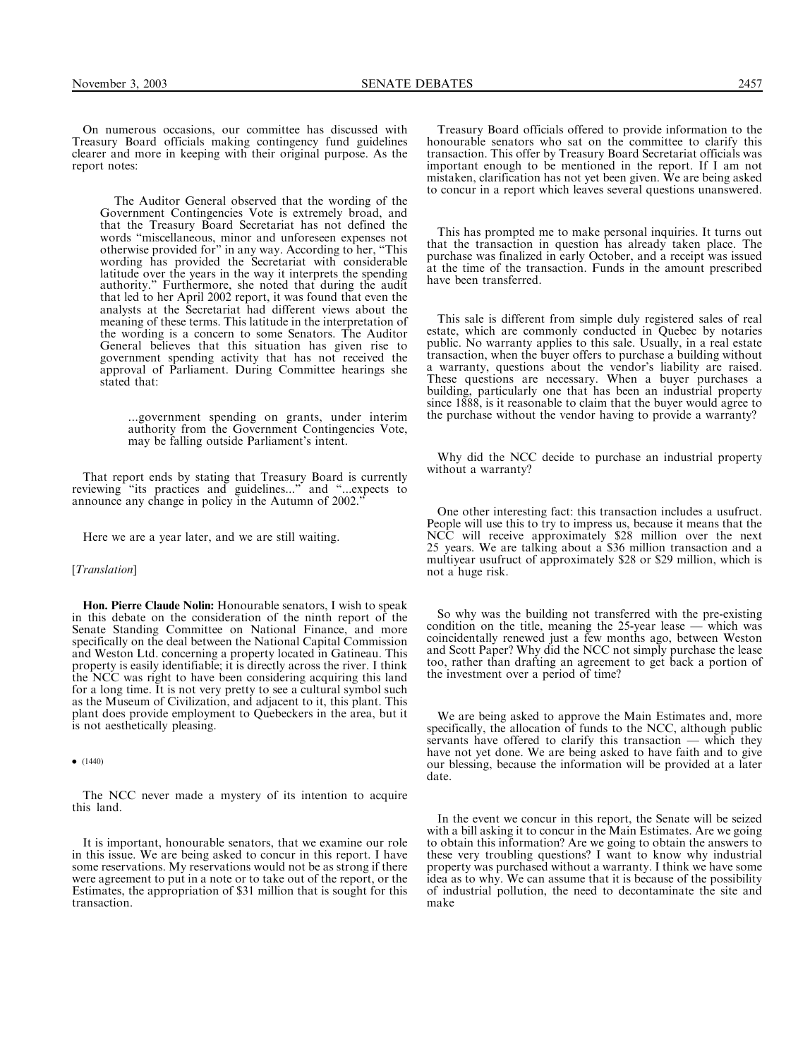On numerous occasions, our committee has discussed with Treasury Board officials making contingency fund guidelines clearer and more in keeping with their original purpose. As the report notes:

> The Auditor General observed that the wording of the Government Contingencies Vote is extremely broad, and that the Treasury Board Secretariat has not defined the words "miscellaneous, minor and unforeseen expenses not otherwise provided for" in any way. According to her, "This wording has provided the Secretariat with considerable latitude over the years in the way it interprets the spending authority." Furthermore, she noted that during the audit that led to her April 2002 report, it was found that even the analysts at the Secretariat had different views about the meaning of these terms. This latitude in the interpretation of the wording is a concern to some Senators. The Auditor General believes that this situation has given rise to government spending activity that has not received the approval of Parliament. During Committee hearings she stated that:
>
> > ...government spending on grants, under interim authority from the Government Contingencies Vote, may be falling outside Parliament's intent.

That report ends by stating that Treasury Board is currently reviewing "its practices and guidelines..." and "...expects to announce any change in policy in the Autumn of 2002."

Here we are a year later, and we are still waiting.

[*Translation*]

**Hon. Pierre Claude Nolin:** Honourable senators, I wish to speak in this debate on the consideration of the ninth report of the Senate Standing Committee on National Finance, and more specifically on the deal between the National Capital Commission and Weston Ltd. concerning a property located in Gatineau. This property is easily identifiable; it is directly across the river. I think the NCC was right to have been considering acquiring this land for a long time. It is not very pretty to see a cultural symbol such as the Museum of Civilization, and adjacent to it, this plant. This plant does provide employment to Quebeckers in the area, but it is not aesthetically pleasing.

• (1440)

The NCC never made a mystery of its intention to acquire this land.

It is important, honourable senators, that we examine our role in this issue. We are being asked to concur in this report. I have some reservations. My reservations would not be as strong if there were agreement to put in a note or to take out of the report, or the Estimates, the appropriation of $31 million that is sought for this transaction.

Treasury Board officials offered to provide information to the honourable senators who sat on the committee to clarify this transaction. This offer by Treasury Board Secretariat officials was important enough to be mentioned in the report. If I am not mistaken, clarification has not yet been given. We are being asked to concur in a report which leaves several questions unanswered.

This has prompted me to make personal inquiries. It turns out that the transaction in question has already taken place. The purchase was finalized in early October, and a receipt was issued at the time of the transaction. Funds in the amount prescribed have been transferred.

This sale is different from simple duly registered sales of real estate, which are commonly conducted in Quebec by notaries public. No warranty applies to this sale. Usually, in a real estate transaction, when the buyer offers to purchase a building without a warranty, questions about the vendor's liability are raised. These questions are necessary. When a buyer purchases a building, particularly one that has been an industrial property since 1888, is it reasonable to claim that the buyer would agree to the purchase without the vendor having to provide a warranty?

Why did the NCC decide to purchase an industrial property without a warranty?

One other interesting fact: this transaction includes a usufruct. People will use this to try to impress us, because it means that the NCC will receive approximately $28 million over the next 25 years. We are talking about a $36 million transaction and a multiyear usufruct of approximately $28 or $29 million, which is not a huge risk.

So why was the building not transferred with the pre-existing condition on the title, meaning the 25-year lease — which was coincidentally renewed just a few months ago, between Weston and Scott Paper? Why did the NCC not simply purchase the lease too, rather than drafting an agreement to get back a portion of the investment over a period of time?

We are being asked to approve the Main Estimates and, more specifically, the allocation of funds to the NCC, although public servants have offered to clarify this transaction — which they have not yet done. We are being asked to have faith and to give our blessing, because the information will be provided at a later date.

In the event we concur in this report, the Senate will be seized with a bill asking it to concur in the Main Estimates. Are we going to obtain this information? Are we going to obtain the answers to these very troubling questions? I want to know why industrial property was purchased without a warranty. I think we have some idea as to why. We can assume that it is because of the possibility of industrial pollution, the need to decontaminate the site and make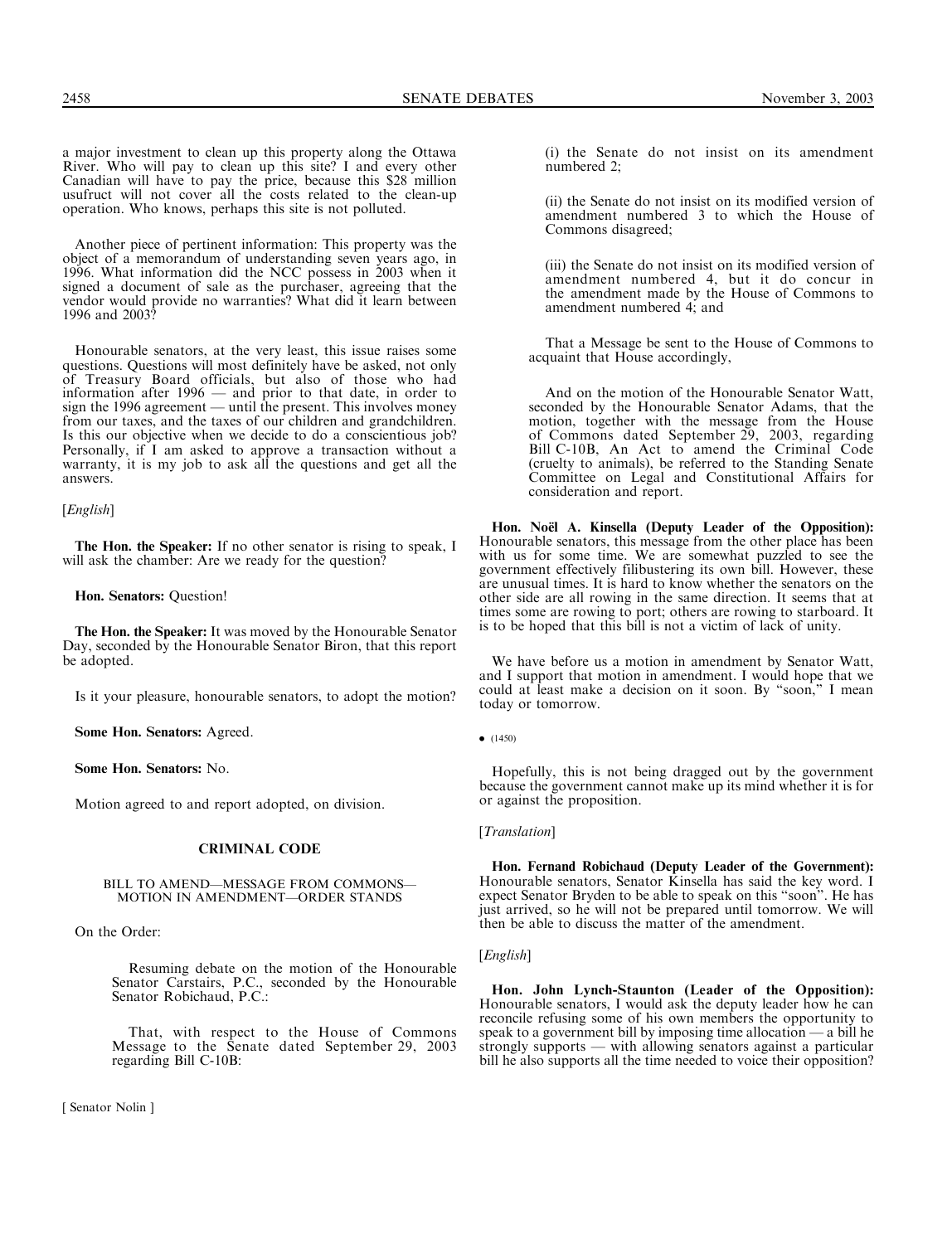a major investment to clean up this property along the Ottawa River. Who will pay to clean up this site? I and every other Canadian will have to pay the price, because this $28 million usufruct will not cover all the costs related to the clean-up operation. Who knows, perhaps this site is not polluted.

Another piece of pertinent information: This property was the object of a memorandum of understanding seven years ago, in 1996. What information did the NCC possess in 2003 when it signed a document of sale as the purchaser, agreeing that the vendor would provide no warranties? What did it learn between 1996 and 2003?

Honourable senators, at the very least, this issue raises some questions. Questions will most definitely have be asked, not only of Treasury Board officials, but also of those who had information after 1996 — and prior to that date, in order to sign the 1996 agreement — until the present. This involves money from our taxes, and the taxes of our children and grandchildren. Is this our objective when we decide to do a conscientious job? Personally, if I am asked to approve a transaction without a warranty, it is my job to ask all the questions and get all the answers.

[*English*]

**The Hon. the Speaker:** If no other senator is rising to speak, I will ask the chamber: Are we ready for the question?

**Hon. Senators:** Question!

**The Hon. the Speaker:** It was moved by the Honourable Senator Day, seconded by the Honourable Senator Biron, that this report be adopted.

Is it your pleasure, honourable senators, to adopt the motion?

**Some Hon. Senators:** Agreed.

**Some Hon. Senators:** No.

Motion agreed to and report adopted, on division.

## CRIMINAL CODE

### BILL TO AMEND—MESSAGE FROM COMMONS—MOTION IN AMENDMENT—ORDER STANDS

On the Order:

> Resuming debate on the motion of the Honourable Senator Carstairs, P.C., seconded by the Honourable Senator Robichaud, P.C.:
>
> That, with respect to the House of Commons Message to the Senate dated September 29, 2003 regarding Bill C-10B:
>
> (i) the Senate do not insist on its amendment numbered 2;
>
> (ii) the Senate do not insist on its modified version of amendment numbered 3 to which the House of Commons disagreed;
>
> (iii) the Senate do not insist on its modified version of amendment numbered 4, but it do concur in the amendment made by the House of Commons to amendment numbered 4; and
>
> That a Message be sent to the House of Commons to acquaint that House accordingly,
>
> And on the motion of the Honourable Senator Watt, seconded by the Honourable Senator Adams, that the motion, together with the message from the House of Commons dated September 29, 2003, regarding Bill C-10B, An Act to amend the Criminal Code (cruelty to animals), be referred to the Standing Senate Committee on Legal and Constitutional Affairs for consideration and report.

**Hon. Noël A. Kinsella (Deputy Leader of the Opposition):** Honourable senators, this message from the other place has been with us for some time. We are somewhat puzzled to see the government effectively filibustering its own bill. However, these are unusual times. It is hard to know whether the senators on the other side are all rowing in the same direction. It seems that at times some are rowing to port; others are rowing to starboard. It is to be hoped that this bill is not a victim of lack of unity.

We have before us a motion in amendment by Senator Watt, and I support that motion in amendment. I would hope that we could at least make a decision on it soon. By "soon," I mean today or tomorrow.

• (1450)

Hopefully, this is not being dragged out by the government because the government cannot make up its mind whether it is for or against the proposition.

[*Translation*]

**Hon. Fernand Robichaud (Deputy Leader of the Government):** Honourable senators, Senator Kinsella has said the key word. I expect Senator Bryden to be able to speak on this "soon". He has just arrived, so he will not be prepared until tomorrow. We will then be able to discuss the matter of the amendment.

[*English*]

**Hon. John Lynch-Staunton (Leader of the Opposition):** Honourable senators, I would ask the deputy leader how he can reconcile refusing some of his own members the opportunity to speak to a government bill by imposing time allocation — a bill he strongly supports — with allowing senators against a particular bill he also supports all the time needed to voice their opposition?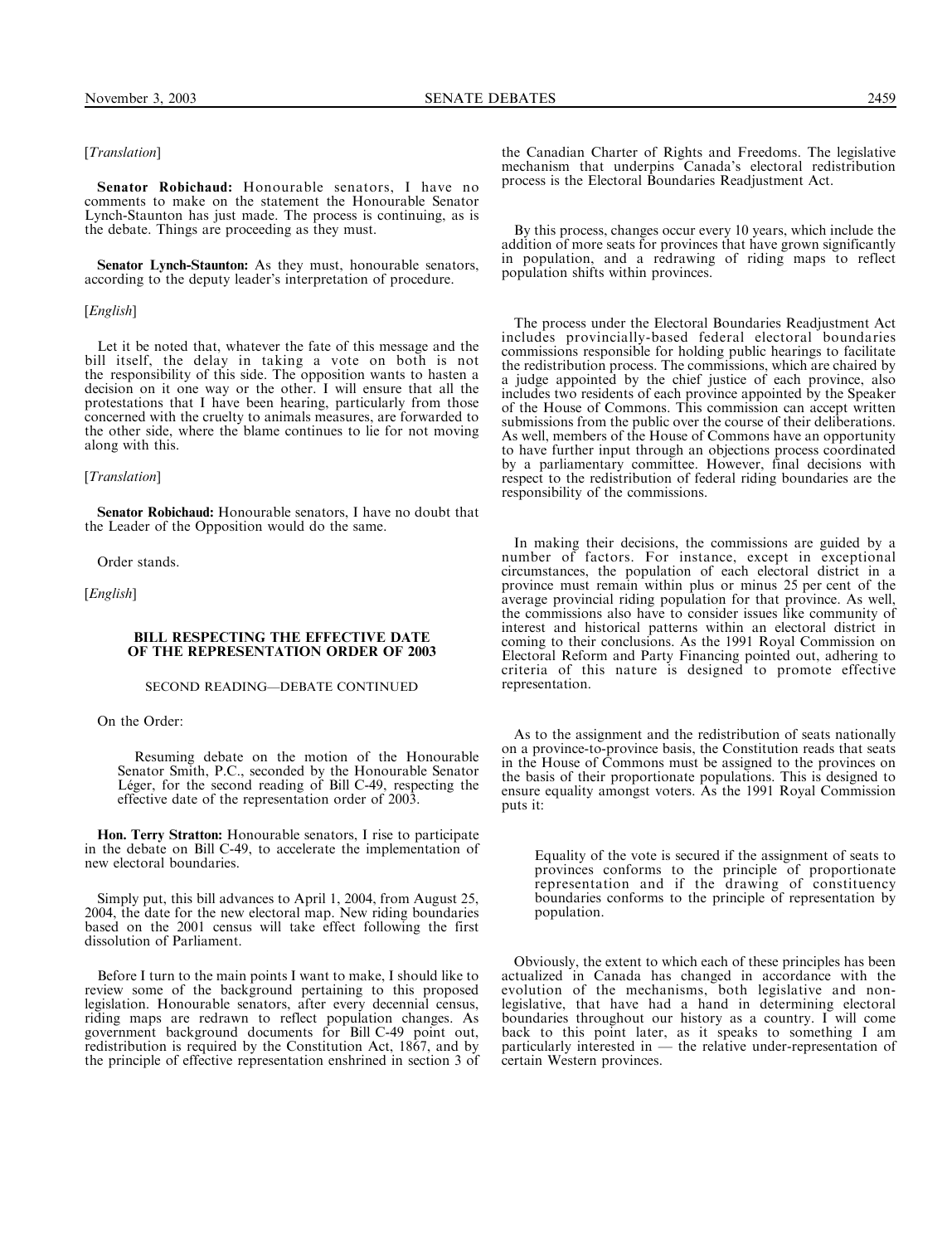[*Translation*]

**Senator Robichaud:** Honourable senators, I have no comments to make on the statement the Honourable Senator Lynch-Staunton has just made. The process is continuing, as is the debate. Things are proceeding as they must.

**Senator Lynch-Staunton:** As they must, honourable senators, according to the deputy leader's interpretation of procedure.

[*English*]

Let it be noted that, whatever the fate of this message and the bill itself, the delay in taking a vote on both is not the responsibility of this side. The opposition wants to hasten a decision on it one way or the other. I will ensure that all the protestations that I have been hearing, particularly from those concerned with the cruelty to animals measures, are forwarded to the other side, where the blame continues to lie for not moving along with this.

[*Translation*]

**Senator Robichaud:** Honourable senators, I have no doubt that the Leader of the Opposition would do the same.

Order stands.

[*English*]

## BILL RESPECTING THE EFFECTIVE DATE OF THE REPRESENTATION ORDER OF 2003

### SECOND READING—DEBATE CONTINUED

On the Order:

> Resuming debate on the motion of the Honourable Senator Smith, P.C., seconded by the Honourable Senator Léger, for the second reading of Bill C-49, respecting the effective date of the representation order of 2003.

**Hon. Terry Stratton:** Honourable senators, I rise to participate in the debate on Bill C-49, to accelerate the implementation of new electoral boundaries.

Simply put, this bill advances to April 1, 2004, from August 25, 2004, the date for the new electoral map. New riding boundaries based on the 2001 census will take effect following the first dissolution of Parliament.

Before I turn to the main points I want to make, I should like to review some of the background pertaining to this proposed legislation. Honourable senators, after every decennial census, riding maps are redrawn to reflect population changes. As government background documents for Bill C-49 point out, redistribution is required by the Constitution Act, 1867, and by the principle of effective representation enshrined in section 3 of the Canadian Charter of Rights and Freedoms. The legislative mechanism that underpins Canada's electoral redistribution process is the Electoral Boundaries Readjustment Act.

By this process, changes occur every 10 years, which include the addition of more seats for provinces that have grown significantly in population, and a redrawing of riding maps to reflect population shifts within provinces.

The process under the Electoral Boundaries Readjustment Act includes provincially-based federal electoral boundaries commissions responsible for holding public hearings to facilitate the redistribution process. The commissions, which are chaired by a judge appointed by the chief justice of each province, also includes two residents of each province appointed by the Speaker of the House of Commons. This commission can accept written submissions from the public over the course of their deliberations. As well, members of the House of Commons have an opportunity to have further input through an objections process coordinated by a parliamentary committee. However, final decisions with respect to the redistribution of federal riding boundaries are the responsibility of the commissions.

In making their decisions, the commissions are guided by a number of factors. For instance, except in exceptional circumstances, the population of each electoral district in a province must remain within plus or minus 25 per cent of the average provincial riding population for that province. As well, the commissions also have to consider issues like community of interest and historical patterns within an electoral district in coming to their conclusions. As the 1991 Royal Commission on Electoral Reform and Party Financing pointed out, adhering to criteria of this nature is designed to promote effective representation.

As to the assignment and the redistribution of seats nationally on a province-to-province basis, the Constitution reads that seats in the House of Commons must be assigned to the provinces on the basis of their proportionate populations. This is designed to ensure equality amongst voters. As the 1991 Royal Commission puts it:

> Equality of the vote is secured if the assignment of seats to provinces conforms to the principle of proportionate representation and if the drawing of constituency boundaries conforms to the principle of representation by population.

Obviously, the extent to which each of these principles has been actualized in Canada has changed in accordance with the evolution of the mechanisms, both legislative and non-legislative, that have had a hand in determining electoral boundaries throughout our history as a country. I will come back to this point later, as it speaks to something I am particularly interested in — the relative under-representation of certain Western provinces.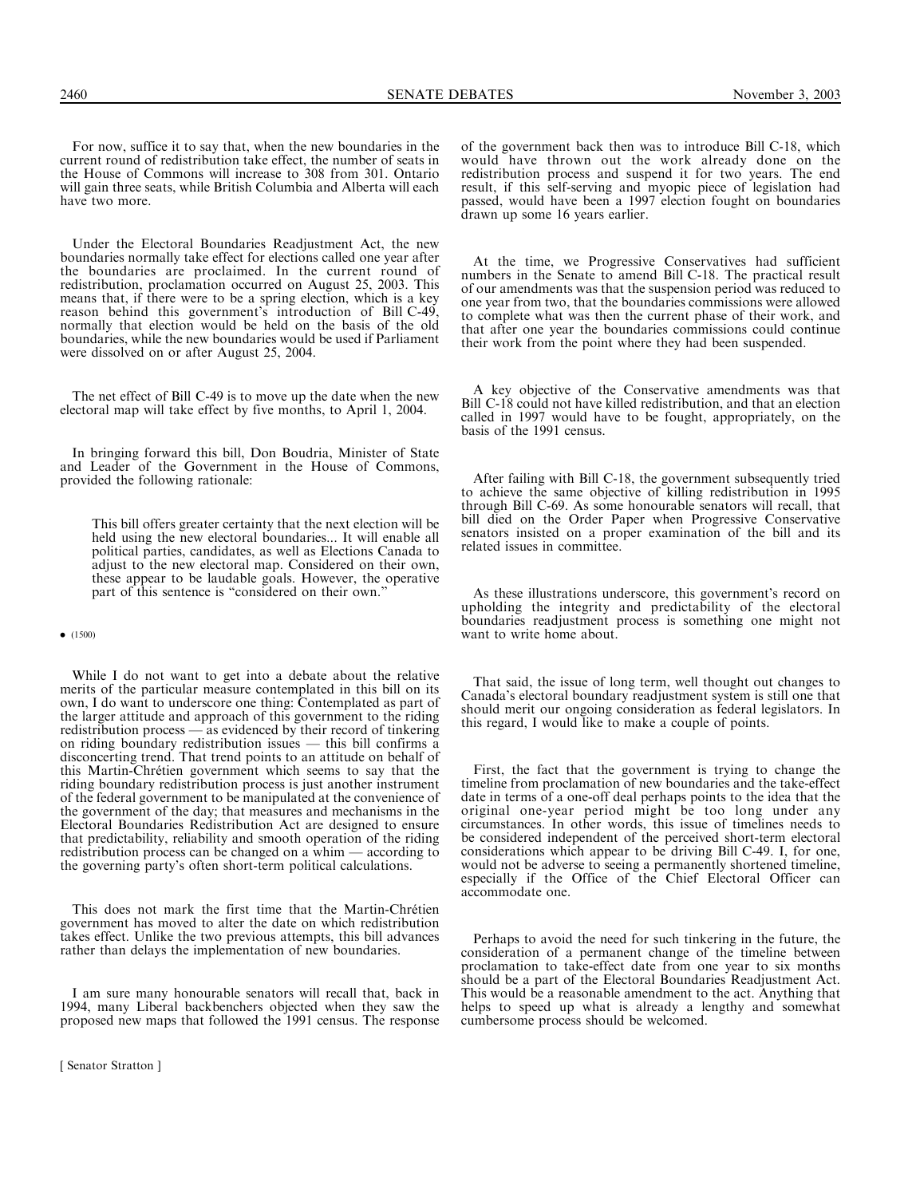For now, suffice it to say that, when the new boundaries in the current round of redistribution take effect, the number of seats in the House of Commons will increase to 308 from 301. Ontario will gain three seats, while British Columbia and Alberta will each have two more.

Under the Electoral Boundaries Readjustment Act, the new boundaries normally take effect for elections called one year after the boundaries are proclaimed. In the current round of redistribution, proclamation occurred on August 25, 2003. This means that, if there were to be a spring election, which is a key reason behind this government's introduction of Bill C-49, normally that election would be held on the basis of the old boundaries, while the new boundaries would be used if Parliament were dissolved on or after August 25, 2004.

The net effect of Bill C-49 is to move up the date when the new electoral map will take effect by five months, to April 1, 2004.

In bringing forward this bill, Don Boudria, Minister of State and Leader of the Government in the House of Commons, provided the following rationale:

> This bill offers greater certainty that the next election will be held using the new electoral boundaries... It will enable all political parties, candidates, as well as Elections Canada to adjust to the new electoral map. Considered on their own, these appear to be laudable goals. However, the operative part of this sentence is "considered on their own."

• (1500)

While I do not want to get into a debate about the relative merits of the particular measure contemplated in this bill on its own, I do want to underscore one thing: Contemplated as part of the larger attitude and approach of this government to the riding redistribution process — as evidenced by their record of tinkering on riding boundary redistribution issues — this bill confirms a disconcerting trend. That trend points to an attitude on behalf of this Martin-Chrétien government which seems to say that the riding boundary redistribution process is just another instrument of the federal government to be manipulated at the convenience of the government of the day; that measures and mechanisms in the Electoral Boundaries Redistribution Act are designed to ensure that predictability, reliability and smooth operation of the riding redistribution process can be changed on a whim — according to the governing party's often short-term political calculations.

This does not mark the first time that the Martin-Chrétien government has moved to alter the date on which redistribution takes effect. Unlike the two previous attempts, this bill advances rather than delays the implementation of new boundaries.

I am sure many honourable senators will recall that, back in 1994, many Liberal backbenchers objected when they saw the proposed new maps that followed the 1991 census. The response of the government back then was to introduce Bill C-18, which would have thrown out the work already done on the redistribution process and suspend it for two years. The end result, if this self-serving and myopic piece of legislation had passed, would have been a 1997 election fought on boundaries drawn up some 16 years earlier.

At the time, we Progressive Conservatives had sufficient numbers in the Senate to amend Bill C-18. The practical result of our amendments was that the suspension period was reduced to one year from two, that the boundaries commissions were allowed to complete what was then the current phase of their work, and that after one year the boundaries commissions could continue their work from the point where they had been suspended.

A key objective of the Conservative amendments was that Bill C-18 could not have killed redistribution, and that an election called in 1997 would have to be fought, appropriately, on the basis of the 1991 census.

After failing with Bill C-18, the government subsequently tried to achieve the same objective of killing redistribution in 1995 through Bill C-69. As some honourable senators will recall, that bill died on the Order Paper when Progressive Conservative senators insisted on a proper examination of the bill and its related issues in committee.

As these illustrations underscore, this government's record on upholding the integrity and predictability of the electoral boundaries readjustment process is something one might not want to write home about.

That said, the issue of long term, well thought out changes to Canada's electoral boundary readjustment system is still one that should merit our ongoing consideration as federal legislators. In this regard, I would like to make a couple of points.

First, the fact that the government is trying to change the timeline from proclamation of new boundaries and the take-effect date in terms of a one-off deal perhaps points to the idea that the original one-year period might be too long under any circumstances. In other words, this issue of timelines needs to be considered independent of the perceived short-term electoral considerations which appear to be driving Bill C-49. I, for one, would not be adverse to seeing a permanently shortened timeline, especially if the Office of the Chief Electoral Officer can accommodate one.

Perhaps to avoid the need for such tinkering in the future, the consideration of a permanent change of the timeline between proclamation to take-effect date from one year to six months should be a part of the Electoral Boundaries Readjustment Act. This would be a reasonable amendment to the act. Anything that helps to speed up what is already a lengthy and somewhat cumbersome process should be welcomed.

[ Senator Stratton ]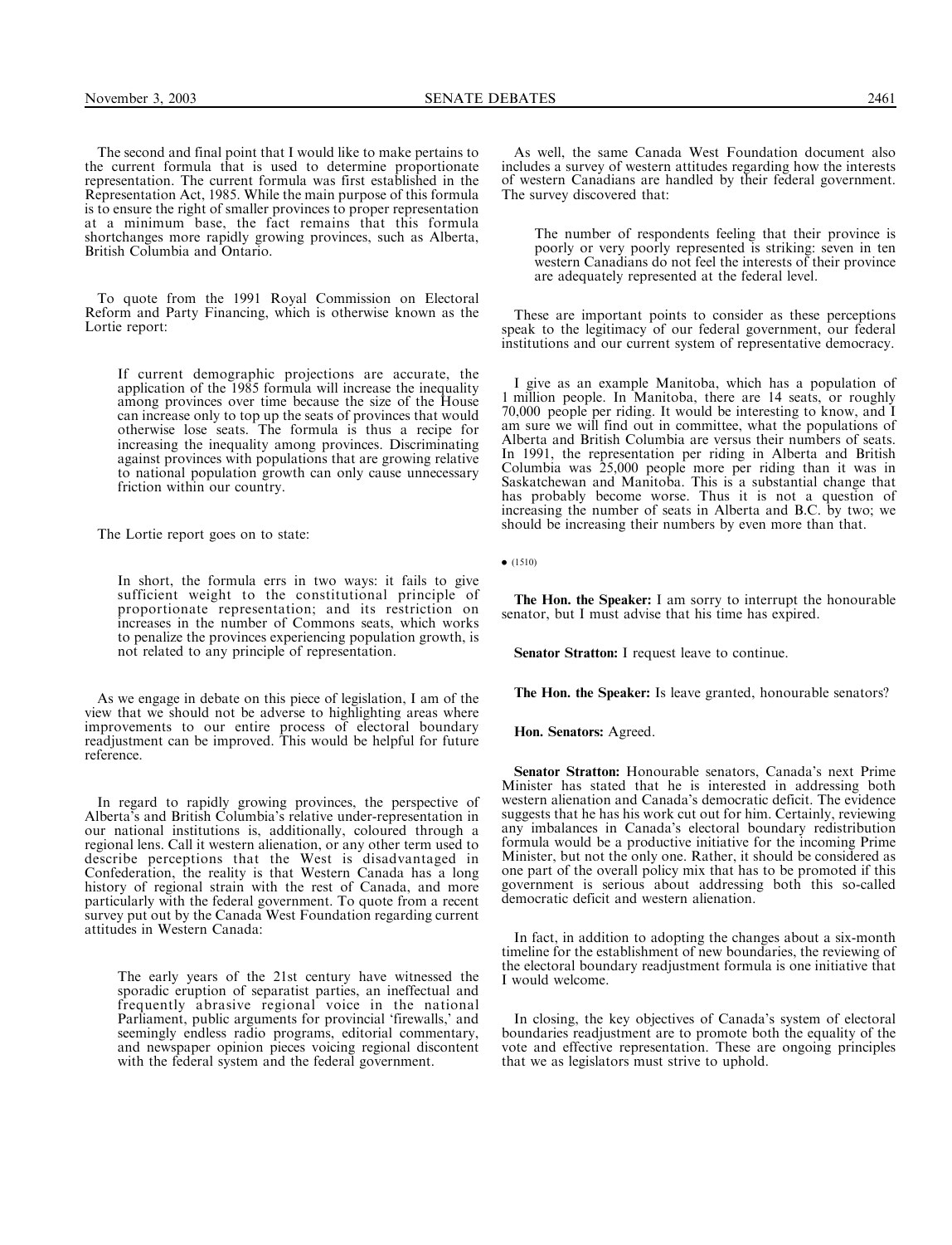The second and final point that I would like to make pertains to the current formula that is used to determine proportionate representation. The current formula was first established in the Representation Act, 1985. While the main purpose of this formula is to ensure the right of smaller provinces to proper representation at a minimum base, the fact remains that this formula shortchanges more rapidly growing provinces, such as Alberta, British Columbia and Ontario.

To quote from the 1991 Royal Commission on Electoral Reform and Party Financing, which is otherwise known as the Lortie report:

> If current demographic projections are accurate, the application of the 1985 formula will increase the inequality among provinces over time because the size of the House can increase only to top up the seats of provinces that would otherwise lose seats. The formula is thus a recipe for increasing the inequality among provinces. Discriminating against provinces with populations that are growing relative to national population growth can only cause unnecessary friction within our country.

The Lortie report goes on to state:

> In short, the formula errs in two ways: it fails to give sufficient weight to the constitutional principle of proportionate representation; and its restriction on increases in the number of Commons seats, which works to penalize the provinces experiencing population growth, is not related to any principle of representation.

As we engage in debate on this piece of legislation, I am of the view that we should not be adverse to highlighting areas where improvements to our entire process of electoral boundary readjustment can be improved. This would be helpful for future reference.

In regard to rapidly growing provinces, the perspective of Alberta's and British Columbia's relative under-representation in our national institutions is, additionally, coloured through a regional lens. Call it western alienation, or any other term used to describe perceptions that the West is disadvantaged in Confederation, the reality is that Western Canada has a long history of regional strain with the rest of Canada, and more particularly with the federal government. To quote from a recent survey put out by the Canada West Foundation regarding current attitudes in Western Canada:

> The early years of the 21st century have witnessed the sporadic eruption of separatist parties, an ineffectual and frequently abrasive regional voice in the national Parliament, public arguments for provincial 'firewalls,' and seemingly endless radio programs, editorial commentary, and newspaper opinion pieces voicing regional discontent with the federal system and the federal government.

As well, the same Canada West Foundation document also includes a survey of western attitudes regarding how the interests of western Canadians are handled by their federal government. The survey discovered that:

> The number of respondents feeling that their province is poorly or very poorly represented is striking: seven in ten western Canadians do not feel the interests of their province are adequately represented at the federal level.

These are important points to consider as these perceptions speak to the legitimacy of our federal government, our federal institutions and our current system of representative democracy.

I give as an example Manitoba, which has a population of 1 million people. In Manitoba, there are 14 seats, or roughly 70,000 people per riding. It would be interesting to know, and I am sure we will find out in committee, what the populations of Alberta and British Columbia are versus their numbers of seats. In 1991, the representation per riding in Alberta and British Columbia was 25,000 people more per riding than it was in Saskatchewan and Manitoba. This is a substantial change that has probably become worse. Thus it is not a question of increasing the number of seats in Alberta and B.C. by two; we should be increasing their numbers by even more than that.

• (1510)

**The Hon. the Speaker:** I am sorry to interrupt the honourable senator, but I must advise that his time has expired.

**Senator Stratton:** I request leave to continue.

**The Hon. the Speaker:** Is leave granted, honourable senators?

**Hon. Senators:** Agreed.

**Senator Stratton:** Honourable senators, Canada's next Prime Minister has stated that he is interested in addressing both western alienation and Canada's democratic deficit. The evidence suggests that he has his work cut out for him. Certainly, reviewing any imbalances in Canada's electoral boundary redistribution formula would be a productive initiative for the incoming Prime Minister, but not the only one. Rather, it should be considered as one part of the overall policy mix that has to be promoted if this government is serious about addressing both this so-called democratic deficit and western alienation.

In fact, in addition to adopting the changes about a six-month timeline for the establishment of new boundaries, the reviewing of the electoral boundary readjustment formula is one initiative that I would welcome.

In closing, the key objectives of Canada's system of electoral boundaries readjustment are to promote both the equality of the vote and effective representation. These are ongoing principles that we as legislators must strive to uphold.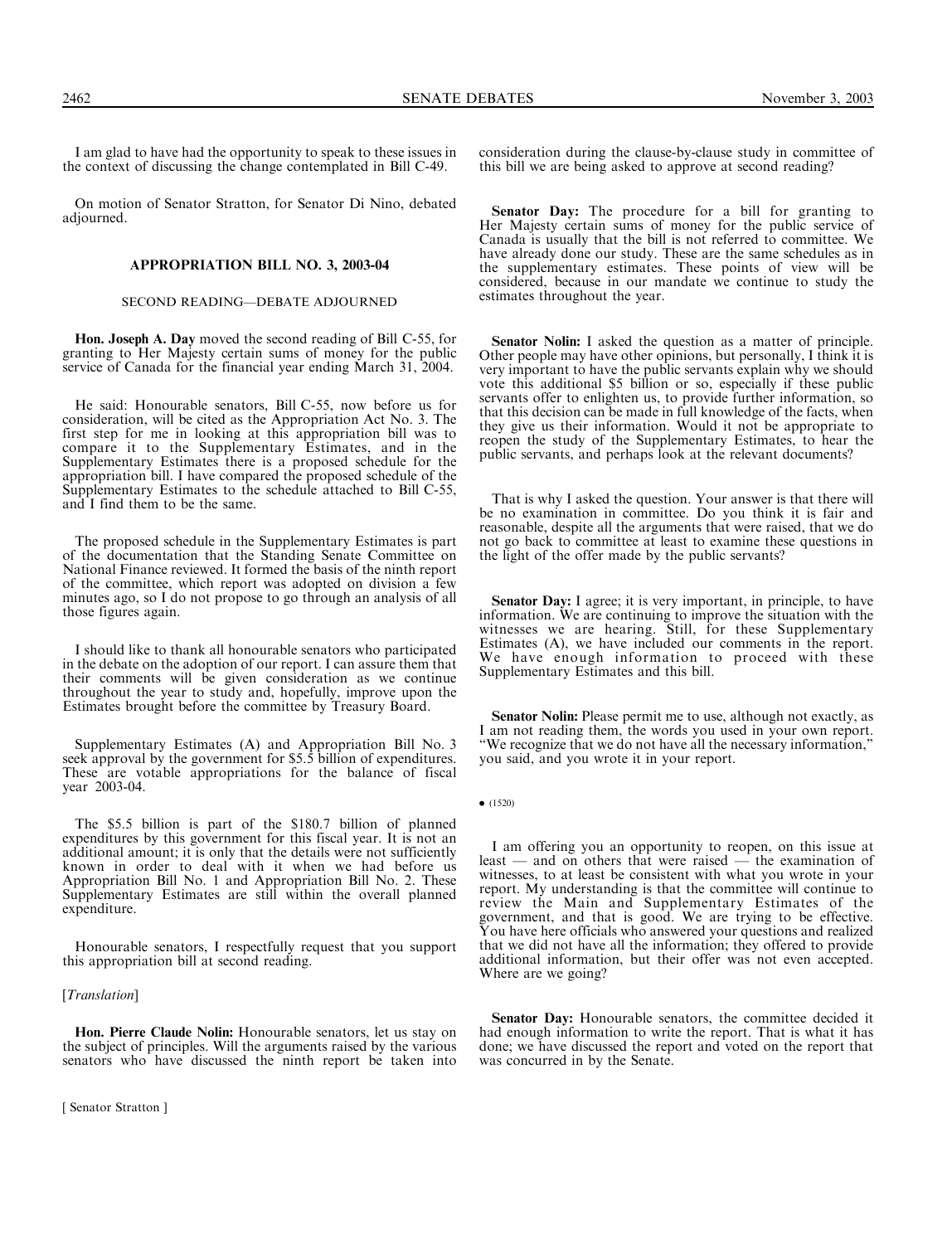I am glad to have had the opportunity to speak to these issues in the context of discussing the change contemplated in Bill C-49.

On motion of Senator Stratton, for Senator Di Nino, debated adjourned.

## APPROPRIATION BILL NO. 3, 2003-04

### SECOND READING—DEBATE ADJOURNED

**Hon. Joseph A. Day** moved the second reading of Bill C-55, for granting to Her Majesty certain sums of money for the public service of Canada for the financial year ending March 31, 2004.

He said: Honourable senators, Bill C-55, now before us for consideration, will be cited as the Appropriation Act No. 3. The first step for me in looking at this appropriation bill was to compare it to the Supplementary Estimates, and in the Supplementary Estimates there is a proposed schedule for the appropriation bill. I have compared the proposed schedule of the Supplementary Estimates to the schedule attached to Bill C-55, and I find them to be the same.

The proposed schedule in the Supplementary Estimates is part of the documentation that the Standing Senate Committee on National Finance reviewed. It formed the basis of the ninth report of the committee, which report was adopted on division a few minutes ago, so I do not propose to go through an analysis of all those figures again.

I should like to thank all honourable senators who participated in the debate on the adoption of our report. I can assure them that their comments will be given consideration as we continue throughout the year to study and, hopefully, improve upon the Estimates brought before the committee by Treasury Board.

Supplementary Estimates (A) and Appropriation Bill No. 3 seek approval by the government for $5.5 billion of expenditures. These are votable appropriations for the balance of fiscal year 2003-04.

The $5.5 billion is part of the $180.7 billion of planned expenditures by this government for this fiscal year. It is not an additional amount; it is only that the details were not sufficiently known in order to deal with it when we had before us Appropriation Bill No. 1 and Appropriation Bill No. 2. These Supplementary Estimates are still within the overall planned expenditure.

Honourable senators, I respectfully request that you support this appropriation bill at second reading.

[*Translation*]

**Hon. Pierre Claude Nolin:** Honourable senators, let us stay on the subject of principles. Will the arguments raised by the various senators who have discussed the ninth report be taken into consideration during the clause-by-clause study in committee of this bill we are being asked to approve at second reading?

**Senator Day:** The procedure for a bill for granting to Her Majesty certain sums of money for the public service of Canada is usually that the bill is not referred to committee. We have already done our study. These are the same schedules as in the supplementary estimates. These points of view will be considered, because in our mandate we continue to study the estimates throughout the year.

**Senator Nolin:** I asked the question as a matter of principle. Other people may have other opinions, but personally, I think it is very important to have the public servants explain why we should vote this additional $5 billion or so, especially if these public servants offer to enlighten us, to provide further information, so that this decision can be made in full knowledge of the facts, when they give us their information. Would it not be appropriate to reopen the study of the Supplementary Estimates, to hear the public servants, and perhaps look at the relevant documents?

That is why I asked the question. Your answer is that there will be no examination in committee. Do you think it is fair and reasonable, despite all the arguments that were raised, that we do not go back to committee at least to examine these questions in the light of the offer made by the public servants?

**Senator Day:** I agree; it is very important, in principle, to have information. We are continuing to improve the situation with the witnesses we are hearing. Still, for these Supplementary Estimates (A), we have included our comments in the report. We have enough information to proceed with these Supplementary Estimates and this bill.

**Senator Nolin:** Please permit me to use, although not exactly, as I am not reading them, the words you used in your own report. "We recognize that we do not have all the necessary information," you said, and you wrote it in your report.

• (1520)

I am offering you an opportunity to reopen, on this issue at least — and on others that were raised — the examination of witnesses, to at least be consistent with what you wrote in your report. My understanding is that the committee will continue to review the Main and Supplementary Estimates of the government, and that is good. We are trying to be effective. You have here officials who answered your questions and realized that we did not have all the information; they offered to provide additional information, but their offer was not even accepted. Where are we going?

**Senator Day:** Honourable senators, the committee decided it had enough information to write the report. That is what it has done; we have discussed the report and voted on the report that was concurred in by the Senate.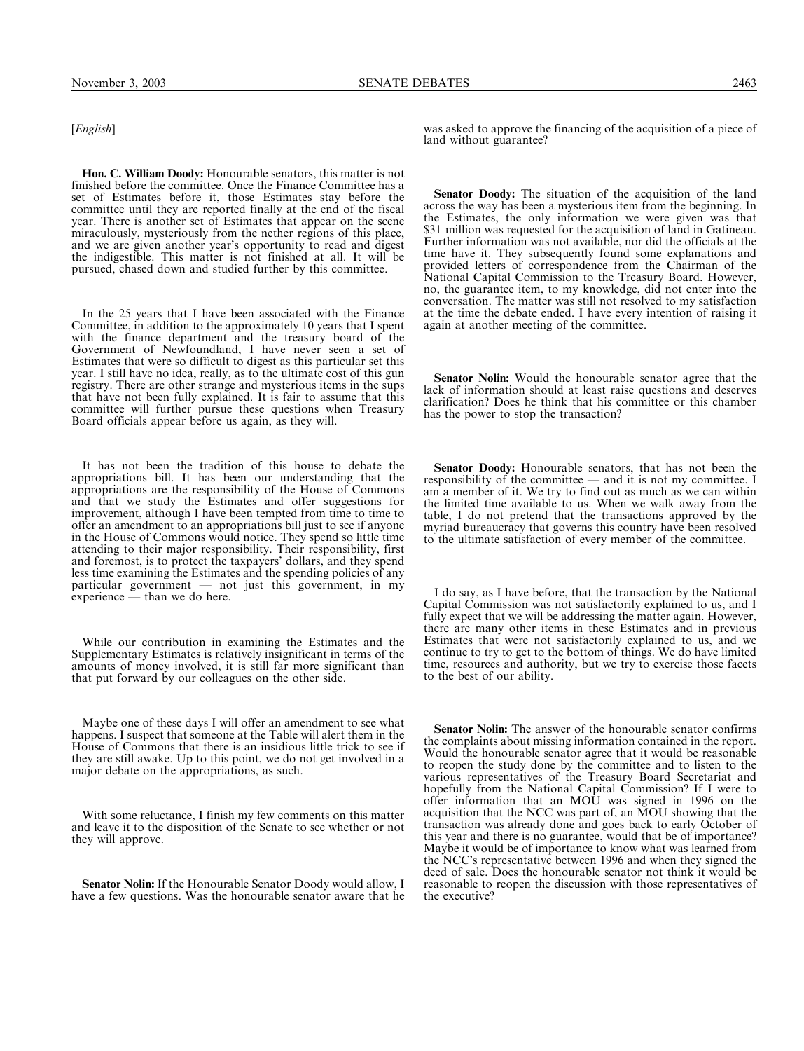[*English*]

**Hon. C. William Doody:** Honourable senators, this matter is not finished before the committee. Once the Finance Committee has a set of Estimates before it, those Estimates stay before the committee until they are reported finally at the end of the fiscal year. There is another set of Estimates that appear on the scene miraculously, mysteriously from the nether regions of this place, and we are given another year's opportunity to read and digest the indigestible. This matter is not finished at all. It will be pursued, chased down and studied further by this committee.

In the 25 years that I have been associated with the Finance Committee, in addition to the approximately 10 years that I spent with the finance department and the treasury board of the Government of Newfoundland, I have never seen a set of Estimates that were so difficult to digest as this particular set this year. I still have no idea, really, as to the ultimate cost of this gun registry. There are other strange and mysterious items in the sups that have not been fully explained. It is fair to assume that this committee will further pursue these questions when Treasury Board officials appear before us again, as they will.

It has not been the tradition of this house to debate the appropriations bill. It has been our understanding that the appropriations are the responsibility of the House of Commons and that we study the Estimates and offer suggestions for improvement, although I have been tempted from time to time to offer an amendment to an appropriations bill just to see if anyone in the House of Commons would notice. They spend so little time attending to their major responsibility. Their responsibility, first and foremost, is to protect the taxpayers' dollars, and they spend less time examining the Estimates and the spending policies of any particular government — not just this government, in my experience — than we do here.

While our contribution in examining the Estimates and the Supplementary Estimates is relatively insignificant in terms of the amounts of money involved, it is still far more significant than that put forward by our colleagues on the other side.

Maybe one of these days I will offer an amendment to see what happens. I suspect that someone at the Table will alert them in the House of Commons that there is an insidious little trick to see if they are still awake. Up to this point, we do not get involved in a major debate on the appropriations, as such.

With some reluctance, I finish my few comments on this matter and leave it to the disposition of the Senate to see whether or not they will approve.

**Senator Nolin:** If the Honourable Senator Doody would allow, I have a few questions. Was the honourable senator aware that he was asked to approve the financing of the acquisition of a piece of land without guarantee?

**Senator Doody:** The situation of the acquisition of the land across the way has been a mysterious item from the beginning. In the Estimates, the only information we were given was that $31 million was requested for the acquisition of land in Gatineau. Further information was not available, nor did the officials at the time have it. They subsequently found some explanations and provided letters of correspondence from the Chairman of the National Capital Commission to the Treasury Board. However, no, the guarantee item, to my knowledge, did not enter into the conversation. The matter was still not resolved to my satisfaction at the time the debate ended. I have every intention of raising it again at another meeting of the committee.

**Senator Nolin:** Would the honourable senator agree that the lack of information should at least raise questions and deserves clarification? Does he think that his committee or this chamber has the power to stop the transaction?

**Senator Doody:** Honourable senators, that has not been the responsibility of the committee — and it is not my committee. I am a member of it. We try to find out as much as we can within the limited time available to us. When we walk away from the table, I do not pretend that the transactions approved by the myriad bureaucracy that governs this country have been resolved to the ultimate satisfaction of every member of the committee.

I do say, as I have before, that the transaction by the National Capital Commission was not satisfactorily explained to us, and I fully expect that we will be addressing the matter again. However, there are many other items in these Estimates and in previous Estimates that were not satisfactorily explained to us, and we continue to try to get to the bottom of things. We do have limited time, resources and authority, but we try to exercise those facets to the best of our ability.

**Senator Nolin:** The answer of the honourable senator confirms the complaints about missing information contained in the report. Would the honourable senator agree that it would be reasonable to reopen the study done by the committee and to listen to the various representatives of the Treasury Board Secretariat and hopefully from the National Capital Commission? If I were to offer information that an MOU was signed in 1996 on the acquisition that the NCC was part of, an MOU showing that the transaction was already done and goes back to early October of this year and there is no guarantee, would that be of importance? Maybe it would be of importance to know what was learned from the NCC's representative between 1996 and when they signed the deed of sale. Does the honourable senator not think it would be reasonable to reopen the discussion with those representatives of the executive?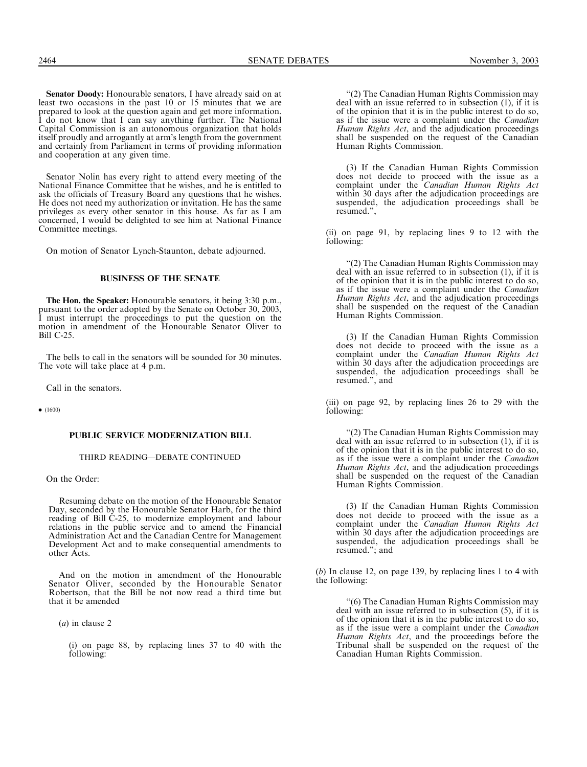**Senator Doody:** Honourable senators, I have already said on at least two occasions in the past 10 or 15 minutes that we are prepared to look at the question again and get more information. I do not know that I can say anything further. The National Capital Commission is an autonomous organization that holds itself proudly and arrogantly at arm's length from the government and certainly from Parliament in terms of providing information and cooperation at any given time.

Senator Nolin has every right to attend every meeting of the National Finance Committee that he wishes, and he is entitled to ask the officials of Treasury Board any questions that he wishes. He does not need my authorization or invitation. He has the same privileges as every other senator in this house. As far as I am concerned, I would be delighted to see him at National Finance Committee meetings.

On motion of Senator Lynch-Staunton, debate adjourned.

## BUSINESS OF THE SENATE

**The Hon. the Speaker:** Honourable senators, it being 3:30 p.m., pursuant to the order adopted by the Senate on October 30, 2003, I must interrupt the proceedings to put the question on the motion in amendment of the Honourable Senator Oliver to Bill C-25.

The bells to call in the senators will be sounded for 30 minutes. The vote will take place at 4 p.m.

Call in the senators.

• (1600)

## PUBLIC SERVICE MODERNIZATION BILL

### THIRD READING—DEBATE CONTINUED

On the Order:

Resuming debate on the motion of the Honourable Senator Day, seconded by the Honourable Senator Harb, for the third reading of Bill C-25, to modernize employment and labour relations in the public service and to amend the Financial Administration Act and the Canadian Centre for Management Development Act and to make consequential amendments to other Acts.

And on the motion in amendment of the Honourable Senator Oliver, seconded by the Honourable Senator Robertson, that the Bill be not now read a third time but that it be amended

(*a*) in clause 2

(i) on page 88, by replacing lines 37 to 40 with the following:

"(2) The Canadian Human Rights Commission may deal with an issue referred to in subsection (1), if it is of the opinion that it is in the public interest to do so, as if the issue were a complaint under the *Canadian Human Rights Act*, and the adjudication proceedings shall be suspended on the request of the Canadian Human Rights Commission.

(3) If the Canadian Human Rights Commission does not decide to proceed with the issue as a complaint under the *Canadian Human Rights Act* within 30 days after the adjudication proceedings are suspended, the adjudication proceedings shall be resumed.",

(ii) on page 91, by replacing lines 9 to 12 with the following:

"(2) The Canadian Human Rights Commission may deal with an issue referred to in subsection (1), if it is of the opinion that it is in the public interest to do so, as if the issue were a complaint under the *Canadian Human Rights Act*, and the adjudication proceedings shall be suspended on the request of the Canadian Human Rights Commission.

(3) If the Canadian Human Rights Commission does not decide to proceed with the issue as a complaint under the *Canadian Human Rights Act* within 30 days after the adjudication proceedings are suspended, the adjudication proceedings shall be resumed.", and

(iii) on page 92, by replacing lines 26 to 29 with the following:

"(2) The Canadian Human Rights Commission may deal with an issue referred to in subsection (1), if it is of the opinion that it is in the public interest to do so, as if the issue were a complaint under the *Canadian Human Rights Act*, and the adjudication proceedings shall be suspended on the request of the Canadian Human Rights Commission.

(3) If the Canadian Human Rights Commission does not decide to proceed with the issue as a complaint under the *Canadian Human Rights Act* within 30 days after the adjudication proceedings are suspended, the adjudication proceedings shall be resumed."; and

(*b*) In clause 12, on page 139, by replacing lines 1 to 4 with the following:

"(6) The Canadian Human Rights Commission may deal with an issue referred to in subsection (5), if it is of the opinion that it is in the public interest to do so, as if the issue were a complaint under the *Canadian Human Rights Act*, and the proceedings before the Tribunal shall be suspended on the request of the Canadian Human Rights Commission.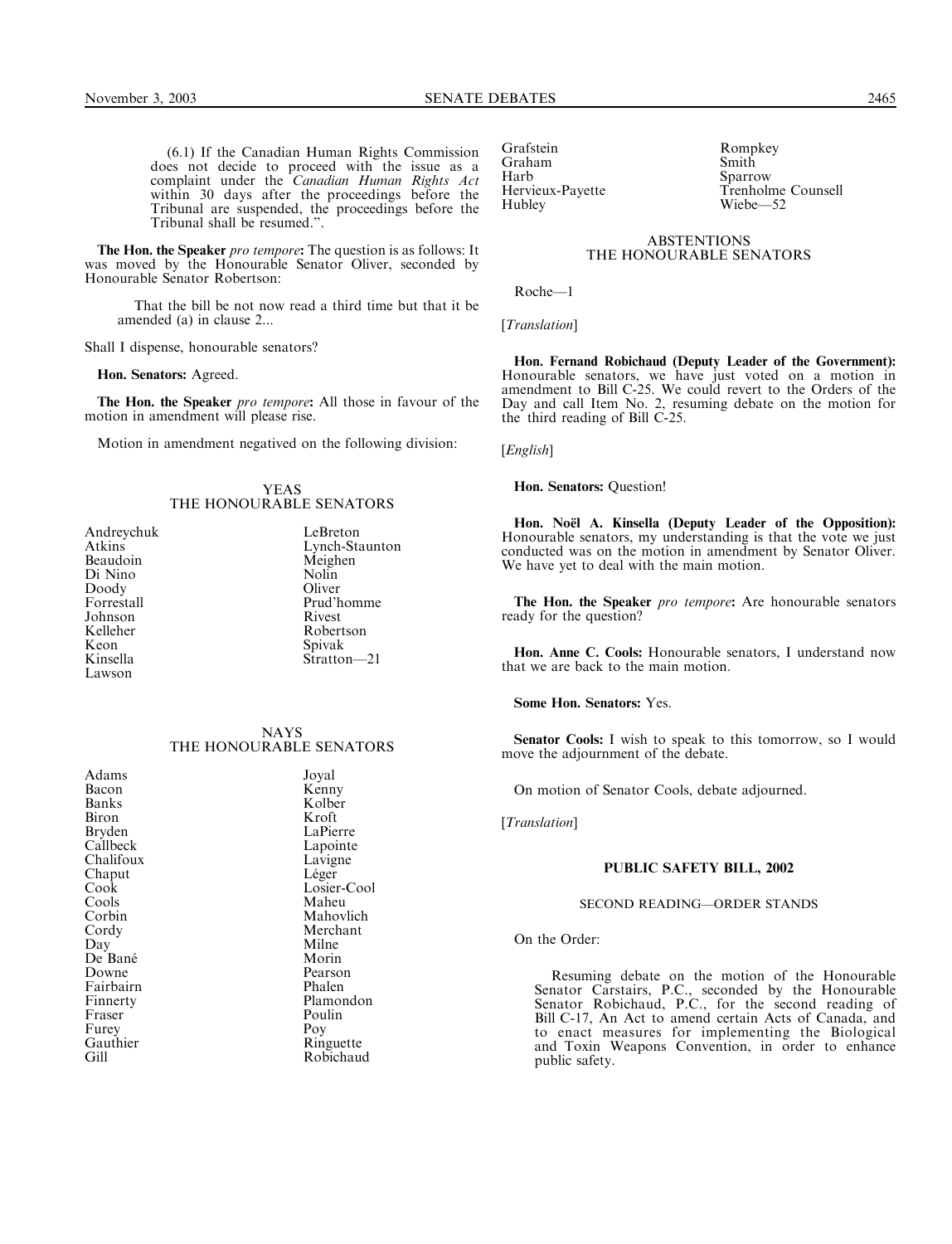(6.1) If the Canadian Human Rights Commission does not decide to proceed with the issue as a complaint under the *Canadian Human Rights Act* within 30 days after the proceedings before the Tribunal are suspended, the proceedings before the Tribunal shall be resumed.".

**The Hon. the Speaker *pro tempore*:** The question is as follows: It was moved by the Honourable Senator Oliver, seconded by Honourable Senator Robertson:

> That the bill be not now read a third time but that it be amended (a) in clause 2...

Shall I dispense, honourable senators?

**Hon. Senators:** Agreed.

**The Hon. the Speaker *pro tempore*:** All those in favour of the motion in amendment will please rise.

Motion in amendment negatived on the following division:

YEAS
THE HONOURABLE SENATORS

| | |
|---|---|
| Andreychuk | LeBreton |
| Atkins | Lynch-Staunton |
| Beaudoin | Meighen |
| Di Nino | Nolin |
| Doody | Oliver |
| Forrestall | Prud'homme |
| Johnson | Rivest |
| Kelleher | Robertson |
| Keon | Spivak |
| Kinsella | Stratton—21 |
| Lawson | |

NAYS
THE HONOURABLE SENATORS

| | |
|---|---|
| Adams | Joyal |
| Bacon | Kenny |
| Banks | Kolber |
| Biron | Kroft |
| Bryden | LaPierre |
| Callbeck | Lapointe |
| Chalifoux | Lavigne |
| Chaput | Léger |
| Cook | Losier-Cool |
| Cools | Maheu |
| Corbin | Mahovlich |
| Cordy | Merchant |
| Day | Milne |
| De Bané | Morin |
| Downe | Pearson |
| Fairbairn | Phalen |
| Finnerty | Plamondon |
| Fraser | Poulin |
| Furey | Poy |
| Gauthier | Ringuette |
| Gill | Robichaud |
| Grafstein | Rompkey |
| Graham | Smith |
| Harb | Sparrow |
| Hervieux-Payette | Trenholme Counsell |
| Hubley | Wiebe—52 |

ABSTENTIONS
THE HONOURABLE SENATORS

Roche—1

[*Translation*]

**Hon. Fernand Robichaud (Deputy Leader of the Government):** Honourable senators, we have just voted on a motion in amendment to Bill C-25. We could revert to the Orders of the Day and call Item No. 2, resuming debate on the motion for the third reading of Bill C-25.

[*English*]

**Hon. Senators:** Question!

**Hon. Noël A. Kinsella (Deputy Leader of the Opposition):** Honourable senators, my understanding is that the vote we just conducted was on the motion in amendment by Senator Oliver. We have yet to deal with the main motion.

**The Hon. the Speaker *pro tempore*:** Are honourable senators ready for the question?

**Hon. Anne C. Cools:** Honourable senators, I understand now that we are back to the main motion.

**Some Hon. Senators:** Yes.

**Senator Cools:** I wish to speak to this tomorrow, so I would move the adjournment of the debate.

On motion of Senator Cools, debate adjourned.

[*Translation*]

## PUBLIC SAFETY BILL, 2002

### SECOND READING—ORDER STANDS

On the Order:

> Resuming debate on the motion of the Honourable Senator Carstairs, P.C., seconded by the Honourable Senator Robichaud, P.C., for the second reading of Bill C-17, An Act to amend certain Acts of Canada, and to enact measures for implementing the Biological and Toxin Weapons Convention, in order to enhance public safety.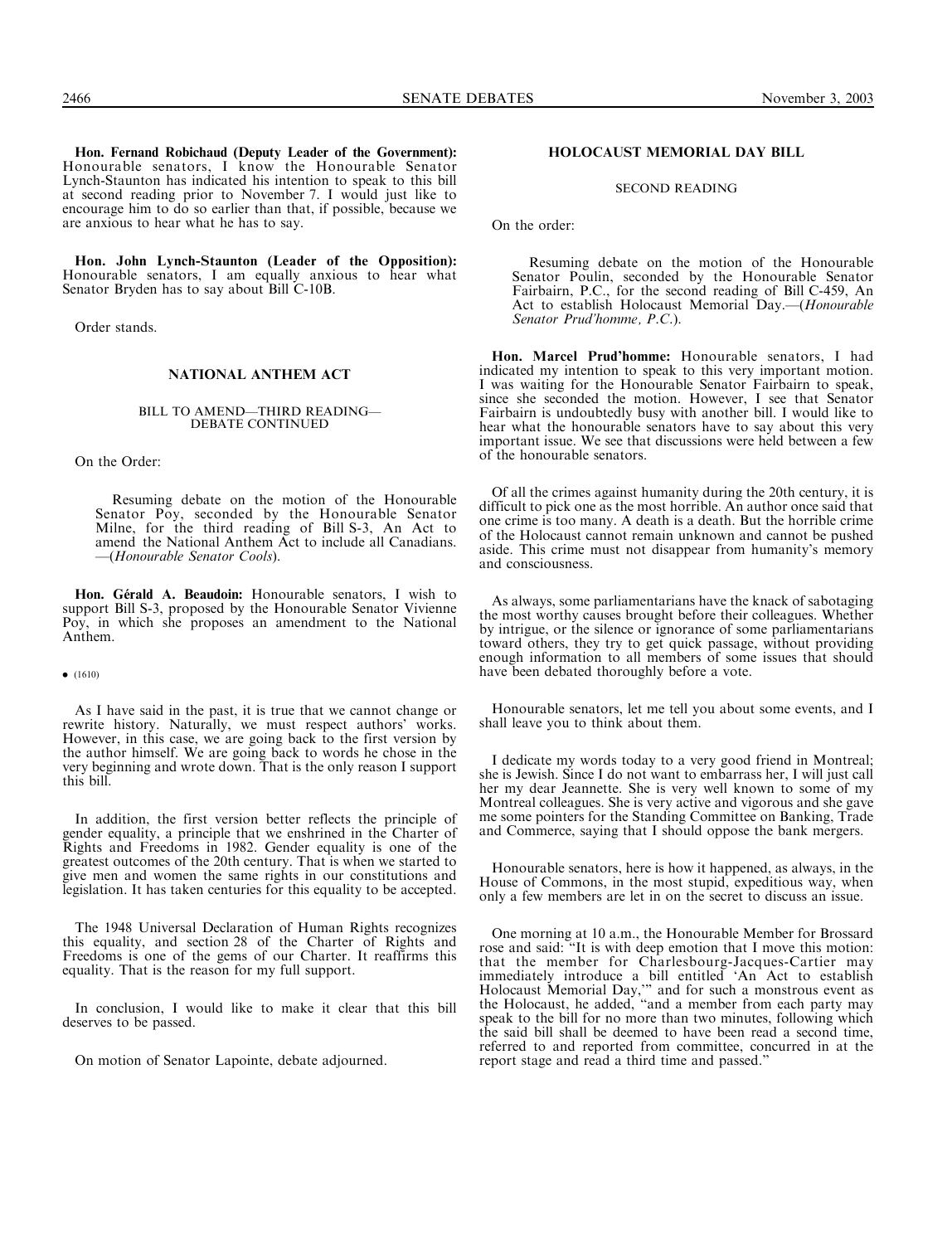**Hon. Fernand Robichaud (Deputy Leader of the Government):** Honourable senators, I know the Honourable Senator Lynch-Staunton has indicated his intention to speak to this bill at second reading prior to November 7. I would just like to encourage him to do so earlier than that, if possible, because we are anxious to hear what he has to say.

**Hon. John Lynch-Staunton (Leader of the Opposition):** Honourable senators, I am equally anxious to hear what Senator Bryden has to say about Bill C-10B.

Order stands.

## NATIONAL ANTHEM ACT

### BILL TO AMEND—THIRD READING—DEBATE CONTINUED

On the Order:

> Resuming debate on the motion of the Honourable Senator Poy, seconded by the Honourable Senator Milne, for the third reading of Bill S-3, An Act to amend the National Anthem Act to include all Canadians. —(*Honourable Senator Cools*).

**Hon. Gérald A. Beaudoin:** Honourable senators, I wish to support Bill S-3, proposed by the Honourable Senator Vivienne Poy, in which she proposes an amendment to the National Anthem.

• (1610)

As I have said in the past, it is true that we cannot change or rewrite history. Naturally, we must respect authors' works. However, in this case, we are going back to the first version by the author himself. We are going back to words he chose in the very beginning and wrote down. That is the only reason I support this bill.

In addition, the first version better reflects the principle of gender equality, a principle that we enshrined in the Charter of Rights and Freedoms in 1982. Gender equality is one of the greatest outcomes of the 20th century. That is when we started to give men and women the same rights in our constitutions and legislation. It has taken centuries for this equality to be accepted.

The 1948 Universal Declaration of Human Rights recognizes this equality, and section 28 of the Charter of Rights and Freedoms is one of the gems of our Charter. It reaffirms this equality. That is the reason for my full support.

In conclusion, I would like to make it clear that this bill deserves to be passed.

On motion of Senator Lapointe, debate adjourned.

## HOLOCAUST MEMORIAL DAY BILL

### SECOND READING

On the order:

> Resuming debate on the motion of the Honourable Senator Poulin, seconded by the Honourable Senator Fairbairn, P.C., for the second reading of Bill C-459, An Act to establish Holocaust Memorial Day.—(*Honourable Senator Prud'homme, P.C.*).

**Hon. Marcel Prud'homme:** Honourable senators, I had indicated my intention to speak to this very important motion. I was waiting for the Honourable Senator Fairbairn to speak, since she seconded the motion. However, I see that Senator Fairbairn is undoubtedly busy with another bill. I would like to hear what the honourable senators have to say about this very important issue. We see that discussions were held between a few of the honourable senators.

Of all the crimes against humanity during the 20th century, it is difficult to pick one as the most horrible. An author once said that one crime is too many. A death is a death. But the horrible crime of the Holocaust cannot remain unknown and cannot be pushed aside. This crime must not disappear from humanity's memory and consciousness.

As always, some parliamentarians have the knack of sabotaging the most worthy causes brought before their colleagues. Whether by intrigue, or the silence or ignorance of some parliamentarians toward others, they try to get quick passage, without providing enough information to all members of some issues that should have been debated thoroughly before a vote.

Honourable senators, let me tell you about some events, and I shall leave you to think about them.

I dedicate my words today to a very good friend in Montreal; she is Jewish. Since I do not want to embarrass her, I will just call her my dear Jeannette. She is very well known to some of my Montreal colleagues. She is very active and vigorous and she gave me some pointers for the Standing Committee on Banking, Trade and Commerce, saying that I should oppose the bank mergers.

Honourable senators, here is how it happened, as always, in the House of Commons, in the most stupid, expeditious way, when only a few members are let in on the secret to discuss an issue.

One morning at 10 a.m., the Honourable Member for Brossard rose and said: "It is with deep emotion that I move this motion: that the member for Charlesbourg-Jacques-Cartier may immediately introduce a bill entitled 'An Act to establish Holocaust Memorial Day,'" and for such a monstrous event as the Holocaust, he added, "and a member from each party may speak to the bill for no more than two minutes, following which the said bill shall be deemed to have been read a second time, referred to and reported from committee, concurred in at the report stage and read a third time and passed."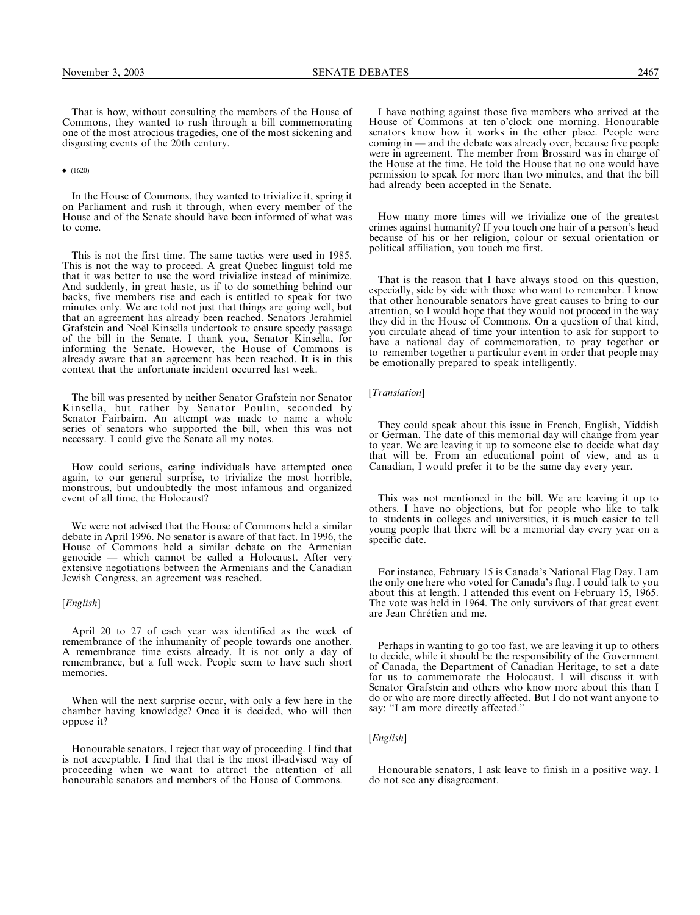That is how, without consulting the members of the House of Commons, they wanted to rush through a bill commemorating one of the most atrocious tragedies, one of the most sickening and disgusting events of the 20th century.

• (1620)

In the House of Commons, they wanted to trivialize it, spring it on Parliament and rush it through, when every member of the House and of the Senate should have been informed of what was to come.

This is not the first time. The same tactics were used in 1985. This is not the way to proceed. A great Quebec linguist told me that it was better to use the word trivialize instead of minimize. And suddenly, in great haste, as if to do something behind our backs, five members rise and each is entitled to speak for two minutes only. We are told not just that things are going well, but that an agreement has already been reached. Senators Jerahmiel Grafstein and Noël Kinsella undertook to ensure speedy passage of the bill in the Senate. I thank you, Senator Kinsella, for informing the Senate. However, the House of Commons is already aware that an agreement has been reached. It is in this context that the unfortunate incident occurred last week.

The bill was presented by neither Senator Grafstein nor Senator Kinsella, but rather by Senator Poulin, seconded by Senator Fairbairn. An attempt was made to name a whole series of senators who supported the bill, when this was not necessary. I could give the Senate all my notes.

How could serious, caring individuals have attempted once again, to our general surprise, to trivialize the most horrible, monstrous, but undoubtedly the most infamous and organized event of all time, the Holocaust?

We were not advised that the House of Commons held a similar debate in April 1996. No senator is aware of that fact. In 1996, the House of Commons held a similar debate on the Armenian genocide — which cannot be called a Holocaust. After very extensive negotiations between the Armenians and the Canadian Jewish Congress, an agreement was reached.

[*English*]

April 20 to 27 of each year was identified as the week of remembrance of the inhumanity of people towards one another. A remembrance time exists already. It is not only a day of remembrance, but a full week. People seem to have such short memories.

When will the next surprise occur, with only a few here in the chamber having knowledge? Once it is decided, who will then oppose it?

Honourable senators, I reject that way of proceeding. I find that is not acceptable. I find that that is the most ill-advised way of proceeding when we want to attract the attention of all honourable senators and members of the House of Commons.

I have nothing against those five members who arrived at the House of Commons at ten o'clock one morning. Honourable senators know how it works in the other place. People were coming in — and the debate was already over, because five people were in agreement. The member from Brossard was in charge of the House at the time. He told the House that no one would have permission to speak for more than two minutes, and that the bill had already been accepted in the Senate.

How many more times will we trivialize one of the greatest crimes against humanity? If you touch one hair of a person's head because of his or her religion, colour or sexual orientation or political affiliation, you touch me first.

That is the reason that I have always stood on this question, especially, side by side with those who want to remember. I know that other honourable senators have great causes to bring to our attention, so I would hope that they would not proceed in the way they did in the House of Commons. On a question of that kind, you circulate ahead of time your intention to ask for support to have a national day of commemoration, to pray together or to remember together a particular event in order that people may be emotionally prepared to speak intelligently.

[*Translation*]

They could speak about this issue in French, English, Yiddish or German. The date of this memorial day will change from year to year. We are leaving it up to someone else to decide what day that will be. From an educational point of view, and as a Canadian, I would prefer it to be the same day every year.

This was not mentioned in the bill. We are leaving it up to others. I have no objections, but for people who like to talk to students in colleges and universities, it is much easier to tell young people that there will be a memorial day every year on a specific date.

For instance, February 15 is Canada's National Flag Day. I am the only one here who voted for Canada's flag. I could talk to you about this at length. I attended this event on February 15, 1965. The vote was held in 1964. The only survivors of that great event are Jean Chrétien and me.

Perhaps in wanting to go too fast, we are leaving it up to others to decide, while it should be the responsibility of the Government of Canada, the Department of Canadian Heritage, to set a date for us to commemorate the Holocaust. I will discuss it with Senator Grafstein and others who know more about this than I do or who are more directly affected. But I do not want anyone to say: "I am more directly affected."

[*English*]

Honourable senators, I ask leave to finish in a positive way. I do not see any disagreement.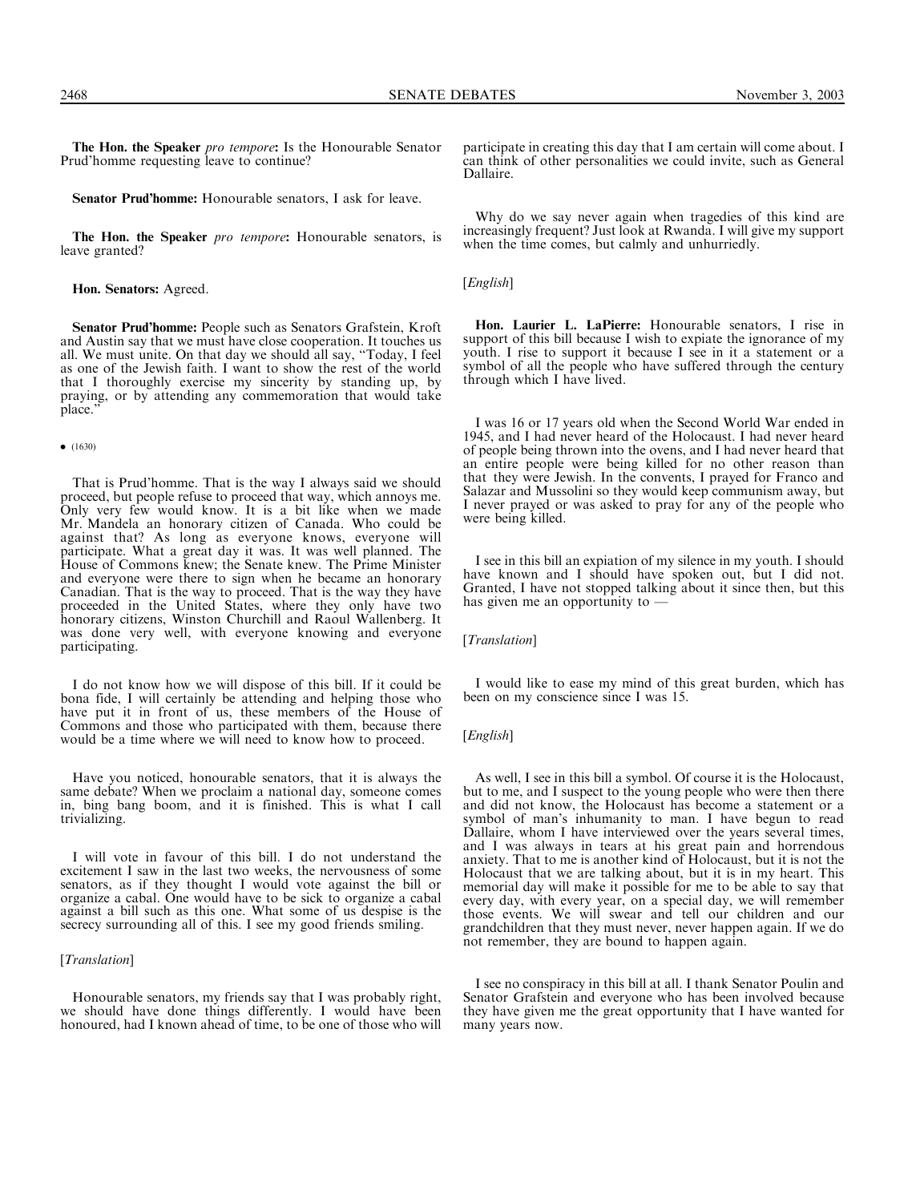**The Hon. the Speaker** *pro tempore***:** Is the Honourable Senator Prud'homme requesting leave to continue?

**Senator Prud'homme:** Honourable senators, I ask for leave.

**The Hon. the Speaker** *pro tempore***:** Honourable senators, is leave granted?

**Hon. Senators:** Agreed.

**Senator Prud'homme:** People such as Senators Grafstein, Kroft and Austin say that we must have close cooperation. It touches us all. We must unite. On that day we should all say, "Today, I feel as one of the Jewish faith. I want to show the rest of the world that I thoroughly exercise my sincerity by standing up, by praying, or by attending any commemoration that would take place."

• (1630)

That is Prud'homme. That is the way I always said we should proceed, but people refuse to proceed that way, which annoys me. Only very few would know. It is a bit like when we made Mr. Mandela an honorary citizen of Canada. Who could be against that? As long as everyone knows, everyone will participate. What a great day it was. It was well planned. The House of Commons knew; the Senate knew. The Prime Minister and everyone were there to sign when he became an honorary Canadian. That is the way to proceed. That is the way they have proceeded in the United States, where they only have two honorary citizens, Winston Churchill and Raoul Wallenberg. It was done very well, with everyone knowing and everyone participating.

I do not know how we will dispose of this bill. If it could be bona fide, I will certainly be attending and helping those who have put it in front of us, these members of the House of Commons and those who participated with them, because there would be a time where we will need to know how to proceed.

Have you noticed, honourable senators, that it is always the same debate? When we proclaim a national day, someone comes in, bing bang boom, and it is finished. This is what I call trivializing.

I will vote in favour of this bill. I do not understand the excitement I saw in the last two weeks, the nervousness of some senators, as if they thought I would vote against the bill or organize a cabal. One would have to be sick to organize a cabal against a bill such as this one. What some of us despise is the secrecy surrounding all of this. I see my good friends smiling.

[*Translation*]

Honourable senators, my friends say that I was probably right, we should have done things differently. I would have been honoured, had I known ahead of time, to be one of those who will participate in creating this day that I am certain will come about. I can think of other personalities we could invite, such as General Dallaire.

Why do we say never again when tragedies of this kind are increasingly frequent? Just look at Rwanda. I will give my support when the time comes, but calmly and unhurriedly.

[*English*]

**Hon. Laurier L. LaPierre:** Honourable senators, I rise in support of this bill because I wish to expiate the ignorance of my youth. I rise to support it because I see in it a statement or a symbol of all the people who have suffered through the century through which I have lived.

I was 16 or 17 years old when the Second World War ended in 1945, and I had never heard of the Holocaust. I had never heard of people being thrown into the ovens, and I had never heard that an entire people were being killed for no other reason than that they were Jewish. In the convents, I prayed for Franco and Salazar and Mussolini so they would keep communism away, but I never prayed or was asked to pray for any of the people who were being killed.

I see in this bill an expiation of my silence in my youth. I should have known and I should have spoken out, but I did not. Granted, I have not stopped talking about it since then, but this has given me an opportunity to —

[*Translation*]

I would like to ease my mind of this great burden, which has been on my conscience since I was 15.

[*English*]

As well, I see in this bill a symbol. Of course it is the Holocaust, but to me, and I suspect to the young people who were then there and did not know, the Holocaust has become a statement or a symbol of man's inhumanity to man. I have begun to read Dallaire, whom I have interviewed over the years several times, and I was always in tears at his great pain and horrendous anxiety. That to me is another kind of Holocaust, but it is not the Holocaust that we are talking about, but it is in my heart. This memorial day will make it possible for me to be able to say that every day, with every year, on a special day, we will remember those events. We will swear and tell our children and our grandchildren that they must never, never happen again. If we do not remember, they are bound to happen again.

I see no conspiracy in this bill at all. I thank Senator Poulin and Senator Grafstein and everyone who has been involved because they have given me the great opportunity that I have wanted for many years now.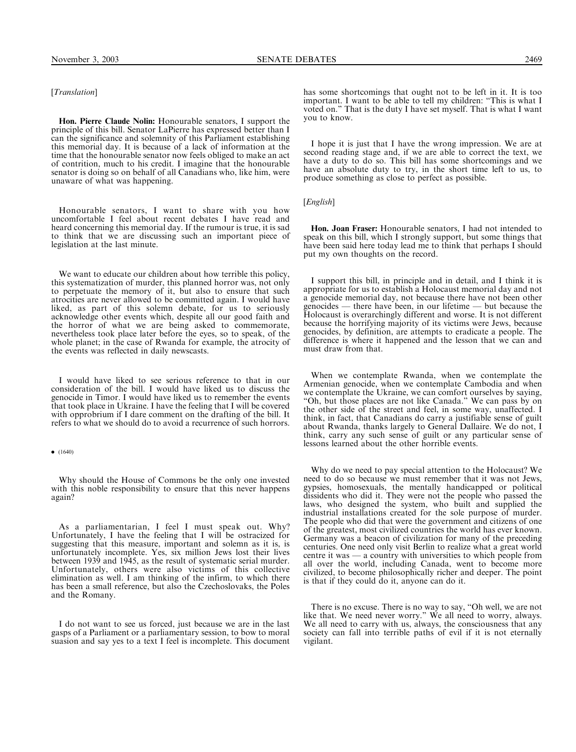[*Translation*]

**Hon. Pierre Claude Nolin:** Honourable senators, I support the principle of this bill. Senator LaPierre has expressed better than I can the significance and solemnity of this Parliament establishing this memorial day. It is because of a lack of information at the time that the honourable senator now feels obliged to make an act of contrition, much to his credit. I imagine that the honourable senator is doing so on behalf of all Canadians who, like him, were unaware of what was happening.

Honourable senators, I want to share with you how uncomfortable I feel about recent debates I have read and heard concerning this memorial day. If the rumour is true, it is sad to think that we are discussing such an important piece of legislation at the last minute.

We want to educate our children about how terrible this policy, this systematization of murder, this planned horror was, not only to perpetuate the memory of it, but also to ensure that such atrocities are never allowed to be committed again. I would have liked, as part of this solemn debate, for us to seriously acknowledge other events which, despite all our good faith and the horror of what we are being asked to commemorate, nevertheless took place later before the eyes, so to speak, of the whole planet; in the case of Rwanda for example, the atrocity of the events was reflected in daily newscasts.

I would have liked to see serious reference to that in our consideration of the bill. I would have liked us to discuss the genocide in Timor. I would have liked us to remember the events that took place in Ukraine. I have the feeling that I will be covered with opprobrium if I dare comment on the drafting of the bill. It refers to what we should do to avoid a recurrence of such horrors.

• (1640)

Why should the House of Commons be the only one invested with this noble responsibility to ensure that this never happens again?

As a parliamentarian, I feel I must speak out. Why? Unfortunately, I have the feeling that I will be ostracized for suggesting that this measure, important and solemn as it is, is unfortunately incomplete. Yes, six million Jews lost their lives between 1939 and 1945, as the result of systematic serial murder. Unfortunately, others were also victims of this collective elimination as well. I am thinking of the infirm, to which there has been a small reference, but also the Czechoslovaks, the Poles and the Romany.

I do not want to see us forced, just because we are in the last gasps of a Parliament or a parliamentary session, to bow to moral suasion and say yes to a text I feel is incomplete. This document has some shortcomings that ought not to be left in it. It is too important. I want to be able to tell my children: "This is what I voted on." That is the duty I have set myself. That is what I want you to know.

I hope it is just that I have the wrong impression. We are at second reading stage and, if we are able to correct the text, we have a duty to do so. This bill has some shortcomings and we have an absolute duty to try, in the short time left to us, to produce something as close to perfect as possible.

[*English*]

**Hon. Joan Fraser:** Honourable senators, I had not intended to speak on this bill, which I strongly support, but some things that have been said here today lead me to think that perhaps I should put my own thoughts on the record.

I support this bill, in principle and in detail, and I think it is appropriate for us to establish a Holocaust memorial day and not a genocide memorial day, not because there have not been other genocides — there have been, in our lifetime — but because the Holocaust is overarchingly different and worse. It is not different because the horrifying majority of its victims were Jews, because genocides, by definition, are attempts to eradicate a people. The difference is where it happened and the lesson that we can and must draw from that.

When we contemplate Rwanda, when we contemplate the Armenian genocide, when we contemplate Cambodia and when we contemplate the Ukraine, we can comfort ourselves by saying, "Oh, but those places are not like Canada." We can pass by on the other side of the street and feel, in some way, unaffected. I think, in fact, that Canadians do carry a justifiable sense of guilt about Rwanda, thanks largely to General Dallaire. We do not, I think, carry any such sense of guilt or any particular sense of lessons learned about the other horrible events.

Why do we need to pay special attention to the Holocaust? We need to do so because we must remember that it was not Jews, gypsies, homosexuals, the mentally handicapped or political dissidents who did it. They were not the people who passed the laws, who designed the system, who built and supplied the industrial installations created for the sole purpose of murder. The people who did that were the government and citizens of one of the greatest, most civilized countries the world has ever known. Germany was a beacon of civilization for many of the preceding centuries. One need only visit Berlin to realize what a great world centre it was — a country with universities to which people from all over the world, including Canada, went to become more civilized, to become philosophically richer and deeper. The point is that if they could do it, anyone can do it.

There is no excuse. There is no way to say, "Oh well, we are not like that. We need never worry." We all need to worry, always. We all need to carry with us, always, the consciousness that any society can fall into terrible paths of evil if it is not eternally vigilant.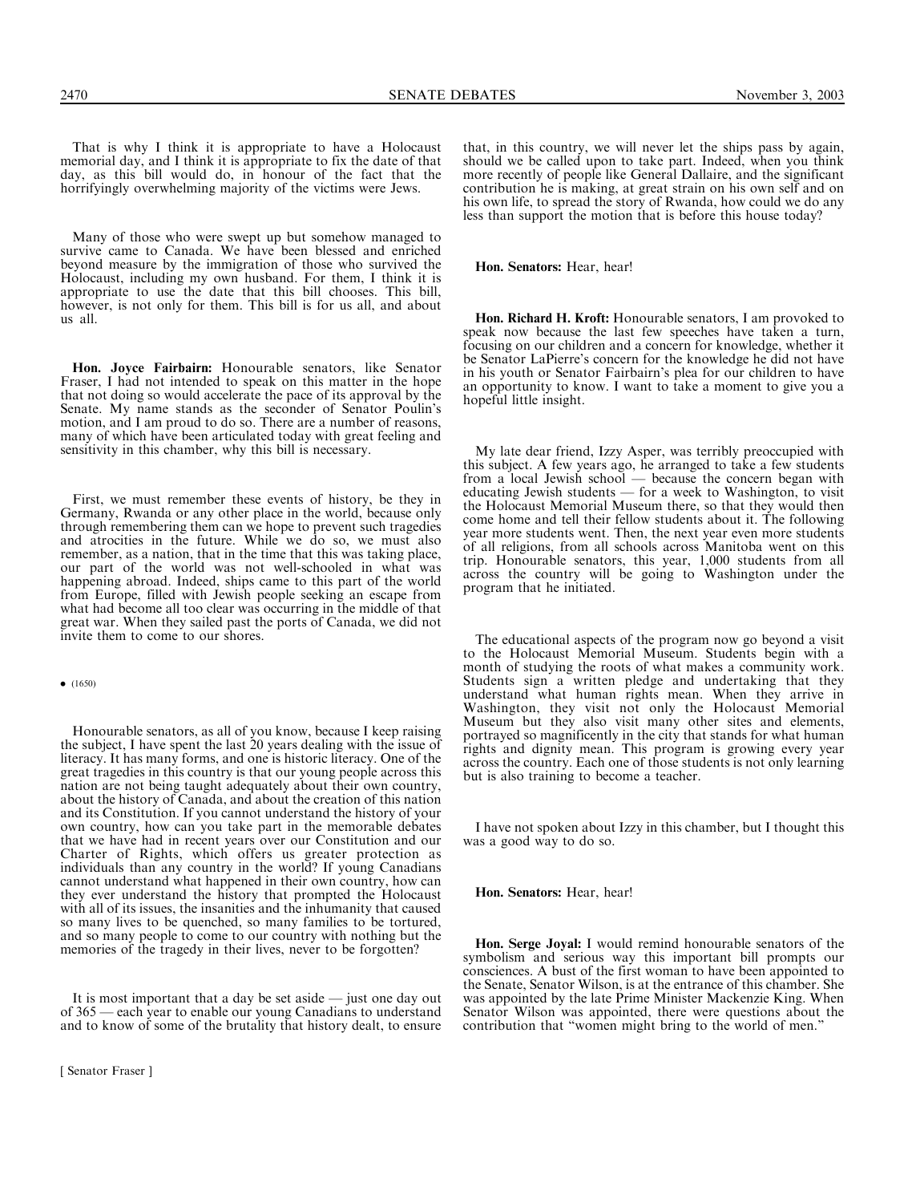That is why I think it is appropriate to have a Holocaust memorial day, and I think it is appropriate to fix the date of that day, as this bill would do, in honour of the fact that the horrifyingly overwhelming majority of the victims were Jews.

Many of those who were swept up but somehow managed to survive came to Canada. We have been blessed and enriched beyond measure by the immigration of those who survived the Holocaust, including my own husband. For them, I think it is appropriate to use the date that this bill chooses. This bill, however, is not only for them. This bill is for us all, and about us all.

**Hon. Joyce Fairbairn:** Honourable senators, like Senator Fraser, I had not intended to speak on this matter in the hope that not doing so would accelerate the pace of its approval by the Senate. My name stands as the seconder of Senator Poulin's motion, and I am proud to do so. There are a number of reasons, many of which have been articulated today with great feeling and sensitivity in this chamber, why this bill is necessary.

First, we must remember these events of history, be they in Germany, Rwanda or any other place in the world, because only through remembering them can we hope to prevent such tragedies and atrocities in the future. While we do so, we must also remember, as a nation, that in the time that this was taking place, our part of the world was not well-schooled in what was happening abroad. Indeed, ships came to this part of the world from Europe, filled with Jewish people seeking an escape from what had become all too clear was occurring in the middle of that great war. When they sailed past the ports of Canada, we did not invite them to come to our shores.

• (1650)

Honourable senators, as all of you know, because I keep raising the subject, I have spent the last 20 years dealing with the issue of literacy. It has many forms, and one is historic literacy. One of the great tragedies in this country is that our young people across this nation are not being taught adequately about their own country, about the history of Canada, and about the creation of this nation and its Constitution. If you cannot understand the history of your own country, how can you take part in the memorable debates that we have had in recent years over our Constitution and our Charter of Rights, which offers us greater protection as individuals than any country in the world? If young Canadians cannot understand what happened in their own country, how can they ever understand the history that prompted the Holocaust with all of its issues, the insanities and the inhumanity that caused so many lives to be quenched, so many families to be tortured, and so many people to come to our country with nothing but the memories of the tragedy in their lives, never to be forgotten?

It is most important that a day be set aside — just one day out of 365 — each year to enable our young Canadians to understand and to know of some of the brutality that history dealt, to ensure that, in this country, we will never let the ships pass by again, should we be called upon to take part. Indeed, when you think more recently of people like General Dallaire, and the significant contribution he is making, at great strain on his own self and on his own life, to spread the story of Rwanda, how could we do any less than support the motion that is before this house today?

**Hon. Senators:** Hear, hear!

**Hon. Richard H. Kroft:** Honourable senators, I am provoked to speak now because the last few speeches have taken a turn, focusing on our children and a concern for knowledge, whether it be Senator LaPierre's concern for the knowledge he did not have in his youth or Senator Fairbairn's plea for our children to have an opportunity to know. I want to take a moment to give you a hopeful little insight.

My late dear friend, Izzy Asper, was terribly preoccupied with this subject. A few years ago, he arranged to take a few students from a local Jewish school — because the concern began with educating Jewish students — for a week to Washington, to visit the Holocaust Memorial Museum there, so that they would then come home and tell their fellow students about it. The following year more students went. Then, the next year even more students of all religions, from all schools across Manitoba went on this trip. Honourable senators, this year, 1,000 students from all across the country will be going to Washington under the program that he initiated.

The educational aspects of the program now go beyond a visit to the Holocaust Memorial Museum. Students begin with a month of studying the roots of what makes a community work. Students sign a written pledge and undertaking that they understand what human rights mean. When they arrive in Washington, they visit not only the Holocaust Memorial Museum but they also visit many other sites and elements, portrayed so magnificently in the city that stands for what human rights and dignity mean. This program is growing every year across the country. Each one of those students is not only learning but is also training to become a teacher.

I have not spoken about Izzy in this chamber, but I thought this was a good way to do so.

**Hon. Senators:** Hear, hear!

**Hon. Serge Joyal:** I would remind honourable senators of the symbolism and serious way this important bill prompts our consciences. A bust of the first woman to have been appointed to the Senate, Senator Wilson, is at the entrance of this chamber. She was appointed by the late Prime Minister Mackenzie King. When Senator Wilson was appointed, there were questions about the contribution that "women might bring to the world of men."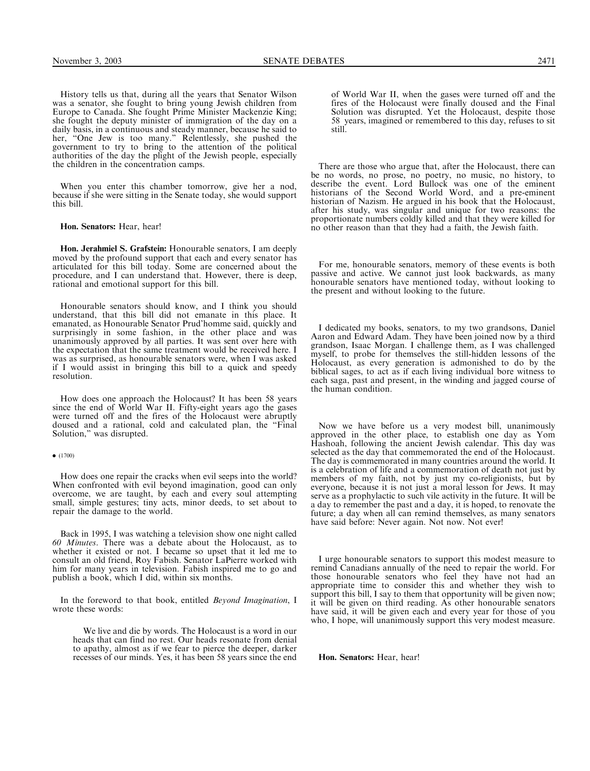History tells us that, during all the years that Senator Wilson was a senator, she fought to bring young Jewish children from Europe to Canada. She fought Prime Minister Mackenzie King; she fought the deputy minister of immigration of the day on a daily basis, in a continuous and steady manner, because he said to her, "One Jew is too many." Relentlessly, she pushed the government to try to bring to the attention of the political authorities of the day the plight of the Jewish people, especially the children in the concentration camps.

When you enter this chamber tomorrow, give her a nod, because if she were sitting in the Senate today, she would support this bill.

**Hon. Senators:** Hear, hear!

**Hon. Jerahmiel S. Grafstein:** Honourable senators, I am deeply moved by the profound support that each and every senator has articulated for this bill today. Some are concerned about the procedure, and I can understand that. However, there is deep, rational and emotional support for this bill.

Honourable senators should know, and I think you should understand, that this bill did not emanate in this place. It emanated, as Honourable Senator Prud'homme said, quickly and surprisingly in some fashion, in the other place and was unanimously approved by all parties. It was sent over here with the expectation that the same treatment would be received here. I was as surprised, as honourable senators were, when I was asked if I would assist in bringing this bill to a quick and speedy resolution.

How does one approach the Holocaust? It has been 58 years since the end of World War II. Fifty-eight years ago the gases were turned off and the fires of the Holocaust were abruptly doused and a rational, cold and calculated plan, the "Final Solution," was disrupted.

• (1700)

How does one repair the cracks when evil seeps into the world? When confronted with evil beyond imagination, good can only overcome, we are taught, by each and every soul attempting small, simple gestures; tiny acts, minor deeds, to set about to repair the damage to the world.

Back in 1995, I was watching a television show one night called *60 Minutes*. There was a debate about the Holocaust, as to whether it existed or not. I became so upset that it led me to consult an old friend, Roy Fabish. Senator LaPierre worked with him for many years in television. Fabish inspired me to go and publish a book, which I did, within six months.

In the foreword to that book, entitled *Beyond Imagination*, I wrote these words:

> We live and die by words. The Holocaust is a word in our heads that can find no rest. Our heads resonate from denial to apathy, almost as if we fear to pierce the deeper, darker recesses of our minds. Yes, it has been 58 years since the end of World War II, when the gases were turned off and the fires of the Holocaust were finally doused and the Final Solution was disrupted. Yet the Holocaust, despite those 58 years, imagined or remembered to this day, refuses to sit still.

There are those who argue that, after the Holocaust, there can be no words, no prose, no poetry, no music, no history, to describe the event. Lord Bullock was one of the eminent historians of the Second World Word, and a pre-eminent historian of Nazism. He argued in his book that the Holocaust, after his study, was singular and unique for two reasons: the proportionate numbers coldly killed and that they were killed for no other reason than that they had a faith, the Jewish faith.

For me, honourable senators, memory of these events is both passive and active. We cannot just look backwards, as many honourable senators have mentioned today, without looking to the present and without looking to the future.

I dedicated my books, senators, to my two grandsons, Daniel Aaron and Edward Adam. They have been joined now by a third grandson, Isaac Morgan. I challenge them, as I was challenged myself, to probe for themselves the still-hidden lessons of the Holocaust, as every generation is admonished to do by the biblical sages, to act as if each living individual bore witness to each saga, past and present, in the winding and jagged course of the human condition.

Now we have before us a very modest bill, unanimously approved in the other place, to establish one day as Yom Hashoah, following the ancient Jewish calendar. This day was selected as the day that commemorated the end of the Holocaust. The day is commemorated in many countries around the world. It is a celebration of life and a commemoration of death not just by members of my faith, not by just my co-religionists, but by everyone, because it is not just a moral lesson for Jews. It may serve as a prophylactic to such vile activity in the future. It will be a day to remember the past and a day, it is hoped, to renovate the future; a day when all can remind themselves, as many senators have said before: Never again. Not now. Not ever!

I urge honourable senators to support this modest measure to remind Canadians annually of the need to repair the world. For those honourable senators who feel they have not had an appropriate time to consider this and whether they wish to support this bill, I say to them that opportunity will be given now; it will be given on third reading. As other honourable senators have said, it will be given each and every year for those of you who, I hope, will unanimously support this very modest measure.

**Hon. Senators:** Hear, hear!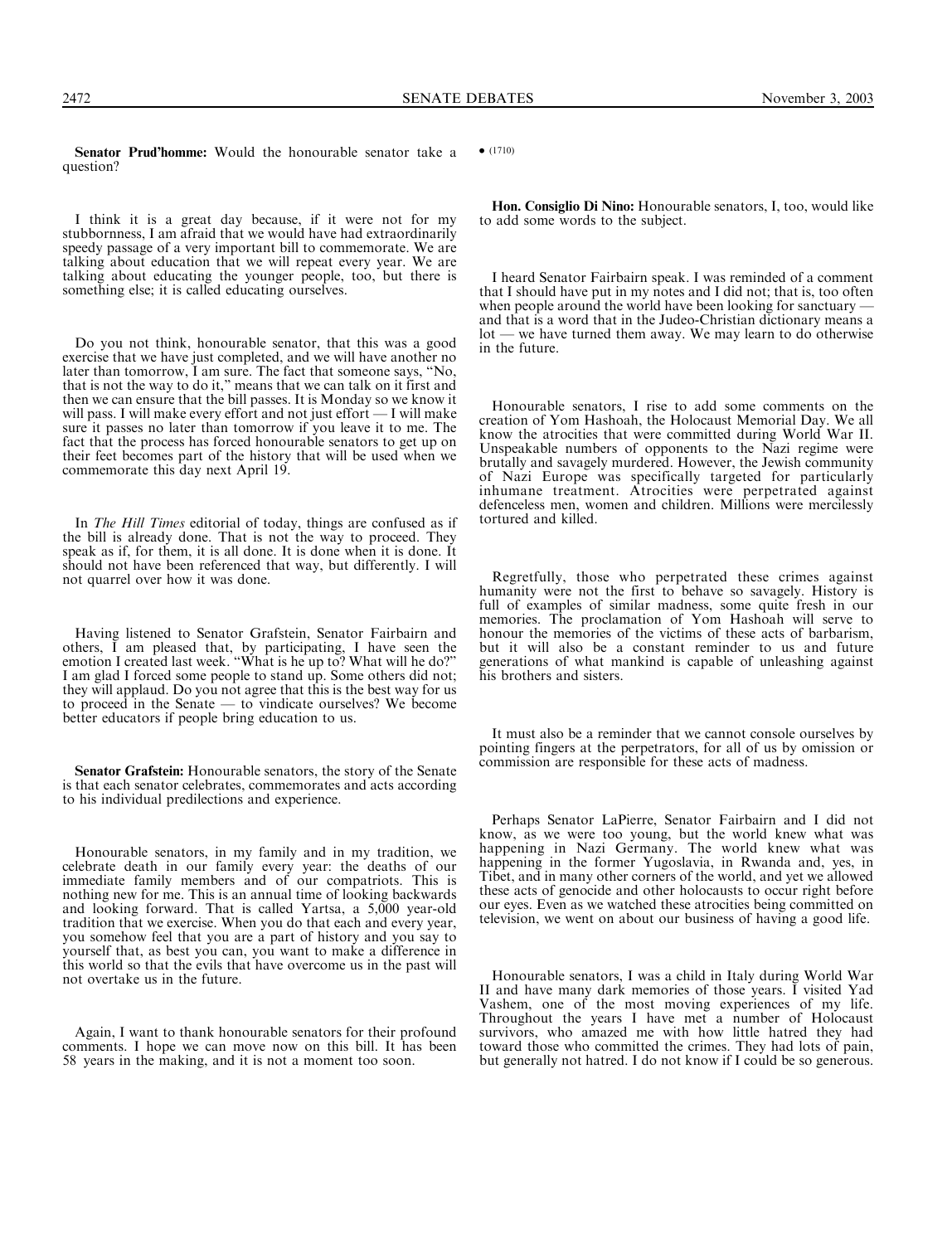**Senator Prud'homme:** Would the honourable senator take a question?

I think it is a great day because, if it were not for my stubbornness, I am afraid that we would have had extraordinarily speedy passage of a very important bill to commemorate. We are talking about education that we will repeat every year. We are talking about educating the younger people, too, but there is something else; it is called educating ourselves.

Do you not think, honourable senator, that this was a good exercise that we have just completed, and we will have another no later than tomorrow, I am sure. The fact that someone says, "No, that is not the way to do it," means that we can talk on it first and then we can ensure that the bill passes. It is Monday so we know it will pass. I will make every effort and not just effort — I will make sure it passes no later than tomorrow if you leave it to me. The fact that the process has forced honourable senators to get up on their feet becomes part of the history that will be used when we commemorate this day next April 19.

In *The Hill Times* editorial of today, things are confused as if the bill is already done. That is not the way to proceed. They speak as if, for them, it is all done. It is done when it is done. It should not have been referenced that way, but differently. I will not quarrel over how it was done.

Having listened to Senator Grafstein, Senator Fairbairn and others, I am pleased that, by participating, I have seen the emotion I created last week. "What is he up to? What will he do?" I am glad I forced some people to stand up. Some others did not; they will applaud. Do you not agree that this is the best way for us to proceed in the Senate — to vindicate ourselves? We become better educators if people bring education to us.

**Senator Grafstein:** Honourable senators, the story of the Senate is that each senator celebrates, commemorates and acts according to his individual predilections and experience.

Honourable senators, in my family and in my tradition, we celebrate death in our family every year: the deaths of our immediate family members and of our compatriots. This is nothing new for me. This is an annual time of looking backwards and looking forward. That is called Yartsa, a 5,000 year-old tradition that we exercise. When you do that each and every year, you somehow feel that you are a part of history and you say to yourself that, as best you can, you want to make a difference in this world so that the evils that have overcome us in the past will not overtake us in the future.

Again, I want to thank honourable senators for their profound comments. I hope we can move now on this bill. It has been 58 years in the making, and it is not a moment too soon.

• (1710)

**Hon. Consiglio Di Nino:** Honourable senators, I, too, would like to add some words to the subject.

I heard Senator Fairbairn speak. I was reminded of a comment that I should have put in my notes and I did not; that is, too often when people around the world have been looking for sanctuary — and that is a word that in the Judeo-Christian dictionary means a lot — we have turned them away. We may learn to do otherwise in the future.

Honourable senators, I rise to add some comments on the creation of Yom Hashoah, the Holocaust Memorial Day. We all know the atrocities that were committed during World War II. Unspeakable numbers of opponents to the Nazi regime were brutally and savagely murdered. However, the Jewish community of Nazi Europe was specifically targeted for particularly inhumane treatment. Atrocities were perpetrated against defenceless men, women and children. Millions were mercilessly tortured and killed.

Regretfully, those who perpetrated these crimes against humanity were not the first to behave so savagely. History is full of examples of similar madness, some quite fresh in our memories. The proclamation of Yom Hashoah will serve to honour the memories of the victims of these acts of barbarism, but it will also be a constant reminder to us and future generations of what mankind is capable of unleashing against his brothers and sisters.

It must also be a reminder that we cannot console ourselves by pointing fingers at the perpetrators, for all of us by omission or commission are responsible for these acts of madness.

Perhaps Senator LaPierre, Senator Fairbairn and I did not know, as we were too young, but the world knew what was happening in Nazi Germany. The world knew what was happening in the former Yugoslavia, in Rwanda and, yes, in Tibet, and in many other corners of the world, and yet we allowed these acts of genocide and other holocausts to occur right before our eyes. Even as we watched these atrocities being committed on television, we went on about our business of having a good life.

Honourable senators, I was a child in Italy during World War II and have many dark memories of those years. I visited Yad Vashem, one of the most moving experiences of my life. Throughout the years I have met a number of Holocaust survivors, who amazed me with how little hatred they had toward those who committed the crimes. They had lots of pain, but generally not hatred. I do not know if I could be so generous.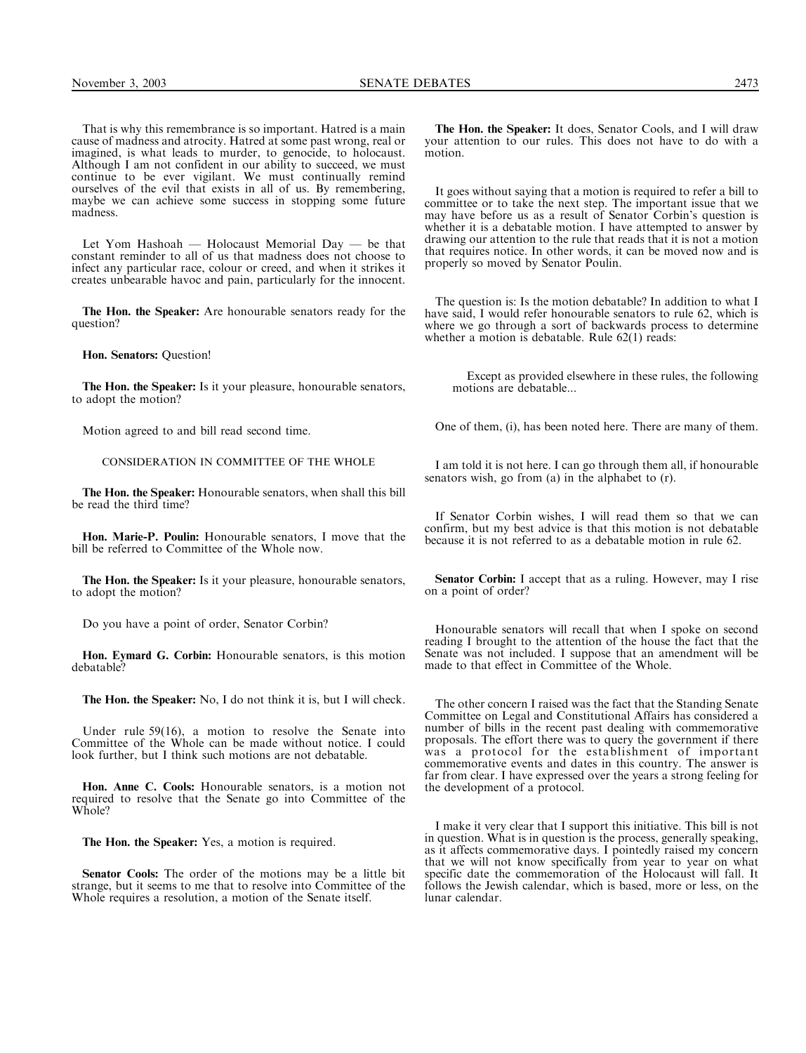That is why this remembrance is so important. Hatred is a main cause of madness and atrocity. Hatred at some past wrong, real or imagined, is what leads to murder, to genocide, to holocaust. Although I am not confident in our ability to succeed, we must continue to be ever vigilant. We must continually remind ourselves of the evil that exists in all of us. By remembering, maybe we can achieve some success in stopping some future madness.

Let Yom Hashoah — Holocaust Memorial Day — be that constant reminder to all of us that madness does not choose to infect any particular race, colour or creed, and when it strikes it creates unbearable havoc and pain, particularly for the innocent.

**The Hon. the Speaker:** Are honourable senators ready for the question?

**Hon. Senators:** Question!

**The Hon. the Speaker:** Is it your pleasure, honourable senators, to adopt the motion?

Motion agreed to and bill read second time.

### CONSIDERATION IN COMMITTEE OF THE WHOLE

**The Hon. the Speaker:** Honourable senators, when shall this bill be read the third time?

**Hon. Marie-P. Poulin:** Honourable senators, I move that the bill be referred to Committee of the Whole now.

**The Hon. the Speaker:** Is it your pleasure, honourable senators, to adopt the motion?

Do you have a point of order, Senator Corbin?

**Hon. Eymard G. Corbin:** Honourable senators, is this motion debatable?

**The Hon. the Speaker:** No, I do not think it is, but I will check.

Under rule 59(16), a motion to resolve the Senate into Committee of the Whole can be made without notice. I could look further, but I think such motions are not debatable.

**Hon. Anne C. Cools:** Honourable senators, is a motion not required to resolve that the Senate go into Committee of the Whole?

**The Hon. the Speaker:** Yes, a motion is required.

**Senator Cools:** The order of the motions may be a little bit strange, but it seems to me that to resolve into Committee of the Whole requires a resolution, a motion of the Senate itself.

**The Hon. the Speaker:** It does, Senator Cools, and I will draw your attention to our rules. This does not have to do with a motion.

It goes without saying that a motion is required to refer a bill to committee or to take the next step. The important issue that we may have before us as a result of Senator Corbin's question is whether it is a debatable motion. I have attempted to answer by drawing our attention to the rule that reads that it is not a motion that requires notice. In other words, it can be moved now and is properly so moved by Senator Poulin.

The question is: Is the motion debatable? In addition to what I have said, I would refer honourable senators to rule 62, which is where we go through a sort of backwards process to determine whether a motion is debatable. Rule 62(1) reads:

> Except as provided elsewhere in these rules, the following motions are debatable...

One of them, (i), has been noted here. There are many of them.

I am told it is not here. I can go through them all, if honourable senators wish, go from (a) in the alphabet to (r).

If Senator Corbin wishes, I will read them so that we can confirm, but my best advice is that this motion is not debatable because it is not referred to as a debatable motion in rule 62.

**Senator Corbin:** I accept that as a ruling. However, may I rise on a point of order?

Honourable senators will recall that when I spoke on second reading I brought to the attention of the house the fact that the Senate was not included. I suppose that an amendment will be made to that effect in Committee of the Whole.

The other concern I raised was the fact that the Standing Senate Committee on Legal and Constitutional Affairs has considered a number of bills in the recent past dealing with commemorative proposals. The effort there was to query the government if there was a protocol for the establishment of important commemorative events and dates in this country. The answer is far from clear. I have expressed over the years a strong feeling for the development of a protocol.

I make it very clear that I support this initiative. This bill is not in question. What is in question is the process, generally speaking, as it affects commemorative days. I pointedly raised my concern that we will not know specifically from year to year on what specific date the commemoration of the Holocaust will fall. It follows the Jewish calendar, which is based, more or less, on the lunar calendar.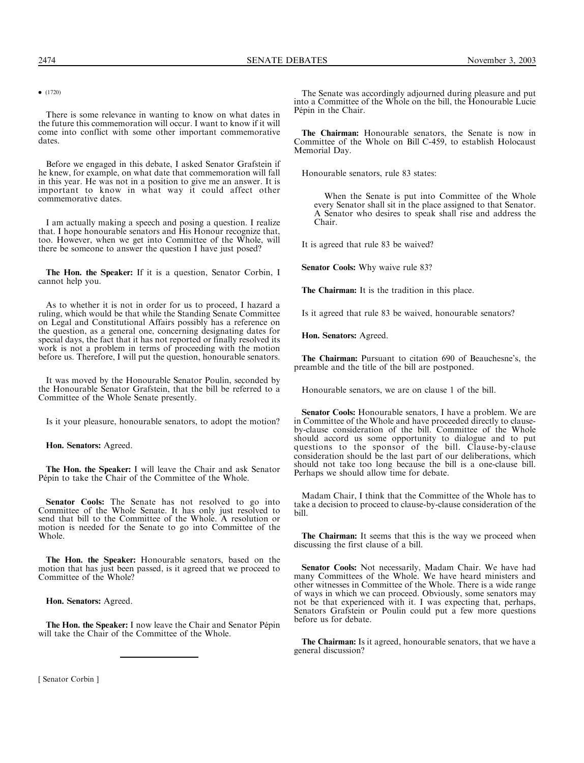• (1720)

There is some relevance in wanting to know on what dates in the future this commemoration will occur. I want to know if it will come into conflict with some other important commemorative dates.

Before we engaged in this debate, I asked Senator Grafstein if he knew, for example, on what date that commemoration will fall in this year. He was not in a position to give me an answer. It is important to know in what way it could affect other commemorative dates.

I am actually making a speech and posing a question. I realize that. I hope honourable senators and His Honour recognize that, too. However, when we get into Committee of the Whole, will there be someone to answer the question I have just posed?

**The Hon. the Speaker:** If it is a question, Senator Corbin, I cannot help you.

As to whether it is not in order for us to proceed, I hazard a ruling, which would be that while the Standing Senate Committee on Legal and Constitutional Affairs possibly has a reference on the question, as a general one, concerning designating dates for special days, the fact that it has not reported or finally resolved its work is not a problem in terms of proceeding with the motion before us. Therefore, I will put the question, honourable senators.

It was moved by the Honourable Senator Poulin, seconded by the Honourable Senator Grafstein, that the bill be referred to a Committee of the Whole Senate presently.

Is it your pleasure, honourable senators, to adopt the motion?

**Hon. Senators:** Agreed.

**The Hon. the Speaker:** I will leave the Chair and ask Senator Pépin to take the Chair of the Committee of the Whole.

**Senator Cools:** The Senate has not resolved to go into Committee of the Whole Senate. It has only just resolved to send that bill to the Committee of the Whole. A resolution or motion is needed for the Senate to go into Committee of the Whole.

**The Hon. the Speaker:** Honourable senators, based on the motion that has just been passed, is it agreed that we proceed to Committee of the Whole?

**Hon. Senators:** Agreed.

**The Hon. the Speaker:** I now leave the Chair and Senator Pépin will take the Chair of the Committee of the Whole.

---

The Senate was accordingly adjourned during pleasure and put into a Committee of the Whole on the bill, the Honourable Lucie Pépin in the Chair.

**The Chairman:** Honourable senators, the Senate is now in Committee of the Whole on Bill C-459, to establish Holocaust Memorial Day.

Honourable senators, rule 83 states:

> When the Senate is put into Committee of the Whole every Senator shall sit in the place assigned to that Senator. A Senator who desires to speak shall rise and address the Chair.

It is agreed that rule 83 be waived?

**Senator Cools:** Why waive rule 83?

**The Chairman:** It is the tradition in this place.

Is it agreed that rule 83 be waived, honourable senators?

**Hon. Senators:** Agreed.

**The Chairman:** Pursuant to citation 690 of Beauchesne's, the preamble and the title of the bill are postponed.

Honourable senators, we are on clause 1 of the bill.

**Senator Cools:** Honourable senators, I have a problem. We are in Committee of the Whole and have proceeded directly to clause-by-clause consideration of the bill. Committee of the Whole should accord us some opportunity to dialogue and to put questions to the sponsor of the bill. Clause-by-clause consideration should be the last part of our deliberations, which should not take too long because the bill is a one-clause bill. Perhaps we should allow time for debate.

Madam Chair, I think that the Committee of the Whole has to take a decision to proceed to clause-by-clause consideration of the bill.

**The Chairman:** It seems that this is the way we proceed when discussing the first clause of a bill.

**Senator Cools:** Not necessarily, Madam Chair. We have had many Committees of the Whole. We have heard ministers and other witnesses in Committee of the Whole. There is a wide range of ways in which we can proceed. Obviously, some senators may not be that experienced with it. I was expecting that, perhaps, Senators Grafstein or Poulin could put a few more questions before us for debate.

**The Chairman:** Is it agreed, honourable senators, that we have a general discussion?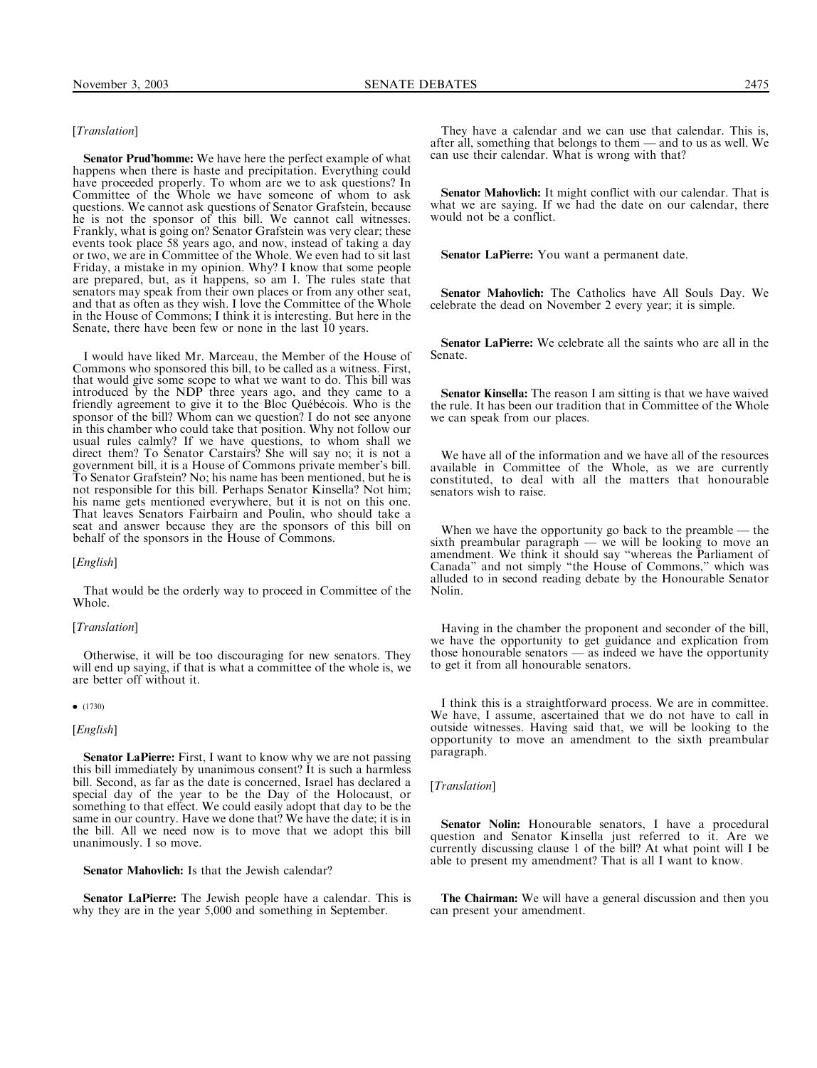[*Translation*]

**Senator Prud'homme:** We have here the perfect example of what happens when there is haste and precipitation. Everything could have proceeded properly. To whom are we to ask questions? In Committee of the Whole we have someone of whom to ask questions. We cannot ask questions of Senator Grafstein, because he is not the sponsor of this bill. We cannot call witnesses. Frankly, what is going on? Senator Grafstein was very clear; these events took place 58 years ago, and now, instead of taking a day or two, we are in Committee of the Whole. We even had to sit last Friday, a mistake in my opinion. Why? I know that some people are prepared, but, as it happens, so am I. The rules state that senators may speak from their own places or from any other seat, and that as often as they wish. I love the Committee of the Whole in the House of Commons; I think it is interesting. But here in the Senate, there have been few or none in the last 10 years.

I would have liked Mr. Marceau, the Member of the House of Commons who sponsored this bill, to be called as a witness. First, that would give some scope to what we want to do. This bill was introduced by the NDP three years ago, and they came to a friendly agreement to give it to the Bloc Québécois. Who is the sponsor of the bill? Whom can we question? I do not see anyone in this chamber who could take that position. Why not follow our usual rules calmly? If we have questions, to whom shall we direct them? To Senator Carstairs? She will say no; it is not a government bill, it is a House of Commons private member's bill. To Senator Grafstein? No; his name has been mentioned, but he is not responsible for this bill. Perhaps Senator Kinsella? Not him; his name gets mentioned everywhere, but it is not on this one. That leaves Senators Fairbairn and Poulin, who should take a seat and answer because they are the sponsors of this bill on behalf of the sponsors in the House of Commons.

[*English*]

That would be the orderly way to proceed in Committee of the Whole.

[*Translation*]

Otherwise, it will be too discouraging for new senators. They will end up saying, if that is what a committee of the whole is, we are better off without it.

• (1730)

[*English*]

**Senator LaPierre:** First, I want to know why we are not passing this bill immediately by unanimous consent? It is such a harmless bill. Second, as far as the date is concerned, Israel has declared a special day of the year to be the Day of the Holocaust, or something to that effect. We could easily adopt that day to be the same in our country. Have we done that? We have the date; it is in the bill. All we need now is to move that we adopt this bill unanimously. I so move.

**Senator Mahovlich:** Is that the Jewish calendar?

**Senator LaPierre:** The Jewish people have a calendar. This is why they are in the year 5,000 and something in September.

They have a calendar and we can use that calendar. This is, after all, something that belongs to them — and to us as well. We can use their calendar. What is wrong with that?

**Senator Mahovlich:** It might conflict with our calendar. That is what we are saying. If we had the date on our calendar, there would not be a conflict.

**Senator LaPierre:** You want a permanent date.

**Senator Mahovlich:** The Catholics have All Souls Day. We celebrate the dead on November 2 every year; it is simple.

**Senator LaPierre:** We celebrate all the saints who are all in the Senate.

**Senator Kinsella:** The reason I am sitting is that we have waived the rule. It has been our tradition that in Committee of the Whole we can speak from our places.

We have all of the information and we have all of the resources available in Committee of the Whole, as we are currently constituted, to deal with all the matters that honourable senators wish to raise.

When we have the opportunity go back to the preamble — the sixth preambular paragraph — we will be looking to move an amendment. We think it should say "whereas the Parliament of Canada" and not simply "the House of Commons," which was alluded to in second reading debate by the Honourable Senator Nolin.

Having in the chamber the proponent and seconder of the bill, we have the opportunity to get guidance and explication from those honourable senators — as indeed we have the opportunity to get it from all honourable senators.

I think this is a straightforward process. We are in committee. We have, I assume, ascertained that we do not have to call in outside witnesses. Having said that, we will be looking to the opportunity to move an amendment to the sixth preambular paragraph.

[*Translation*]

**Senator Nolin:** Honourable senators, I have a procedural question and Senator Kinsella just referred to it. Are we currently discussing clause 1 of the bill? At what point will I be able to present my amendment? That is all I want to know.

**The Chairman:** We will have a general discussion and then you can present your amendment.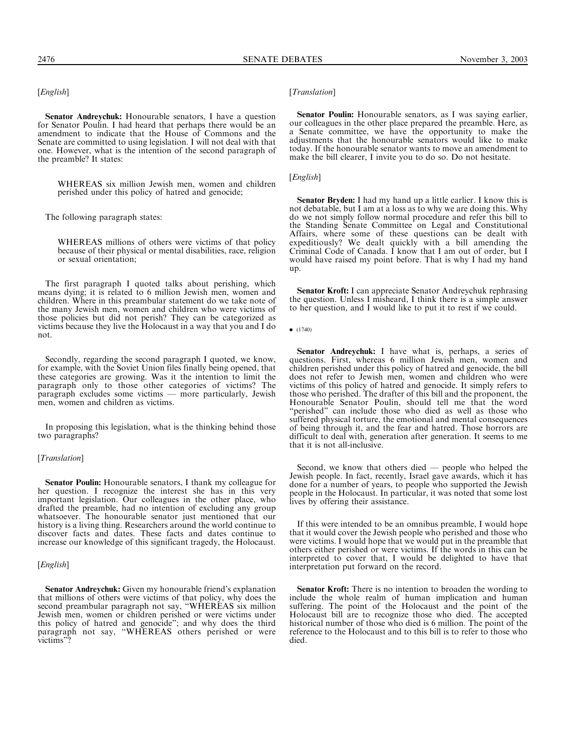[*English*]

**Senator Andreychuk:** Honourable senators, I have a question for Senator Poulin. I had heard that perhaps there would be an amendment to indicate that the House of Commons and the Senate are committed to using legislation. I will not deal with that one. However, what is the intention of the second paragraph of the preamble? It states:

> WHEREAS six million Jewish men, women and children perished under this policy of hatred and genocide;

The following paragraph states:

> WHEREAS millions of others were victims of that policy because of their physical or mental disabilities, race, religion or sexual orientation;

The first paragraph I quoted talks about perishing, which means dying; it is related to 6 million Jewish men, women and children. Where in this preambular statement do we take note of the many Jewish men, women and children who were victims of those policies but did not perish? They can be categorized as victims because they live the Holocaust in a way that you and I do not.

Secondly, regarding the second paragraph I quoted, we know, for example, with the Soviet Union files finally being opened, that these categories are growing. Was it the intention to limit the paragraph only to those other categories of victims? The paragraph excludes some victims — more particularly, Jewish men, women and children as victims.

In proposing this legislation, what is the thinking behind those two paragraphs?

[*Translation*]

**Senator Poulin:** Honourable senators, I thank my colleague for her question. I recognize the interest she has in this very important legislation. Our colleagues in the other place, who drafted the preamble, had no intention of excluding any group whatsoever. The honourable senator just mentioned that our history is a living thing. Researchers around the world continue to discover facts and dates. These facts and dates continue to increase our knowledge of this significant tragedy, the Holocaust.

[*English*]

**Senator Andreychuk:** Given my honourable friend's explanation that millions of others were victims of that policy, why does the second preambular paragraph not say, "WHEREAS six million Jewish men, women or children perished or were victims under this policy of hatred and genocide"; and why does the third paragraph not say, "WHEREAS others perished or were victims"?

[*Translation*]

**Senator Poulin:** Honourable senators, as I was saying earlier, our colleagues in the other place prepared the preamble. Here, as a Senate committee, we have the opportunity to make the adjustments that the honourable senators would like to make today. If the honourable senator wants to move an amendment to make the bill clearer, I invite you to do so. Do not hesitate.

[*English*]

**Senator Bryden:** I had my hand up a little earlier. I know this is not debatable, but I am at a loss as to why we are doing this. Why do we not simply follow normal procedure and refer this bill to the Standing Senate Committee on Legal and Constitutional Affairs, where some of these questions can be dealt with expeditiously? We dealt quickly with a bill amending the Criminal Code of Canada. I know that I am out of order, but I would have raised my point before. That is why I had my hand up.

**Senator Kroft:** I can appreciate Senator Andreychuk rephrasing the question. Unless I misheard, I think there is a simple answer to her question, and I would like to put it to rest if we could.

• (1740)

**Senator Andreychuk:** I have what is, perhaps, a series of questions. First, whereas 6 million Jewish men, women and children perished under this policy of hatred and genocide, the bill does not refer to Jewish men, women and children who were victims of this policy of hatred and genocide. It simply refers to those who perished. The drafter of this bill and the proponent, the Honourable Senator Poulin, should tell me that the word "perished" can include those who died as well as those who suffered physical torture, the emotional and mental consequences of being through it, and the fear and hatred. Those horrors are difficult to deal with, generation after generation. It seems to me that it is not all-inclusive.

Second, we know that others died — people who helped the Jewish people. In fact, recently, Israel gave awards, which it has done for a number of years, to people who supported the Jewish people in the Holocaust. In particular, it was noted that some lost lives by offering their assistance.

If this were intended to be an omnibus preamble, I would hope that it would cover the Jewish people who perished and those who were victims. I would hope that we would put in the preamble that others either perished or were victims. If the words in this can be interpreted to cover that, I would be delighted to have that interpretation put forward on the record.

**Senator Kroft:** There is no intention to broaden the wording to include the whole realm of human implication and human suffering. The point of the Holocaust and the point of the Holocaust bill are to recognize those who died. The accepted historical number of those who died is 6 million. The point of the reference to the Holocaust and to this bill is to refer to those who died.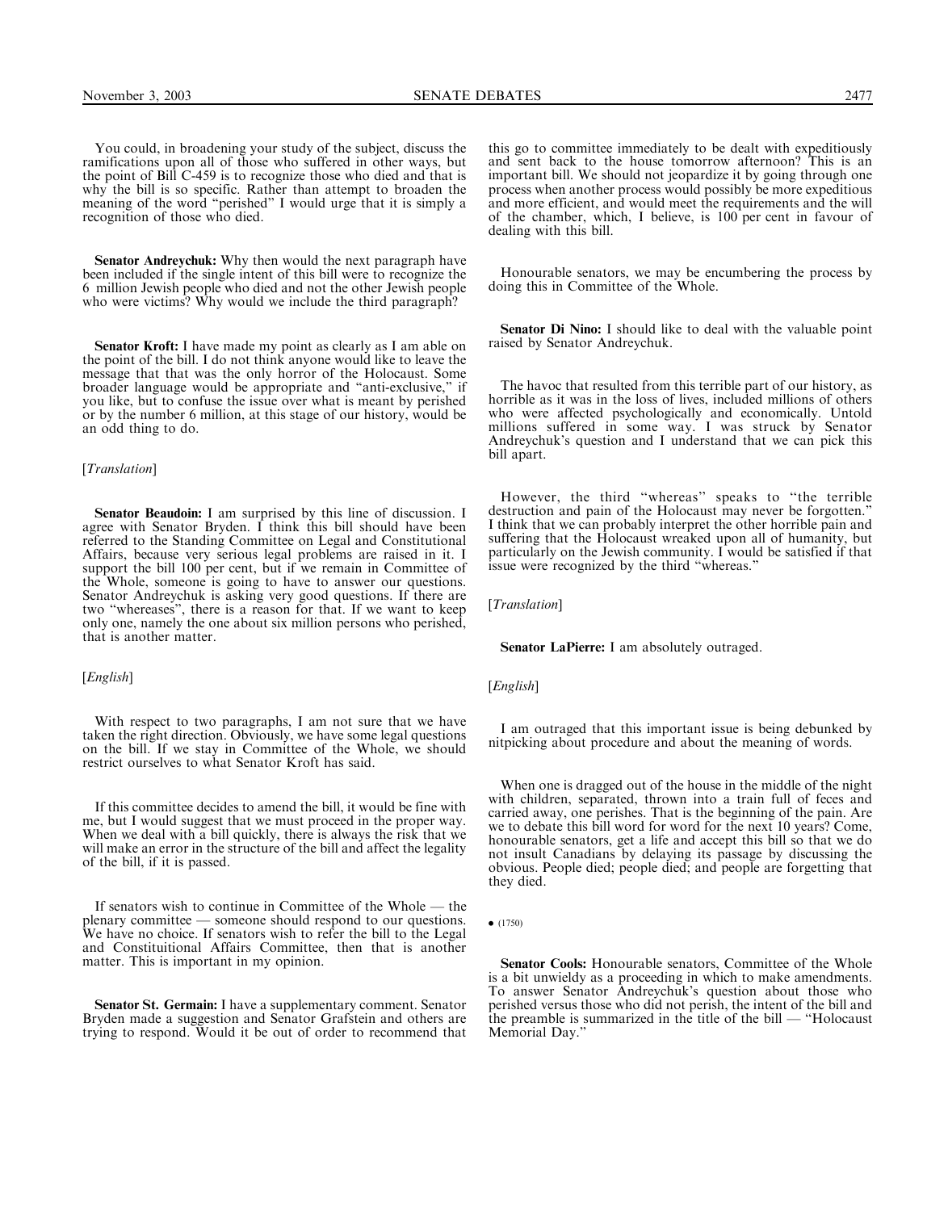You could, in broadening your study of the subject, discuss the ramifications upon all of those who suffered in other ways, but the point of Bill C-459 is to recognize those who died and that is why the bill is so specific. Rather than attempt to broaden the meaning of the word "perished" I would urge that it is simply a recognition of those who died.

**Senator Andreychuk:** Why then would the next paragraph have been included if the single intent of this bill were to recognize the 6 million Jewish people who died and not the other Jewish people who were victims? Why would we include the third paragraph?

**Senator Kroft:** I have made my point as clearly as I am able on the point of the bill. I do not think anyone would like to leave the message that that was the only horror of the Holocaust. Some broader language would be appropriate and "anti-exclusive," if you like, but to confuse the issue over what is meant by perished or by the number 6 million, at this stage of our history, would be an odd thing to do.

[*Translation*]

**Senator Beaudoin:** I am surprised by this line of discussion. I agree with Senator Bryden. I think this bill should have been referred to the Standing Committee on Legal and Constitutional Affairs, because very serious legal problems are raised in it. I support the bill 100 per cent, but if we remain in Committee of the Whole, someone is going to have to answer our questions. Senator Andreychuk is asking very good questions. If there are two "whereases", there is a reason for that. If we want to keep only one, namely the one about six million persons who perished, that is another matter.

[*English*]

With respect to two paragraphs, I am not sure that we have taken the right direction. Obviously, we have some legal questions on the bill. If we stay in Committee of the Whole, we should restrict ourselves to what Senator Kroft has said.

If this committee decides to amend the bill, it would be fine with me, but I would suggest that we must proceed in the proper way. When we deal with a bill quickly, there is always the risk that we will make an error in the structure of the bill and affect the legality of the bill, if it is passed.

If senators wish to continue in Committee of the Whole — the plenary committee — someone should respond to our questions. We have no choice. If senators wish to refer the bill to the Legal and Constituitional Affairs Committee, then that is another matter. This is important in my opinion.

**Senator St. Germain:** I have a supplementary comment. Senator Bryden made a suggestion and Senator Grafstein and others are trying to respond. Would it be out of order to recommend that this go to committee immediately to be dealt with expeditiously and sent back to the house tomorrow afternoon? This is an important bill. We should not jeopardize it by going through one process when another process would possibly be more expeditious and more efficient, and would meet the requirements and the will of the chamber, which, I believe, is 100 per cent in favour of dealing with this bill.

Honourable senators, we may be encumbering the process by doing this in Committee of the Whole.

**Senator Di Nino:** I should like to deal with the valuable point raised by Senator Andreychuk.

The havoc that resulted from this terrible part of our history, as horrible as it was in the loss of lives, included millions of others who were affected psychologically and economically. Untold millions suffered in some way. I was struck by Senator Andreychuk's question and I understand that we can pick this bill apart.

However, the third "whereas" speaks to "the terrible destruction and pain of the Holocaust may never be forgotten." I think that we can probably interpret the other horrible pain and suffering that the Holocaust wreaked upon all of humanity, but particularly on the Jewish community. I would be satisfied if that issue were recognized by the third "whereas."

[*Translation*]

**Senator LaPierre:** I am absolutely outraged.

[*English*]

I am outraged that this important issue is being debunked by nitpicking about procedure and about the meaning of words.

When one is dragged out of the house in the middle of the night with children, separated, thrown into a train full of feces and carried away, one perishes. That is the beginning of the pain. Are we to debate this bill word for word for the next 10 years? Come, honourable senators, get a life and accept this bill so that we do not insult Canadians by delaying its passage by discussing the obvious. People died; people died; and people are forgetting that they died.

• (1750)

**Senator Cools:** Honourable senators, Committee of the Whole is a bit unwieldy as a proceeding in which to make amendments. To answer Senator Andreychuk's question about those who perished versus those who did not perish, the intent of the bill and the preamble is summarized in the title of the bill — "Holocaust Memorial Day."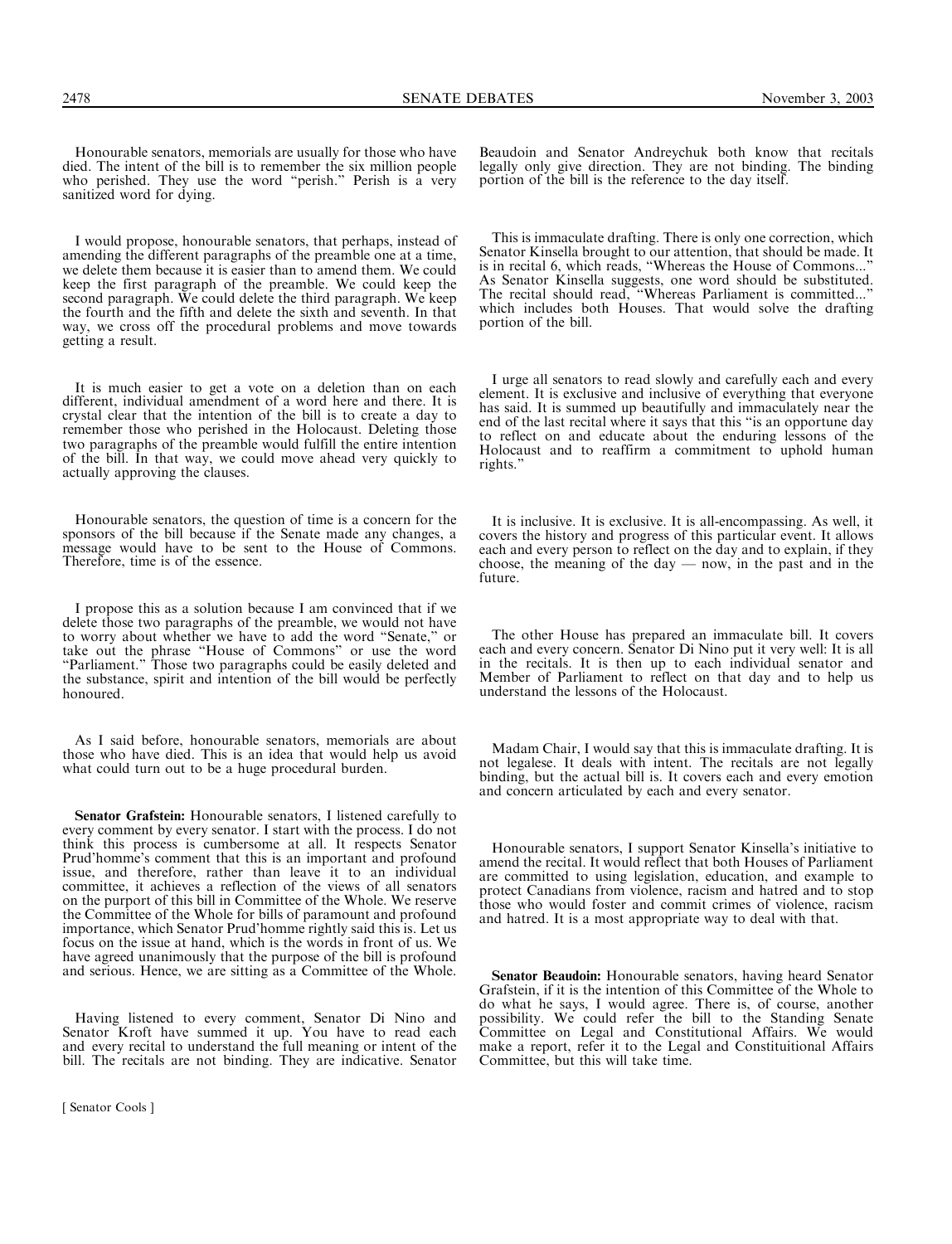Honourable senators, memorials are usually for those who have died. The intent of the bill is to remember the six million people who perished. They use the word "perish." Perish is a very sanitized word for dying.

I would propose, honourable senators, that perhaps, instead of amending the different paragraphs of the preamble one at a time, we delete them because it is easier than to amend them. We could keep the first paragraph of the preamble. We could keep the second paragraph. We could delete the third paragraph. We keep the fourth and the fifth and delete the sixth and seventh. In that way, we cross off the procedural problems and move towards getting a result.

It is much easier to get a vote on a deletion than on each different, individual amendment of a word here and there. It is crystal clear that the intention of the bill is to create a day to remember those who perished in the Holocaust. Deleting those two paragraphs of the preamble would fulfill the entire intention of the bill. In that way, we could move ahead very quickly to actually approving the clauses.

Honourable senators, the question of time is a concern for the sponsors of the bill because if the Senate made any changes, a message would have to be sent to the House of Commons. Therefore, time is of the essence.

I propose this as a solution because I am convinced that if we delete those two paragraphs of the preamble, we would not have to worry about whether we have to add the word "Senate," or take out the phrase "House of Commons" or use the word "Parliament." Those two paragraphs could be easily deleted and the substance, spirit and intention of the bill would be perfectly honoured.

As I said before, honourable senators, memorials are about those who have died. This is an idea that would help us avoid what could turn out to be a huge procedural burden.

**Senator Grafstein:** Honourable senators, I listened carefully to every comment by every senator. I start with the process. I do not think this process is cumbersome at all. It respects Senator Prud'homme's comment that this is an important and profound issue, and therefore, rather than leave it to an individual committee, it achieves a reflection of the views of all senators on the purport of this bill in Committee of the Whole. We reserve the Committee of the Whole for bills of paramount and profound importance, which Senator Prud'homme rightly said this is. Let us focus on the issue at hand, which is the words in front of us. We have agreed unanimously that the purpose of the bill is profound and serious. Hence, we are sitting as a Committee of the Whole.

Having listened to every comment, Senator Di Nino and Senator Kroft have summed it up. You have to read each and every recital to understand the full meaning or intent of the bill. The recitals are not binding. They are indicative. Senator Beaudoin and Senator Andreychuk both know that recitals legally only give direction. They are not binding. The binding portion of the bill is the reference to the day itself.

This is immaculate drafting. There is only one correction, which Senator Kinsella brought to our attention, that should be made. It is in recital 6, which reads, "Whereas the House of Commons..." As Senator Kinsella suggests, one word should be substituted. The recital should read, "Whereas Parliament is committed..." which includes both Houses. That would solve the drafting portion of the bill.

I urge all senators to read slowly and carefully each and every element. It is exclusive and inclusive of everything that everyone has said. It is summed up beautifully and immaculately near the end of the last recital where it says that this "is an opportune day to reflect on and educate about the enduring lessons of the Holocaust and to reaffirm a commitment to uphold human rights."

It is inclusive. It is exclusive. It is all-encompassing. As well, it covers the history and progress of this particular event. It allows each and every person to reflect on the day and to explain, if they choose, the meaning of the day — now, in the past and in the future.

The other House has prepared an immaculate bill. It covers each and every concern. Senator Di Nino put it very well: It is all in the recitals. It is then up to each individual senator and Member of Parliament to reflect on that day and to help us understand the lessons of the Holocaust.

Madam Chair, I would say that this is immaculate drafting. It is not legalese. It deals with intent. The recitals are not legally binding, but the actual bill is. It covers each and every emotion and concern articulated by each and every senator.

Honourable senators, I support Senator Kinsella's initiative to amend the recital. It would reflect that both Houses of Parliament are committed to using legislation, education, and example to protect Canadians from violence, racism and hatred and to stop those who would foster and commit crimes of violence, racism and hatred. It is a most appropriate way to deal with that.

**Senator Beaudoin:** Honourable senators, having heard Senator Grafstein, if it is the intention of this Committee of the Whole to do what he says, I would agree. There is, of course, another possibility. We could refer the bill to the Standing Senate Committee on Legal and Constitutional Affairs. We would make a report, refer it to the Legal and Constituitional Affairs Committee, but this will take time.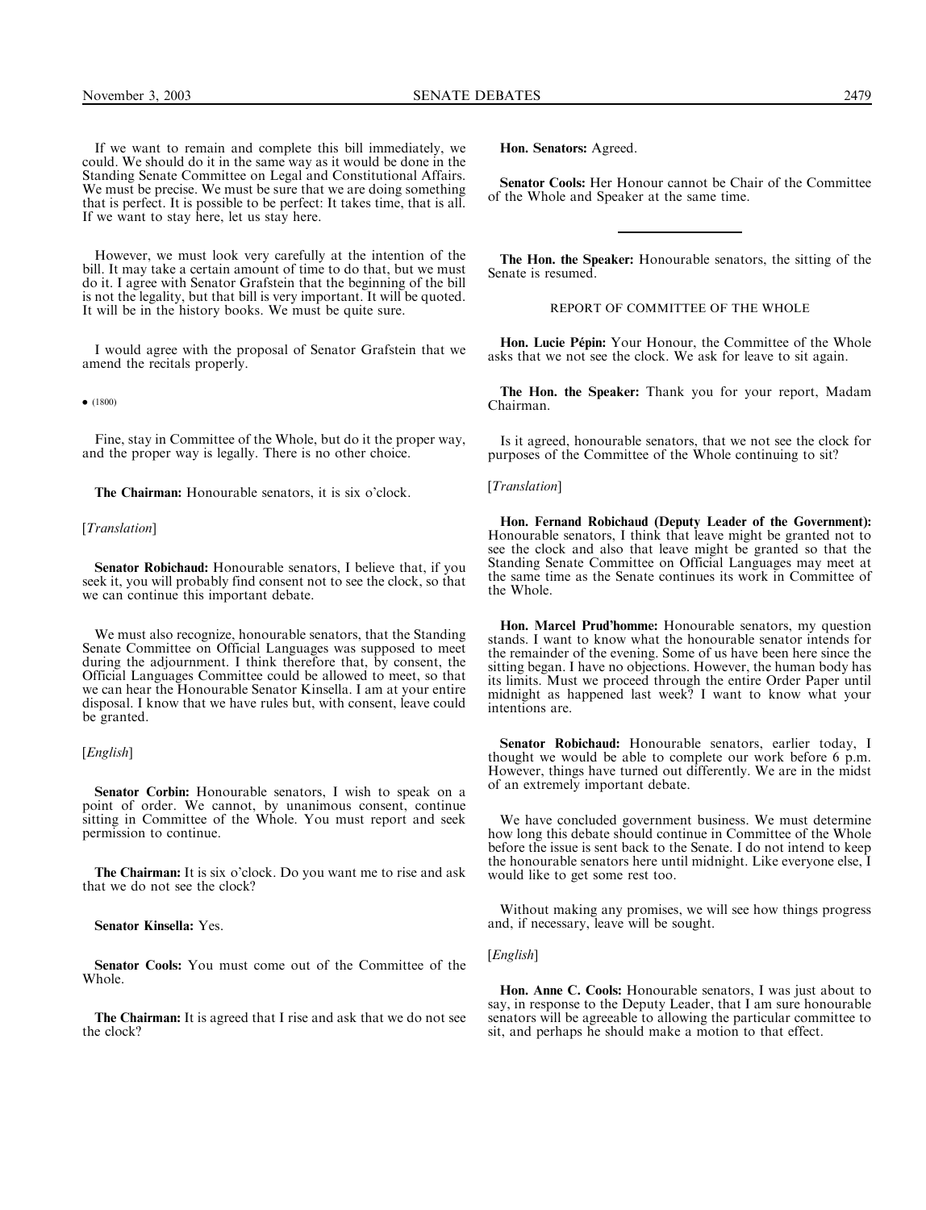If we want to remain and complete this bill immediately, we could. We should do it in the same way as it would be done in the Standing Senate Committee on Legal and Constitutional Affairs. We must be precise. We must be sure that we are doing something that is perfect. It is possible to be perfect: It takes time, that is all. If we want to stay here, let us stay here.

However, we must look very carefully at the intention of the bill. It may take a certain amount of time to do that, but we must do it. I agree with Senator Grafstein that the beginning of the bill is not the legality, but that bill is very important. It will be quoted. It will be in the history books. We must be quite sure.

I would agree with the proposal of Senator Grafstein that we amend the recitals properly.

• (1800)

Fine, stay in Committee of the Whole, but do it the proper way, and the proper way is legally. There is no other choice.

**The Chairman:** Honourable senators, it is six o'clock.

[*Translation*]

**Senator Robichaud:** Honourable senators, I believe that, if you seek it, you will probably find consent not to see the clock, so that we can continue this important debate.

We must also recognize, honourable senators, that the Standing Senate Committee on Official Languages was supposed to meet during the adjournment. I think therefore that, by consent, the Official Languages Committee could be allowed to meet, so that we can hear the Honourable Senator Kinsella. I am at your entire disposal. I know that we have rules but, with consent, leave could be granted.

[*English*]

**Senator Corbin:** Honourable senators, I wish to speak on a point of order. We cannot, by unanimous consent, continue sitting in Committee of the Whole. You must report and seek permission to continue.

**The Chairman:** It is six o'clock. Do you want me to rise and ask that we do not see the clock?

**Senator Kinsella:** Yes.

**Senator Cools:** You must come out of the Committee of the Whole.

**The Chairman:** It is agreed that I rise and ask that we do not see the clock?

**Hon. Senators:** Agreed.

**Senator Cools:** Her Honour cannot be Chair of the Committee of the Whole and Speaker at the same time.

---

**The Hon. the Speaker:** Honourable senators, the sitting of the Senate is resumed.

## REPORT OF COMMITTEE OF THE WHOLE

**Hon. Lucie Pépin:** Your Honour, the Committee of the Whole asks that we not see the clock. We ask for leave to sit again.

**The Hon. the Speaker:** Thank you for your report, Madam Chairman.

Is it agreed, honourable senators, that we not see the clock for purposes of the Committee of the Whole continuing to sit?

[*Translation*]

**Hon. Fernand Robichaud (Deputy Leader of the Government):** Honourable senators, I think that leave might be granted not to see the clock and also that leave might be granted so that the Standing Senate Committee on Official Languages may meet at the same time as the Senate continues its work in Committee of the Whole.

**Hon. Marcel Prud'homme:** Honourable senators, my question stands. I want to know what the honourable senator intends for the remainder of the evening. Some of us have been here since the sitting began. I have no objections. However, the human body has its limits. Must we proceed through the entire Order Paper until midnight as happened last week? I want to know what your intentions are.

**Senator Robichaud:** Honourable senators, earlier today, I thought we would be able to complete our work before 6 p.m. However, things have turned out differently. We are in the midst of an extremely important debate.

We have concluded government business. We must determine how long this debate should continue in Committee of the Whole before the issue is sent back to the Senate. I do not intend to keep the honourable senators here until midnight. Like everyone else, I would like to get some rest too.

Without making any promises, we will see how things progress and, if necessary, leave will be sought.

[*English*]

**Hon. Anne C. Cools:** Honourable senators, I was just about to say, in response to the Deputy Leader, that I am sure honourable senators will be agreeable to allowing the particular committee to sit, and perhaps he should make a motion to that effect.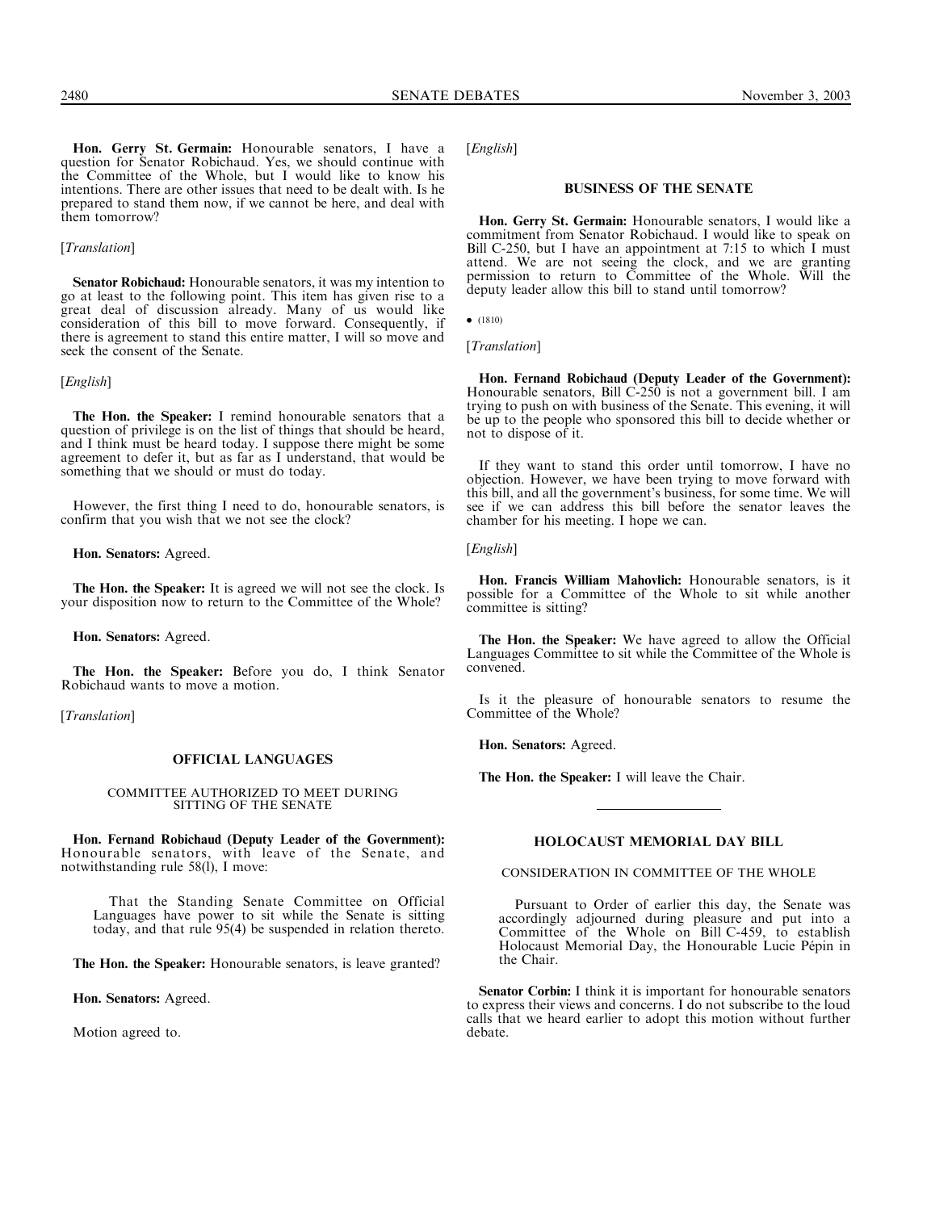**Hon. Gerry St. Germain:** Honourable senators, I have a question for Senator Robichaud. Yes, we should continue with the Committee of the Whole, but I would like to know his intentions. There are other issues that need to be dealt with. Is he prepared to stand them now, if we cannot be here, and deal with them tomorrow?

[*Translation*]

**Senator Robichaud:** Honourable senators, it was my intention to go at least to the following point. This item has given rise to a great deal of discussion already. Many of us would like consideration of this bill to move forward. Consequently, if there is agreement to stand this entire matter, I will so move and seek the consent of the Senate.

[*English*]

**The Hon. the Speaker:** I remind honourable senators that a question of privilege is on the list of things that should be heard, and I think must be heard today. I suppose there might be some agreement to defer it, but as far as I understand, that would be something that we should or must do today.

However, the first thing I need to do, honourable senators, is confirm that you wish that we not see the clock?

**Hon. Senators:** Agreed.

**The Hon. the Speaker:** It is agreed we will not see the clock. Is your disposition now to return to the Committee of the Whole?

**Hon. Senators:** Agreed.

**The Hon. the Speaker:** Before you do, I think Senator Robichaud wants to move a motion.

[*Translation*]

## OFFICIAL LANGUAGES

### COMMITTEE AUTHORIZED TO MEET DURING SITTING OF THE SENATE

**Hon. Fernand Robichaud (Deputy Leader of the Government):** Honourable senators, with leave of the Senate, and notwithstanding rule 58(l), I move:

> That the Standing Senate Committee on Official Languages have power to sit while the Senate is sitting today, and that rule 95(4) be suspended in relation thereto.

**The Hon. the Speaker:** Honourable senators, is leave granted?

**Hon. Senators:** Agreed.

Motion agreed to.

[*English*]

## BUSINESS OF THE SENATE

**Hon. Gerry St. Germain:** Honourable senators, I would like a commitment from Senator Robichaud. I would like to speak on Bill C-250, but I have an appointment at 7:15 to which I must attend. We are not seeing the clock, and we are granting permission to return to Committee of the Whole. Will the deputy leader allow this bill to stand until tomorrow?

• (1810)

[*Translation*]

**Hon. Fernand Robichaud (Deputy Leader of the Government):** Honourable senators, Bill C-250 is not a government bill. I am trying to push on with business of the Senate. This evening, it will be up to the people who sponsored this bill to decide whether or not to dispose of it.

If they want to stand this order until tomorrow, I have no objection. However, we have been trying to move forward with this bill, and all the government's business, for some time. We will see if we can address this bill before the senator leaves the chamber for his meeting. I hope we can.

[*English*]

**Hon. Francis William Mahovlich:** Honourable senators, is it possible for a Committee of the Whole to sit while another committee is sitting?

**The Hon. the Speaker:** We have agreed to allow the Official Languages Committee to sit while the Committee of the Whole is convened.

Is it the pleasure of honourable senators to resume the Committee of the Whole?

**Hon. Senators:** Agreed.

**The Hon. the Speaker:** I will leave the Chair.

---

## HOLOCAUST MEMORIAL DAY BILL

### CONSIDERATION IN COMMITTEE OF THE WHOLE

Pursuant to Order of earlier this day, the Senate was accordingly adjourned during pleasure and put into a Committee of the Whole on Bill C-459, to establish Holocaust Memorial Day, the Honourable Lucie Pépin in the Chair.

**Senator Corbin:** I think it is important for honourable senators to express their views and concerns. I do not subscribe to the loud calls that we heard earlier to adopt this motion without further debate.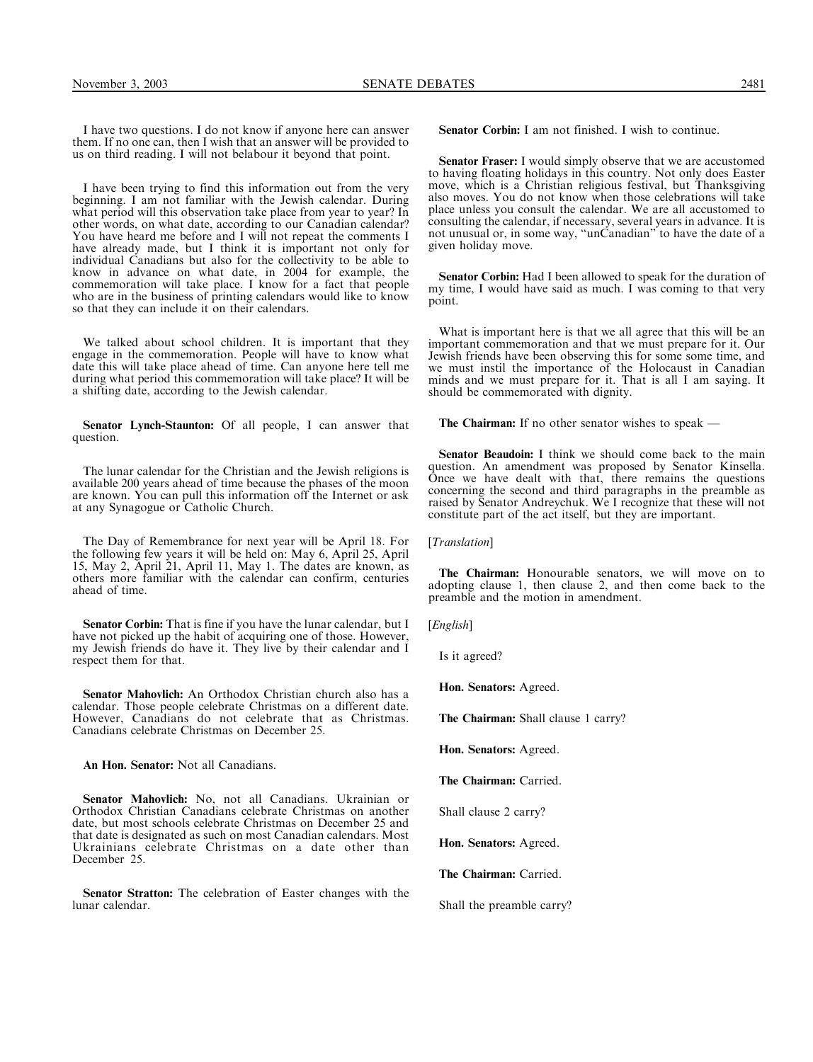I have two questions. I do not know if anyone here can answer them. If no one can, then I wish that an answer will be provided to us on third reading. I will not belabour it beyond that point.

I have been trying to find this information out from the very beginning. I am not familiar with the Jewish calendar. During what period will this observation take place from year to year? In other words, on what date, according to our Canadian calendar? You have heard me before and I will not repeat the comments I have already made, but I think it is important not only for individual Canadians but also for the collectivity to be able to know in advance on what date, in 2004 for example, the commemoration will take place. I know for a fact that people who are in the business of printing calendars would like to know so that they can include it on their calendars.

We talked about school children. It is important that they engage in the commemoration. People will have to know what date this will take place ahead of time. Can anyone here tell me during what period this commemoration will take place? It will be a shifting date, according to the Jewish calendar.

**Senator Lynch-Staunton:** Of all people, I can answer that question.

The lunar calendar for the Christian and the Jewish religions is available 200 years ahead of time because the phases of the moon are known. You can pull this information off the Internet or ask at any Synagogue or Catholic Church.

The Day of Remembrance for next year will be April 18. For the following few years it will be held on: May 6, April 25, April 15, May 2, April 21, April 11, May 1. The dates are known, as others more familiar with the calendar can confirm, centuries ahead of time.

**Senator Corbin:** That is fine if you have the lunar calendar, but I have not picked up the habit of acquiring one of those. However, my Jewish friends do have it. They live by their calendar and I respect them for that.

**Senator Mahovlich:** An Orthodox Christian church also has a calendar. Those people celebrate Christmas on a different date. However, Canadians do not celebrate that as Christmas. Canadians celebrate Christmas on December 25.

**An Hon. Senator:** Not all Canadians.

**Senator Mahovlich:** No, not all Canadians. Ukrainian or Orthodox Christian Canadians celebrate Christmas on another date, but most schools celebrate Christmas on December 25 and that date is designated as such on most Canadian calendars. Most Ukrainians celebrate Christmas on a date other than December 25.

**Senator Stratton:** The celebration of Easter changes with the lunar calendar.

**Senator Corbin:** I am not finished. I wish to continue.

**Senator Fraser:** I would simply observe that we are accustomed to having floating holidays in this country. Not only does Easter move, which is a Christian religious festival, but Thanksgiving also moves. You do not know when those celebrations will take place unless you consult the calendar. We are all accustomed to consulting the calendar, if necessary, several years in advance. It is not unusual or, in some way, "unCanadian" to have the date of a given holiday move.

**Senator Corbin:** Had I been allowed to speak for the duration of my time, I would have said as much. I was coming to that very point.

What is important here is that we all agree that this will be an important commemoration and that we must prepare for it. Our Jewish friends have been observing this for some some time, and we must instil the importance of the Holocaust in Canadian minds and we must prepare for it. That is all I am saying. It should be commemorated with dignity.

**The Chairman:** If no other senator wishes to speak —

**Senator Beaudoin:** I think we should come back to the main question. An amendment was proposed by Senator Kinsella. Once we have dealt with that, there remains the questions concerning the second and third paragraphs in the preamble as raised by Senator Andreychuk. We I recognize that these will not constitute part of the act itself, but they are important.

[*Translation*]

**The Chairman:** Honourable senators, we will move on to adopting clause 1, then clause 2, and then come back to the preamble and the motion in amendment.

[*English*]

Is it agreed?

**Hon. Senators:** Agreed.

**The Chairman:** Shall clause 1 carry?

**Hon. Senators:** Agreed.

**The Chairman:** Carried.

Shall clause 2 carry?

**Hon. Senators:** Agreed.

**The Chairman:** Carried.

Shall the preamble carry?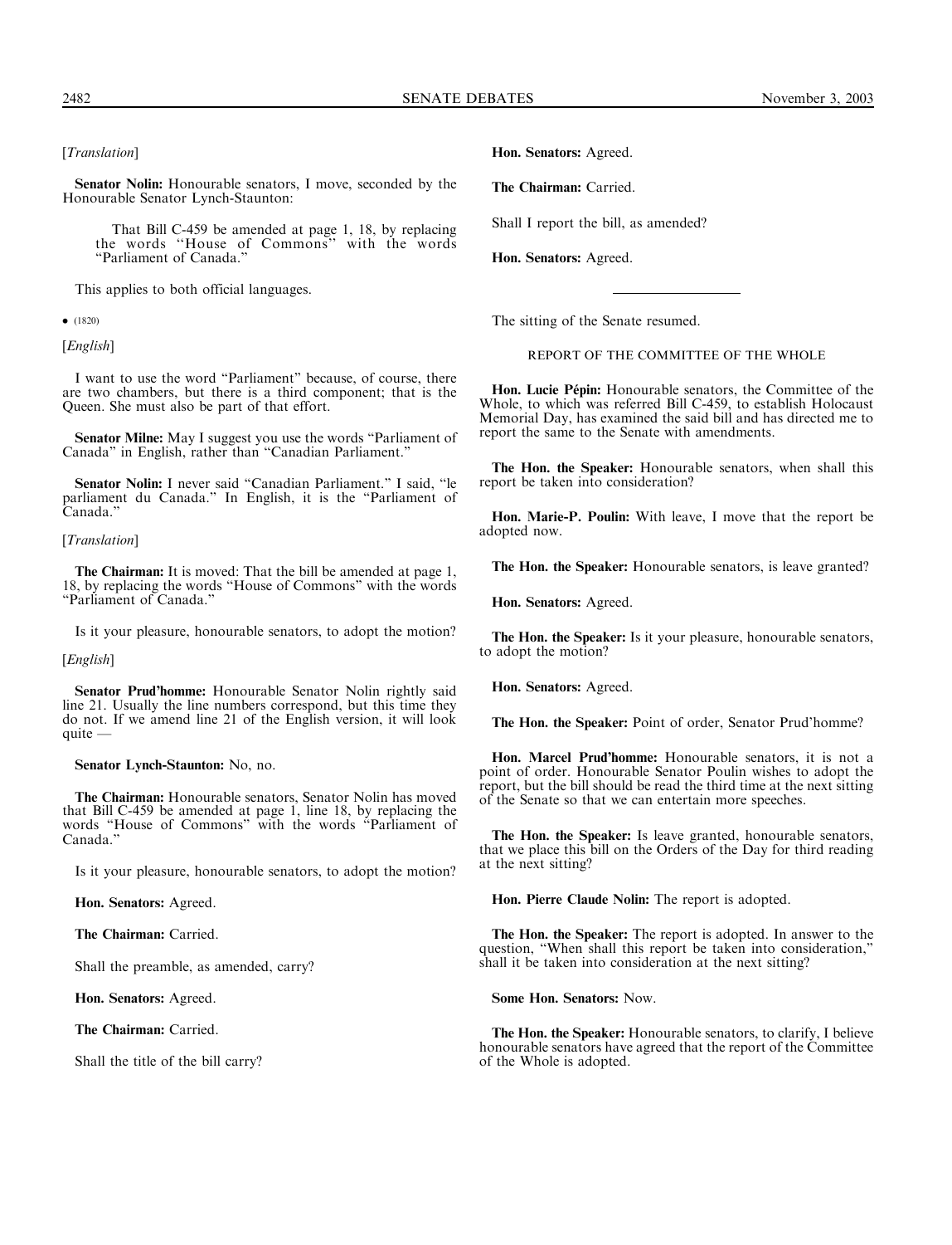[*Translation*]

**Senator Nolin:** Honourable senators, I move, seconded by the Honourable Senator Lynch-Staunton:

> That Bill C-459 be amended at page 1, 18, by replacing the words "House of Commons" with the words "Parliament of Canada."

This applies to both official languages.

• (1820)

[*English*]

I want to use the word "Parliament" because, of course, there are two chambers, but there is a third component; that is the Queen. She must also be part of that effort.

**Senator Milne:** May I suggest you use the words "Parliament of Canada" in English, rather than "Canadian Parliament."

**Senator Nolin:** I never said "Canadian Parliament." I said, "le parliament du Canada." In English, it is the "Parliament of Canada."

[*Translation*]

**The Chairman:** It is moved: That the bill be amended at page 1, 18, by replacing the words "House of Commons" with the words "Parliament of Canada."

Is it your pleasure, honourable senators, to adopt the motion?

[*English*]

**Senator Prud'homme:** Honourable Senator Nolin rightly said line 21. Usually the line numbers correspond, but this time they do not. If we amend line 21 of the English version, it will look quite —

**Senator Lynch-Staunton:** No, no.

**The Chairman:** Honourable senators, Senator Nolin has moved that Bill C-459 be amended at page 1, line 18, by replacing the words "House of Commons" with the words "Parliament of Canada."

Is it your pleasure, honourable senators, to adopt the motion?

**Hon. Senators:** Agreed.

**The Chairman:** Carried.

Shall the preamble, as amended, carry?

**Hon. Senators:** Agreed.

**The Chairman:** Carried.

Shall the title of the bill carry?

**Hon. Senators:** Agreed.

**The Chairman:** Carried.

Shall I report the bill, as amended?

**Hon. Senators:** Agreed.

---

The sitting of the Senate resumed.

## REPORT OF THE COMMITTEE OF THE WHOLE

**Hon. Lucie Pépin:** Honourable senators, the Committee of the Whole, to which was referred Bill C-459, to establish Holocaust Memorial Day, has examined the said bill and has directed me to report the same to the Senate with amendments.

**The Hon. the Speaker:** Honourable senators, when shall this report be taken into consideration?

**Hon. Marie-P. Poulin:** With leave, I move that the report be adopted now.

**The Hon. the Speaker:** Honourable senators, is leave granted?

**Hon. Senators:** Agreed.

**The Hon. the Speaker:** Is it your pleasure, honourable senators, to adopt the motion?

**Hon. Senators:** Agreed.

**The Hon. the Speaker:** Point of order, Senator Prud'homme?

**Hon. Marcel Prud'homme:** Honourable senators, it is not a point of order. Honourable Senator Poulin wishes to adopt the report, but the bill should be read the third time at the next sitting of the Senate so that we can entertain more speeches.

**The Hon. the Speaker:** Is leave granted, honourable senators, that we place this bill on the Orders of the Day for third reading at the next sitting?

**Hon. Pierre Claude Nolin:** The report is adopted.

**The Hon. the Speaker:** The report is adopted. In answer to the question, "When shall this report be taken into consideration," shall it be taken into consideration at the next sitting?

**Some Hon. Senators:** Now.

**The Hon. the Speaker:** Honourable senators, to clarify, I believe honourable senators have agreed that the report of the Committee of the Whole is adopted.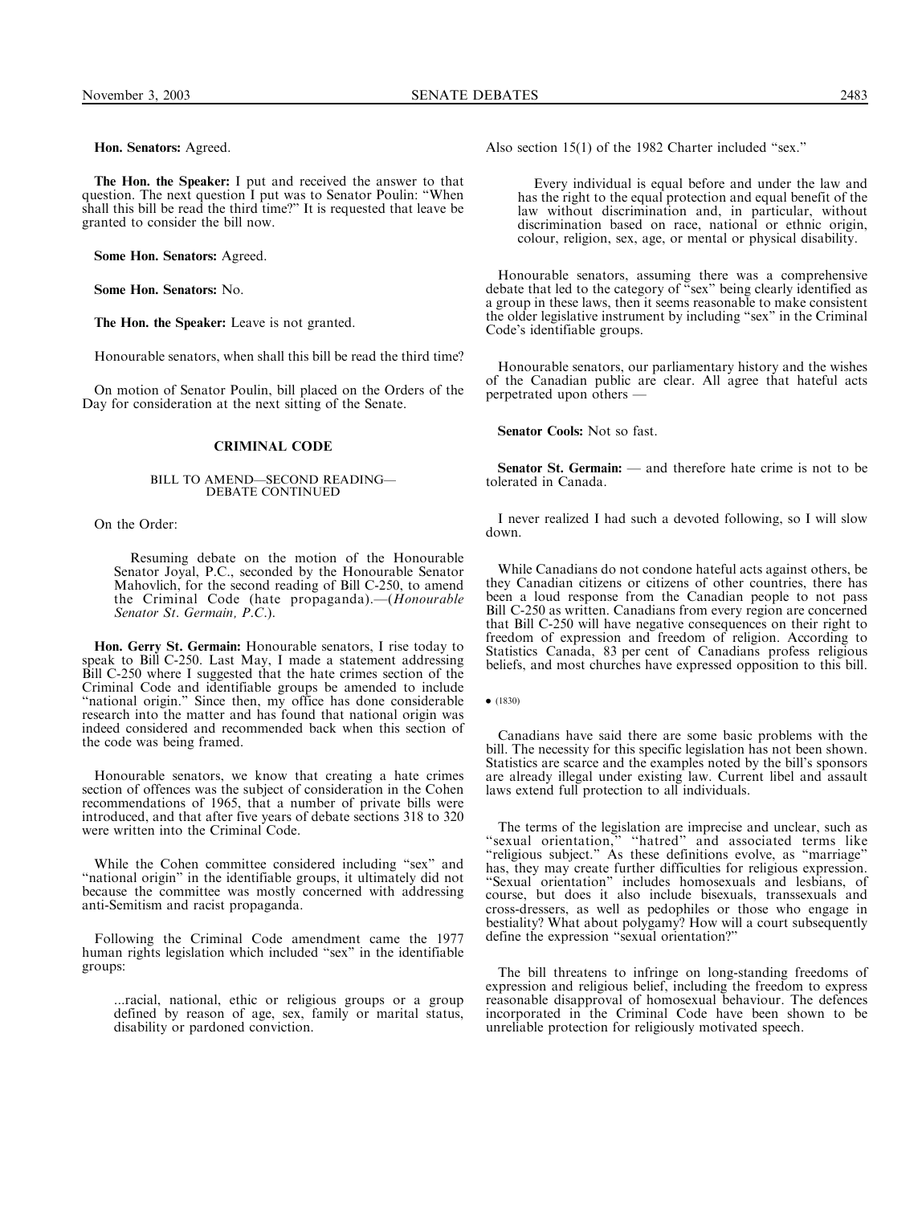**Hon. Senators:** Agreed.

**The Hon. the Speaker:** I put and received the answer to that question. The next question I put was to Senator Poulin: "When shall this bill be read the third time?" It is requested that leave be granted to consider the bill now.

**Some Hon. Senators:** Agreed.

**Some Hon. Senators:** No.

**The Hon. the Speaker:** Leave is not granted.

Honourable senators, when shall this bill be read the third time?

On motion of Senator Poulin, bill placed on the Orders of the Day for consideration at the next sitting of the Senate.

### CRIMINAL CODE

#### BILL TO AMEND—SECOND READING—DEBATE CONTINUED

On the Order:

> Resuming debate on the motion of the Honourable Senator Joyal, P.C., seconded by the Honourable Senator Mahovlich, for the second reading of Bill C-250, to amend the Criminal Code (hate propaganda).—(*Honourable Senator St. Germain, P.C.*).

**Hon. Gerry St. Germain:** Honourable senators, I rise today to speak to Bill C-250. Last May, I made a statement addressing Bill C-250 where I suggested that the hate crimes section of the Criminal Code and identifiable groups be amended to include "national origin." Since then, my office has done considerable research into the matter and has found that national origin was indeed considered and recommended back when this section of the code was being framed.

Honourable senators, we know that creating a hate crimes section of offences was the subject of consideration in the Cohen recommendations of 1965, that a number of private bills were introduced, and that after five years of debate sections 318 to 320 were written into the Criminal Code.

While the Cohen committee considered including "sex" and "national origin" in the identifiable groups, it ultimately did not because the committee was mostly concerned with addressing anti-Semitism and racist propaganda.

Following the Criminal Code amendment came the 1977 human rights legislation which included "sex" in the identifiable groups:

> ...racial, national, ethic or religious groups or a group defined by reason of age, sex, family or marital status, disability or pardoned conviction.

Also section 15(1) of the 1982 Charter included "sex."

> Every individual is equal before and under the law and has the right to the equal protection and equal benefit of the law without discrimination and, in particular, without discrimination based on race, national or ethnic origin, colour, religion, sex, age, or mental or physical disability.

Honourable senators, assuming there was a comprehensive debate that led to the category of "sex" being clearly identified as a group in these laws, then it seems reasonable to make consistent the older legislative instrument by including "sex" in the Criminal Code's identifiable groups.

Honourable senators, our parliamentary history and the wishes of the Canadian public are clear. All agree that hateful acts perpetrated upon others —

**Senator Cools:** Not so fast.

**Senator St. Germain:** — and therefore hate crime is not to be tolerated in Canada.

I never realized I had such a devoted following, so I will slow down.

While Canadians do not condone hateful acts against others, be they Canadian citizens or citizens of other countries, there has been a loud response from the Canadian people to not pass Bill C-250 as written. Canadians from every region are concerned that Bill C-250 will have negative consequences on their right to freedom of expression and freedom of religion. According to Statistics Canada, 83 per cent of Canadians profess religious beliefs, and most churches have expressed opposition to this bill.

• (1830)

Canadians have said there are some basic problems with the bill. The necessity for this specific legislation has not been shown. Statistics are scarce and the examples noted by the bill's sponsors are already illegal under existing law. Current libel and assault laws extend full protection to all individuals.

The terms of the legislation are imprecise and unclear, such as "sexual orientation," "hatred" and associated terms like "religious subject." As these definitions evolve, as "marriage" has, they may create further difficulties for religious expression. "Sexual orientation" includes homosexuals and lesbians, of course, but does it also include bisexuals, transsexuals and cross-dressers, as well as pedophiles or those who engage in bestiality? What about polygamy? How will a court subsequently define the expression "sexual orientation?"

The bill threatens to infringe on long-standing freedoms of expression and religious belief, including the freedom to express reasonable disapproval of homosexual behaviour. The defences incorporated in the Criminal Code have been shown to be unreliable protection for religiously motivated speech.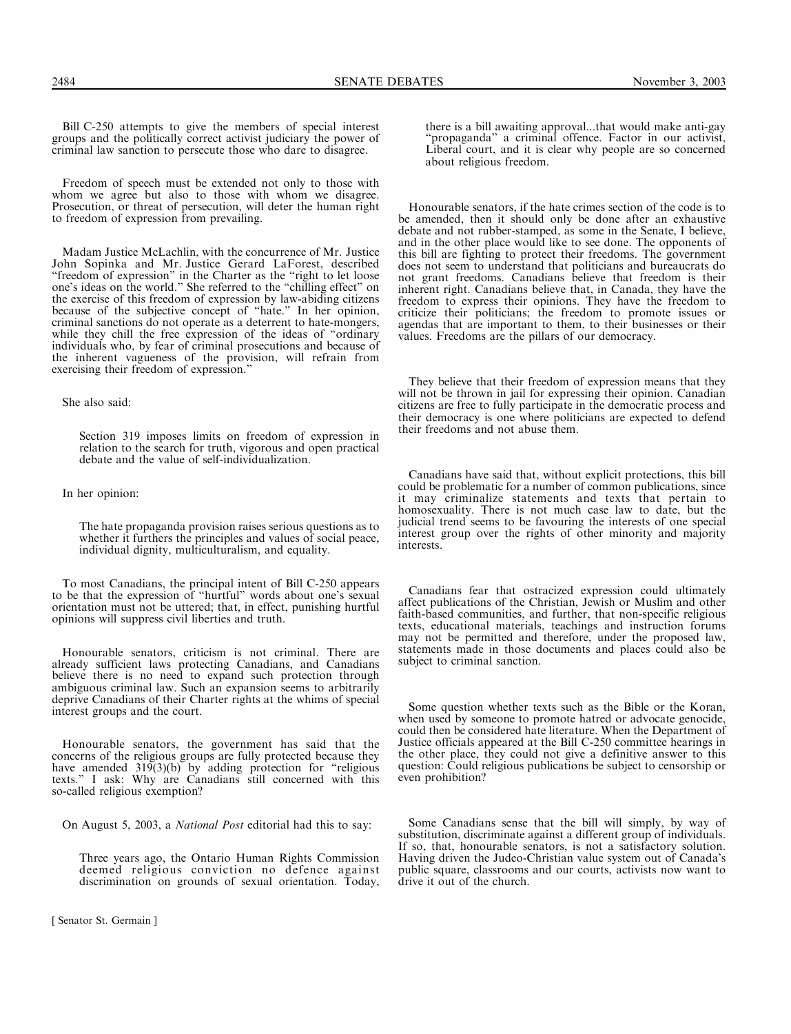Bill C-250 attempts to give the members of special interest groups and the politically correct activist judiciary the power of criminal law sanction to persecute those who dare to disagree.

Freedom of speech must be extended not only to those with whom we agree but also to those with whom we disagree. Prosecution, or threat of persecution, will deter the human right to freedom of expression from prevailing.

Madam Justice McLachlin, with the concurrence of Mr. Justice John Sopinka and Mr. Justice Gerard LaForest, described "freedom of expression" in the Charter as the "right to let loose one's ideas on the world." She referred to the "chilling effect" on the exercise of this freedom of expression by law-abiding citizens because of the subjective concept of "hate." In her opinion, criminal sanctions do not operate as a deterrent to hate-mongers, while they chill the free expression of the ideas of "ordinary individuals who, by fear of criminal prosecutions and because of the inherent vagueness of the provision, will refrain from exercising their freedom of expression."

She also said:

> Section 319 imposes limits on freedom of expression in relation to the search for truth, vigorous and open practical debate and the value of self-individualization.

In her opinion:

> The hate propaganda provision raises serious questions as to whether it furthers the principles and values of social peace, individual dignity, multiculturalism, and equality.

To most Canadians, the principal intent of Bill C-250 appears to be that the expression of "hurtful" words about one's sexual orientation must not be uttered; that, in effect, punishing hurtful opinions will suppress civil liberties and truth.

Honourable senators, criticism is not criminal. There are already sufficient laws protecting Canadians, and Canadians believe there is no need to expand such protection through ambiguous criminal law. Such an expansion seems to arbitrarily deprive Canadians of their Charter rights at the whims of special interest groups and the court.

Honourable senators, the government has said that the concerns of the religious groups are fully protected because they have amended 319(3)(b) by adding protection for "religious texts." I ask: Why are Canadians still concerned with this so-called religious exemption?

On August 5, 2003, a *National Post* editorial had this to say:

> Three years ago, the Ontario Human Rights Commission deemed religious conviction no defence against discrimination on grounds of sexual orientation. Today, there is a bill awaiting approval...that would make anti-gay "propaganda" a criminal offence. Factor in our activist, Liberal court, and it is clear why people are so concerned about religious freedom.

Honourable senators, if the hate crimes section of the code is to be amended, then it should only be done after an exhaustive debate and not rubber-stamped, as some in the Senate, I believe, and in the other place would like to see done. The opponents of this bill are fighting to protect their freedoms. The government does not seem to understand that politicians and bureaucrats do not grant freedoms. Canadians believe that freedom is their inherent right. Canadians believe that, in Canada, they have the freedom to express their opinions. They have the freedom to criticize their politicians; the freedom to promote issues or agendas that are important to them, to their businesses or their values. Freedoms are the pillars of our democracy.

They believe that their freedom of expression means that they will not be thrown in jail for expressing their opinion. Canadian citizens are free to fully participate in the democratic process and their democracy is one where politicians are expected to defend their freedoms and not abuse them.

Canadians have said that, without explicit protections, this bill could be problematic for a number of common publications, since it may criminalize statements and texts that pertain to homosexuality. There is not much case law to date, but the judicial trend seems to be favouring the interests of one special interest group over the rights of other minority and majority interests.

Canadians fear that ostracized expression could ultimately affect publications of the Christian, Jewish or Muslim and other faith-based communities, and further, that non-specific religious texts, educational materials, teachings and instruction forums may not be permitted and therefore, under the proposed law, statements made in those documents and places could also be subject to criminal sanction.

Some question whether texts such as the Bible or the Koran, when used by someone to promote hatred or advocate genocide, could then be considered hate literature. When the Department of Justice officials appeared at the Bill C-250 committee hearings in the other place, they could not give a definitive answer to this question: Could religious publications be subject to censorship or even prohibition?

Some Canadians sense that the bill will simply, by way of substitution, discriminate against a different group of individuals. If so, that, honourable senators, is not a satisfactory solution. Having driven the Judeo-Christian value system out of Canada's public square, classrooms and our courts, activists now want to drive it out of the church.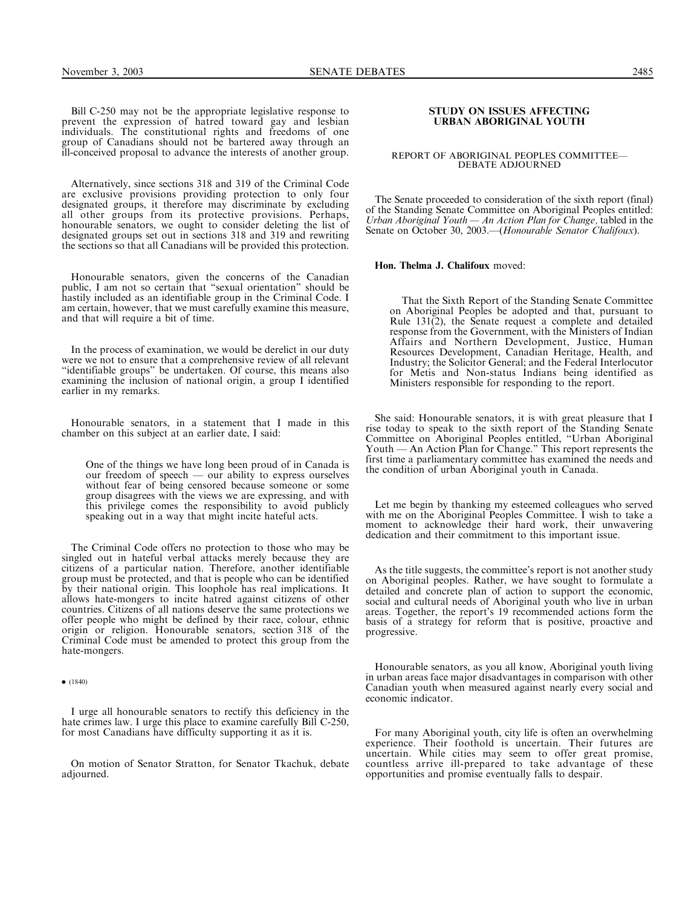Bill C-250 may not be the appropriate legislative response to prevent the expression of hatred toward gay and lesbian individuals. The constitutional rights and freedoms of one group of Canadians should not be bartered away through an ill-conceived proposal to advance the interests of another group.

Alternatively, since sections 318 and 319 of the Criminal Code are exclusive provisions providing protection to only four designated groups, it therefore may discriminate by excluding all other groups from its protective provisions. Perhaps, honourable senators, we ought to consider deleting the list of designated groups set out in sections 318 and 319 and rewriting the sections so that all Canadians will be provided this protection.

Honourable senators, given the concerns of the Canadian public, I am not so certain that "sexual orientation" should be hastily included as an identifiable group in the Criminal Code. I am certain, however, that we must carefully examine this measure, and that will require a bit of time.

In the process of examination, we would be derelict in our duty were we not to ensure that a comprehensive review of all relevant "identifiable groups" be undertaken. Of course, this means also examining the inclusion of national origin, a group I identified earlier in my remarks.

Honourable senators, in a statement that I made in this chamber on this subject at an earlier date, I said:

> One of the things we have long been proud of in Canada is our freedom of speech — our ability to express ourselves without fear of being censored because someone or some group disagrees with the views we are expressing, and with this privilege comes the responsibility to avoid publicly speaking out in a way that might incite hateful acts.

The Criminal Code offers no protection to those who may be singled out in hateful verbal attacks merely because they are citizens of a particular nation. Therefore, another identifiable group must be protected, and that is people who can be identified by their national origin. This loophole has real implications. It allows hate-mongers to incite hatred against citizens of other countries. Citizens of all nations deserve the same protections we offer people who might be defined by their race, colour, ethnic origin or religion. Honourable senators, section 318 of the Criminal Code must be amended to protect this group from the hate-mongers.

• (1840)

I urge all honourable senators to rectify this deficiency in the hate crimes law. I urge this place to examine carefully Bill C-250, for most Canadians have difficulty supporting it as it is.

On motion of Senator Stratton, for Senator Tkachuk, debate adjourned.

## STUDY ON ISSUES AFFECTING URBAN ABORIGINAL YOUTH

### REPORT OF ABORIGINAL PEOPLES COMMITTEE— DEBATE ADJOURNED

The Senate proceeded to consideration of the sixth report (final) of the Standing Senate Committee on Aboriginal Peoples entitled: *Urban Aboriginal Youth — An Action Plan for Change*, tabled in the Senate on October 30, 2003.—(*Honourable Senator Chalifoux*).

**Hon. Thelma J. Chalifoux** moved:

> That the Sixth Report of the Standing Senate Committee on Aboriginal Peoples be adopted and that, pursuant to Rule 131(2), the Senate request a complete and detailed response from the Government, with the Ministers of Indian Affairs and Northern Development, Justice, Human Resources Development, Canadian Heritage, Health, and Industry; the Solicitor General; and the Federal Interlocutor for Metis and Non-status Indians being identified as Ministers responsible for responding to the report.

She said: Honourable senators, it is with great pleasure that I rise today to speak to the sixth report of the Standing Senate Committee on Aboriginal Peoples entitled, "Urban Aboriginal Youth — An Action Plan for Change." This report represents the first time a parliamentary committee has examined the needs and the condition of urban Aboriginal youth in Canada.

Let me begin by thanking my esteemed colleagues who served with me on the Aboriginal Peoples Committee. I wish to take a moment to acknowledge their hard work, their unwavering dedication and their commitment to this important issue.

As the title suggests, the committee's report is not another study on Aboriginal peoples. Rather, we have sought to formulate a detailed and concrete plan of action to support the economic, social and cultural needs of Aboriginal youth who live in urban areas. Together, the report's 19 recommended actions form the basis of a strategy for reform that is positive, proactive and progressive.

Honourable senators, as you all know, Aboriginal youth living in urban areas face major disadvantages in comparison with other Canadian youth when measured against nearly every social and economic indicator.

For many Aboriginal youth, city life is often an overwhelming experience. Their foothold is uncertain. Their futures are uncertain. While cities may seem to offer great promise, countless arrive ill-prepared to take advantage of these opportunities and promise eventually falls to despair.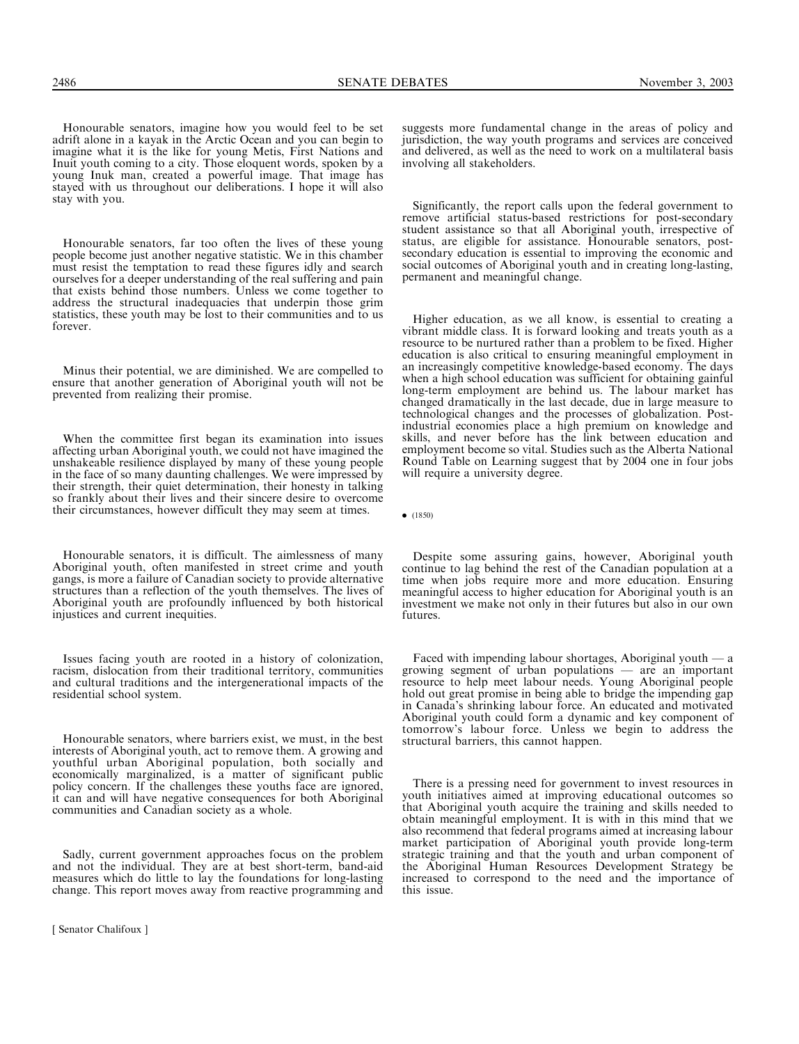Honourable senators, imagine how you would feel to be set adrift alone in a kayak in the Arctic Ocean and you can begin to imagine what it is the like for young Metis, First Nations and Inuit youth coming to a city. Those eloquent words, spoken by a young Inuk man, created a powerful image. That image has stayed with us throughout our deliberations. I hope it will also stay with you.

Honourable senators, far too often the lives of these young people become just another negative statistic. We in this chamber must resist the temptation to read these figures idly and search ourselves for a deeper understanding of the real suffering and pain that exists behind those numbers. Unless we come together to address the structural inadequacies that underpin those grim statistics, these youth may be lost to their communities and to us forever.

Minus their potential, we are diminished. We are compelled to ensure that another generation of Aboriginal youth will not be prevented from realizing their promise.

When the committee first began its examination into issues affecting urban Aboriginal youth, we could not have imagined the unshakeable resilience displayed by many of these young people in the face of so many daunting challenges. We were impressed by their strength, their quiet determination, their honesty in talking so frankly about their lives and their sincere desire to overcome their circumstances, however difficult they may seem at times.

Honourable senators, it is difficult. The aimlessness of many Aboriginal youth, often manifested in street crime and youth gangs, is more a failure of Canadian society to provide alternative structures than a reflection of the youth themselves. The lives of Aboriginal youth are profoundly influenced by both historical injustices and current inequities.

Issues facing youth are rooted in a history of colonization, racism, dislocation from their traditional territory, communities and cultural traditions and the intergenerational impacts of the residential school system.

Honourable senators, where barriers exist, we must, in the best interests of Aboriginal youth, act to remove them. A growing and youthful urban Aboriginal population, both socially and economically marginalized, is a matter of significant public policy concern. If the challenges these youths face are ignored, it can and will have negative consequences for both Aboriginal communities and Canadian society as a whole.

Sadly, current government approaches focus on the problem and not the individual. They are at best short-term, band-aid measures which do little to lay the foundations for long-lasting change. This report moves away from reactive programming and suggests more fundamental change in the areas of policy and jurisdiction, the way youth programs and services are conceived and delivered, as well as the need to work on a multilateral basis involving all stakeholders.

Significantly, the report calls upon the federal government to remove artificial status-based restrictions for post-secondary student assistance so that all Aboriginal youth, irrespective of status, are eligible for assistance. Honourable senators, post-secondary education is essential to improving the economic and social outcomes of Aboriginal youth and in creating long-lasting, permanent and meaningful change.

Higher education, as we all know, is essential to creating a vibrant middle class. It is forward looking and treats youth as a resource to be nurtured rather than a problem to be fixed. Higher education is also critical to ensuring meaningful employment in an increasingly competitive knowledge-based economy. The days when a high school education was sufficient for obtaining gainful long-term employment are behind us. The labour market has changed dramatically in the last decade, due in large measure to technological changes and the processes of globalization. Post-industrial economies place a high premium on knowledge and skills, and never before has the link between education and employment become so vital. Studies such as the Alberta National Round Table on Learning suggest that by 2004 one in four jobs will require a university degree.

• (1850)

Despite some assuring gains, however, Aboriginal youth continue to lag behind the rest of the Canadian population at a time when jobs require more and more education. Ensuring meaningful access to higher education for Aboriginal youth is an investment we make not only in their futures but also in our own futures.

Faced with impending labour shortages, Aboriginal youth — a growing segment of urban populations — are an important resource to help meet labour needs. Young Aboriginal people hold out great promise in being able to bridge the impending gap in Canada's shrinking labour force. An educated and motivated Aboriginal youth could form a dynamic and key component of tomorrow's labour force. Unless we begin to address the structural barriers, this cannot happen.

There is a pressing need for government to invest resources in youth initiatives aimed at improving educational outcomes so that Aboriginal youth acquire the training and skills needed to obtain meaningful employment. It is with in this mind that we also recommend that federal programs aimed at increasing labour market participation of Aboriginal youth provide long-term strategic training and that the youth and urban component of the Aboriginal Human Resources Development Strategy be increased to correspond to the need and the importance of this issue.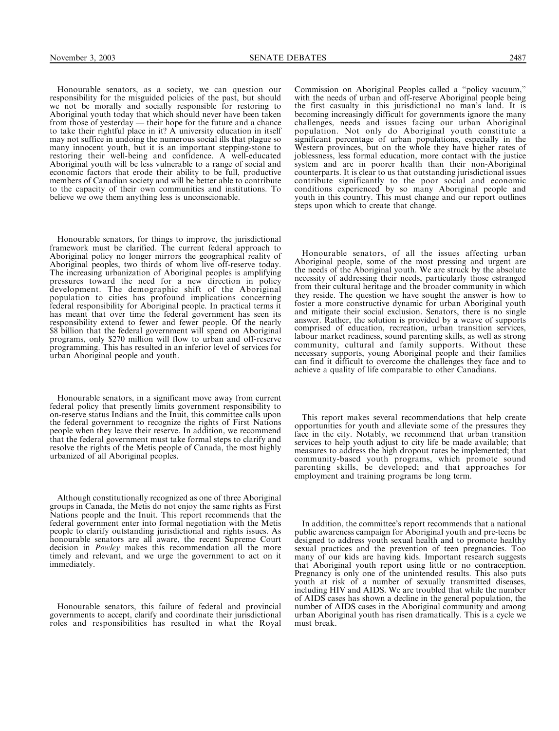Honourable senators, as a society, we can question our responsibility for the misguided policies of the past, but should we not be morally and socially responsible for restoring to Aboriginal youth today that which should never have been taken from those of yesterday — their hope for the future and a chance to take their rightful place in it? A university education in itself may not suffice in undoing the numerous social ills that plague so many innocent youth, but it is an important stepping-stone to restoring their well-being and confidence. A well-educated Aboriginal youth will be less vulnerable to a range of social and economic factors that erode their ability to be full, productive members of Canadian society and will be better able to contribute to the capacity of their own communities and institutions. To believe we owe them anything less is unconscionable.

Honourable senators, for things to improve, the jurisdictional framework must be clarified. The current federal approach to Aboriginal policy no longer mirrors the geographical reality of Aboriginal peoples, two thirds of whom live off-reserve today. The increasing urbanization of Aboriginal peoples is amplifying pressures toward the need for a new direction in policy development. The demographic shift of the Aboriginal population to cities has profound implications concerning federal responsibility for Aboriginal people. In practical terms it has meant that over time the federal government has seen its responsibility extend to fewer and fewer people. Of the nearly $8 billion that the federal government will spend on Aboriginal programs, only $270 million will flow to urban and off-reserve programming. This has resulted in an inferior level of services for urban Aboriginal people and youth.

Honourable senators, in a significant move away from current federal policy that presently limits government responsibility to on-reserve status Indians and the Inuit, this committee calls upon the federal government to recognize the rights of First Nations people when they leave their reserve. In addition, we recommend that the federal government must take formal steps to clarify and resolve the rights of the Metis people of Canada, the most highly urbanized of all Aboriginal peoples.

Although constitutionally recognized as one of three Aboriginal groups in Canada, the Metis do not enjoy the same rights as First Nations people and the Inuit. This report recommends that the federal government enter into formal negotiation with the Metis people to clarify outstanding jurisdictional and rights issues. As honourable senators are all aware, the recent Supreme Court decision in *Powley* makes this recommendation all the more timely and relevant, and we urge the government to act on it immediately.

Honourable senators, this failure of federal and provincial governments to accept, clarify and coordinate their jurisdictional roles and responsibilities has resulted in what the Royal Commission on Aboriginal Peoples called a "policy vacuum," with the needs of urban and off-reserve Aboriginal people being the first casualty in this jurisdictional no man's land. It is becoming increasingly difficult for governments ignore the many challenges, needs and issues facing our urban Aboriginal population. Not only do Aboriginal youth constitute a significant percentage of urban populations, especially in the Western provinces, but on the whole they have higher rates of joblessness, less formal education, more contact with the justice system and are in poorer health than their non-Aboriginal counterparts. It is clear to us that outstanding jurisdictional issues contribute significantly to the poor social and economic conditions experienced by so many Aboriginal people and youth in this country. This must change and our report outlines steps upon which to create that change.

Honourable senators, of all the issues affecting urban Aboriginal people, some of the most pressing and urgent are the needs of the Aboriginal youth. We are struck by the absolute necessity of addressing their needs, particularly those estranged from their cultural heritage and the broader community in which they reside. The question we have sought the answer is how to foster a more constructive dynamic for urban Aboriginal youth and mitigate their social exclusion. Senators, there is no single answer. Rather, the solution is provided by a weave of supports comprised of education, recreation, urban transition services, labour market readiness, sound parenting skills, as well as strong community, cultural and family supports. Without these necessary supports, young Aboriginal people and their families can find it difficult to overcome the challenges they face and to achieve a quality of life comparable to other Canadians.

This report makes several recommendations that help create opportunities for youth and alleviate some of the pressures they face in the city. Notably, we recommend that urban transition services to help youth adjust to city life be made available; that measures to address the high dropout rates be implemented; that community-based youth programs, which promote sound parenting skills, be developed; and that approaches for employment and training programs be long term.

In addition, the committee's report recommends that a national public awareness campaign for Aboriginal youth and pre-teens be designed to address youth sexual health and to promote healthy sexual practices and the prevention of teen pregnancies. Too many of our kids are having kids. Important research suggests that Aboriginal youth report using little or no contraception. Pregnancy is only one of the unintended results. This also puts youth at risk of a number of sexually transmitted diseases, including HIV and AIDS. We are troubled that while the number of AIDS cases has shown a decline in the general population, the number of AIDS cases in the Aboriginal community and among urban Aboriginal youth has risen dramatically. This is a cycle we must break.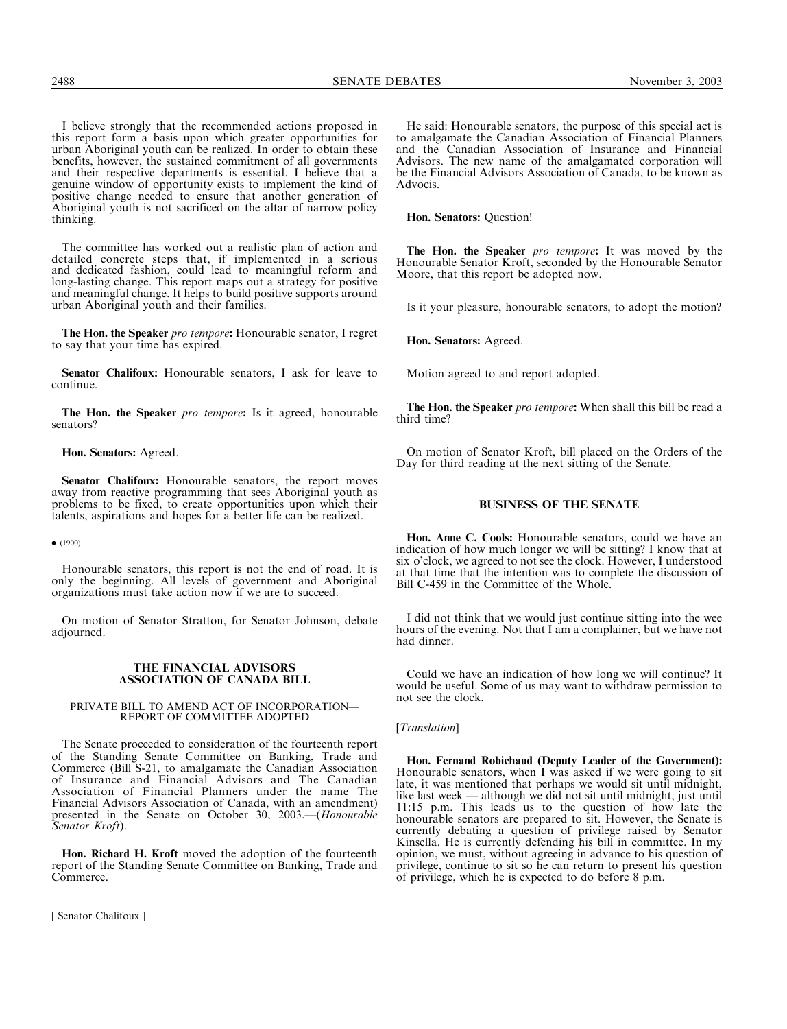I believe strongly that the recommended actions proposed in this report form a basis upon which greater opportunities for urban Aboriginal youth can be realized. In order to obtain these benefits, however, the sustained commitment of all governments and their respective departments is essential. I believe that a genuine window of opportunity exists to implement the kind of positive change needed to ensure that another generation of Aboriginal youth is not sacrificed on the altar of narrow policy thinking.

The committee has worked out a realistic plan of action and detailed concrete steps that, if implemented in a serious and dedicated fashion, could lead to meaningful reform and long-lasting change. This report maps out a strategy for positive and meaningful change. It helps to build positive supports around urban Aboriginal youth and their families.

**The Hon. the Speaker** *pro tempore***:** Honourable senator, I regret to say that your time has expired.

**Senator Chalifoux:** Honourable senators, I ask for leave to continue.

**The Hon. the Speaker** *pro tempore***:** Is it agreed, honourable senators?

**Hon. Senators:** Agreed.

**Senator Chalifoux:** Honourable senators, the report moves away from reactive programming that sees Aboriginal youth as problems to be fixed, to create opportunities upon which their talents, aspirations and hopes for a better life can be realized.

• (1900)

Honourable senators, this report is not the end of road. It is only the beginning. All levels of government and Aboriginal organizations must take action now if we are to succeed.

On motion of Senator Stratton, for Senator Johnson, debate adjourned.

## THE FINANCIAL ADVISORS ASSOCIATION OF CANADA BILL

### PRIVATE BILL TO AMEND ACT OF INCORPORATION— REPORT OF COMMITTEE ADOPTED

The Senate proceeded to consideration of the fourteenth report of the Standing Senate Committee on Banking, Trade and Commerce (Bill S-21, to amalgamate the Canadian Association of Insurance and Financial Advisors and The Canadian Association of Financial Planners under the name The Financial Advisors Association of Canada, with an amendment) presented in the Senate on October 30, 2003.—(*Honourable Senator Kroft*).

**Hon. Richard H. Kroft** moved the adoption of the fourteenth report of the Standing Senate Committee on Banking, Trade and Commerce.

He said: Honourable senators, the purpose of this special act is to amalgamate the Canadian Association of Financial Planners and the Canadian Association of Insurance and Financial Advisors. The new name of the amalgamated corporation will be the Financial Advisors Association of Canada, to be known as Advocis.

**Hon. Senators:** Question!

**The Hon. the Speaker** *pro tempore***:** It was moved by the Honourable Senator Kroft, seconded by the Honourable Senator Moore, that this report be adopted now.

Is it your pleasure, honourable senators, to adopt the motion?

**Hon. Senators:** Agreed.

Motion agreed to and report adopted.

**The Hon. the Speaker** *pro tempore***:** When shall this bill be read a third time?

On motion of Senator Kroft, bill placed on the Orders of the Day for third reading at the next sitting of the Senate.

## BUSINESS OF THE SENATE

**Hon. Anne C. Cools:** Honourable senators, could we have an indication of how much longer we will be sitting? I know that at six o'clock, we agreed to not see the clock. However, I understood at that time that the intention was to complete the discussion of Bill C-459 in the Committee of the Whole.

I did not think that we would just continue sitting into the wee hours of the evening. Not that I am a complainer, but we have not had dinner.

Could we have an indication of how long we will continue? It would be useful. Some of us may want to withdraw permission to not see the clock.

[*Translation*]

**Hon. Fernand Robichaud (Deputy Leader of the Government):** Honourable senators, when I was asked if we were going to sit late, it was mentioned that perhaps we would sit until midnight, like last week — although we did not sit until midnight, just until 11:15 p.m. This leads us to the question of how late the honourable senators are prepared to sit. However, the Senate is currently debating a question of privilege raised by Senator Kinsella. He is currently defending his bill in committee. In my opinion, we must, without agreeing in advance to his question of privilege, continue to sit so he can return to present his question of privilege, which he is expected to do before 8 p.m.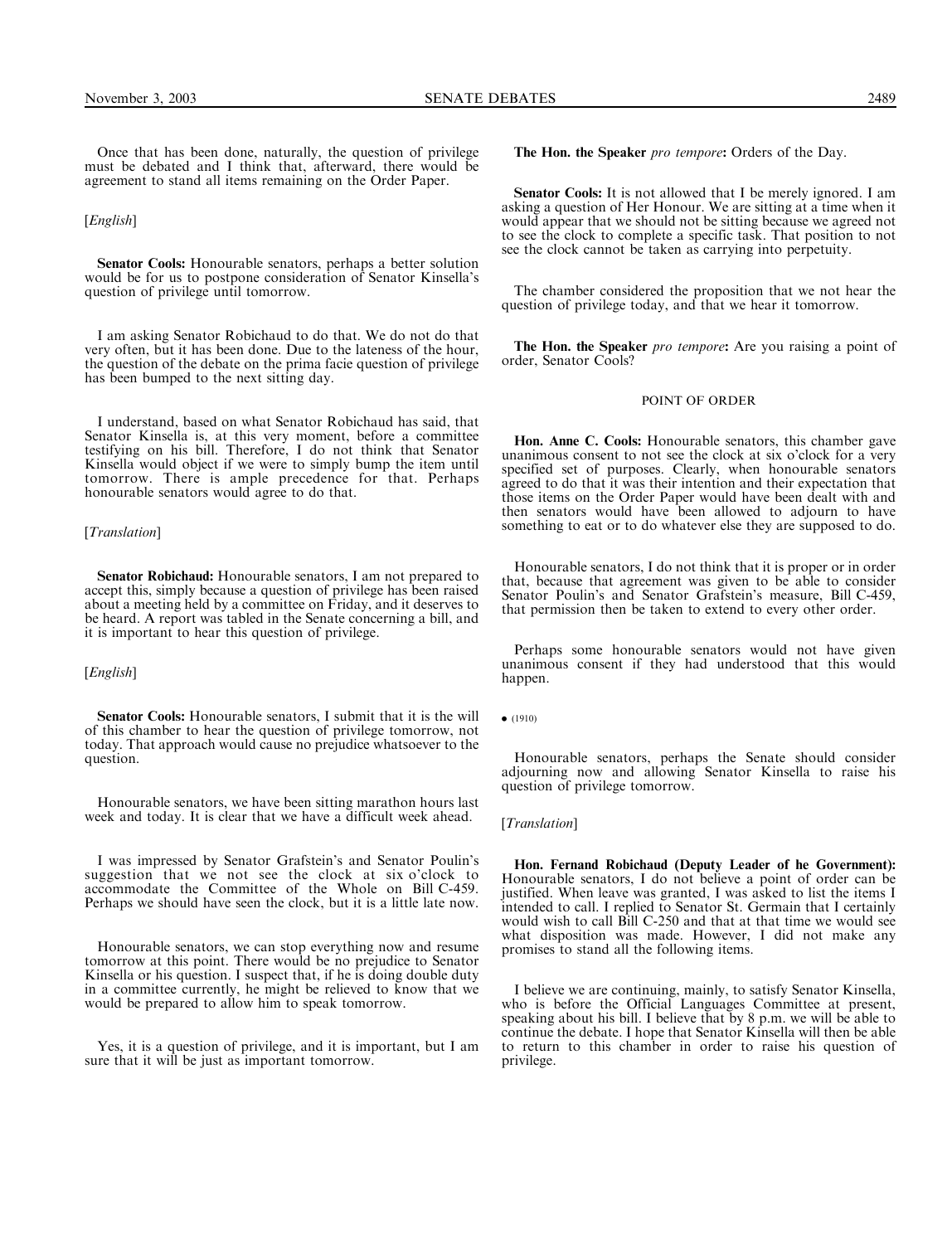Once that has been done, naturally, the question of privilege must be debated and I think that, afterward, there would be agreement to stand all items remaining on the Order Paper.

[*English*]

**Senator Cools:** Honourable senators, perhaps a better solution would be for us to postpone consideration of Senator Kinsella's question of privilege until tomorrow.

I am asking Senator Robichaud to do that. We do not do that very often, but it has been done. Due to the lateness of the hour, the question of the debate on the prima facie question of privilege has been bumped to the next sitting day.

I understand, based on what Senator Robichaud has said, that Senator Kinsella is, at this very moment, before a committee testifying on his bill. Therefore, I do not think that Senator Kinsella would object if we were to simply bump the item until tomorrow. There is ample precedence for that. Perhaps honourable senators would agree to do that.

[*Translation*]

**Senator Robichaud:** Honourable senators, I am not prepared to accept this, simply because a question of privilege has been raised about a meeting held by a committee on Friday, and it deserves to be heard. A report was tabled in the Senate concerning a bill, and it is important to hear this question of privilege.

[*English*]

**Senator Cools:** Honourable senators, I submit that it is the will of this chamber to hear the question of privilege tomorrow, not today. That approach would cause no prejudice whatsoever to the question.

Honourable senators, we have been sitting marathon hours last week and today. It is clear that we have a difficult week ahead.

I was impressed by Senator Grafstein's and Senator Poulin's suggestion that we not see the clock at six o'clock to accommodate the Committee of the Whole on Bill C-459. Perhaps we should have seen the clock, but it is a little late now.

Honourable senators, we can stop everything now and resume tomorrow at this point. There would be no prejudice to Senator Kinsella or his question. I suspect that, if he is doing double duty in a committee currently, he might be relieved to know that we would be prepared to allow him to speak tomorrow.

Yes, it is a question of privilege, and it is important, but I am sure that it will be just as important tomorrow.

**The Hon. the Speaker *pro tempore*:** Orders of the Day.

**Senator Cools:** It is not allowed that I be merely ignored. I am asking a question of Her Honour. We are sitting at a time when it would appear that we should not be sitting because we agreed not to see the clock to complete a specific task. That position to not see the clock cannot be taken as carrying into perpetuity.

The chamber considered the proposition that we not hear the question of privilege today, and that we hear it tomorrow.

**The Hon. the Speaker *pro tempore*:** Are you raising a point of order, Senator Cools?

## POINT OF ORDER

**Hon. Anne C. Cools:** Honourable senators, this chamber gave unanimous consent to not see the clock at six o'clock for a very specified set of purposes. Clearly, when honourable senators agreed to do that it was their intention and their expectation that those items on the Order Paper would have been dealt with and then senators would have been allowed to adjourn to have something to eat or to do whatever else they are supposed to do.

Honourable senators, I do not think that it is proper or in order that, because that agreement was given to be able to consider Senator Poulin's and Senator Grafstein's measure, Bill C-459, that permission then be taken to extend to every other order.

Perhaps some honourable senators would not have given unanimous consent if they had understood that this would happen.

• (1910)

Honourable senators, perhaps the Senate should consider adjourning now and allowing Senator Kinsella to raise his question of privilege tomorrow.

[*Translation*]

**Hon. Fernand Robichaud (Deputy Leader of he Government):** Honourable senators, I do not believe a point of order can be justified. When leave was granted, I was asked to list the items I intended to call. I replied to Senator St. Germain that I certainly would wish to call Bill C-250 and that at that time we would see what disposition was made. However, I did not make any promises to stand all the following items.

I believe we are continuing, mainly, to satisfy Senator Kinsella, who is before the Official Languages Committee at present, speaking about his bill. I believe that by 8 p.m. we will be able to continue the debate. I hope that Senator Kinsella will then be able to return to this chamber in order to raise his question of privilege.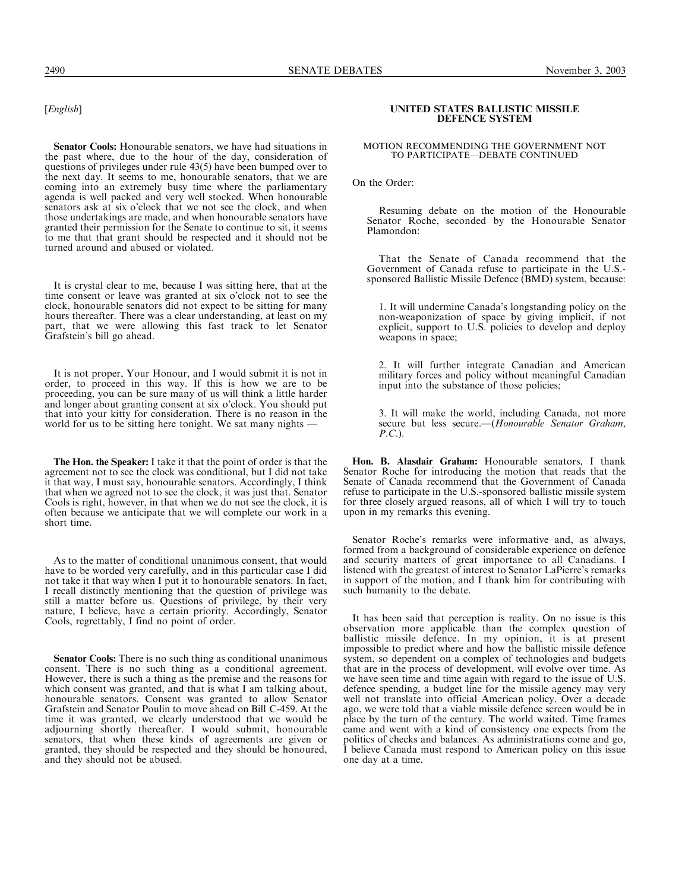[*English*]

**Senator Cools:** Honourable senators, we have had situations in the past where, due to the hour of the day, consideration of questions of privileges under rule 43(5) have been bumped over to the next day. It seems to me, honourable senators, that we are coming into an extremely busy time where the parliamentary agenda is well packed and very well stocked. When honourable senators ask at six o'clock that we not see the clock, and when those undertakings are made, and when honourable senators have granted their permission for the Senate to continue to sit, it seems to me that that grant should be respected and it should not be turned around and abused or violated.

It is crystal clear to me, because I was sitting here, that at the time consent or leave was granted at six o'clock not to see the clock, honourable senators did not expect to be sitting for many hours thereafter. There was a clear understanding, at least on my part, that we were allowing this fast track to let Senator Grafstein's bill go ahead.

It is not proper, Your Honour, and I would submit it is not in order, to proceed in this way. If this is how we are to be proceeding, you can be sure many of us will think a little harder and longer about granting consent at six o'clock. You should put that into your kitty for consideration. There is no reason in the world for us to be sitting here tonight. We sat many nights —

**The Hon. the Speaker:** I take it that the point of order is that the agreement not to see the clock was conditional, but I did not take it that way, I must say, honourable senators. Accordingly, I think that when we agreed not to see the clock, it was just that. Senator Cools is right, however, in that when we do not see the clock, it is often because we anticipate that we will complete our work in a short time.

As to the matter of conditional unanimous consent, that would have to be worded very carefully, and in this particular case I did not take it that way when I put it to honourable senators. In fact, I recall distinctly mentioning that the question of privilege was still a matter before us. Questions of privilege, by their very nature, I believe, have a certain priority. Accordingly, Senator Cools, regrettably, I find no point of order.

**Senator Cools:** There is no such thing as conditional unanimous consent. There is no such thing as a conditional agreement. However, there is such a thing as the premise and the reasons for which consent was granted, and that is what I am talking about, honourable senators. Consent was granted to allow Senator Grafstein and Senator Poulin to move ahead on Bill C-459. At the time it was granted, we clearly understood that we would be adjourning shortly thereafter. I would submit, honourable senators, that when these kinds of agreements are given or granted, they should be respected and they should be honoured, and they should not be abused.

## UNITED STATES BALLISTIC MISSILE DEFENCE SYSTEM

### MOTION RECOMMENDING THE GOVERNMENT NOT TO PARTICIPATE—DEBATE CONTINUED

On the Order:

Resuming debate on the motion of the Honourable Senator Roche, seconded by the Honourable Senator Plamondon:

That the Senate of Canada recommend that the Government of Canada refuse to participate in the U.S.-sponsored Ballistic Missile Defence (BMD) system, because:

1. It will undermine Canada's longstanding policy on the non-weaponization of space by giving implicit, if not explicit, support to U.S. policies to develop and deploy weapons in space;

2. It will further integrate Canadian and American military forces and policy without meaningful Canadian input into the substance of those policies;

3. It will make the world, including Canada, not more secure but less secure.—(*Honourable Senator Graham, P.C.*).

**Hon. B. Alasdair Graham:** Honourable senators, I thank Senator Roche for introducing the motion that reads that the Senate of Canada recommend that the Government of Canada refuse to participate in the U.S.-sponsored ballistic missile system for three closely argued reasons, all of which I will try to touch upon in my remarks this evening.

Senator Roche's remarks were informative and, as always, formed from a background of considerable experience on defence and security matters of great importance to all Canadians. I listened with the greatest of interest to Senator LaPierre's remarks in support of the motion, and I thank him for contributing with such humanity to the debate.

It has been said that perception is reality. On no issue is this observation more applicable than the complex question of ballistic missile defence. In my opinion, it is at present impossible to predict where and how the ballistic missile defence system, so dependent on a complex of technologies and budgets that are in the process of development, will evolve over time. As we have seen time and time again with regard to the issue of U.S. defence spending, a budget line for the missile agency may very well not translate into official American policy. Over a decade ago, we were told that a viable missile defence screen would be in place by the turn of the century. The world waited. Time frames came and went with a kind of consistency one expects from the politics of checks and balances. As administrations come and go, I believe Canada must respond to American policy on this issue one day at a time.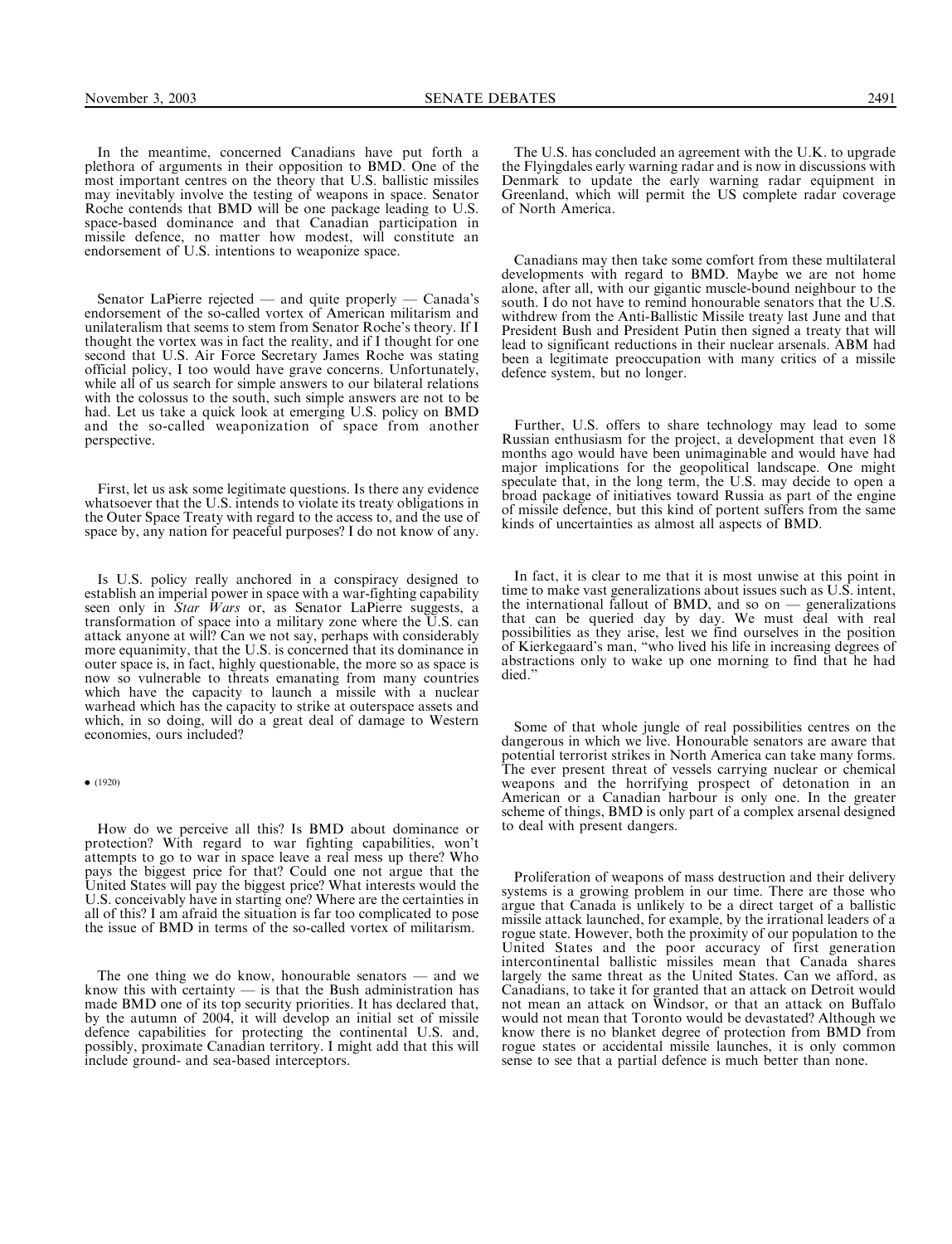In the meantime, concerned Canadians have put forth a plethora of arguments in their opposition to BMD. One of the most important centres on the theory that U.S. ballistic missiles may inevitably involve the testing of weapons in space. Senator Roche contends that BMD will be one package leading to U.S. space-based dominance and that Canadian participation in missile defence, no matter how modest, will constitute an endorsement of U.S. intentions to weaponize space.

Senator LaPierre rejected — and quite properly — Canada's endorsement of the so-called vortex of American militarism and unilateralism that seems to stem from Senator Roche's theory. If I thought the vortex was in fact the reality, and if I thought for one second that U.S. Air Force Secretary James Roche was stating official policy, I too would have grave concerns. Unfortunately, while all of us search for simple answers to our bilateral relations with the colossus to the south, such simple answers are not to be had. Let us take a quick look at emerging U.S. policy on BMD and the so-called weaponization of space from another perspective.

First, let us ask some legitimate questions. Is there any evidence whatsoever that the U.S. intends to violate its treaty obligations in the Outer Space Treaty with regard to the access to, and the use of space by, any nation for peaceful purposes? I do not know of any.

Is U.S. policy really anchored in a conspiracy designed to establish an imperial power in space with a war-fighting capability seen only in *Star Wars* or, as Senator LaPierre suggests, a transformation of space into a military zone where the U.S. can attack anyone at will? Can we not say, perhaps with considerably more equanimity, that the U.S. is concerned that its dominance in outer space is, in fact, highly questionable, the more so as space is now so vulnerable to threats emanating from many countries which have the capacity to launch a missile with a nuclear warhead which has the capacity to strike at outerspace assets and which, in so doing, will do a great deal of damage to Western economies, ours included?

• (1920)

How do we perceive all this? Is BMD about dominance or protection? With regard to war fighting capabilities, won't attempts to go to war in space leave a real mess up there? Who pays the biggest price for that? Could one not argue that the United States will pay the biggest price? What interests would the U.S. conceivably have in starting one? Where are the certainties in all of this? I am afraid the situation is far too complicated to pose the issue of BMD in terms of the so-called vortex of militarism.

The one thing we do know, honourable senators — and we know this with certainty — is that the Bush administration has made BMD one of its top security priorities. It has declared that, by the autumn of 2004, it will develop an initial set of missile defence capabilities for protecting the continental U.S. and, possibly, proximate Canadian territory. I might add that this will include ground- and sea-based interceptors.

The U.S. has concluded an agreement with the U.K. to upgrade the Flyingdales early warning radar and is now in discussions with Denmark to update the early warning radar equipment in Greenland, which will permit the US complete radar coverage of North America.

Canadians may then take some comfort from these multilateral developments with regard to BMD. Maybe we are not home alone, after all, with our gigantic muscle-bound neighbour to the south. I do not have to remind honourable senators that the U.S. withdrew from the Anti-Ballistic Missile treaty last June and that President Bush and President Putin then signed a treaty that will lead to significant reductions in their nuclear arsenals. ABM had been a legitimate preoccupation with many critics of a missile defence system, but no longer.

Further, U.S. offers to share technology may lead to some Russian enthusiasm for the project, a development that even 18 months ago would have been unimaginable and would have had major implications for the geopolitical landscape. One might speculate that, in the long term, the U.S. may decide to open a broad package of initiatives toward Russia as part of the engine of missile defence, but this kind of portent suffers from the same kinds of uncertainties as almost all aspects of BMD.

In fact, it is clear to me that it is most unwise at this point in time to make vast generalizations about issues such as U.S. intent, the international fallout of BMD, and so on — generalizations that can be queried day by day. We must deal with real possibilities as they arise, lest we find ourselves in the position of Kierkegaard's man, "who lived his life in increasing degrees of abstractions only to wake up one morning to find that he had died."

Some of that whole jungle of real possibilities centres on the dangerous in which we live. Honourable senators are aware that potential terrorist strikes in North America can take many forms. The ever present threat of vessels carrying nuclear or chemical weapons and the horrifying prospect of detonation in an American or a Canadian harbour is only one. In the greater scheme of things, BMD is only part of a complex arsenal designed to deal with present dangers.

Proliferation of weapons of mass destruction and their delivery systems is a growing problem in our time. There are those who argue that Canada is unlikely to be a direct target of a ballistic missile attack launched, for example, by the irrational leaders of a rogue state. However, both the proximity of our population to the United States and the poor accuracy of first generation intercontinental ballistic missiles mean that Canada shares largely the same threat as the United States. Can we afford, as Canadians, to take it for granted that an attack on Detroit would not mean an attack on Windsor, or that an attack on Buffalo would not mean that Toronto would be devastated? Although we know there is no blanket degree of protection from BMD from rogue states or accidental missile launches, it is only common sense to see that a partial defence is much better than none.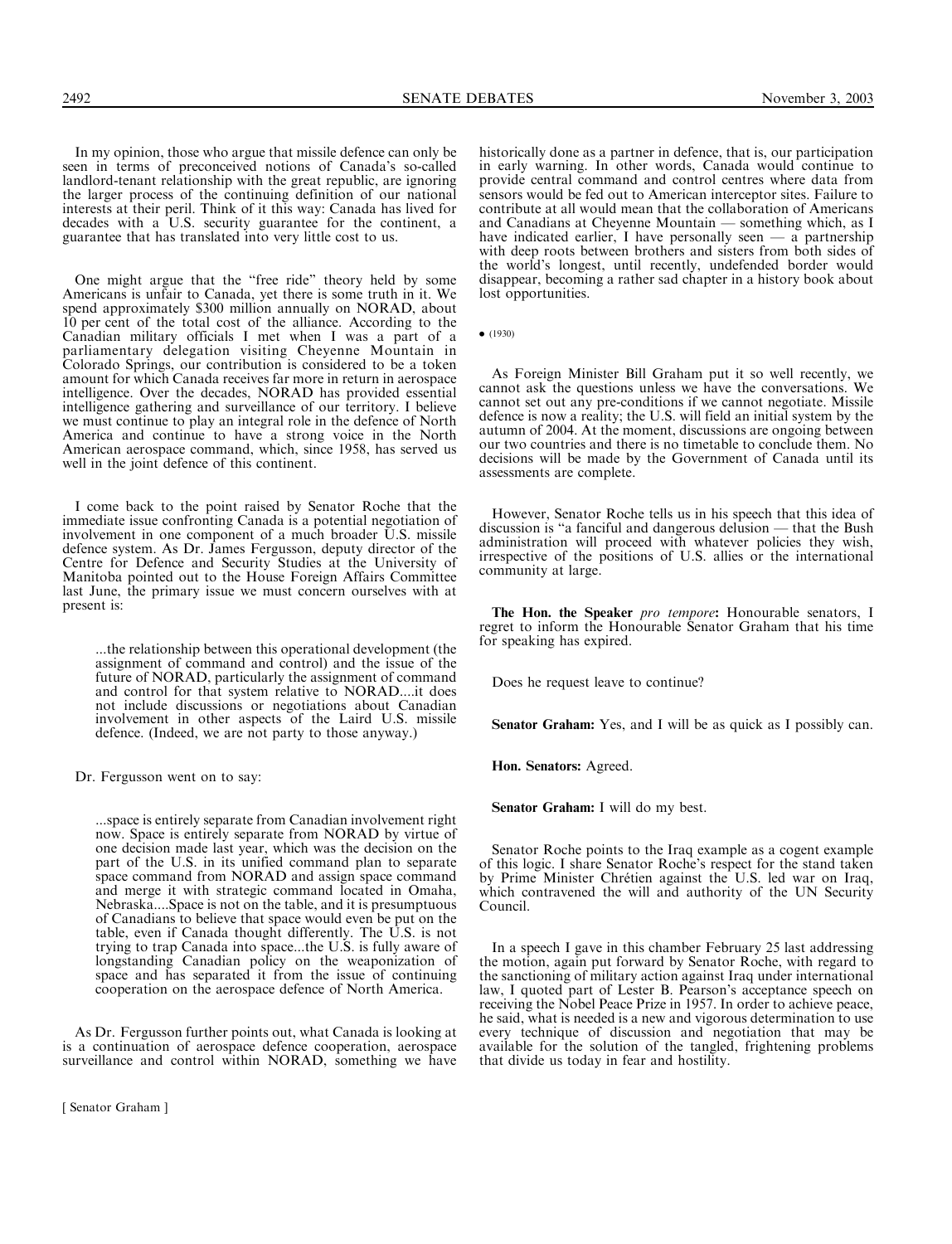In my opinion, those who argue that missile defence can only be seen in terms of preconceived notions of Canada's so-called landlord-tenant relationship with the great republic, are ignoring the larger process of the continuing definition of our national interests at their peril. Think of it this way: Canada has lived for decades with a U.S. security guarantee for the continent, a guarantee that has translated into very little cost to us.

One might argue that the "free ride" theory held by some Americans is unfair to Canada, yet there is some truth in it. We spend approximately $300 million annually on NORAD, about 10 per cent of the total cost of the alliance. According to the Canadian military officials I met when I was a part of a parliamentary delegation visiting Cheyenne Mountain in Colorado Springs, our contribution is considered to be a token amount for which Canada receives far more in return in aerospace intelligence. Over the decades, NORAD has provided essential intelligence gathering and surveillance of our territory. I believe we must continue to play an integral role in the defence of North America and continue to have a strong voice in the North American aerospace command, which, since 1958, has served us well in the joint defence of this continent.

I come back to the point raised by Senator Roche that the immediate issue confronting Canada is a potential negotiation of involvement in one component of a much broader U.S. missile defence system. As Dr. James Fergusson, deputy director of the Centre for Defence and Security Studies at the University of Manitoba pointed out to the House Foreign Affairs Committee last June, the primary issue we must concern ourselves with at present is:

> ...the relationship between this operational development (the assignment of command and control) and the issue of the future of NORAD, particularly the assignment of command and control for that system relative to NORAD....it does not include discussions or negotiations about Canadian involvement in other aspects of the Laird U.S. missile defence. (Indeed, we are not party to those anyway.)

Dr. Fergusson went on to say:

> ...space is entirely separate from Canadian involvement right now. Space is entirely separate from NORAD by virtue of one decision made last year, which was the decision on the part of the U.S. in its unified command plan to separate space command from NORAD and assign space command and merge it with strategic command located in Omaha, Nebraska....Space is not on the table, and it is presumptuous of Canadians to believe that space would even be put on the table, even if Canada thought differently. The U.S. is not trying to trap Canada into space...the U.S. is fully aware of longstanding Canadian policy on the weaponization of space and has separated it from the issue of continuing cooperation on the aerospace defence of North America.

As Dr. Fergusson further points out, what Canada is looking at is a continuation of aerospace defence cooperation, aerospace surveillance and control within NORAD, something we have historically done as a partner in defence, that is, our participation in early warning. In other words, Canada would continue to provide central command and control centres where data from sensors would be fed out to American interceptor sites. Failure to contribute at all would mean that the collaboration of Americans and Canadians at Cheyenne Mountain — something which, as I have indicated earlier, I have personally seen — a partnership with deep roots between brothers and sisters from both sides of the world's longest, until recently, undefended border would disappear, becoming a rather sad chapter in a history book about lost opportunities.

• (1930)

As Foreign Minister Bill Graham put it so well recently, we cannot ask the questions unless we have the conversations. We cannot set out any pre-conditions if we cannot negotiate. Missile defence is now a reality; the U.S. will field an initial system by the autumn of 2004. At the moment, discussions are ongoing between our two countries and there is no timetable to conclude them. No decisions will be made by the Government of Canada until its assessments are complete.

However, Senator Roche tells us in his speech that this idea of discussion is "a fanciful and dangerous delusion — that the Bush administration will proceed with whatever policies they wish, irrespective of the positions of U.S. allies or the international community at large.

**The Hon. the Speaker** *pro tempore***:** Honourable senators, I regret to inform the Honourable Senator Graham that his time for speaking has expired.

Does he request leave to continue?

**Senator Graham:** Yes, and I will be as quick as I possibly can.

**Hon. Senators:** Agreed.

**Senator Graham:** I will do my best.

Senator Roche points to the Iraq example as a cogent example of this logic. I share Senator Roche's respect for the stand taken by Prime Minister Chrétien against the U.S. led war on Iraq, which contravened the will and authority of the UN Security Council.

In a speech I gave in this chamber February 25 last addressing the motion, again put forward by Senator Roche, with regard to the sanctioning of military action against Iraq under international law, I quoted part of Lester B. Pearson's acceptance speech on receiving the Nobel Peace Prize in 1957. In order to achieve peace, he said, what is needed is a new and vigorous determination to use every technique of discussion and negotiation that may be available for the solution of the tangled, frightening problems that divide us today in fear and hostility.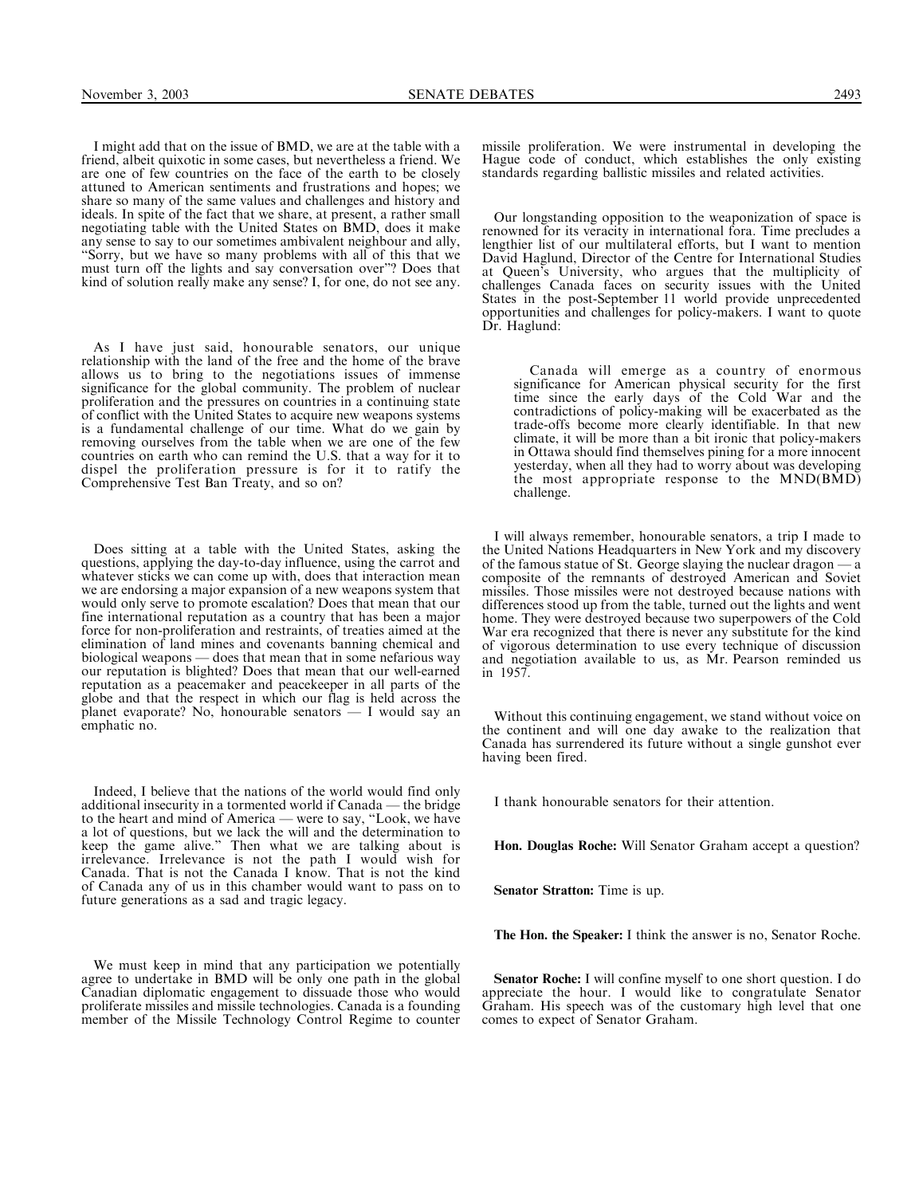I might add that on the issue of BMD, we are at the table with a friend, albeit quixotic in some cases, but nevertheless a friend. We are one of few countries on the face of the earth to be closely attuned to American sentiments and frustrations and hopes; we share so many of the same values and challenges and history and ideals. In spite of the fact that we share, at present, a rather small negotiating table with the United States on BMD, does it make any sense to say to our sometimes ambivalent neighbour and ally, "Sorry, but we have so many problems with all of this that we must turn off the lights and say conversation over"? Does that kind of solution really make any sense? I, for one, do not see any.

As I have just said, honourable senators, our unique relationship with the land of the free and the home of the brave allows us to bring to the negotiations issues of immense significance for the global community. The problem of nuclear proliferation and the pressures on countries in a continuing state of conflict with the United States to acquire new weapons systems is a fundamental challenge of our time. What do we gain by removing ourselves from the table when we are one of the few countries on earth who can remind the U.S. that a way for it to dispel the proliferation pressure is for it to ratify the Comprehensive Test Ban Treaty, and so on?

Does sitting at a table with the United States, asking the questions, applying the day-to-day influence, using the carrot and whatever sticks we can come up with, does that interaction mean we are endorsing a major expansion of a new weapons system that would only serve to promote escalation? Does that mean that our fine international reputation as a country that has been a major force for non-proliferation and restraints, of treaties aimed at the elimination of land mines and covenants banning chemical and biological weapons — does that mean that in some nefarious way our reputation is blighted? Does that mean that our well-earned reputation as a peacemaker and peacekeeper in all parts of the globe and that the respect in which our flag is held across the planet evaporate? No, honourable senators — I would say an emphatic no.

Indeed, I believe that the nations of the world would find only additional insecurity in a tormented world if Canada — the bridge to the heart and mind of America — were to say, "Look, we have a lot of questions, but we lack the will and the determination to keep the game alive." Then what we are talking about is irrelevance. Irrelevance is not the path I would wish for Canada. That is not the Canada I know. That is not the kind of Canada any of us in this chamber would want to pass on to future generations as a sad and tragic legacy.

We must keep in mind that any participation we potentially agree to undertake in BMD will be only one path in the global Canadian diplomatic engagement to dissuade those who would proliferate missiles and missile technologies. Canada is a founding member of the Missile Technology Control Regime to counter missile proliferation. We were instrumental in developing the Hague code of conduct, which establishes the only existing standards regarding ballistic missiles and related activities.

Our longstanding opposition to the weaponization of space is renowned for its veracity in international fora. Time precludes a lengthier list of our multilateral efforts, but I want to mention David Haglund, Director of the Centre for International Studies at Queen's University, who argues that the multiplicity of challenges Canada faces on security issues with the United States in the post-September 11 world provide unprecedented opportunities and challenges for policy-makers. I want to quote Dr. Haglund:

> Canada will emerge as a country of enormous significance for American physical security for the first time since the early days of the Cold War and the contradictions of policy-making will be exacerbated as the trade-offs become more clearly identifiable. In that new climate, it will be more than a bit ironic that policy-makers in Ottawa should find themselves pining for a more innocent yesterday, when all they had to worry about was developing the most appropriate response to the MND(BMD) challenge.

I will always remember, honourable senators, a trip I made to the United Nations Headquarters in New York and my discovery of the famous statue of St. George slaying the nuclear dragon — a composite of the remnants of destroyed American and Soviet missiles. Those missiles were not destroyed because nations with differences stood up from the table, turned out the lights and went home. They were destroyed because two superpowers of the Cold War era recognized that there is never any substitute for the kind of vigorous determination to use every technique of discussion and negotiation available to us, as Mr. Pearson reminded us in 1957.

Without this continuing engagement, we stand without voice on the continent and will one day awake to the realization that Canada has surrendered its future without a single gunshot ever having been fired.

I thank honourable senators for their attention.

**Hon. Douglas Roche:** Will Senator Graham accept a question?

**Senator Stratton:** Time is up.

**The Hon. the Speaker:** I think the answer is no, Senator Roche.

**Senator Roche:** I will confine myself to one short question. I do appreciate the hour. I would like to congratulate Senator Graham. His speech was of the customary high level that one comes to expect of Senator Graham.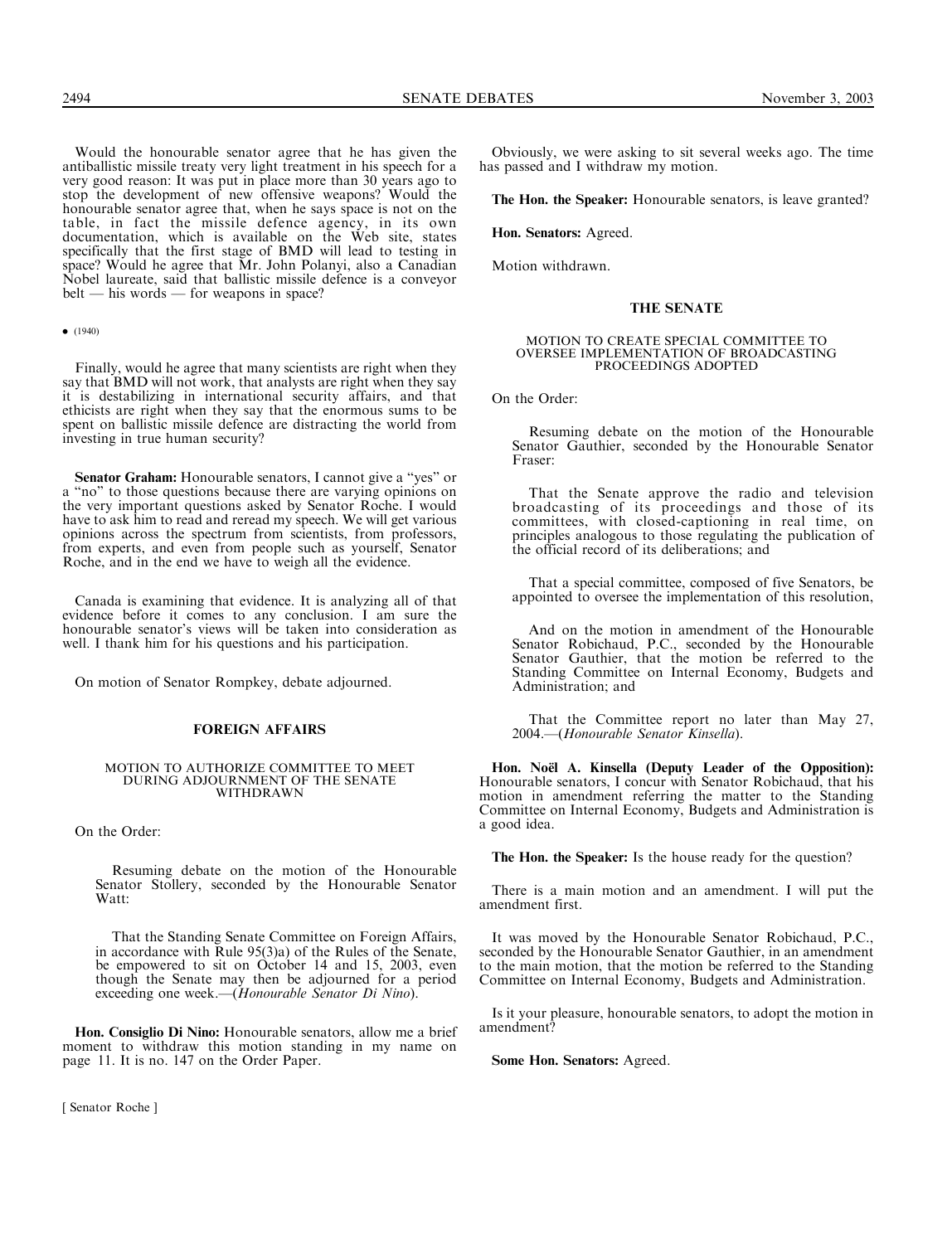Would the honourable senator agree that he has given the antiballistic missile treaty very light treatment in his speech for a very good reason: It was put in place more than 30 years ago to stop the development of new offensive weapons? Would the honourable senator agree that, when he says space is not on the table, in fact the missile defence agency, in its own documentation, which is available on the Web site, states specifically that the first stage of BMD will lead to testing in space? Would he agree that Mr. John Polanyi, also a Canadian Nobel laureate, said that ballistic missile defence is a conveyor belt — his words — for weapons in space?

• (1940)

Finally, would he agree that many scientists are right when they say that BMD will not work, that analysts are right when they say it is destabilizing in international security affairs, and that ethicists are right when they say that the enormous sums to be spent on ballistic missile defence are distracting the world from investing in true human security?

**Senator Graham:** Honourable senators, I cannot give a "yes" or a "no" to those questions because there are varying opinions on the very important questions asked by Senator Roche. I would have to ask him to read and reread my speech. We will get various opinions across the spectrum from scientists, from professors, from experts, and even from people such as yourself, Senator Roche, and in the end we have to weigh all the evidence.

Canada is examining that evidence. It is analyzing all of that evidence before it comes to any conclusion. I am sure the honourable senator's views will be taken into consideration as well. I thank him for his questions and his participation.

On motion of Senator Rompkey, debate adjourned.

## FOREIGN AFFAIRS

### MOTION TO AUTHORIZE COMMITTEE TO MEET DURING ADJOURNMENT OF THE SENATE WITHDRAWN

On the Order:

> Resuming debate on the motion of the Honourable Senator Stollery, seconded by the Honourable Senator Watt:
>
> That the Standing Senate Committee on Foreign Affairs, in accordance with Rule 95(3)a) of the Rules of the Senate, be empowered to sit on October 14 and 15, 2003, even though the Senate may then be adjourned for a period exceeding one week.—(*Honourable Senator Di Nino*).

**Hon. Consiglio Di Nino:** Honourable senators, allow me a brief moment to withdraw this motion standing in my name on page 11. It is no. 147 on the Order Paper.

Obviously, we were asking to sit several weeks ago. The time has passed and I withdraw my motion.

**The Hon. the Speaker:** Honourable senators, is leave granted?

**Hon. Senators:** Agreed.

Motion withdrawn.

## THE SENATE

### MOTION TO CREATE SPECIAL COMMITTEE TO OVERSEE IMPLEMENTATION OF BROADCASTING PROCEEDINGS ADOPTED

On the Order:

> Resuming debate on the motion of the Honourable Senator Gauthier, seconded by the Honourable Senator Fraser:
>
> That the Senate approve the radio and television broadcasting of its proceedings and those of its committees, with closed-captioning in real time, on principles analogous to those regulating the publication of the official record of its deliberations; and
>
> That a special committee, composed of five Senators, be appointed to oversee the implementation of this resolution,
>
> And on the motion in amendment of the Honourable Senator Robichaud, P.C., seconded by the Honourable Senator Gauthier, that the motion be referred to the Standing Committee on Internal Economy, Budgets and Administration; and
>
> That the Committee report no later than May 27, 2004.—(*Honourable Senator Kinsella*).

**Hon. Noël A. Kinsella (Deputy Leader of the Opposition):** Honourable senators, I concur with Senator Robichaud, that his motion in amendment referring the matter to the Standing Committee on Internal Economy, Budgets and Administration is a good idea.

**The Hon. the Speaker:** Is the house ready for the question?

There is a main motion and an amendment. I will put the amendment first.

It was moved by the Honourable Senator Robichaud, P.C., seconded by the Honourable Senator Gauthier, in an amendment to the main motion, that the motion be referred to the Standing Committee on Internal Economy, Budgets and Administration.

Is it your pleasure, honourable senators, to adopt the motion in amendment?

**Some Hon. Senators:** Agreed.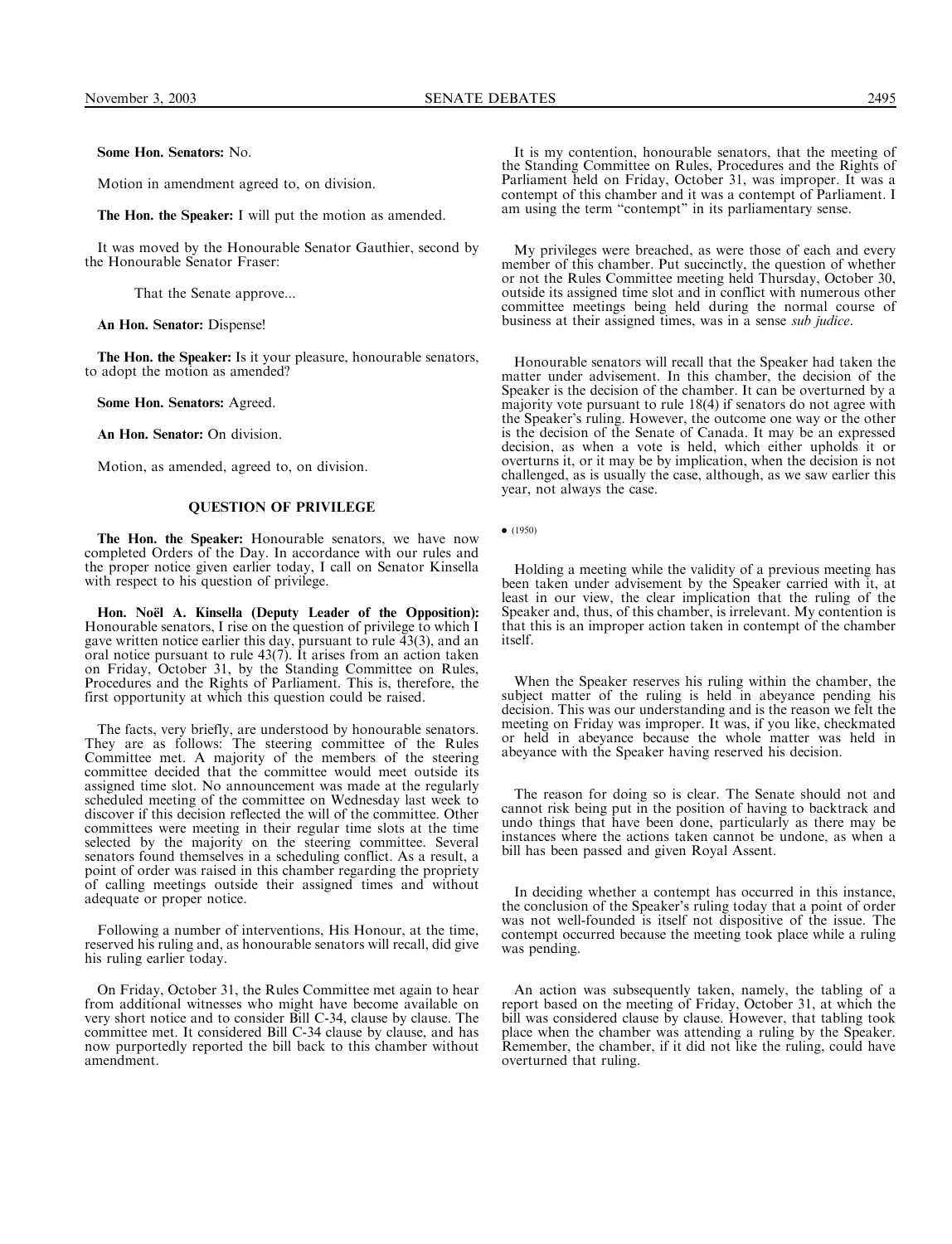**Some Hon. Senators:** No.

Motion in amendment agreed to, on division.

**The Hon. the Speaker:** I will put the motion as amended.

It was moved by the Honourable Senator Gauthier, second by the Honourable Senator Fraser:

> That the Senate approve...

**An Hon. Senator:** Dispense!

**The Hon. the Speaker:** Is it your pleasure, honourable senators, to adopt the motion as amended?

**Some Hon. Senators:** Agreed.

**An Hon. Senator:** On division.

Motion, as amended, agreed to, on division.

## QUESTION OF PRIVILEGE

**The Hon. the Speaker:** Honourable senators, we have now completed Orders of the Day. In accordance with our rules and the proper notice given earlier today, I call on Senator Kinsella with respect to his question of privilege.

**Hon. Noël A. Kinsella (Deputy Leader of the Opposition):** Honourable senators, I rise on the question of privilege to which I gave written notice earlier this day, pursuant to rule 43(3), and an oral notice pursuant to rule 43(7). It arises from an action taken on Friday, October 31, by the Standing Committee on Rules, Procedures and the Rights of Parliament. This is, therefore, the first opportunity at which this question could be raised.

The facts, very briefly, are understood by honourable senators. They are as follows: The steering committee of the Rules Committee met. A majority of the members of the steering committee decided that the committee would meet outside its assigned time slot. No announcement was made at the regularly scheduled meeting of the committee on Wednesday last week to discover if this decision reflected the will of the committee. Other committees were meeting in their regular time slots at the time selected by the majority on the steering committee. Several senators found themselves in a scheduling conflict. As a result, a point of order was raised in this chamber regarding the propriety of calling meetings outside their assigned times and without adequate or proper notice.

Following a number of interventions, His Honour, at the time, reserved his ruling and, as honourable senators will recall, did give his ruling earlier today.

On Friday, October 31, the Rules Committee met again to hear from additional witnesses who might have become available on very short notice and to consider Bill C-34, clause by clause. The committee met. It considered Bill C-34 clause by clause, and has now purportedly reported the bill back to this chamber without amendment.

It is my contention, honourable senators, that the meeting of the Standing Committee on Rules, Procedures and the Rights of Parliament held on Friday, October 31, was improper. It was a contempt of this chamber and it was a contempt of Parliament. I am using the term "contempt" in its parliamentary sense.

My privileges were breached, as were those of each and every member of this chamber. Put succinctly, the question of whether or not the Rules Committee meeting held Thursday, October 30, outside its assigned time slot and in conflict with numerous other committee meetings being held during the normal course of business at their assigned times, was in a sense *sub judice*.

Honourable senators will recall that the Speaker had taken the matter under advisement. In this chamber, the decision of the Speaker is the decision of the chamber. It can be overturned by a majority vote pursuant to rule 18(4) if senators do not agree with the Speaker's ruling. However, the outcome one way or the other is the decision of the Senate of Canada. It may be an expressed decision, as when a vote is held, which either upholds it or overturns it, or it may be by implication, when the decision is not challenged, as is usually the case, although, as we saw earlier this year, not always the case.

• (1950)

Holding a meeting while the validity of a previous meeting has been taken under advisement by the Speaker carried with it, at least in our view, the clear implication that the ruling of the Speaker and, thus, of this chamber, is irrelevant. My contention is that this is an improper action taken in contempt of the chamber itself.

When the Speaker reserves his ruling within the chamber, the subject matter of the ruling is held in abeyance pending his decision. This was our understanding and is the reason we felt the meeting on Friday was improper. It was, if you like, checkmated or held in abeyance because the whole matter was held in abeyance with the Speaker having reserved his decision.

The reason for doing so is clear. The Senate should not and cannot risk being put in the position of having to backtrack and undo things that have been done, particularly as there may be instances where the actions taken cannot be undone, as when a bill has been passed and given Royal Assent.

In deciding whether a contempt has occurred in this instance, the conclusion of the Speaker's ruling today that a point of order was not well-founded is itself not dispositive of the issue. The contempt occurred because the meeting took place while a ruling was pending.

An action was subsequently taken, namely, the tabling of a report based on the meeting of Friday, October 31, at which the bill was considered clause by clause. However, that tabling took place when the chamber was attending a ruling by the Speaker. Remember, the chamber, if it did not like the ruling, could have overturned that ruling.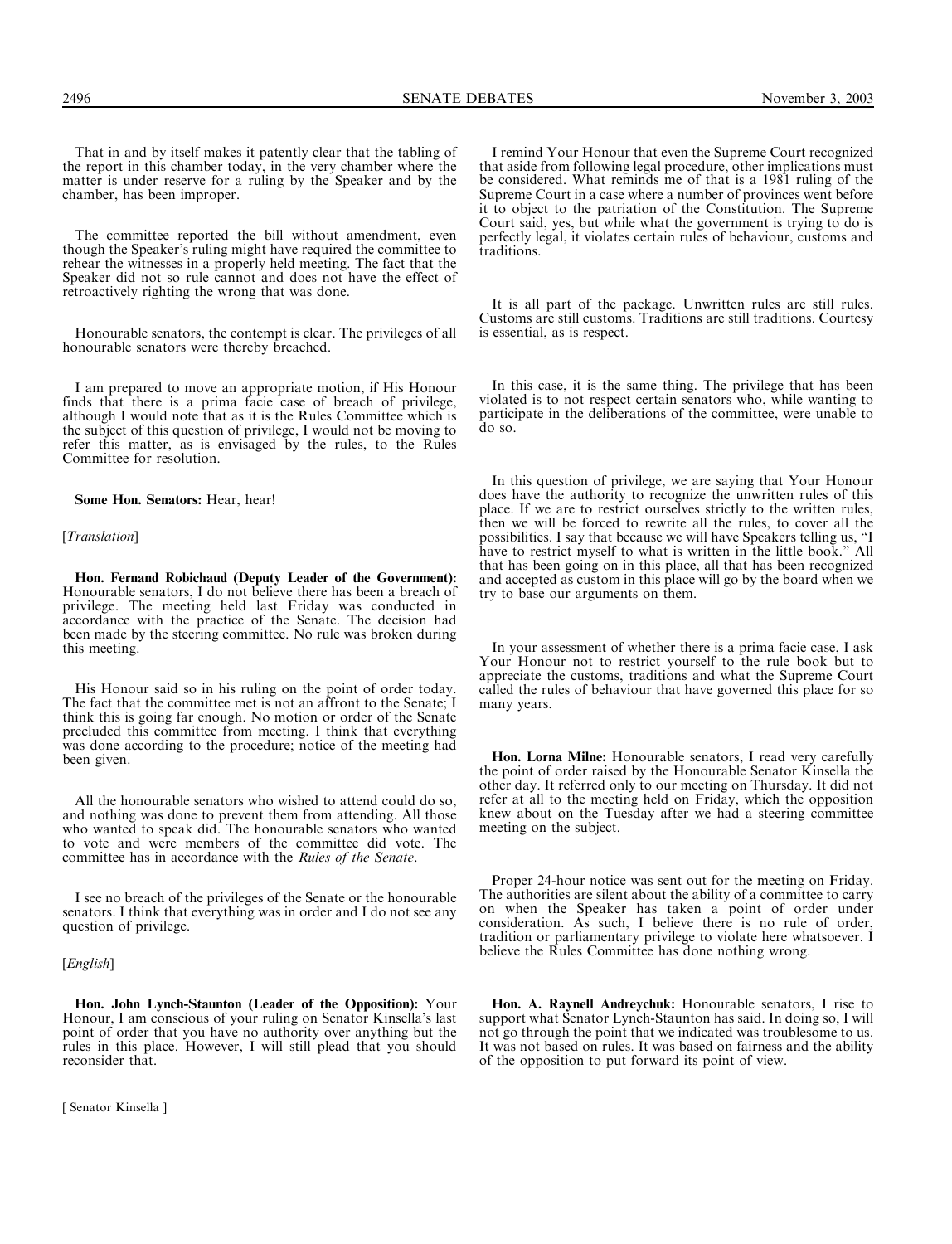That in and by itself makes it patently clear that the tabling of the report in this chamber today, in the very chamber where the matter is under reserve for a ruling by the Speaker and by the chamber, has been improper.

The committee reported the bill without amendment, even though the Speaker's ruling might have required the committee to rehear the witnesses in a properly held meeting. The fact that the Speaker did not so rule cannot and does not have the effect of retroactively righting the wrong that was done.

Honourable senators, the contempt is clear. The privileges of all honourable senators were thereby breached.

I am prepared to move an appropriate motion, if His Honour finds that there is a prima facie case of breach of privilege, although I would note that as it is the Rules Committee which is the subject of this question of privilege, I would not be moving to refer this matter, as is envisaged by the rules, to the Rules Committee for resolution.

**Some Hon. Senators:** Hear, hear!

[*Translation*]

**Hon. Fernand Robichaud (Deputy Leader of the Government):** Honourable senators, I do not believe there has been a breach of privilege. The meeting held last Friday was conducted in accordance with the practice of the Senate. The decision had been made by the steering committee. No rule was broken during this meeting.

His Honour said so in his ruling on the point of order today. The fact that the committee met is not an affront to the Senate; I think this is going far enough. No motion or order of the Senate precluded this committee from meeting. I think that everything was done according to the procedure; notice of the meeting had been given.

All the honourable senators who wished to attend could do so, and nothing was done to prevent them from attending. All those who wanted to speak did. The honourable senators who wanted to vote and were members of the committee did vote. The committee has in accordance with the *Rules of the Senate*.

I see no breach of the privileges of the Senate or the honourable senators. I think that everything was in order and I do not see any question of privilege.

[*English*]

**Hon. John Lynch-Staunton (Leader of the Opposition):** Your Honour, I am conscious of your ruling on Senator Kinsella's last point of order that you have no authority over anything but the rules in this place. However, I will still plead that you should reconsider that.

I remind Your Honour that even the Supreme Court recognized that aside from following legal procedure, other implications must be considered. What reminds me of that is a 1981 ruling of the Supreme Court in a case where a number of provinces went before it to object to the patriation of the Constitution. The Supreme Court said, yes, but while what the government is trying to do is perfectly legal, it violates certain rules of behaviour, customs and traditions.

It is all part of the package. Unwritten rules are still rules. Customs are still customs. Traditions are still traditions. Courtesy is essential, as is respect.

In this case, it is the same thing. The privilege that has been violated is to not respect certain senators who, while wanting to participate in the deliberations of the committee, were unable to do so.

In this question of privilege, we are saying that Your Honour does have the authority to recognize the unwritten rules of this place. If we are to restrict ourselves strictly to the written rules, then we will be forced to rewrite all the rules, to cover all the possibilities. I say that because we will have Speakers telling us, "I have to restrict myself to what is written in the little book." All that has been going on in this place, all that has been recognized and accepted as custom in this place will go by the board when we try to base our arguments on them.

In your assessment of whether there is a prima facie case, I ask Your Honour not to restrict yourself to the rule book but to appreciate the customs, traditions and what the Supreme Court called the rules of behaviour that have governed this place for so many years.

**Hon. Lorna Milne:** Honourable senators, I read very carefully the point of order raised by the Honourable Senator Kinsella the other day. It referred only to our meeting on Thursday. It did not refer at all to the meeting held on Friday, which the opposition knew about on the Tuesday after we had a steering committee meeting on the subject.

Proper 24-hour notice was sent out for the meeting on Friday. The authorities are silent about the ability of a committee to carry on when the Speaker has taken a point of order under consideration. As such, I believe there is no rule of order, tradition or parliamentary privilege to violate here whatsoever. I believe the Rules Committee has done nothing wrong.

**Hon. A. Raynell Andreychuk:** Honourable senators, I rise to support what Senator Lynch-Staunton has said. In doing so, I will not go through the point that we indicated was troublesome to us. It was not based on rules. It was based on fairness and the ability of the opposition to put forward its point of view.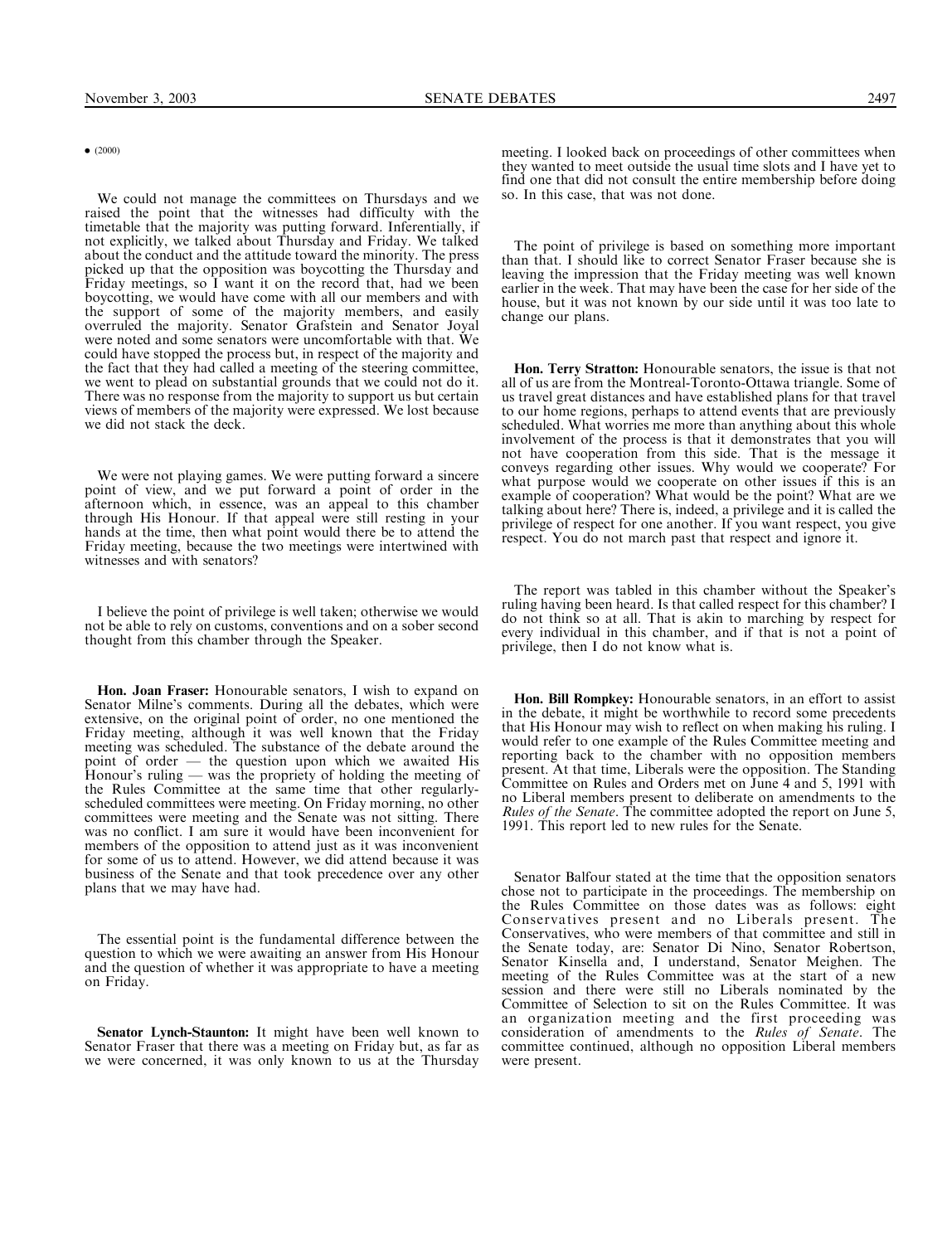• (2000)

We could not manage the committees on Thursdays and we raised the point that the witnesses had difficulty with the timetable that the majority was putting forward. Inferentially, if not explicitly, we talked about Thursday and Friday. We talked about the conduct and the attitude toward the minority. The press picked up that the opposition was boycotting the Thursday and Friday meetings, so I want it on the record that, had we been boycotting, we would have come with all our members and with the support of some of the majority members, and easily overruled the majority. Senator Grafstein and Senator Joyal were noted and some senators were uncomfortable with that. We could have stopped the process but, in respect of the majority and the fact that they had called a meeting of the steering committee, we went to plead on substantial grounds that we could not do it. There was no response from the majority to support us but certain views of members of the majority were expressed. We lost because we did not stack the deck.

We were not playing games. We were putting forward a sincere point of view, and we put forward a point of order in the afternoon which, in essence, was an appeal to this chamber through His Honour. If that appeal were still resting in your hands at the time, then what point would there be to attend the Friday meeting, because the two meetings were intertwined with witnesses and with senators?

I believe the point of privilege is well taken; otherwise we would not be able to rely on customs, conventions and on a sober second thought from this chamber through the Speaker.

**Hon. Joan Fraser:** Honourable senators, I wish to expand on Senator Milne's comments. During all the debates, which were extensive, on the original point of order, no one mentioned the Friday meeting, although it was well known that the Friday meeting was scheduled. The substance of the debate around the point of order — the question upon which we awaited His Honour's ruling — was the propriety of holding the meeting of the Rules Committee at the same time that other regularly-scheduled committees were meeting. On Friday morning, no other committees were meeting and the Senate was not sitting. There was no conflict. I am sure it would have been inconvenient for members of the opposition to attend just as it was inconvenient for some of us to attend. However, we did attend because it was business of the Senate and that took precedence over any other plans that we may have had.

The essential point is the fundamental difference between the question to which we were awaiting an answer from His Honour and the question of whether it was appropriate to have a meeting on Friday.

**Senator Lynch-Staunton:** It might have been well known to Senator Fraser that there was a meeting on Friday but, as far as we were concerned, it was only known to us at the Thursday meeting. I looked back on proceedings of other committees when they wanted to meet outside the usual time slots and I have yet to find one that did not consult the entire membership before doing so. In this case, that was not done.

The point of privilege is based on something more important than that. I should like to correct Senator Fraser because she is leaving the impression that the Friday meeting was well known earlier in the week. That may have been the case for her side of the house, but it was not known by our side until it was too late to change our plans.

**Hon. Terry Stratton:** Honourable senators, the issue is that not all of us are from the Montreal-Toronto-Ottawa triangle. Some of us travel great distances and have established plans for that travel to our home regions, perhaps to attend events that are previously scheduled. What worries me more than anything about this whole involvement of the process is that it demonstrates that you will not have cooperation from this side. That is the message it conveys regarding other issues. Why would we cooperate? For what purpose would we cooperate on other issues if this is an example of cooperation? What would be the point? What are we talking about here? There is, indeed, a privilege and it is called the privilege of respect for one another. If you want respect, you give respect. You do not march past that respect and ignore it.

The report was tabled in this chamber without the Speaker's ruling having been heard. Is that called respect for this chamber? I do not think so at all. That is akin to marching by respect for every individual in this chamber, and if that is not a point of privilege, then I do not know what is.

**Hon. Bill Rompkey:** Honourable senators, in an effort to assist in the debate, it might be worthwhile to record some precedents that His Honour may wish to reflect on when making his ruling. I would refer to one example of the Rules Committee meeting and reporting back to the chamber with no opposition members present. At that time, Liberals were the opposition. The Standing Committee on Rules and Orders met on June 4 and 5, 1991 with no Liberal members present to deliberate on amendments to the *Rules of the Senate*. The committee adopted the report on June 5, 1991. This report led to new rules for the Senate.

Senator Balfour stated at the time that the opposition senators chose not to participate in the proceedings. The membership on the Rules Committee on those dates was as follows: eight Conservatives present and no Liberals present. The Conservatives, who were members of that committee and still in the Senate today, are: Senator Di Nino, Senator Robertson, Senator Kinsella and, I understand, Senator Meighen. The meeting of the Rules Committee was at the start of a new session and there were still no Liberals nominated by the Committee of Selection to sit on the Rules Committee. It was an organization meeting and the first proceeding was consideration of amendments to the *Rules of Senate*. The committee continued, although no opposition Liberal members were present.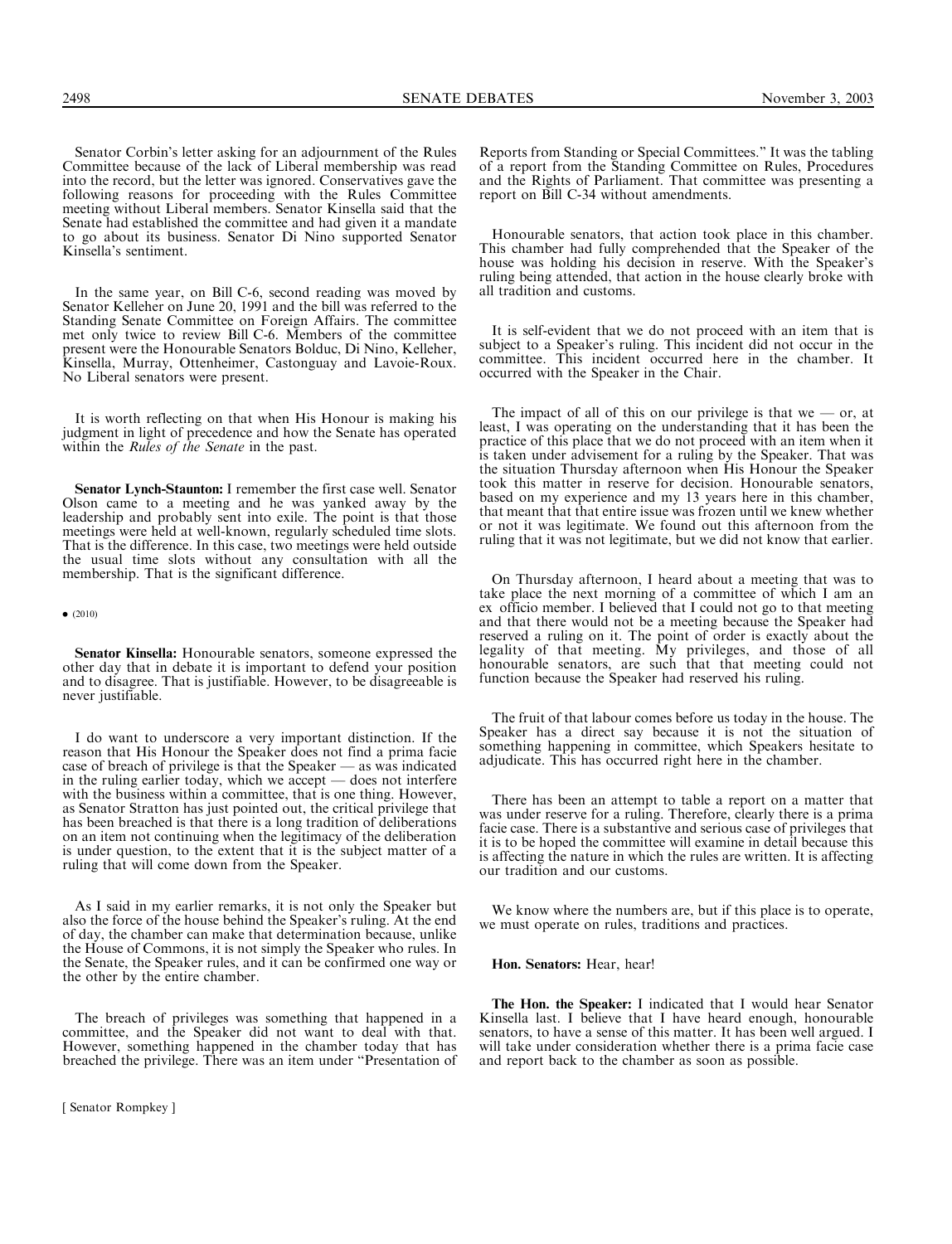Senator Corbin's letter asking for an adjournment of the Rules Committee because of the lack of Liberal membership was read into the record, but the letter was ignored. Conservatives gave the following reasons for proceeding with the Rules Committee meeting without Liberal members. Senator Kinsella said that the Senate had established the committee and had given it a mandate to go about its business. Senator Di Nino supported Senator Kinsella's sentiment.

In the same year, on Bill C-6, second reading was moved by Senator Kelleher on June 20, 1991 and the bill was referred to the Standing Senate Committee on Foreign Affairs. The committee met only twice to review Bill C-6. Members of the committee present were the Honourable Senators Bolduc, Di Nino, Kelleher, Kinsella, Murray, Ottenheimer, Castonguay and Lavoie-Roux. No Liberal senators were present.

It is worth reflecting on that when His Honour is making his judgment in light of precedence and how the Senate has operated within the *Rules of the Senate* in the past.

**Senator Lynch-Staunton:** I remember the first case well. Senator Olson came to a meeting and he was yanked away by the leadership and probably sent into exile. The point is that those meetings were held at well-known, regularly scheduled time slots. That is the difference. In this case, two meetings were held outside the usual time slots without any consultation with all the membership. That is the significant difference.

• (2010)

**Senator Kinsella:** Honourable senators, someone expressed the other day that in debate it is important to defend your position and to disagree. That is justifiable. However, to be disagreeable is never justifiable.

I do want to underscore a very important distinction. If the reason that His Honour the Speaker does not find a prima facie case of breach of privilege is that the Speaker — as was indicated in the ruling earlier today, which we accept — does not interfere with the business within a committee, that is one thing. However, as Senator Stratton has just pointed out, the critical privilege that has been breached is that there is a long tradition of deliberations on an item not continuing when the legitimacy of the deliberation is under question, to the extent that it is the subject matter of a ruling that will come down from the Speaker.

As I said in my earlier remarks, it is not only the Speaker but also the force of the house behind the Speaker's ruling. At the end of day, the chamber can make that determination because, unlike the House of Commons, it is not simply the Speaker who rules. In the Senate, the Speaker rules, and it can be confirmed one way or the other by the entire chamber.

The breach of privileges was something that happened in a committee, and the Speaker did not want to deal with that. However, something happened in the chamber today that has breached the privilege. There was an item under "Presentation of Reports from Standing or Special Committees." It was the tabling of a report from the Standing Committee on Rules, Procedures and the Rights of Parliament. That committee was presenting a report on Bill C-34 without amendments.

Honourable senators, that action took place in this chamber. This chamber had fully comprehended that the Speaker of the house was holding his decision in reserve. With the Speaker's ruling being attended, that action in the house clearly broke with all tradition and customs.

It is self-evident that we do not proceed with an item that is subject to a Speaker's ruling. This incident did not occur in the committee. This incident occurred here in the chamber. It occurred with the Speaker in the Chair.

The impact of all of this on our privilege is that we — or, at least, I was operating on the understanding that it has been the practice of this place that we do not proceed with an item when it is taken under advisement for a ruling by the Speaker. That was the situation Thursday afternoon when His Honour the Speaker took this matter in reserve for decision. Honourable senators, based on my experience and my 13 years here in this chamber, that meant that that entire issue was frozen until we knew whether or not it was legitimate. We found out this afternoon from the ruling that it was not legitimate, but we did not know that earlier.

On Thursday afternoon, I heard about a meeting that was to take place the next morning of a committee of which I am an ex officio member. I believed that I could not go to that meeting and that there would not be a meeting because the Speaker had reserved a ruling on it. The point of order is exactly about the legality of that meeting. My privileges, and those of all honourable senators, are such that that meeting could not function because the Speaker had reserved his ruling.

The fruit of that labour comes before us today in the house. The Speaker has a direct say because it is not the situation of something happening in committee, which Speakers hesitate to adjudicate. This has occurred right here in the chamber.

There has been an attempt to table a report on a matter that was under reserve for a ruling. Therefore, clearly there is a prima facie case. There is a substantive and serious case of privileges that it is to be hoped the committee will examine in detail because this is affecting the nature in which the rules are written. It is affecting our tradition and our customs.

We know where the numbers are, but if this place is to operate, we must operate on rules, traditions and practices.

**Hon. Senators:** Hear, hear!

**The Hon. the Speaker:** I indicated that I would hear Senator Kinsella last. I believe that I have heard enough, honourable senators, to have a sense of this matter. It has been well argued. I will take under consideration whether there is a prima facie case and report back to the chamber as soon as possible.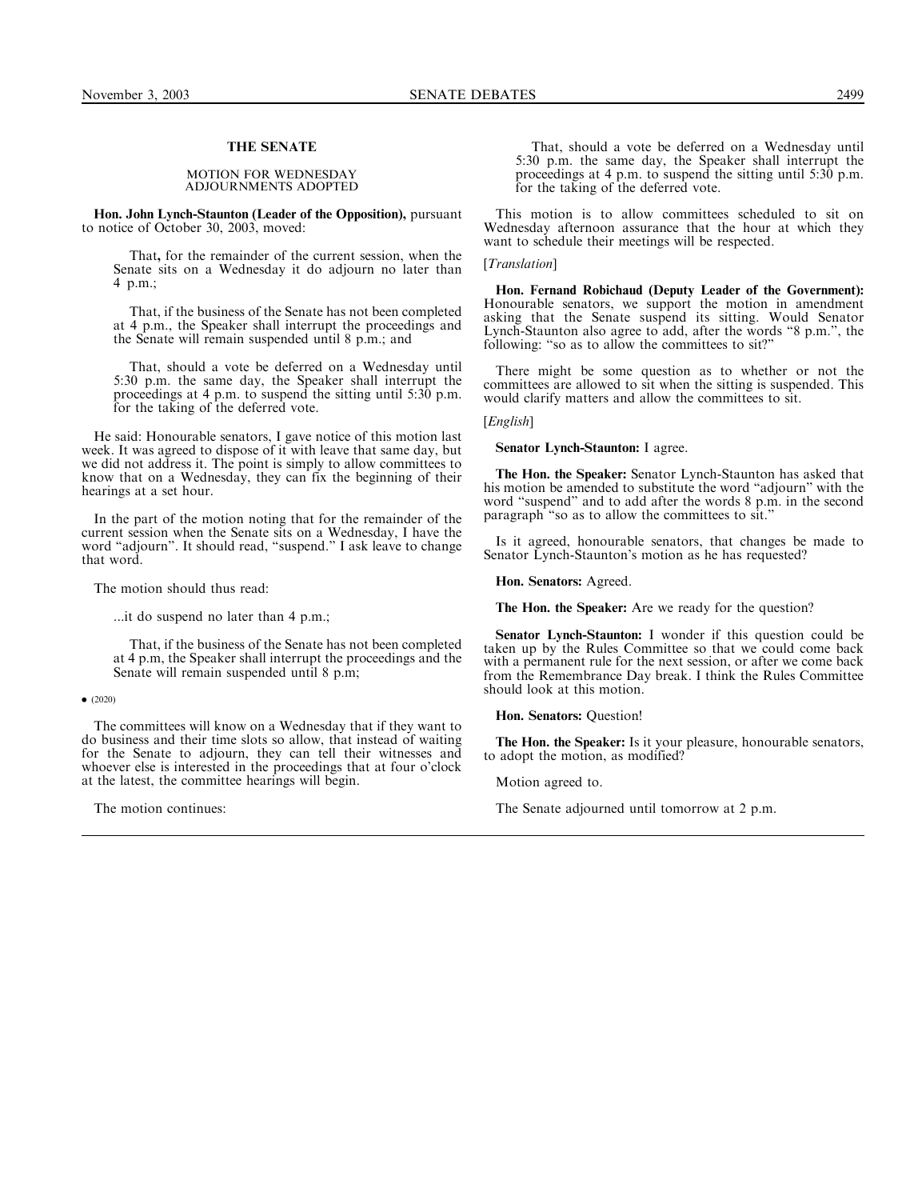## THE SENATE

### MOTION FOR WEDNESDAY ADJOURNMENTS ADOPTED

**Hon. John Lynch-Staunton (Leader of the Opposition),** pursuant to notice of October 30, 2003, moved:

> That**,** for the remainder of the current session, when the Senate sits on a Wednesday it do adjourn no later than 4 p.m.;
>
> That, if the business of the Senate has not been completed at 4 p.m., the Speaker shall interrupt the proceedings and the Senate will remain suspended until 8 p.m.; and
>
> That, should a vote be deferred on a Wednesday until 5:30 p.m. the same day, the Speaker shall interrupt the proceedings at 4 p.m. to suspend the sitting until 5:30 p.m. for the taking of the deferred vote.

He said: Honourable senators, I gave notice of this motion last week. It was agreed to dispose of it with leave that same day, but we did not address it. The point is simply to allow committees to know that on a Wednesday, they can fix the beginning of their hearings at a set hour.

In the part of the motion noting that for the remainder of the current session when the Senate sits on a Wednesday, I have the word "adjourn". It should read, "suspend." I ask leave to change that word.

The motion should thus read:

> ...it do suspend no later than 4 p.m.;
>
> That, if the business of the Senate has not been completed at 4 p.m, the Speaker shall interrupt the proceedings and the Senate will remain suspended until 8 p.m;

• (2020)

The committees will know on a Wednesday that if they want to do business and their time slots so allow, that instead of waiting for the Senate to adjourn, they can tell their witnesses and whoever else is interested in the proceedings that at four o'clock at the latest, the committee hearings will begin.

The motion continues:

> That, should a vote be deferred on a Wednesday until 5:30 p.m. the same day, the Speaker shall interrupt the proceedings at 4 p.m. to suspend the sitting until 5:30 p.m. for the taking of the deferred vote.

This motion is to allow committees scheduled to sit on Wednesday afternoon assurance that the hour at which they want to schedule their meetings will be respected.

[*Translation*]

**Hon. Fernand Robichaud (Deputy Leader of the Government):** Honourable senators, we support the motion in amendment asking that the Senate suspend its sitting. Would Senator Lynch-Staunton also agree to add, after the words "8 p.m.", the following: "so as to allow the committees to sit?"

There might be some question as to whether or not the committees are allowed to sit when the sitting is suspended. This would clarify matters and allow the committees to sit.

[*English*]

**Senator Lynch-Staunton:** I agree.

**The Hon. the Speaker:** Senator Lynch-Staunton has asked that his motion be amended to substitute the word "adjourn" with the word "suspend" and to add after the words 8 p.m. in the second paragraph "so as to allow the committees to sit."

Is it agreed, honourable senators, that changes be made to Senator Lynch-Staunton's motion as he has requested?

**Hon. Senators:** Agreed.

**The Hon. the Speaker:** Are we ready for the question?

**Senator Lynch-Staunton:** I wonder if this question could be taken up by the Rules Committee so that we could come back with a permanent rule for the next session, or after we come back from the Remembrance Day break. I think the Rules Committee should look at this motion.

**Hon. Senators:** Question!

**The Hon. the Speaker:** Is it your pleasure, honourable senators, to adopt the motion, as modified?

Motion agreed to.

The Senate adjourned until tomorrow at 2 p.m.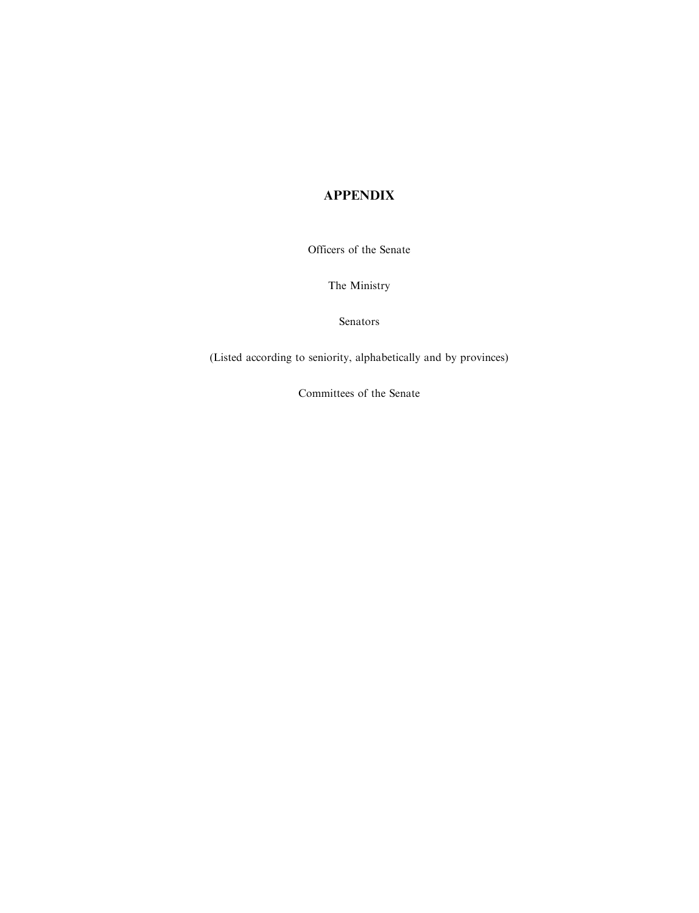# APPENDIX

Officers of the Senate

The Ministry

Senators

(Listed according to seniority, alphabetically and by provinces)

Committees of the Senate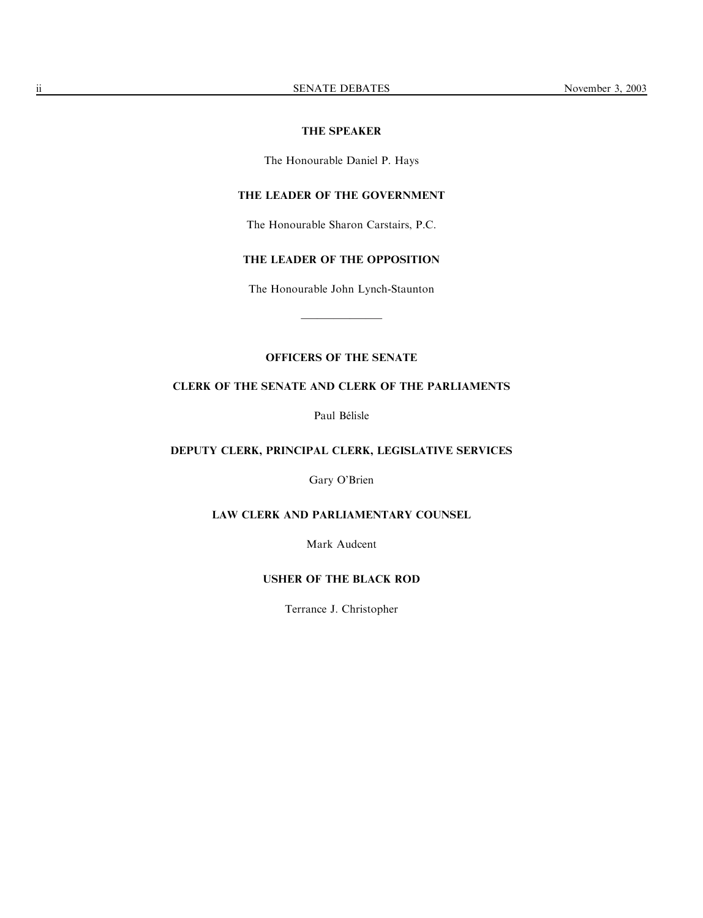## THE SPEAKER

The Honourable Daniel P. Hays

## THE LEADER OF THE GOVERNMENT

The Honourable Sharon Carstairs, P.C.

## THE LEADER OF THE OPPOSITION

The Honourable John Lynch-Staunton

---

## OFFICERS OF THE SENATE

### CLERK OF THE SENATE AND CLERK OF THE PARLIAMENTS

Paul Bélisle

### DEPUTY CLERK, PRINCIPAL CLERK, LEGISLATIVE SERVICES

Gary O'Brien

### LAW CLERK AND PARLIAMENTARY COUNSEL

Mark Audcent

### USHER OF THE BLACK ROD

Terrance J. Christopher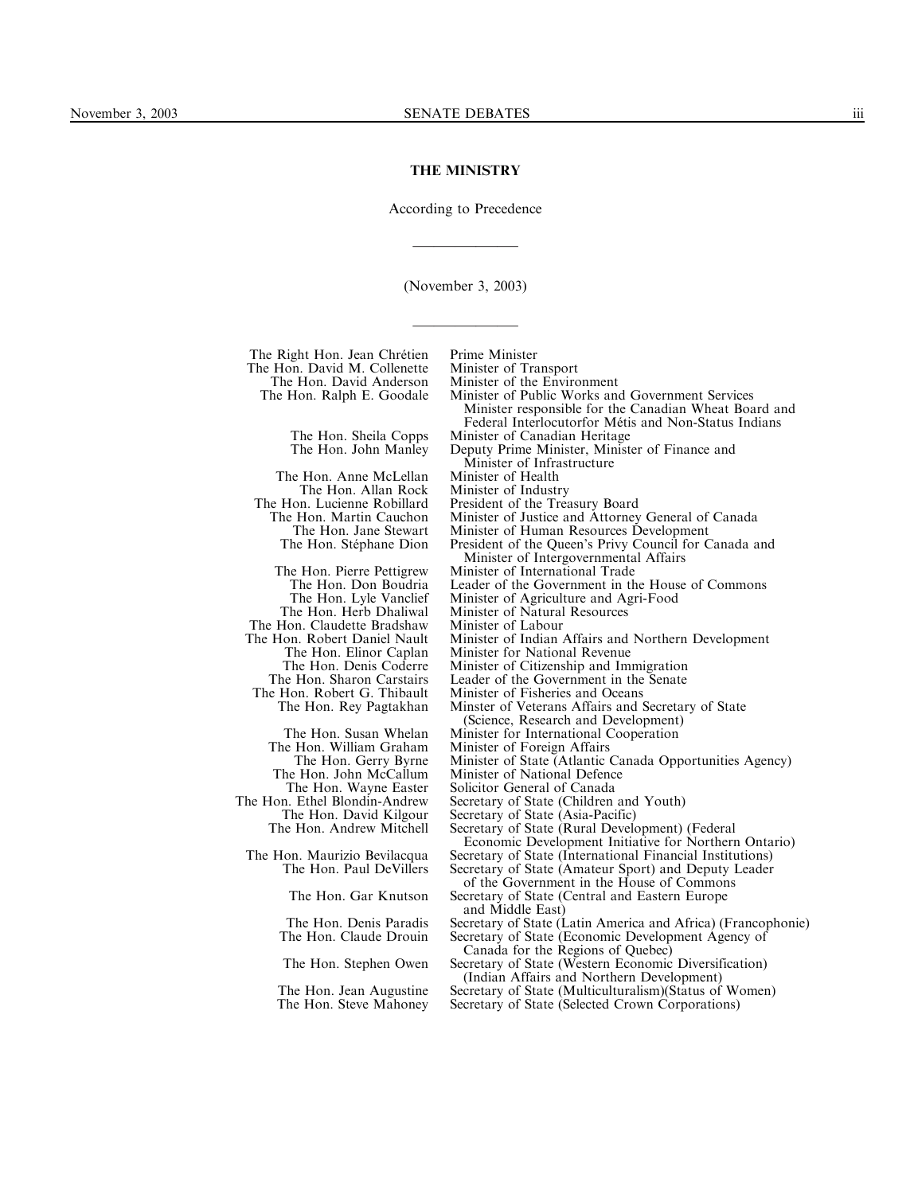## THE MINISTRY

According to Precedence

______________

(November 3, 2003)

______________

| | |
|---|---|
| The Right Hon. Jean Chrétien | Prime Minister |
| The Hon. David M. Collenette | Minister of Transport |
| The Hon. David Anderson | Minister of the Environment |
| The Hon. Ralph E. Goodale | Minister of Public Works and Government Services Minister responsible for the Canadian Wheat Board and Federal Interlocutorfor Métis and Non-Status Indians |
| The Hon. Sheila Copps | Minister of Canadian Heritage |
| The Hon. John Manley | Deputy Prime Minister, Minister of Finance and Minister of Infrastructure |
| The Hon. Anne McLellan | Minister of Health |
| The Hon. Allan Rock | Minister of Industry |
| The Hon. Lucienne Robillard | President of the Treasury Board |
| The Hon. Martin Cauchon | Minister of Justice and Attorney General of Canada |
| The Hon. Jane Stewart | Minister of Human Resources Development |
| The Hon. Stéphane Dion | President of the Queen's Privy Council for Canada and Minister of Intergovernmental Affairs |
| The Hon. Pierre Pettigrew | Minister of International Trade |
| The Hon. Don Boudria | Leader of the Government in the House of Commons |
| The Hon. Lyle Vanclief | Minister of Agriculture and Agri-Food |
| The Hon. Herb Dhaliwal | Minister of Natural Resources |
| The Hon. Claudette Bradshaw | Minister of Labour |
| The Hon. Robert Daniel Nault | Minister of Indian Affairs and Northern Development |
| The Hon. Elinor Caplan | Minister for National Revenue |
| The Hon. Denis Coderre | Minister of Citizenship and Immigration |
| The Hon. Sharon Carstairs | Leader of the Government in the Senate |
| The Hon. Robert G. Thibault | Minister of Fisheries and Oceans |
| The Hon. Rey Pagtakhan | Minster of Veterans Affairs and Secretary of State (Science, Research and Development) |
| The Hon. Susan Whelan | Minister for International Cooperation |
| The Hon. William Graham | Minister of Foreign Affairs |
| The Hon. Gerry Byrne | Minister of State (Atlantic Canada Opportunities Agency) |
| The Hon. John McCallum | Minister of National Defence |
| The Hon. Wayne Easter | Solicitor General of Canada |
| The Hon. Ethel Blondin-Andrew | Secretary of State (Children and Youth) |
| The Hon. David Kilgour | Secretary of State (Asia-Pacific) |
| The Hon. Andrew Mitchell | Secretary of State (Rural Development) (Federal Economic Development Initiative for Northern Ontario) |
| The Hon. Maurizio Bevilacqua | Secretary of State (International Financial Institutions) |
| The Hon. Paul DeVillers | Secretary of State (Amateur Sport) and Deputy Leader of the Government in the House of Commons |
| The Hon. Gar Knutson | Secretary of State (Central and Eastern Europe and Middle East) |
| The Hon. Denis Paradis | Secretary of State (Latin America and Africa) (Francophonie) |
| The Hon. Claude Drouin | Secretary of State (Economic Development Agency of Canada for the Regions of Quebec) |
| The Hon. Stephen Owen | Secretary of State (Western Economic Diversification) (Indian Affairs and Northern Development) |
| The Hon. Jean Augustine | Secretary of State (Multiculturalism)(Status of Women) |
| The Hon. Steve Mahoney | Secretary of State (Selected Crown Corporations) |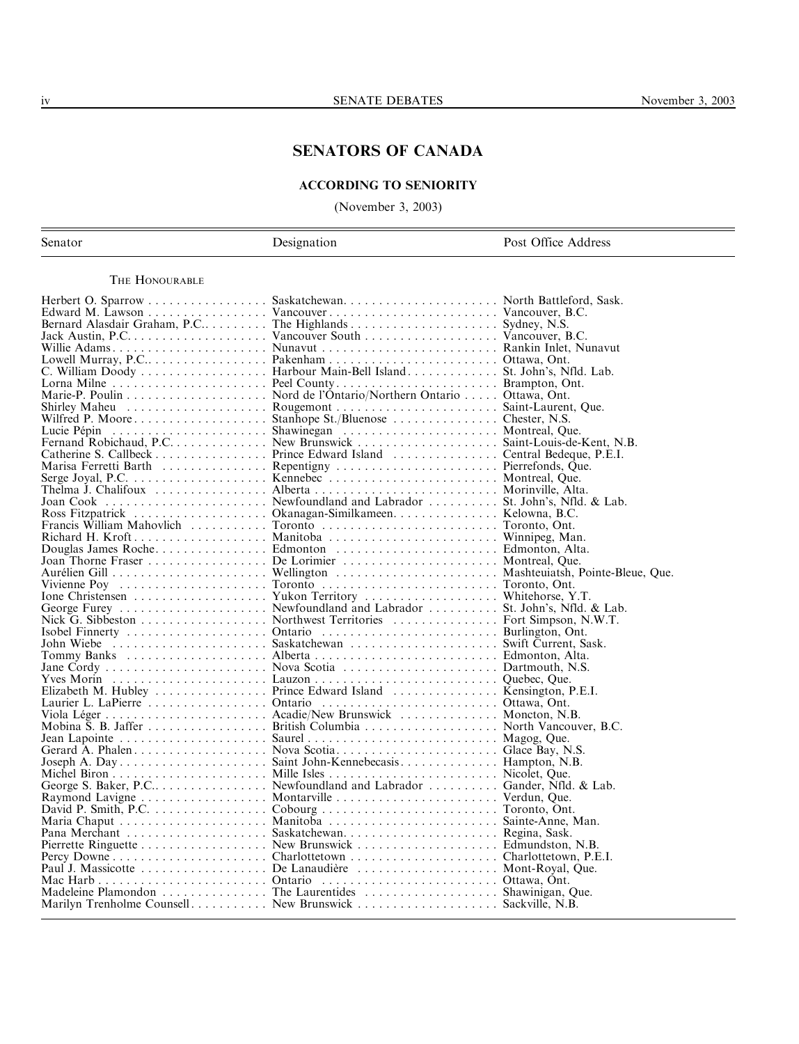# SENATORS OF CANADA

## ACCORDING TO SENIORITY

(November 3, 2003)

| Senator | Designation | Post Office Address |
|---|---|---|
| THE HONOURABLE | | |
| Herbert O. Sparrow | Saskatchewan | North Battleford, Sask. |
| Edward M. Lawson | Vancouver | Vancouver, B.C. |
| Bernard Alasdair Graham, P.C. | The Highlands | Sydney, N.S. |
| Jack Austin, P.C. | Vancouver South | Vancouver, B.C. |
| Willie Adams | Nunavut | Rankin Inlet, Nunavut |
| Lowell Murray, P.C. | Pakenham | Ottawa, Ont. |
| C. William Doody | Harbour Main-Bell Island | St. John's, Nfld. Lab. |
| Lorna Milne | Peel County | Brampton, Ont. |
| Marie-P. Poulin | Nord de l'Ontario/Northern Ontario | Ottawa, Ont. |
| Shirley Maheu | Rougemont | Saint-Laurent, Que. |
| Wilfred P. Moore | Stanhope St./Bluenose | Chester, N.S. |
| Lucie Pépin | Shawinegan | Montreal, Que. |
| Fernand Robichaud, P.C. | New Brunswick | Saint-Louis-de-Kent, N.B. |
| Catherine S. Callbeck | Prince Edward Island | Central Bedeque, P.E.I. |
| Marisa Ferretti Barth | Repentigny | Pierrefonds, Que. |
| Serge Joyal, P.C. | Kennebec | Montreal, Que. |
| Thelma J. Chalifoux | Alberta | Morinville, Alta. |
| Joan Cook | Newfoundland and Labrador | St. John's, Nfld. & Lab. |
| Ross Fitzpatrick | Okanagan-Similkameen | Kelowna, B.C. |
| Francis William Mahovlich | Toronto | Toronto, Ont. |
| Richard H. Kroft | Manitoba | Winnipeg, Man. |
| Douglas James Roche | Edmonton | Edmonton, Alta. |
| Joan Thorne Fraser | De Lorimier | Montreal, Que. |
| Aurélien Gill | Wellington | Mashteuiatsh, Pointe-Bleue, Que. |
| Vivienne Poy | Toronto | Toronto, Ont. |
| Ione Christensen | Yukon Territory | Whitehorse, Y.T. |
| George Furey | Newfoundland and Labrador | St. John's, Nfld. & Lab. |
| Nick G. Sibbeston | Northwest Territories | Fort Simpson, N.W.T. |
| Isobel Finnerty | Ontario | Burlington, Ont. |
| John Wiebe | Saskatchewan | Swift Current, Sask. |
| Tommy Banks | Alberta | Edmonton, Alta. |
| Jane Cordy | Nova Scotia | Dartmouth, N.S. |
| Yves Morin | Lauzon | Quebec, Que. |
| Elizabeth M. Hubley | Prince Edward Island | Kensington, P.E.I. |
| Laurier L. LaPierre | Ontario | Ottawa, Ont. |
| Viola Léger | Acadie/New Brunswick | Moncton, N.B. |
| Mobina S. B. Jaffer | British Columbia | North Vancouver, B.C. |
| Jean Lapointe | Saurel | Magog, Que. |
| Gerard A. Phalen | Nova Scotia | Glace Bay, N.S. |
| Joseph A. Day | Saint John-Kennebecasis | Hampton, N.B. |
| Michel Biron | Mille Isles | Nicolet, Que. |
| George S. Baker, P.C. | Newfoundland and Labrador | Gander, Nfld. & Lab. |
| Raymond Lavigne | Montarville | Verdun, Que. |
| David P. Smith, P.C. | Cobourg | Toronto, Ont. |
| Maria Chaput | Manitoba | Sainte-Anne, Man. |
| Pana Merchant | Saskatchewan | Regina, Sask. |
| Pierrette Ringuette | New Brunswick | Edmundston, N.B. |
| Percy Downe | Charlottetown | Charlottetown, P.E.I. |
| Paul J. Massicotte | De Lanaudière | Mont-Royal, Que. |
| Mac Harb | Ontario | Ottawa, Ont. |
| Madeleine Plamondon | The Laurentides | Shawinigan, Que. |
| Marilyn Trenholme Counsell | New Brunswick | Sackville, N.B. |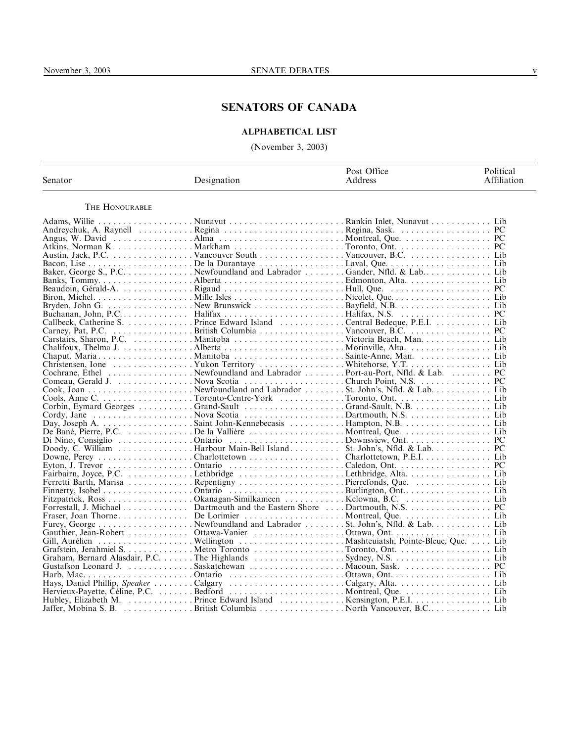# SENATORS OF CANADA

## ALPHABETICAL LIST

(November 3, 2003)

| Senator | Designation | Post Office Address | Political Affiliation |
|---|---|---|---|
| THE HONOURABLE | | | |
| Adams, Willie | Nunavut | Rankin Inlet, Nunavut | Lib |
| Andreychuk, A. Raynell | Regina | Regina, Sask. | PC |
| Angus, W. David | Alma | Montreal, Que. | PC |
| Atkins, Norman K. | Markham | Toronto, Ont. | PC |
| Austin, Jack, P.C. | Vancouver South | Vancouver, B.C. | Lib |
| Bacon, Lise | De la Durantaye | Laval, Que. | Lib |
| Baker, George S., P.C. | Newfoundland and Labrador | Gander, Nfld. & Lab. | Lib |
| Banks, Tommy | Alberta | Edmonton, Alta. | Lib |
| Beaudoin, Gérald-A. | Rigaud | Hull, Que. | PC |
| Biron, Michel | Mille Isles | Nicolet, Que. | Lib |
| Bryden, John G. | New Brunswick | Bayfield, N.B. | Lib |
| Buchanan, John, P.C. | Halifax | Halifax, N.S. | PC |
| Callbeck, Catherine S. | Prince Edward Island | Central Bedeque, P.E.I. | Lib |
| Carney, Pat, P.C. | British Columbia | Vancouver, B.C. | PC |
| Carstairs, Sharon, P.C. | Manitoba | Victoria Beach, Man. | Lib |
| Chalifoux, Thelma J. | Alberta | Morinville, Alta. | Lib |
| Chaput, Maria | Manitoba | Sainte-Anne, Man. | Lib |
| Christensen, Ione | Yukon Territory | Whitehorse, Y.T. | Lib |
| Cochrane, Ethel | Newfoundland and Labrador | Port-au-Port, Nfld. & Lab. | PC |
| Comeau, Gerald J. | Nova Scotia | Church Point, N.S. | PC |
| Cook, Joan | Newfoundland and Labrador | St. John's, Nfld. & Lab. | Lib |
| Cools, Anne C. | Toronto-Centre-York | Toronto, Ont. | Lib |
| Corbin, Eymard Georges | Grand-Sault | Grand-Sault, N.B. | Lib |
| Cordy, Jane | Nova Scotia | Dartmouth, N.S. | Lib |
| Day, Joseph A. | Saint John-Kennebecasis | Hampton, N.B. | Lib |
| De Bané, Pierre, P.C. | De la Vallière | Montreal, Que. | Lib |
| Di Nino, Consiglio | Ontario | Downsview, Ont. | PC |
| Doody, C. William | Harbour Main-Bell Island | St. John's, Nfld. & Lab. | PC |
| Downe, Percy | Charlottetown | Charlottetown, P.E.I. | Lib |
| Eyton, J. Trevor | Ontario | Caledon, Ont. | PC |
| Fairbairn, Joyce, P.C. | Lethbridge | Lethbridge, Alta. | Lib |
| Ferretti Barth, Marisa | Repentigny | Pierrefonds, Que. | Lib |
| Finnerty, Isobel | Ontario | Burlington, Ont. | Lib |
| Fitzpatrick, Ross | Okanagan-Similkameen | Kelowna, B.C. | Lib |
| Forrestall, J. Michael | Dartmouth and the Eastern Shore | Dartmouth, N.S. | PC |
| Fraser, Joan Thorne | De Lorimier | Montreal, Que. | Lib |
| Furey, George | Newfoundland and Labrador | St. John's, Nfld. & Lab. | Lib |
| Gauthier, Jean-Robert | Ottawa-Vanier | Ottawa, Ont. | Lib |
| Gill, Aurélien | Wellington | Mashteuiatsh, Pointe-Bleue, Que. | Lib |
| Grafstein, Jerahmiel S. | Metro Toronto | Toronto, Ont. | Lib |
| Graham, Bernard Alasdair, P.C. | The Highlands | Sydney, N.S. | Lib |
| Gustafson Leonard J. | Saskatchewan | Macoun, Sask. | PC |
| Harb, Mac | Ontario | Ottawa, Ont. | Lib |
| Hays, Daniel Phillip, *Speaker* | Calgary | Calgary, Alta. | Lib |
| Hervieux-Payette, Céline, P.C. | Bedford | Montreal, Que. | Lib |
| Hubley, Elizabeth M. | Prince Edward Island | Kensington, P.E.I. | Lib |
| Jaffer, Mobina S. B. | British Columbia | North Vancouver, B.C. | Lib |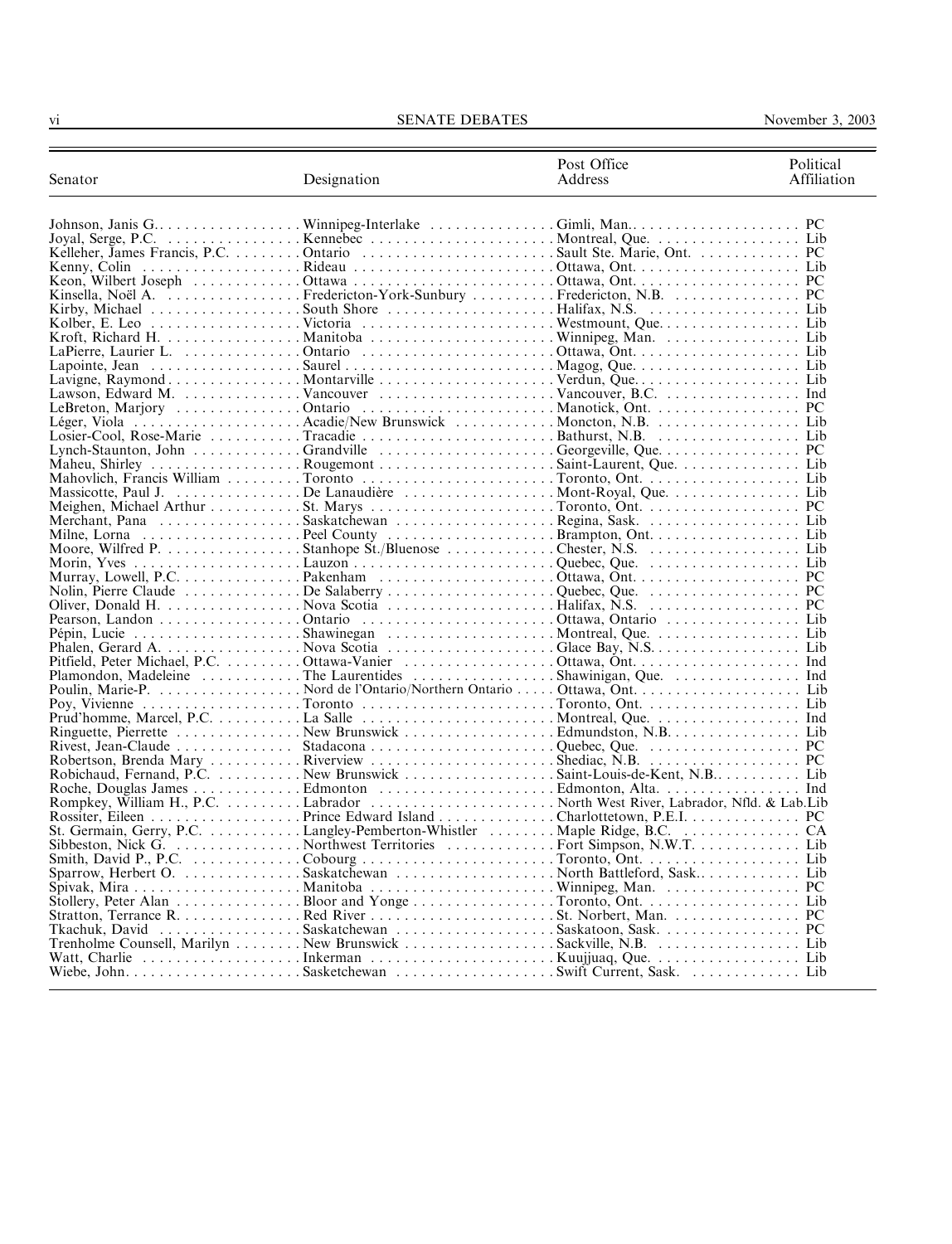| Senator | Designation | Post Office Address | Political Affiliation |
|---|---|---|---|
| Johnson, Janis G. | Winnipeg-Interlake | Gimli, Man. | PC |
| Joyal, Serge, P.C. | Kennebec | Montreal, Que. | Lib |
| Kelleher, James Francis, P.C. | Ontario | Sault Ste. Marie, Ont. | PC |
| Kenny, Colin | Rideau | Ottawa, Ont. | Lib |
| Keon, Wilbert Joseph | Ottawa | Ottawa, Ont. | PC |
| Kinsella, Noël A. | Fredericton-York-Sunbury | Fredericton, N.B. | PC |
| Kirby, Michael | South Shore | Halifax, N.S. | Lib |
| Kolber, E. Leo | Victoria | Westmount, Que. | Lib |
| Kroft, Richard H. | Manitoba | Winnipeg, Man. | Lib |
| LaPierre, Laurier L. | Ontario | Ottawa, Ont. | Lib |
| Lapointe, Jean | Saurel | Magog, Que. | Lib |
| Lavigne, Raymond | Montarville | Verdun, Que. | Lib |
| Lawson, Edward M. | Vancouver | Vancouver, B.C. | Ind |
| LeBreton, Marjory | Ontario | Manotick, Ont. | PC |
| Léger, Viola | Acadie/New Brunswick | Moncton, N.B. | Lib |
| Losier-Cool, Rose-Marie | Tracadie | Bathurst, N.B. | Lib |
| Lynch-Staunton, John | Grandville | Georgeville, Que. | PC |
| Maheu, Shirley | Rougemont | Saint-Laurent, Que. | Lib |
| Mahovlich, Francis William | Toronto | Toronto, Ont. | Lib |
| Massicotte, Paul J. | De Lanaudière | Mont-Royal, Que. | Lib |
| Meighen, Michael Arthur | St. Marys | Toronto, Ont. | PC |
| Merchant, Pana | Saskatchewan | Regina, Sask. | Lib |
| Milne, Lorna | Peel County | Brampton, Ont. | Lib |
| Moore, Wilfred P. | Stanhope St./Bluenose | Chester, N.S. | Lib |
| Morin, Yves | Lauzon | Quebec, Que. | Lib |
| Murray, Lowell, P.C. | Pakenham | Ottawa, Ont. | PC |
| Nolin, Pierre Claude | De Salaberry | Quebec, Que. | PC |
| Oliver, Donald H. | Nova Scotia | Halifax, N.S. | PC |
| Pearson, Landon | Ontario | Ottawa, Ontario | Lib |
| Pépin, Lucie | Shawinegan | Montreal, Que. | Lib |
| Phalen, Gerard A. | Nova Scotia | Glace Bay, N.S. | Lib |
| Pitfield, Peter Michael, P.C. | Ottawa-Vanier | Ottawa, Ont. | Ind |
| Plamondon, Madeleine | The Laurentides | Shawinigan, Que. | Ind |
| Poulin, Marie-P. | Nord de l'Ontario/Northern Ontario | Ottawa, Ont. | Lib |
| Poy, Vivienne | Toronto | Toronto, Ont. | Lib |
| Prud'homme, Marcel, P.C. | La Salle | Montreal, Que. | Ind |
| Ringuette, Pierrette | New Brunswick | Edmundston, N.B. | Lib |
| Rivest, Jean-Claude | Stadacona | Quebec, Que. | PC |
| Robertson, Brenda Mary | Riverview | Shediac, N.B. | PC |
| Robichaud, Fernand, P.C. | New Brunswick | Saint-Louis-de-Kent, N.B. | Lib |
| Roche, Douglas James | Edmonton | Edmonton, Alta. | Ind |
| Rompkey, William H., P.C. | Labrador | North West River, Labrador, Nfld. & Lab. | Lib |
| Rossiter, Eileen | Prince Edward Island | Charlottetown, P.E.I. | PC |
| St. Germain, Gerry, P.C. | Langley-Pemberton-Whistler | Maple Ridge, B.C. | CA |
| Sibbeston, Nick G. | Northwest Territories | Fort Simpson, N.W.T. | Lib |
| Smith, David P., P.C. | Cobourg | Toronto, Ont. | Lib |
| Sparrow, Herbert O. | Saskatchewan | North Battleford, Sask. | Lib |
| Spivak, Mira | Manitoba | Winnipeg, Man. | PC |
| Stollery, Peter Alan | Bloor and Yonge | Toronto, Ont. | Lib |
| Stratton, Terrance R. | Red River | St. Norbert, Man. | PC |
| Tkachuk, David | Saskatchewan | Saskatoon, Sask. | PC |
| Trenholme Counsell, Marilyn | New Brunswick | Sackville, N.B. | Lib |
| Watt, Charlie | Inkerman | Kuujjuaq, Que. | Lib |
| Wiebe, John | Sasketchewan | Swift Current, Sask. | Lib |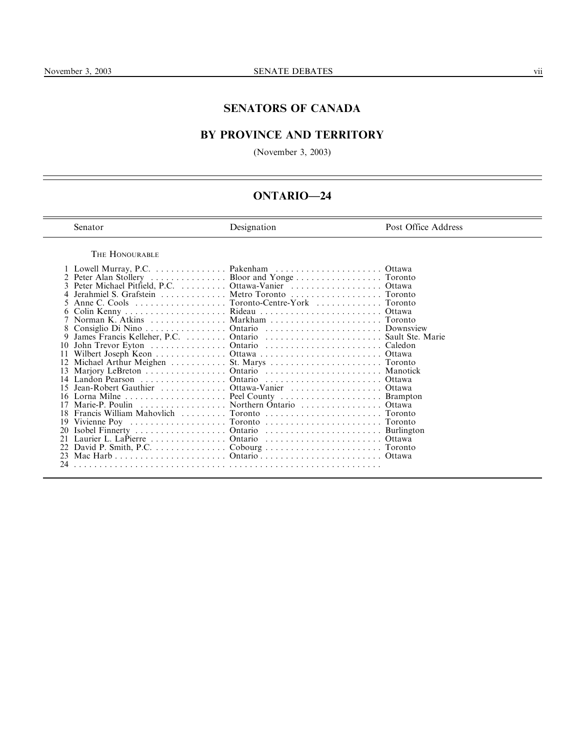# SENATORS OF CANADA

## BY PROVINCE AND TERRITORY

(November 3, 2003)

## ONTARIO—24

| | Senator | Designation | Post Office Address |
|---|---|---|---|
| | THE HONOURABLE | | |
| 1 | Lowell Murray, P.C. | Pakenham | Ottawa |
| 2 | Peter Alan Stollery | Bloor and Yonge | Toronto |
| 3 | Peter Michael Pitfield, P.C. | Ottawa-Vanier | Ottawa |
| 4 | Jerahmiel S. Grafstein | Metro Toronto | Toronto |
| 5 | Anne C. Cools | Toronto-Centre-York | Toronto |
| 6 | Colin Kenny | Rideau | Ottawa |
| 7 | Norman K. Atkins | Markham | Toronto |
| 8 | Consiglio Di Nino | Ontario | Downsview |
| 9 | James Francis Kelleher, P.C. | Ontario | Sault Ste. Marie |
| 10 | John Trevor Eyton | Ontario | Caledon |
| 11 | Wilbert Joseph Keon | Ottawa | Ottawa |
| 12 | Michael Arthur Meighen | St. Marys | Toronto |
| 13 | Marjory LeBreton | Ontario | Manotick |
| 14 | Landon Pearson | Ontario | Ottawa |
| 15 | Jean-Robert Gauthier | Ottawa-Vanier | Ottawa |
| 16 | Lorna Milne | Peel County | Brampton |
| 17 | Marie-P. Poulin | Northern Ontario | Ottawa |
| 18 | Francis William Mahovlich | Toronto | Toronto |
| 19 | Vivienne Poy | Toronto | Toronto |
| 20 | Isobel Finnerty | Ontario | Burlington |
| 21 | Laurier L. LaPierre | Ontario | Ottawa |
| 22 | David P. Smith, P.C. | Cobourg | Toronto |
| 23 | Mac Harb | Ontario | Ottawa |
| 24 | | | |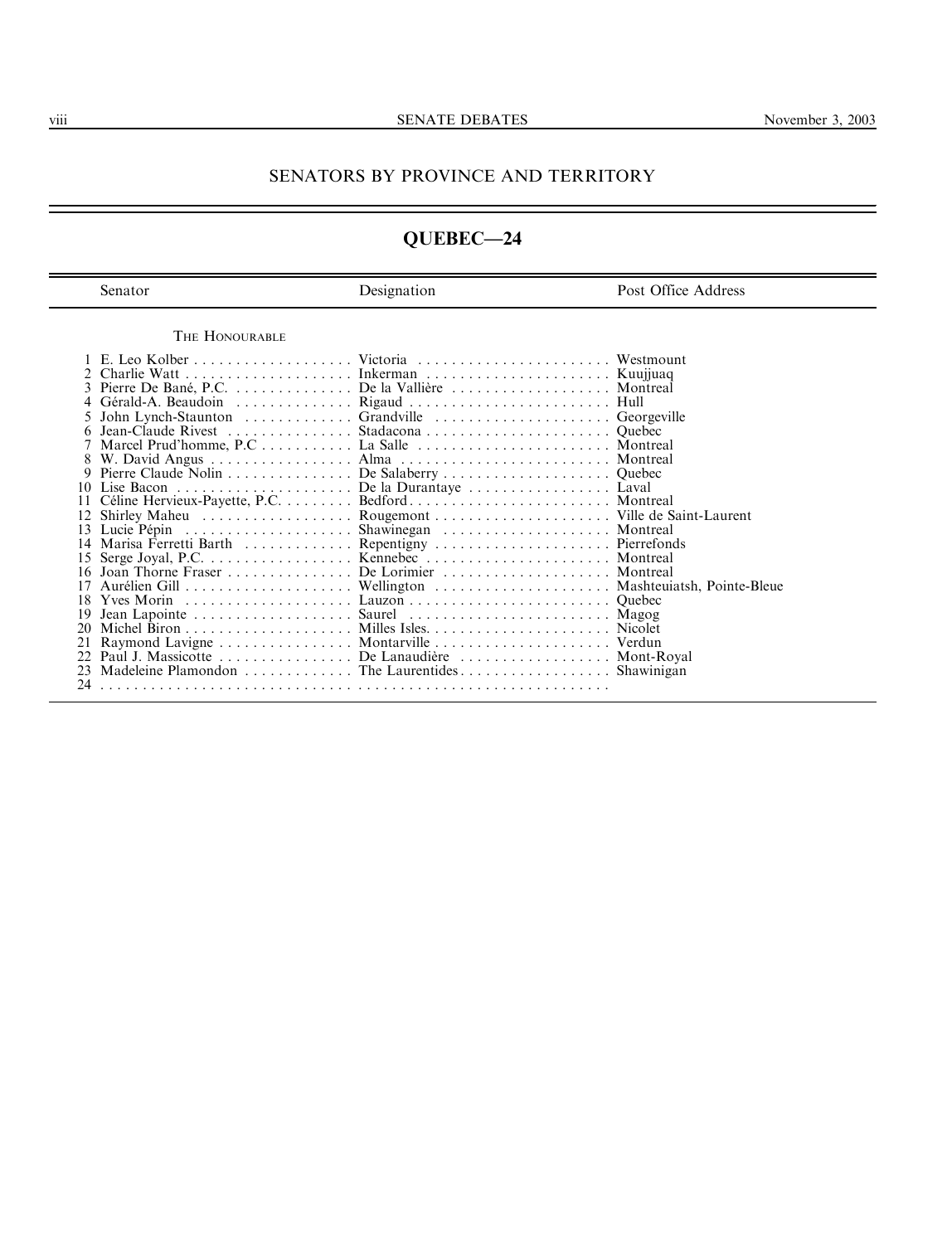## SENATORS BY PROVINCE AND TERRITORY

# QUEBEC—24

| | Senator | Designation | Post Office Address |
|---|---|---|---|
| | THE HONOURABLE | | |
| 1 | E. Leo Kolber | Victoria | Westmount |
| 2 | Charlie Watt | Inkerman | Kuujjuaq |
| 3 | Pierre De Bané, P.C. | De la Vallière | Montreal |
| 4 | Gérald-A. Beaudoin | Rigaud | Hull |
| 5 | John Lynch-Staunton | Grandville | Georgeville |
| 6 | Jean-Claude Rivest | Stadacona | Quebec |
| 7 | Marcel Prud'homme, P.C | La Salle | Montreal |
| 8 | W. David Angus | Alma | Montreal |
| 9 | Pierre Claude Nolin | De Salaberry | Quebec |
| 10 | Lise Bacon | De la Durantaye | Laval |
| 11 | Céline Hervieux-Payette, P.C. | Bedford | Montreal |
| 12 | Shirley Maheu | Rougemont | Ville de Saint-Laurent |
| 13 | Lucie Pépin | Shawinegan | Montreal |
| 14 | Marisa Ferretti Barth | Repentigny | Pierrefonds |
| 15 | Serge Joyal, P.C. | Kennebec | Montreal |
| 16 | Joan Thorne Fraser | De Lorimier | Montreal |
| 17 | Aurélien Gill | Wellington | Mashteuiatsh, Pointe-Bleue |
| 18 | Yves Morin | Lauzon | Quebec |
| 19 | Jean Lapointe | Saurel | Magog |
| 20 | Michel Biron | Milles Isles. | Nicolet |
| 21 | Raymond Lavigne | Montarville | Verdun |
| 22 | Paul J. Massicotte | De Lanaudière | Mont-Royal |
| 23 | Madeleine Plamondon | The Laurentides | Shawinigan |
| 24 | | | |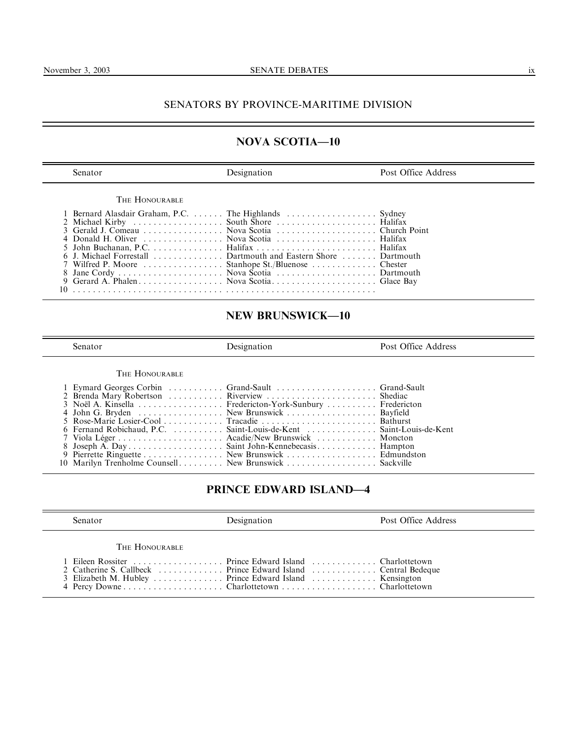## SENATORS BY PROVINCE-MARITIME DIVISION

### NOVA SCOTIA—10

| | Senator | Designation | Post Office Address |
|---|---|---|---|
| | THE HONOURABLE | | |
| 1 | Bernard Alasdair Graham, P.C. | The Highlands | Sydney |
| 2 | Michael Kirby | South Shore | Halifax |
| 3 | Gerald J. Comeau | Nova Scotia | Church Point |
| 4 | Donald H. Oliver | Nova Scotia | Halifax |
| 5 | John Buchanan, P.C. | Halifax | Halifax |
| 6 | J. Michael Forrestall | Dartmouth and Eastern Shore | Dartmouth |
| 7 | Wilfred P. Moore | Stanhope St./Bluenose | Chester |
| 8 | Jane Cordy | Nova Scotia | Dartmouth |
| 9 | Gerard A. Phalen | Nova Scotia | Glace Bay |
| 10 | | | |

### NEW BRUNSWICK—10

| | Senator | Designation | Post Office Address |
|---|---|---|---|
| | THE HONOURABLE | | |
| 1 | Eymard Georges Corbin | Grand-Sault | Grand-Sault |
| 2 | Brenda Mary Robertson | Riverview | Shediac |
| 3 | Noël A. Kinsella | Fredericton-York-Sunbury | Fredericton |
| 4 | John G. Bryden | New Brunswick | Bayfield |
| 5 | Rose-Marie Losier-Cool | Tracadie | Bathurst |
| 6 | Fernand Robichaud, P.C. | Saint-Louis-de-Kent | Saint-Louis-de-Kent |
| 7 | Viola Léger | Acadie/New Brunswick | Moncton |
| 8 | Joseph A. Day | Saint John-Kennebecasis | Hampton |
| 9 | Pierrette Ringuette | New Brunswick | Edmundston |
| 10 | Marilyn Trenholme Counsell | New Brunswick | Sackville |

### PRINCE EDWARD ISLAND—4

| | Senator | Designation | Post Office Address |
|---|---|---|---|
| | THE HONOURABLE | | |
| 1 | Eileen Rossiter | Prince Edward Island | Charlottetown |
| 2 | Catherine S. Callbeck | Prince Edward Island | Central Bedeque |
| 3 | Elizabeth M. Hubley | Prince Edward Island | Kensington |
| 4 | Percy Downe | Charlottetown | Charlottetown |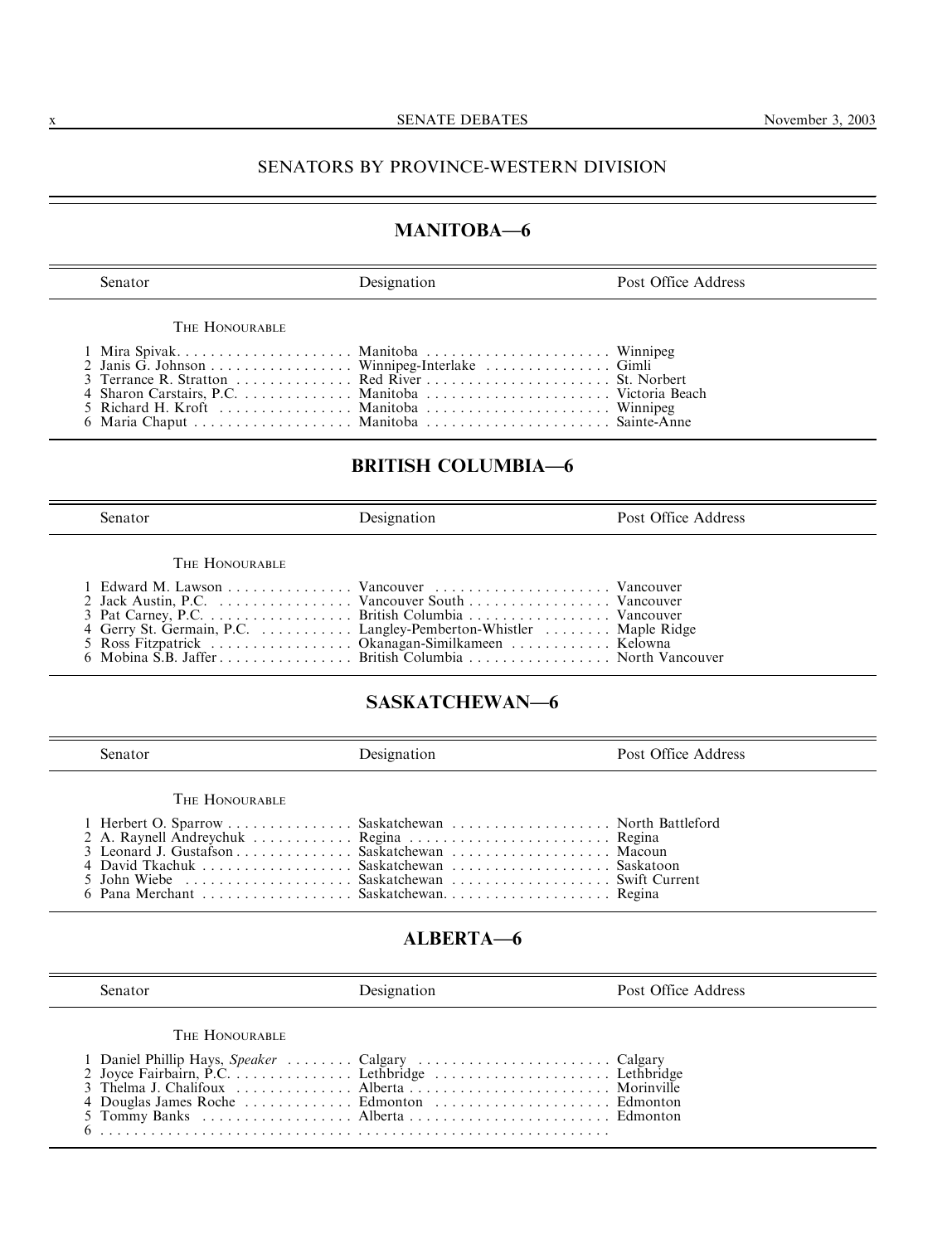## SENATORS BY PROVINCE-WESTERN DIVISION

### MANITOBA—6

| | Senator | Designation | Post Office Address |
|---|---|---|---|
| | THE HONOURABLE | | |
| 1 | Mira Spivak | Manitoba | Winnipeg |
| 2 | Janis G. Johnson | Winnipeg-Interlake | Gimli |
| 3 | Terrance R. Stratton | Red River | St. Norbert |
| 4 | Sharon Carstairs, P.C. | Manitoba | Victoria Beach |
| 5 | Richard H. Kroft | Manitoba | Winnipeg |
| 6 | Maria Chaput | Manitoba | Sainte-Anne |

### BRITISH COLUMBIA—6

| | Senator | Designation | Post Office Address |
|---|---|---|---|
| | THE HONOURABLE | | |
| 1 | Edward M. Lawson | Vancouver | Vancouver |
| 2 | Jack Austin, P.C. | Vancouver South | Vancouver |
| 3 | Pat Carney, P.C. | British Columbia | Vancouver |
| 4 | Gerry St. Germain, P.C. | Langley-Pemberton-Whistler | Maple Ridge |
| 5 | Ross Fitzpatrick | Okanagan-Similkameen | Kelowna |
| 6 | Mobina S.B. Jaffer | British Columbia | North Vancouver |

### SASKATCHEWAN—6

| | Senator | Designation | Post Office Address |
|---|---|---|---|
| | THE HONOURABLE | | |
| 1 | Herbert O. Sparrow | Saskatchewan | North Battleford |
| 2 | A. Raynell Andreychuk | Regina | Regina |
| 3 | Leonard J. Gustafson | Saskatchewan | Macoun |
| 4 | David Tkachuk | Saskatchewan | Saskatoon |
| 5 | John Wiebe | Saskatchewan | Swift Current |
| 6 | Pana Merchant | Saskatchewan | Regina |

### ALBERTA—6

| | Senator | Designation | Post Office Address |
|---|---|---|---|
| | THE HONOURABLE | | |
| 1 | Daniel Phillip Hays, *Speaker* | Calgary | Calgary |
| 2 | Joyce Fairbairn, P.C. | Lethbridge | Lethbridge |
| 3 | Thelma J. Chalifoux | Alberta | Morinville |
| 4 | Douglas James Roche | Edmonton | Edmonton |
| 5 | Tommy Banks | Alberta | Edmonton |
| 6 | | | |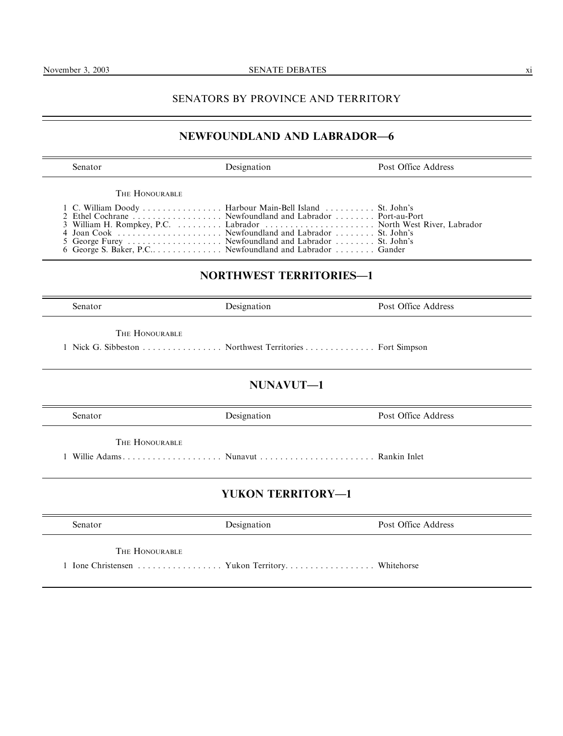## SENATORS BY PROVINCE AND TERRITORY

### NEWFOUNDLAND AND LABRADOR—6

| | Senator | Designation | Post Office Address |
|---|---|---|---|
| | THE HONOURABLE | | |
| 1 | C. William Doody | Harbour Main-Bell Island | St. John's |
| 2 | Ethel Cochrane | Newfoundland and Labrador | Port-au-Port |
| 3 | William H. Rompkey, P.C. | Labrador | North West River, Labrador |
| 4 | Joan Cook | Newfoundland and Labrador | St. John's |
| 5 | George Furey | Newfoundland and Labrador | St. John's |
| 6 | George S. Baker, P.C. | Newfoundland and Labrador | Gander |

### NORTHWEST TERRITORIES—1

| | Senator | Designation | Post Office Address |
|---|---|---|---|
| | THE HONOURABLE | | |
| 1 | Nick G. Sibbeston | Northwest Territories | Fort Simpson |

### NUNAVUT—1

| | Senator | Designation | Post Office Address |
|---|---|---|---|
| | THE HONOURABLE | | |
| 1 | Willie Adams | Nunavut | Rankin Inlet |

### YUKON TERRITORY—1

| | Senator | Designation | Post Office Address |
|---|---|---|---|
| | THE HONOURABLE | | |
| 1 | Ione Christensen | Yukon Territory | Whitehorse |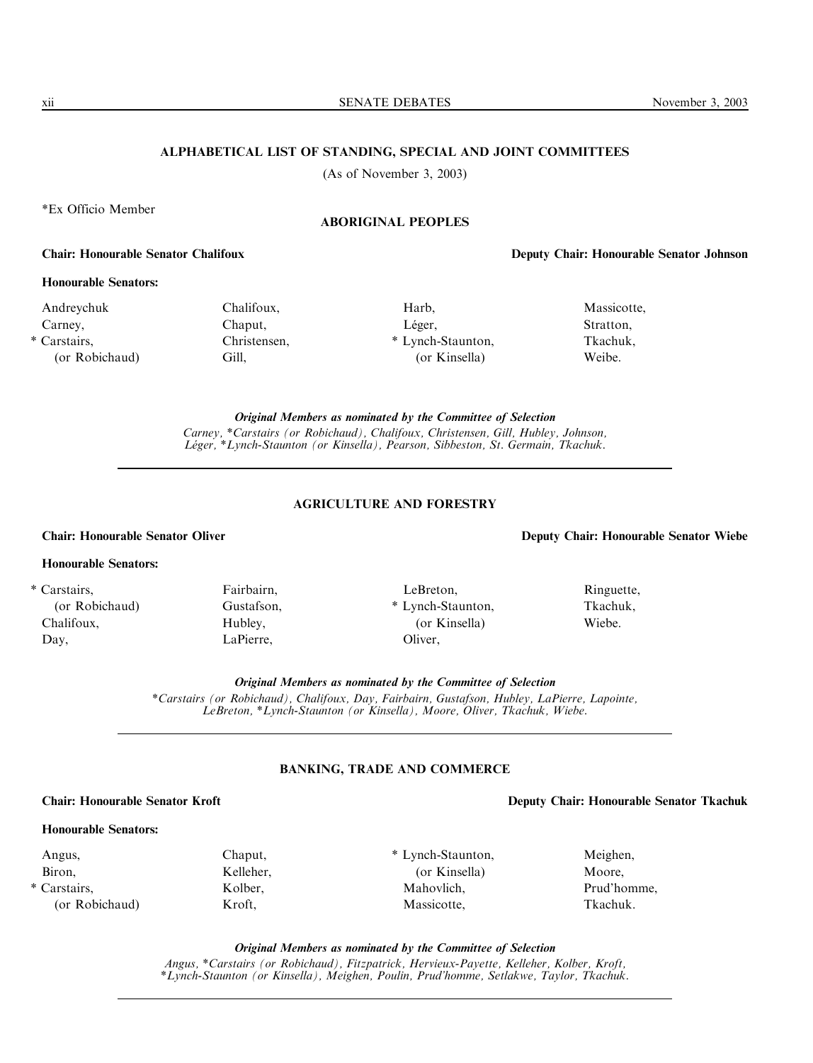## ALPHABETICAL LIST OF STANDING, SPECIAL AND JOINT COMMITTEES

(As of November 3, 2003)

*Ex Officio Member

### ABORIGINAL PEOPLES

**Chair: Honourable Senator Chalifoux** **Deputy Chair: Honourable Senator Johnson**

**Honourable Senators:**

Andreychuk
Carney,
* Carstairs,
(or Robichaud)
Chalifoux,
Chaput,
Christensen,
Gill,
Harb,
Léger,
* Lynch-Staunton,
(or Kinsella)
Massicotte,
Stratton,
Tkachuk,
Weibe.

***Original Members as nominated by the Committee of Selection***

*Carney, *Carstairs (or Robichaud), Chalifoux, Christensen, Gill, Hubley, Johnson, Léger, *Lynch-Staunton (or Kinsella), Pearson, Sibbeston, St. Germain, Tkachuk.*

---

### AGRICULTURE AND FORESTRY

**Chair: Honourable Senator Oliver** **Deputy Chair: Honourable Senator Wiebe**

**Honourable Senators:**

* Carstairs,
(or Robichaud)
Chalifoux,
Day,
Fairbairn,
Gustafson,
Hubley,
LaPierre,
LeBreton,
* Lynch-Staunton,
(or Kinsella)
Oliver,
Ringuette,
Tkachuk,
Wiebe.

***Original Members as nominated by the Committee of Selection***

**Carstairs (or Robichaud), Chalifoux, Day, Fairbairn, Gustafson, Hubley, LaPierre, Lapointe, LeBreton, *Lynch-Staunton (or Kinsella), Moore, Oliver, Tkachuk, Wiebe.*

---

### BANKING, TRADE AND COMMERCE

**Chair: Honourable Senator Kroft** **Deputy Chair: Honourable Senator Tkachuk**

**Honourable Senators:**

Angus,
Biron,
* Carstairs,
(or Robichaud)
Chaput,
Kelleher,
Kolber,
Kroft,
* Lynch-Staunton,
(or Kinsella)
Mahovlich,
Massicotte,
Meighen,
Moore,
Prud'homme,
Tkachuk.

***Original Members as nominated by the Committee of Selection***

*Angus, *Carstairs (or Robichaud), Fitzpatrick, Hervieux-Payette, Kelleher, Kolber, Kroft, *Lynch-Staunton (or Kinsella), Meighen, Poulin, Prud'homme, Setlakwe, Taylor, Tkachuk.*

---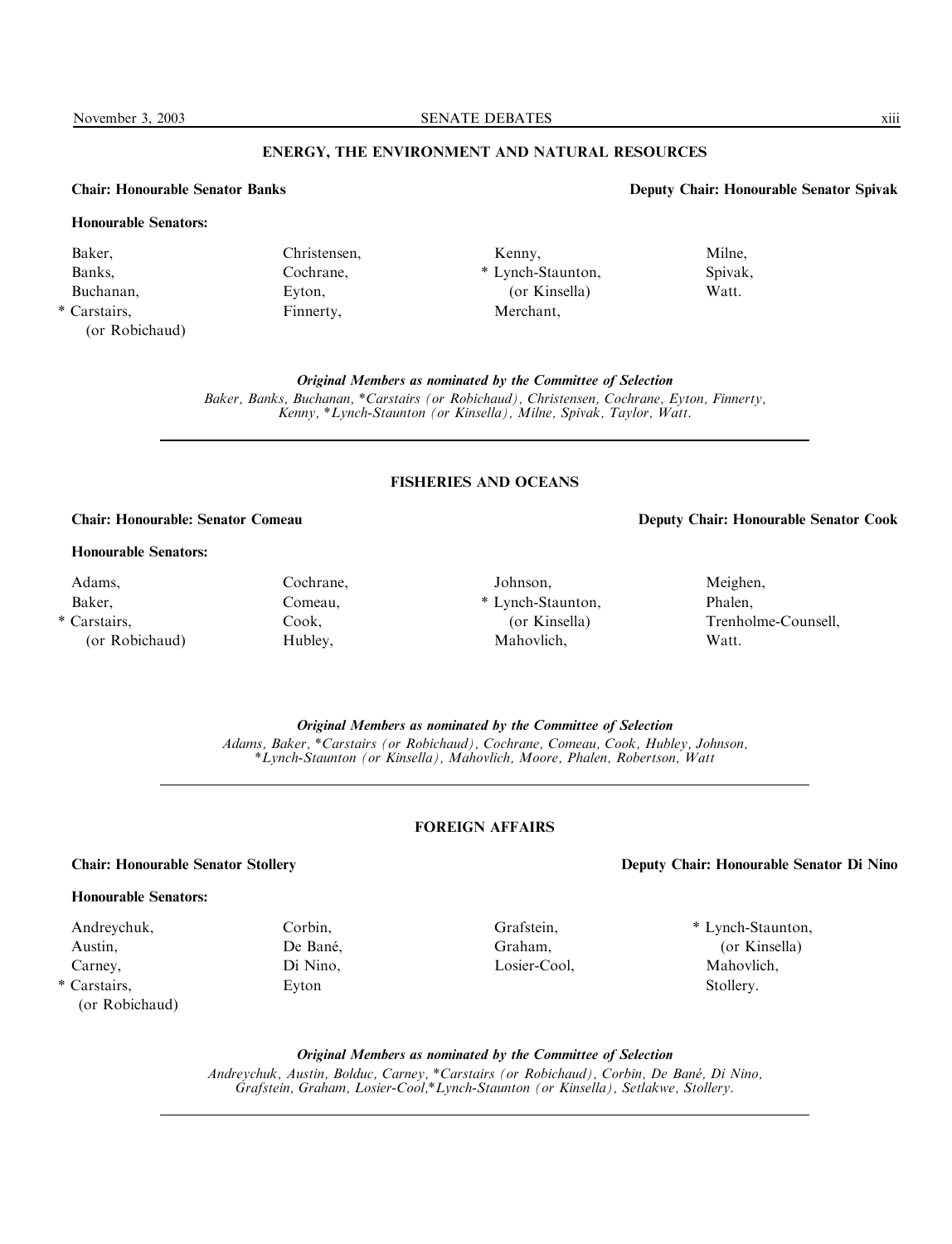## ENERGY, THE ENVIRONMENT AND NATURAL RESOURCES

**Chair: Honourable Senator Banks** **Deputy Chair: Honourable Senator Spivak**

**Honourable Senators:**

Baker,
Banks,
Buchanan,
* Carstairs,
(or Robichaud)
Christensen,
Cochrane,
Eyton,
Finnerty,
Kenny,
* Lynch-Staunton,
(or Kinsella)
Merchant,
Milne,
Spivak,
Watt.

***Original Members as nominated by the Committee of Selection***

*Baker, Banks, Buchanan, *Carstairs (or Robichaud), Christensen, Cochrane, Eyton, Finnerty, Kenny, *Lynch-Staunton (or Kinsella), Milne, Spivak, Taylor, Watt.*

---

## FISHERIES AND OCEANS

**Chair: Honourable: Senator Comeau** **Deputy Chair: Honourable Senator Cook**

**Honourable Senators:**

Adams,
Baker,
* Carstairs,
(or Robichaud)
Cochrane,
Comeau,
Cook,
Hubley,
Johnson,
* Lynch-Staunton,
(or Kinsella)
Mahovlich,
Meighen,
Phalen,
Trenholme-Counsell,
Watt.

***Original Members as nominated by the Committee of Selection***

*Adams, Baker, *Carstairs (or Robichaud), Cochrane, Comeau, Cook, Hubley, Johnson, *Lynch-Staunton (or Kinsella), Mahovlich, Moore, Phalen, Robertson, Watt*

---

## FOREIGN AFFAIRS

**Chair: Honourable Senator Stollery** **Deputy Chair: Honourable Senator Di Nino**

**Honourable Senators:**

Andreychuk,
Austin,
Carney,
* Carstairs,
(or Robichaud)
Corbin,
De Bané,
Di Nino,
Eyton
Grafstein,
Graham,
Losier-Cool,
* Lynch-Staunton,
(or Kinsella)
Mahovlich,
Stollery.

***Original Members as nominated by the Committee of Selection***

*Andreychuk, Austin, Bolduc, Carney, *Carstairs (or Robichaud), Corbin, De Bané, Di Nino, Grafstein, Graham, Losier-Cool,*Lynch-Staunton (or Kinsella), Setlakwe, Stollery.*

---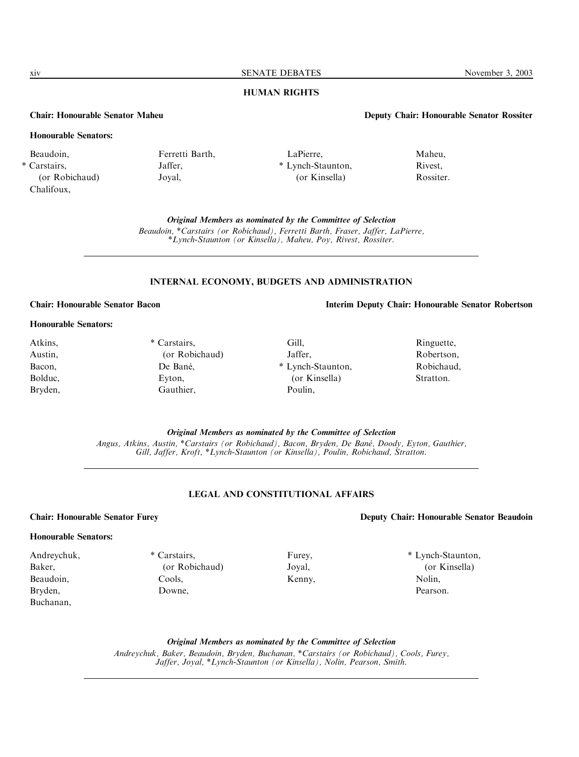## HUMAN RIGHTS

**Chair: Honourable Senator Maheu** **Deputy Chair: Honourable Senator Rossiter**

**Honourable Senators:**

Beaudoin,
* Carstairs,
(or Robichaud)
Chalifoux,
Ferretti Barth,
Jaffer,
Joyal,
LaPierre,
* Lynch-Staunton,
(or Kinsella)
Maheu,
Rivest,
Rossiter.

***Original Members as nominated by the Committee of Selection***

*Beaudoin, *Carstairs (or Robichaud), Ferretti Barth, Fraser, Jaffer, LaPierre, *Lynch-Staunton (or Kinsella), Maheu, Poy, Rivest, Rossiter.*

---

## INTERNAL ECONOMY, BUDGETS AND ADMINISTRATION

**Chair: Honourable Senator Bacon** **Interim Deputy Chair: Honourable Senator Robertson**

**Honourable Senators:**

Atkins,
Austin,
Bacon,
Bolduc,
Bryden,
* Carstairs,
(or Robichaud)
De Bané,
Eyton,
Gauthier,
Gill,
Jaffer,
* Lynch-Staunton,
(or Kinsella)
Poulin,
Ringuette,
Robertson,
Robichaud,
Stratton.

***Original Members as nominated by the Committee of Selection***

*Angus, Atkins, Austin, *Carstairs (or Robichaud), Bacon, Bryden, De Bané, Doody, Eyton, Gauthier, Gill, Jaffer, Kroft, *Lynch-Staunton (or Kinsella), Poulin, Robichaud, Stratton.*

---

## LEGAL AND CONSTITUTIONAL AFFAIRS

**Chair: Honourable Senator Furey** **Deputy Chair: Honourable Senator Beaudoin**

**Honourable Senators:**

Andreychuk,
Baker,
Beaudoin,
Bryden,
Buchanan,
* Carstairs,
(or Robichaud)
Cools,
Downe,
Furey,
Joyal,
Kenny,
* Lynch-Staunton,
(or Kinsella)
Nolin,
Pearson.

***Original Members as nominated by the Committee of Selection***

*Andreychuk, Baker, Beaudoin, Bryden, Buchanan, *Carstairs (or Robichaud), Cools, Furey, Jaffer, Joyal, *Lynch-Staunton (or Kinsella), Nolin, Pearson, Smith.*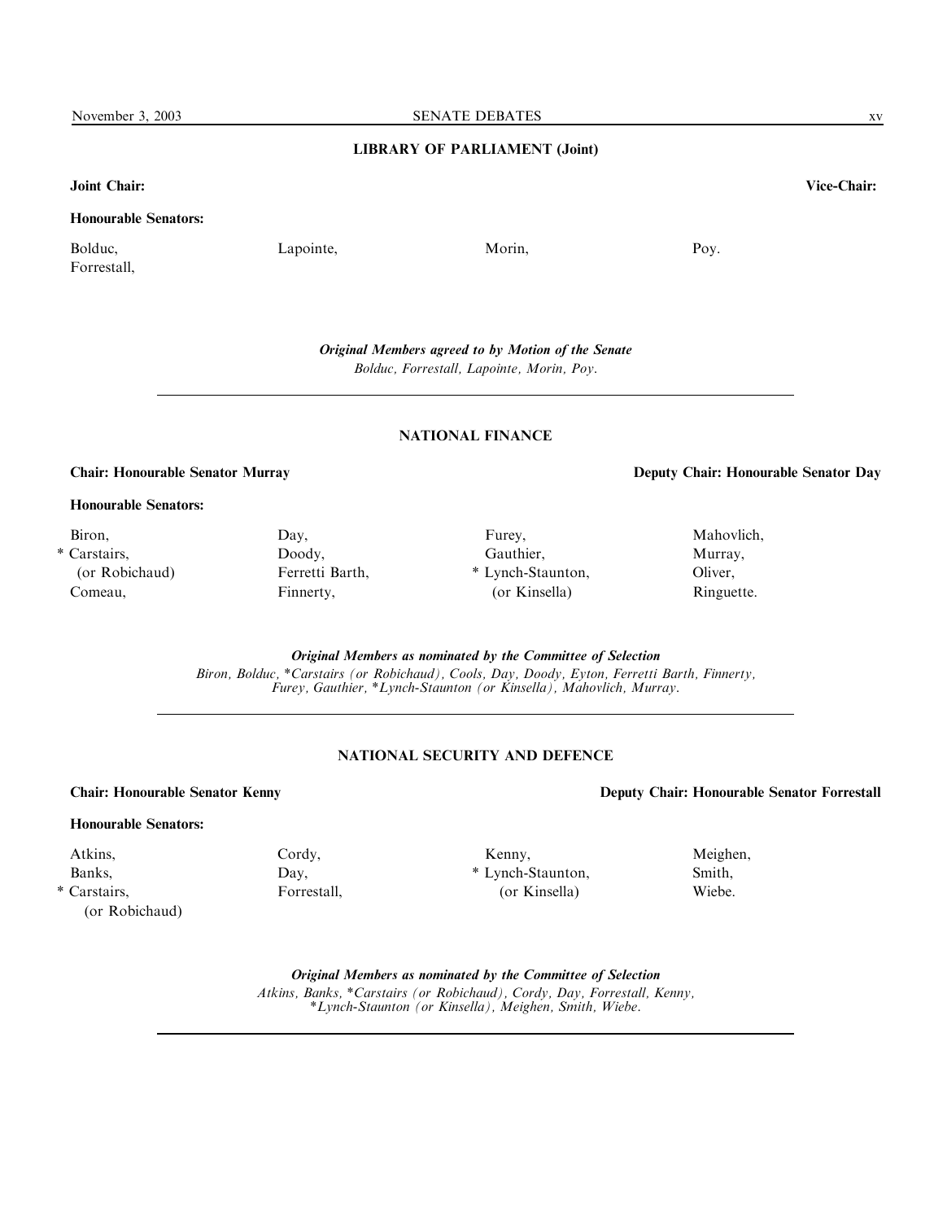## LIBRARY OF PARLIAMENT (Joint)

**Joint Chair:** **Vice-Chair:**

**Honourable Senators:**

Bolduc,
Forrestall,
Lapointe,
Morin,
Poy.

***Original Members agreed to by Motion of the Senate***
*Bolduc, Forrestall, Lapointe, Morin, Poy.*

---

## NATIONAL FINANCE

**Chair: Honourable Senator Murray** **Deputy Chair: Honourable Senator Day**

**Honourable Senators:**

Biron,
* Carstairs,
 (or Robichaud)
Comeau,
Day,
Doody,
Ferretti Barth,
Finnerty,
Furey,
Gauthier,
* Lynch-Staunton,
 (or Kinsella)
Mahovlich,
Murray,
Oliver,
Ringuette.

***Original Members as nominated by the Committee of Selection***
*Biron, Bolduc, *Carstairs (or Robichaud), Cools, Day, Doody, Eyton, Ferretti Barth, Finnerty, Furey, Gauthier, *Lynch-Staunton (or Kinsella), Mahovlich, Murray.*

---

## NATIONAL SECURITY AND DEFENCE

**Chair: Honourable Senator Kenny** **Deputy Chair: Honourable Senator Forrestall**

**Honourable Senators:**

Atkins,
Banks,
* Carstairs,
 (or Robichaud)
Cordy,
Day,
Forrestall,
Kenny,
* Lynch-Staunton,
 (or Kinsella)
Meighen,
Smith,
Wiebe.

***Original Members as nominated by the Committee of Selection***
*Atkins, Banks, *Carstairs (or Robichaud), Cordy, Day, Forrestall, Kenny, *Lynch-Staunton (or Kinsella), Meighen, Smith, Wiebe.*

---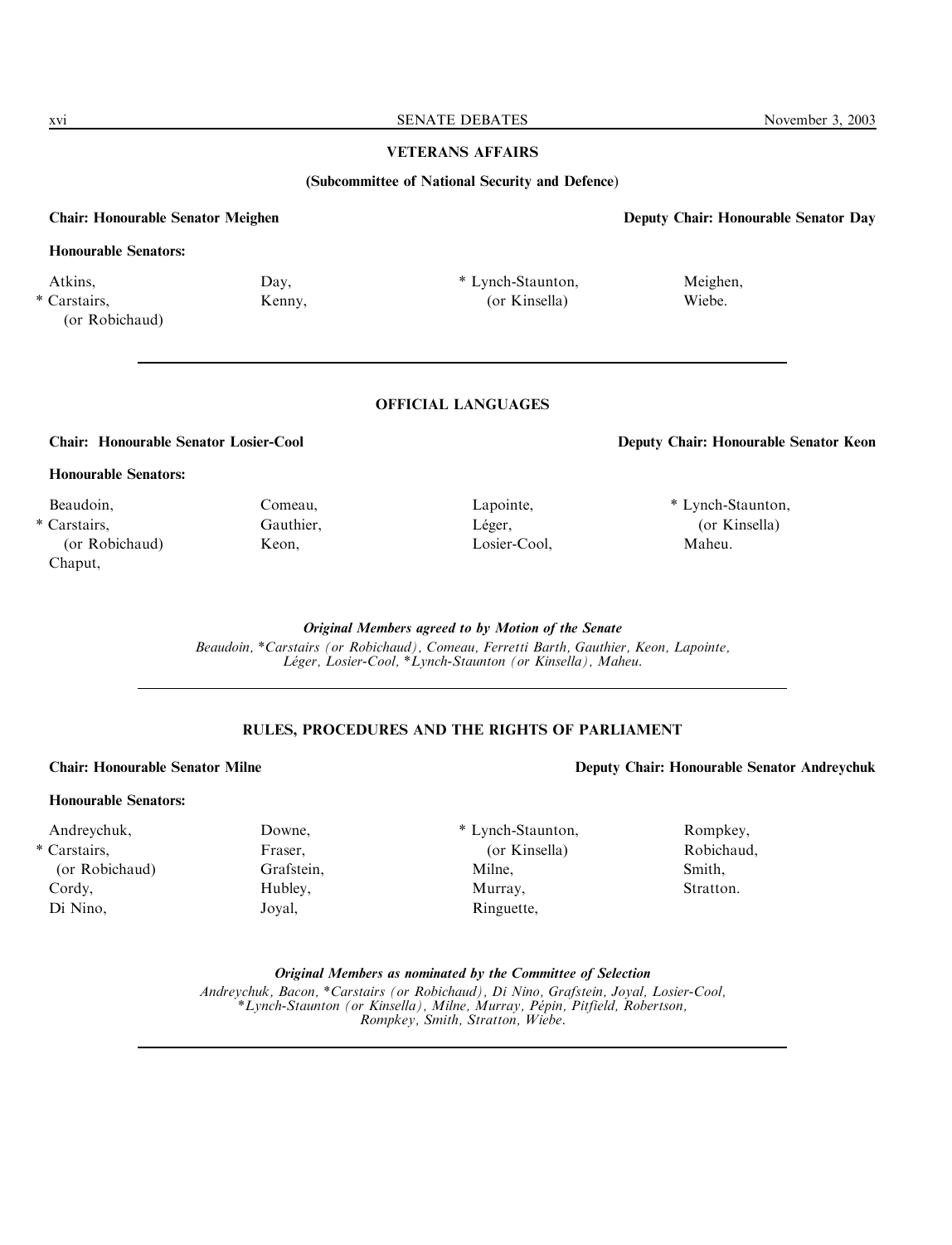## VETERANS AFFAIRS

### (Subcommittee of National Security and Defence)

**Chair: Honourable Senator Meighen** | **Deputy Chair: Honourable Senator Day**

**Honourable Senators:**

Atkins,
\* Carstairs,
(or Robichaud)
Day,
Kenny,
\* Lynch-Staunton,
(or Kinsella)
Meighen,
Wiebe.

---

## OFFICIAL LANGUAGES

**Chair: Honourable Senator Losier-Cool** | **Deputy Chair: Honourable Senator Keon**

**Honourable Senators:**

Beaudoin,
\* Carstairs,
(or Robichaud)
Chaput,
Comeau,
Gauthier,
Keon,
Lapointe,
Léger,
Losier-Cool,
\* Lynch-Staunton,
(or Kinsella)
Maheu.

***Original Members agreed to by Motion of the Senate***

*Beaudoin, \*Carstairs (or Robichaud), Comeau, Ferretti Barth, Gauthier, Keon, Lapointe, Léger, Losier-Cool, \*Lynch-Staunton (or Kinsella), Maheu.*

---

## RULES, PROCEDURES AND THE RIGHTS OF PARLIAMENT

**Chair: Honourable Senator Milne** | **Deputy Chair: Honourable Senator Andreychuk**

**Honourable Senators:**

Andreychuk,
\* Carstairs,
(or Robichaud)
Cordy,
Di Nino,
Downe,
Fraser,
Grafstein,
Hubley,
Joyal,
\* Lynch-Staunton,
(or Kinsella)
Milne,
Murray,
Ringuette,
Rompkey,
Robichaud,
Smith,
Stratton.

***Original Members as nominated by the Committee of Selection***

*Andreychuk, Bacon, \*Carstairs (or Robichaud), Di Nino, Grafstein, Joyal, Losier-Cool, \*Lynch-Staunton (or Kinsella), Milne, Murray, Pépin, Pitfield, Robertson, Rompkey, Smith, Stratton, Wiebe.*

---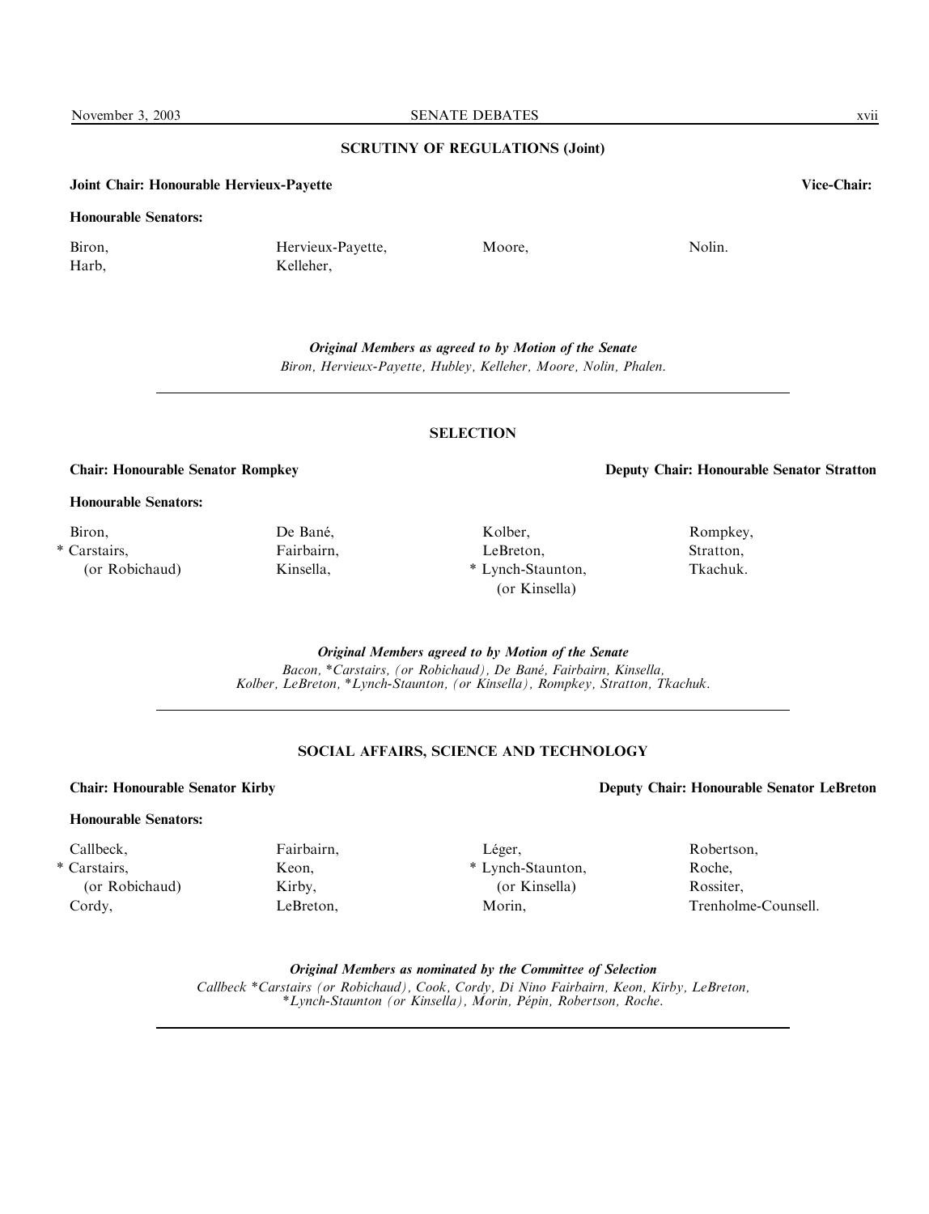## SCRUTINY OF REGULATIONS (Joint)

**Joint Chair: Honourable Hervieux-Payette** **Vice-Chair:**

**Honourable Senators:**

Biron,
Harb,
Hervieux-Payette,
Kelleher,
Moore,
Nolin.

***Original Members as agreed to by Motion of the Senate***
*Biron, Hervieux-Payette, Hubley, Kelleher, Moore, Nolin, Phalen.*

---

## SELECTION

**Chair: Honourable Senator Rompkey** **Deputy Chair: Honourable Senator Stratton**

**Honourable Senators:**

Biron,
* Carstairs,
(or Robichaud)
De Bané,
Fairbairn,
Kinsella,
Kolber,
LeBreton,
* Lynch-Staunton,
(or Kinsella)
Rompkey,
Stratton,
Tkachuk.

***Original Members agreed to by Motion of the Senate***
*Bacon, *Carstairs, (or Robichaud), De Bané, Fairbairn, Kinsella, Kolber, LeBreton, *Lynch-Staunton, (or Kinsella), Rompkey, Stratton, Tkachuk.*

---

## SOCIAL AFFAIRS, SCIENCE AND TECHNOLOGY

**Chair: Honourable Senator Kirby** **Deputy Chair: Honourable Senator LeBreton**

**Honourable Senators:**

Callbeck,
* Carstairs,
(or Robichaud)
Cordy,
Fairbairn,
Keon,
Kirby,
LeBreton,
Léger,
* Lynch-Staunton,
(or Kinsella)
Morin,
Robertson,
Roche,
Rossiter,
Trenholme-Counsell.

***Original Members as nominated by the Committee of Selection***
*Callbeck *Carstairs (or Robichaud), Cook, Cordy, Di Nino Fairbairn, Keon, Kirby, LeBreton, *Lynch-Staunton (or Kinsella), Morin, Pépin, Robertson, Roche.*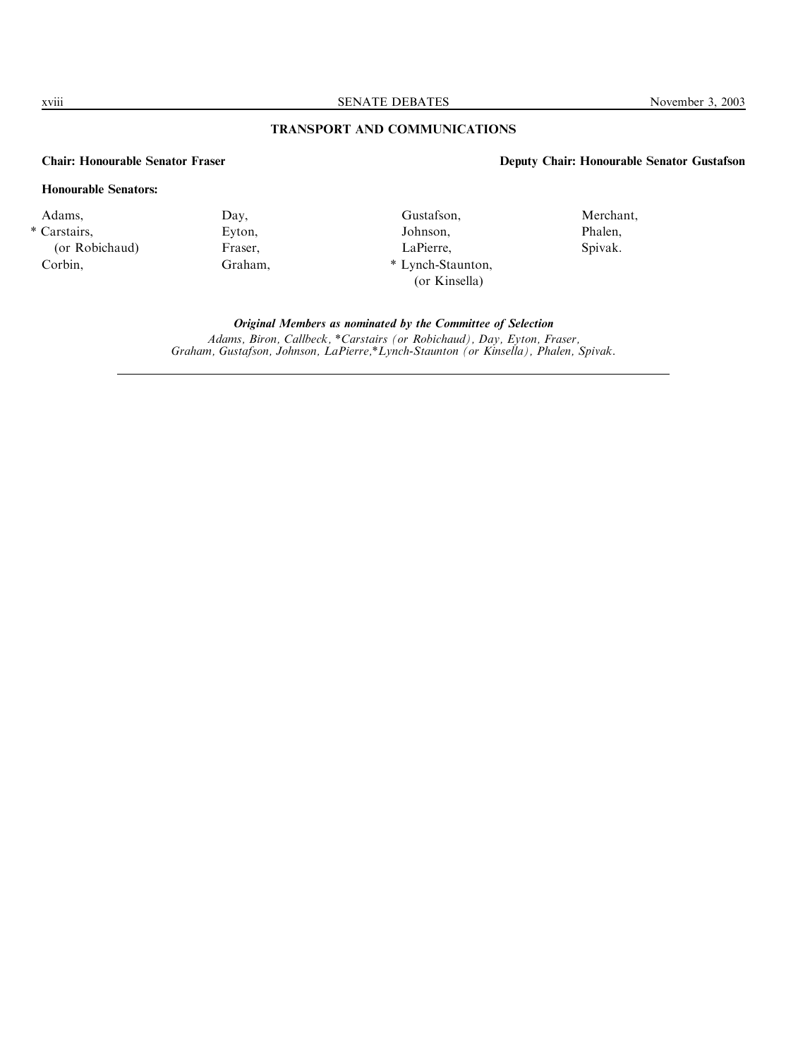## TRANSPORT AND COMMUNICATIONS

**Chair: Honourable Senator Fraser** **Deputy Chair: Honourable Senator Gustafson**

**Honourable Senators:**

Adams,
* Carstairs,
(or Robichaud)
Corbin,
Day,
Eyton,
Fraser,
Graham,
Gustafson,
Johnson,
LaPierre,
* Lynch-Staunton,
(or Kinsella)
Merchant,
Phalen,
Spivak.

***Original Members as nominated by the Committee of Selection***

*Adams, Biron, Callbeck, *Carstairs (or Robichaud), Day, Eyton, Fraser, Graham, Gustafson, Johnson, LaPierre,*Lynch-Staunton (or Kinsella), Phalen, Spivak.*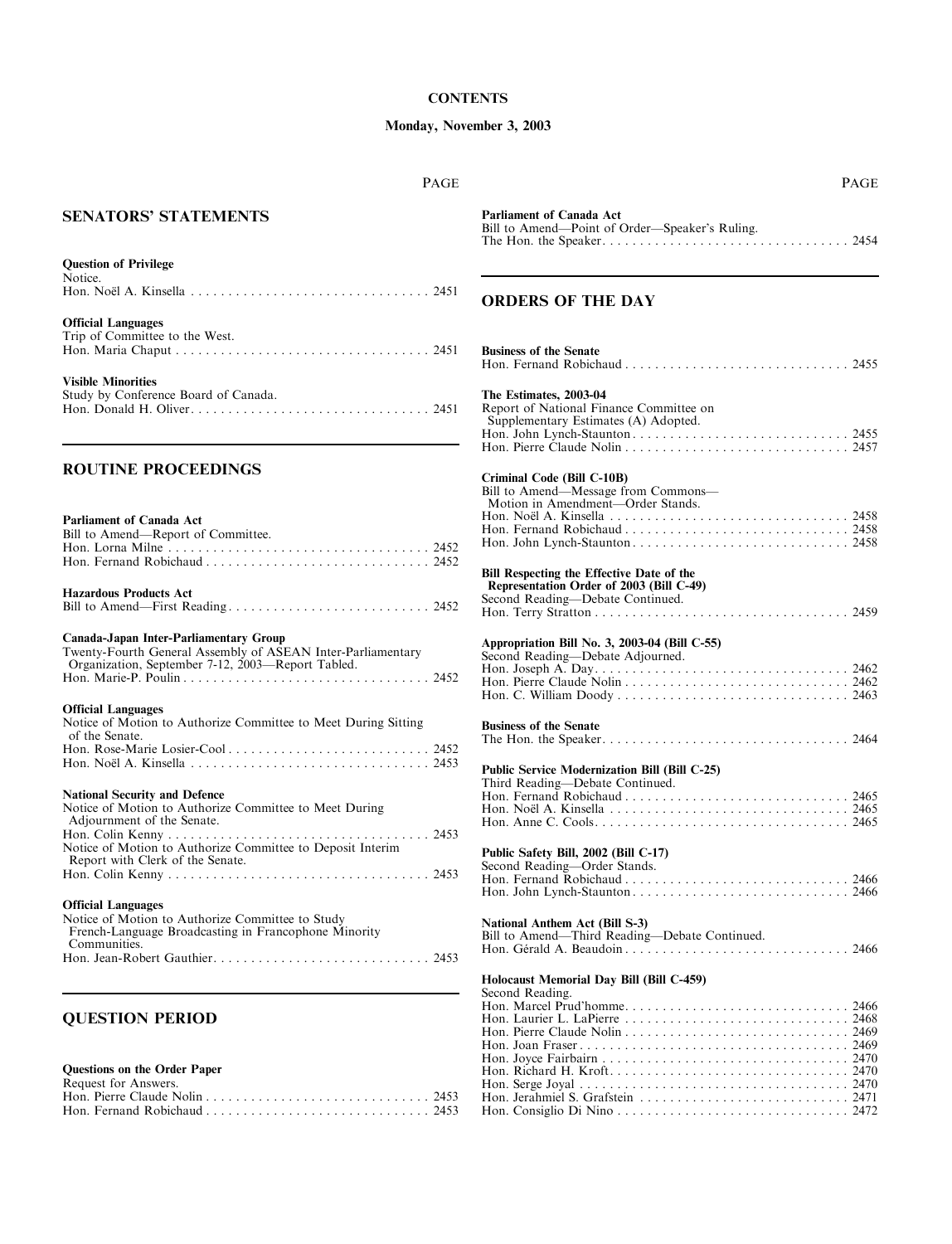**CONTENTS**

**Monday, November 3, 2003**

PAGE

## SENATORS' STATEMENTS

**Question of Privilege**
Notice.
Hon. Noël A. Kinsella . . . . . . . . . . . . . . . . . . . . . . . . . . . . . . . . 2451

**Official Languages**
Trip of Committee to the West.
Hon. Maria Chaput . . . . . . . . . . . . . . . . . . . . . . . . . . . . . . . . . . 2451

**Visible Minorities**
Study by Conference Board of Canada.
Hon. Donald H. Oliver. . . . . . . . . . . . . . . . . . . . . . . . . . . . . . . . 2451

## ROUTINE PROCEEDINGS

**Parliament of Canada Act**
Bill to Amend—Report of Committee.
Hon. Lorna Milne . . . . . . . . . . . . . . . . . . . . . . . . . . . . . . . . . . . 2452
Hon. Fernand Robichaud . . . . . . . . . . . . . . . . . . . . . . . . . . . . . 2452

**Hazardous Products Act**
Bill to Amend—First Reading . . . . . . . . . . . . . . . . . . . . . . . . . . 2452

**Canada-Japan Inter-Parliamentary Group**
Twenty-Fourth General Assembly of ASEAN Inter-Parliamentary Organization, September 7-12, 2003—Report Tabled.
Hon. Marie-P. Poulin . . . . . . . . . . . . . . . . . . . . . . . . . . . . . . . . 2452

**Official Languages**
Notice of Motion to Authorize Committee to Meet During Sitting of the Senate.
Hon. Rose-Marie Losier-Cool . . . . . . . . . . . . . . . . . . . . . . . . . . 2452
Hon. Noël A. Kinsella . . . . . . . . . . . . . . . . . . . . . . . . . . . . . . . . 2453

**National Security and Defence**
Notice of Motion to Authorize Committee to Meet During Adjournment of the Senate.
Hon. Colin Kenny . . . . . . . . . . . . . . . . . . . . . . . . . . . . . . . . . . . 2453
Notice of Motion to Authorize Committee to Deposit Interim Report with Clerk of the Senate.
Hon. Colin Kenny . . . . . . . . . . . . . . . . . . . . . . . . . . . . . . . . . . . 2453

**Official Languages**
Notice of Motion to Authorize Committee to Study French-Language Broadcasting in Francophone Minority Communities.
Hon. Jean-Robert Gauthier. . . . . . . . . . . . . . . . . . . . . . . . . . . . 2453

## QUESTION PERIOD

**Questions on the Order Paper**
Request for Answers.
Hon. Pierre Claude Nolin . . . . . . . . . . . . . . . . . . . . . . . . . . . . . 2453
Hon. Fernand Robichaud . . . . . . . . . . . . . . . . . . . . . . . . . . . . . 2453

PAGE

**Parliament of Canada Act**
Bill to Amend—Point of Order—Speaker's Ruling.
The Hon. the Speaker. . . . . . . . . . . . . . . . . . . . . . . . . . . . . . . . . 2454

## ORDERS OF THE DAY

**Business of the Senate**
Hon. Fernand Robichaud . . . . . . . . . . . . . . . . . . . . . . . . . . . . . 2455

**The Estimates, 2003-04**
Report of National Finance Committee on Supplementary Estimates (A) Adopted.
Hon. John Lynch-Staunton . . . . . . . . . . . . . . . . . . . . . . . . . . . . 2455
Hon. Pierre Claude Nolin . . . . . . . . . . . . . . . . . . . . . . . . . . . . . 2457

**Criminal Code (Bill C-10B)**
Bill to Amend—Message from Commons—Motion in Amendment—Order Stands.
Hon. Noël A. Kinsella . . . . . . . . . . . . . . . . . . . . . . . . . . . . . . . . 2458
Hon. Fernand Robichaud . . . . . . . . . . . . . . . . . . . . . . . . . . . . . 2458
Hon. John Lynch-Staunton . . . . . . . . . . . . . . . . . . . . . . . . . . . . 2458

**Bill Respecting the Effective Date of the Representation Order of 2003 (Bill C-49)**
Second Reading—Debate Continued.
Hon. Terry Stratton . . . . . . . . . . . . . . . . . . . . . . . . . . . . . . . . . 2459

**Appropriation Bill No. 3, 2003-04 (Bill C-55)**
Second Reading—Debate Adjourned.
Hon. Joseph A. Day. . . . . . . . . . . . . . . . . . . . . . . . . . . . . . . . . . 2462
Hon. Pierre Claude Nolin . . . . . . . . . . . . . . . . . . . . . . . . . . . . . 2462
Hon. C. William Doody . . . . . . . . . . . . . . . . . . . . . . . . . . . . . . . 2463

**Business of the Senate**
The Hon. the Speaker. . . . . . . . . . . . . . . . . . . . . . . . . . . . . . . . . 2464

**Public Service Modernization Bill (Bill C-25)**
Third Reading—Debate Continued.
Hon. Fernand Robichaud . . . . . . . . . . . . . . . . . . . . . . . . . . . . . 2465
Hon. Noël A. Kinsella . . . . . . . . . . . . . . . . . . . . . . . . . . . . . . . . 2465
Hon. Anne C. Cools. . . . . . . . . . . . . . . . . . . . . . . . . . . . . . . . . . 2465

**Public Safety Bill, 2002 (Bill C-17)**
Second Reading—Order Stands.
Hon. Fernand Robichaud . . . . . . . . . . . . . . . . . . . . . . . . . . . . . 2466
Hon. John Lynch-Staunton . . . . . . . . . . . . . . . . . . . . . . . . . . . . 2466

**National Anthem Act (Bill S-3)**
Bill to Amend—Third Reading—Debate Continued.
Hon. Gérald A. Beaudoin . . . . . . . . . . . . . . . . . . . . . . . . . . . . . 2466

**Holocaust Memorial Day Bill (Bill C-459)**
Second Reading.
Hon. Marcel Prud'homme. . . . . . . . . . . . . . . . . . . . . . . . . . . . . 2466
Hon. Laurier L. LaPierre . . . . . . . . . . . . . . . . . . . . . . . . . . . . . 2468
Hon. Pierre Claude Nolin . . . . . . . . . . . . . . . . . . . . . . . . . . . . . 2469
Hon. Joan Fraser . . . . . . . . . . . . . . . . . . . . . . . . . . . . . . . . . . . 2469
Hon. Joyce Fairbairn . . . . . . . . . . . . . . . . . . . . . . . . . . . . . . . . 2470
Hon. Richard H. Kroft. . . . . . . . . . . . . . . . . . . . . . . . . . . . . . . . 2470
Hon. Serge Joyal . . . . . . . . . . . . . . . . . . . . . . . . . . . . . . . . . . . 2470
Hon. Jerahmiel S. Grafstein . . . . . . . . . . . . . . . . . . . . . . . . . . . 2471
Hon. Consiglio Di Nino . . . . . . . . . . . . . . . . . . . . . . . . . . . . . . 2472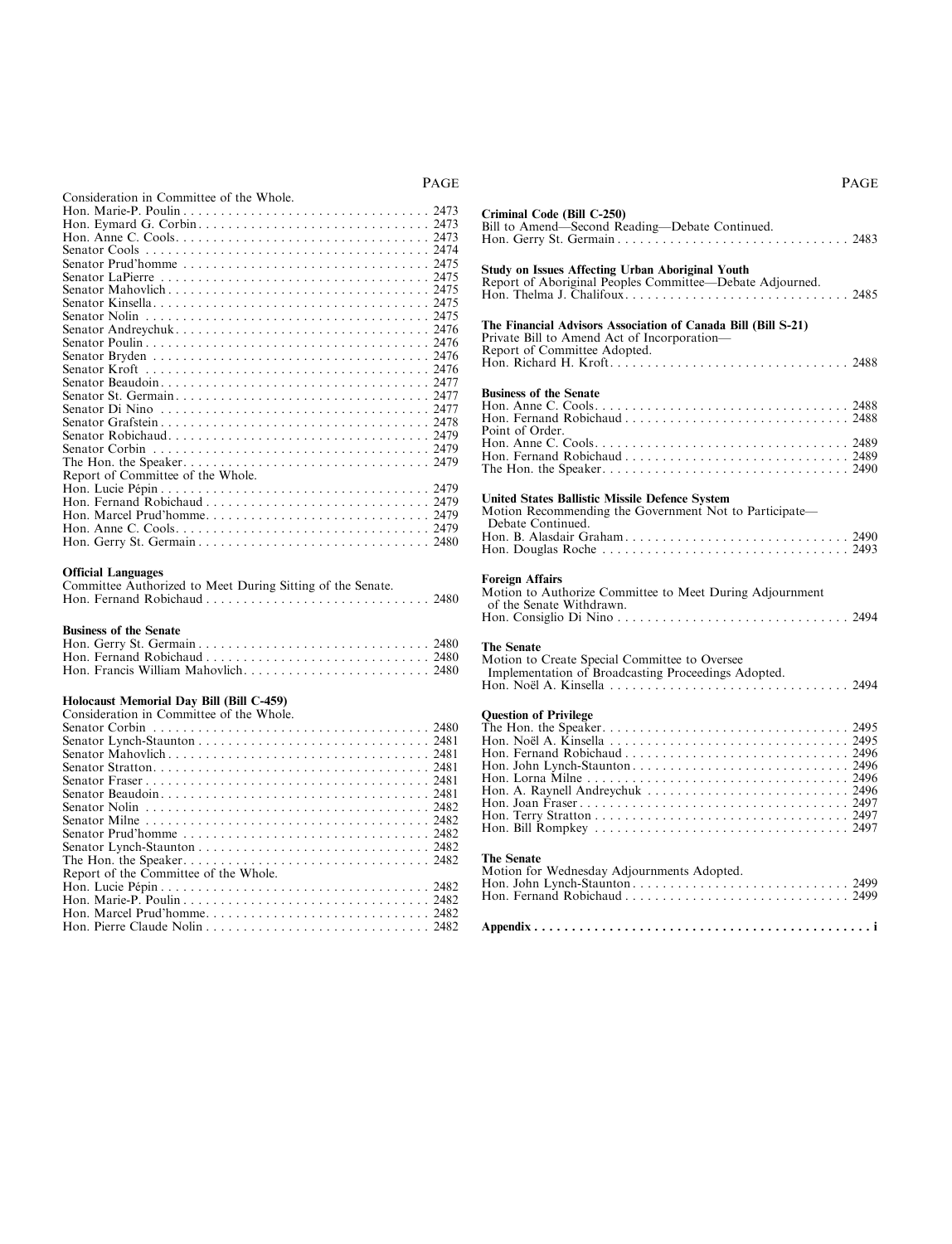PAGE

Consideration in Committee of the Whole.
Hon. Marie-P. Poulin . . . . . . . . . . 2473
Hon. Eymard G. Corbin . . . . . . . . . . 2473
Hon. Anne C. Cools . . . . . . . . . . 2473
Senator Cools . . . . . . . . . . 2474
Senator Prud'homme . . . . . . . . . . 2475
Senator LaPierre . . . . . . . . . . 2475
Senator Mahovlich . . . . . . . . . . 2475
Senator Kinsella . . . . . . . . . . 2475
Senator Nolin . . . . . . . . . . 2475
Senator Andreychuk . . . . . . . . . . 2476
Senator Poulin . . . . . . . . . . 2476
Senator Bryden . . . . . . . . . . 2476
Senator Kroft . . . . . . . . . . 2476
Senator Beaudoin . . . . . . . . . . 2477
Senator St. Germain . . . . . . . . . . 2477
Senator Di Nino . . . . . . . . . . 2477
Senator Grafstein . . . . . . . . . . 2478
Senator Robichaud . . . . . . . . . . 2479
Senator Corbin . . . . . . . . . . 2479
The Hon. the Speaker . . . . . . . . . . 2479
Report of Committee of the Whole.
Hon. Lucie Pépin . . . . . . . . . . 2479
Hon. Fernand Robichaud . . . . . . . . . . 2479
Hon. Marcel Prud'homme . . . . . . . . . . 2479
Hon. Anne C. Cools . . . . . . . . . . 2479
Hon. Gerry St. Germain . . . . . . . . . . 2480

**Official Languages**
Committee Authorized to Meet During Sitting of the Senate.
Hon. Fernand Robichaud . . . . . . . . . . 2480

**Business of the Senate**
Hon. Gerry St. Germain . . . . . . . . . . 2480
Hon. Fernand Robichaud . . . . . . . . . . 2480
Hon. Francis William Mahovlich . . . . . . . . . . 2480

**Holocaust Memorial Day Bill (Bill C-459)**
Consideration in Committee of the Whole.
Senator Corbin . . . . . . . . . . 2480
Senator Lynch-Staunton . . . . . . . . . . 2481
Senator Mahovlich . . . . . . . . . . 2481
Senator Stratton . . . . . . . . . . 2481
Senator Fraser . . . . . . . . . . 2481
Senator Beaudoin . . . . . . . . . . 2481
Senator Nolin . . . . . . . . . . 2482
Senator Milne . . . . . . . . . . 2482
Senator Prud'homme . . . . . . . . . . 2482
Senator Lynch-Staunton . . . . . . . . . . 2482
The Hon. the Speaker . . . . . . . . . . 2482
Report of the Committee of the Whole.
Hon. Lucie Pépin . . . . . . . . . . 2482
Hon. Marie-P. Poulin . . . . . . . . . . 2482
Hon. Marcel Prud'homme . . . . . . . . . . 2482
Hon. Pierre Claude Nolin . . . . . . . . . . 2482

PAGE

**Criminal Code (Bill C-250)**
Bill to Amend—Second Reading—Debate Continued.
Hon. Gerry St. Germain . . . . . . . . . . 2483

**Study on Issues Affecting Urban Aboriginal Youth**
Report of Aboriginal Peoples Committee—Debate Adjourned.
Hon. Thelma J. Chalifoux . . . . . . . . . . 2485

**The Financial Advisors Association of Canada Bill (Bill S-21)**
Private Bill to Amend Act of Incorporation—
Report of Committee Adopted.
Hon. Richard H. Kroft . . . . . . . . . . 2488

**Business of the Senate**
Hon. Anne C. Cools . . . . . . . . . . 2488
Hon. Fernand Robichaud . . . . . . . . . . 2488
Point of Order.
Hon. Anne C. Cools . . . . . . . . . . 2489
Hon. Fernand Robichaud . . . . . . . . . . 2489
The Hon. the Speaker . . . . . . . . . . 2490

**United States Ballistic Missile Defence System**
Motion Recommending the Government Not to Participate—
Debate Continued.
Hon. B. Alasdair Graham . . . . . . . . . . 2490
Hon. Douglas Roche . . . . . . . . . . 2493

**Foreign Affairs**
Motion to Authorize Committee to Meet During Adjournment of the Senate Withdrawn.
Hon. Consiglio Di Nino . . . . . . . . . . 2494

**The Senate**
Motion to Create Special Committee to Oversee Implementation of Broadcasting Proceedings Adopted.
Hon. Noël A. Kinsella . . . . . . . . . . 2494

**Question of Privilege**
The Hon. the Speaker . . . . . . . . . . 2495
Hon. Noël A. Kinsella . . . . . . . . . . 2495
Hon. Fernand Robichaud . . . . . . . . . . 2496
Hon. John Lynch-Staunton . . . . . . . . . . 2496
Hon. Lorna Milne . . . . . . . . . . 2496
Hon. A. Raynell Andreychuk . . . . . . . . . . 2496
Hon. Joan Fraser . . . . . . . . . . 2497
Hon. Terry Stratton . . . . . . . . . . 2497
Hon. Bill Rompkey . . . . . . . . . . 2497

**The Senate**
Motion for Wednesday Adjournments Adopted.
Hon. John Lynch-Staunton . . . . . . . . . . 2499
Hon. Fernand Robichaud . . . . . . . . . . 2499

**Appendix . . . . . . . . . . i**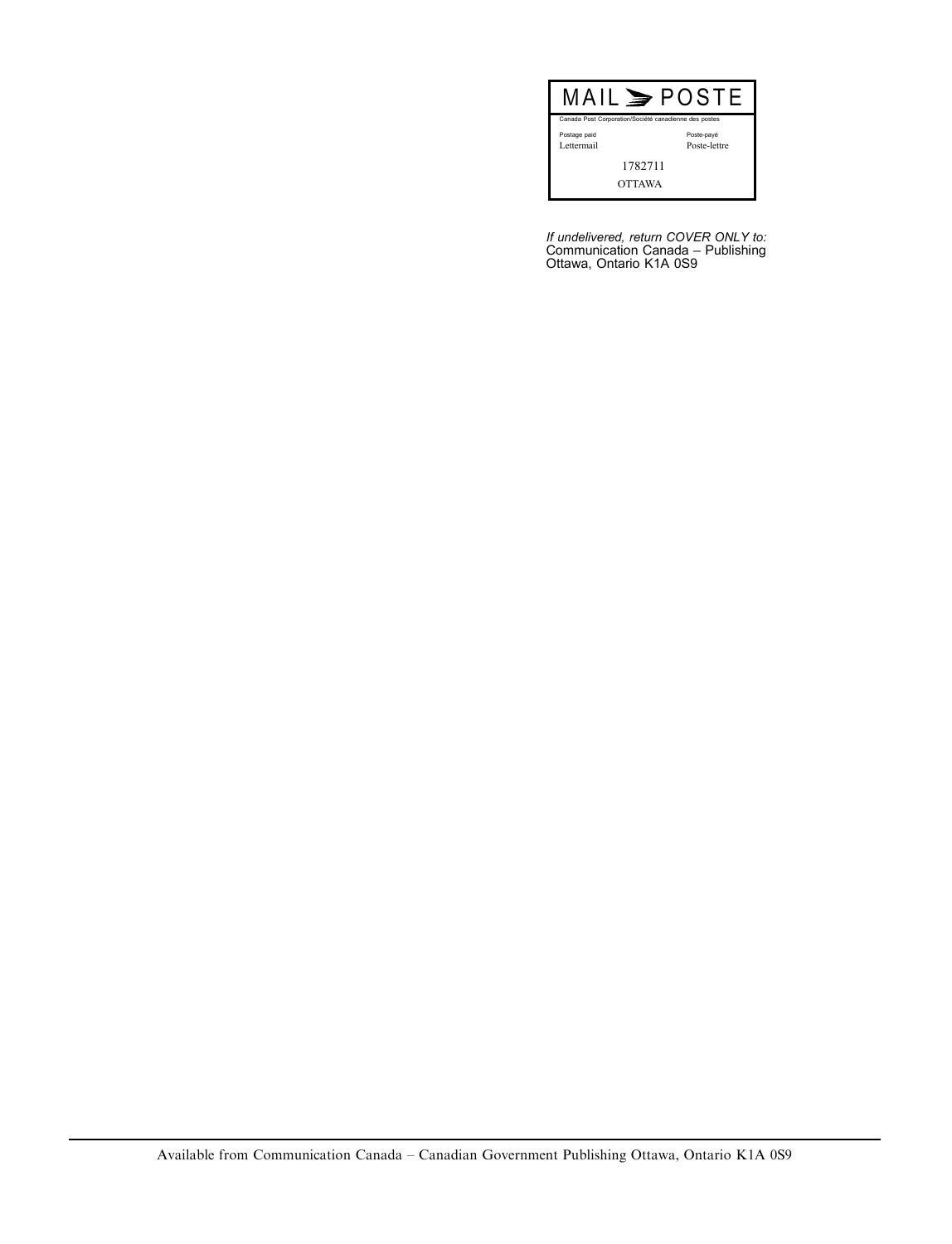MAIL ➤ POSTE

Canada Post Corporation/Société canadienne des postes

Postage paid
Lettermail

Poste-payé
Poste-lettre

1782711

OTTAWA

*If undelivered, return COVER ONLY to:*
Communication Canada – Publishing
Ottawa, Ontario K1A 0S9

Available from Communication Canada – Canadian Government Publishing Ottawa, Ontario K1A 0S9